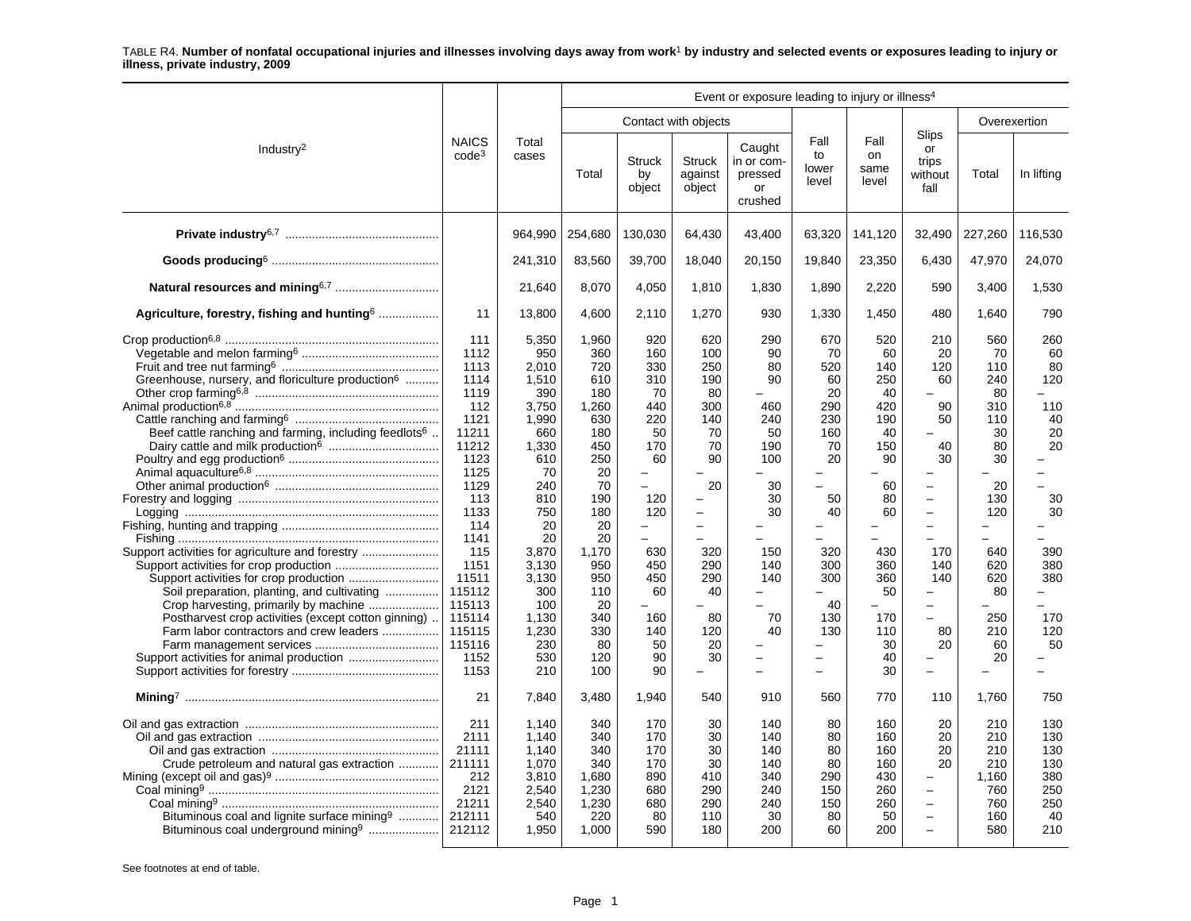TABLE R4. **Number of nonfatal occupational injuries and illnesses involving days away from work[1] by industry and selected events or exposures leading to injury or illness, private industry, 2009**

| Industry[2] | NAICS code[3] | Total cases | Event or exposure leading to injury or illness[4] | | | | | | | | |
|---|---|---|---|---|---|---|---|---|---|---|---|
| | | | Contact with objects | | | | Fall to lower level | Fall on same level | Slips or trips without fall | Overexertion | |
| | | | Total | Struck by object | Struck against object | Caught in or compressed or crushed | | | | Total | In lifting |
| **Private industry[6,7]** | | 964,990 | 254,680 | 130,030 | 64,430 | 43,400 | 63,320 | 141,120 | 32,490 | 227,260 | 116,530 |
| **Goods producing[6]** | | 241,310 | 83,560 | 39,700 | 18,040 | 20,150 | 19,840 | 23,350 | 6,430 | 47,970 | 24,070 |
| **Natural resources and mining[6,7]** | | 21,640 | 8,070 | 4,050 | 1,810 | 1,830 | 1,890 | 2,220 | 590 | 3,400 | 1,530 |
| **Agriculture, forestry, fishing and hunting[6]** | 11 | 13,800 | 4,600 | 2,110 | 1,270 | 930 | 1,330 | 1,450 | 480 | 1,640 | 790 |
| Crop production[6,8] | 111 | 5,350 | 1,960 | 920 | 620 | 290 | 670 | 520 | 210 | 560 | 260 |
| Vegetable and melon farming[6] | 1112 | 950 | 360 | 160 | 100 | 90 | 70 | 60 | 20 | 70 | 60 |
| Fruit and tree nut farming[6] | 1113 | 2,010 | 720 | 330 | 250 | 80 | 520 | 140 | 120 | 110 | 80 |
| Greenhouse, nursery, and floriculture production[6] | 1114 | 1,510 | 610 | 310 | 190 | 90 | 60 | 250 | 60 | 240 | 120 |
| Other crop farming[6,8] | 1119 | 390 | 180 | 70 | 80 | – | 20 | 40 | – | 80 | – |
| Animal production[6,8] | 112 | 3,750 | 1,260 | 440 | 300 | 460 | 290 | 420 | 90 | 310 | 110 |
| Cattle ranching and farming[6] | 1121 | 1,990 | 630 | 220 | 140 | 240 | 230 | 190 | 50 | 110 | 40 |
| Beef cattle ranching and farming, including feedlots[6] | 11211 | 660 | 180 | 50 | 70 | 50 | 160 | 40 | – | 30 | 20 |
| Dairy cattle and milk production[6] | 11212 | 1,330 | 450 | 170 | 70 | 190 | 70 | 150 | 40 | 80 | 20 |
| Poultry and egg production[6] | 1123 | 610 | 250 | 60 | 90 | 100 | 20 | 90 | 30 | 30 | – |
| Animal aquaculture[6,8] | 1125 | 70 | 20 | – | – | – | – | – | – | – | – |
| Other animal production[6] | 1129 | 240 | 70 | – | 20 | 30 | – | 60 | – | 20 | – |
| Forestry and logging | 113 | 810 | 190 | 120 | – | 30 | 50 | 80 | – | 130 | 30 |
| Logging | 1133 | 750 | 180 | 120 | – | 30 | 40 | 60 | – | 120 | 30 |
| Fishing, hunting and trapping | 114 | 20 | 20 | – | – | – | – | – | – | – | – |
| Fishing | 1141 | 20 | 20 | – | – | – | – | – | – | – | – |
| Support activities for agriculture and forestry | 115 | 3,870 | 1,170 | 630 | 320 | 150 | 320 | 430 | 170 | 640 | 390 |
| Support activities for crop production | 1151 | 3,130 | 950 | 450 | 290 | 140 | 300 | 360 | 140 | 620 | 380 |
| Support activities for crop production | 11511 | 3,130 | 950 | 450 | 290 | 140 | 300 | 360 | 140 | 620 | 380 |
| Soil preparation, planting, and cultivating | 115112 | 300 | 110 | 60 | 40 | – | – | 50 | – | 80 | – |
| Crop harvesting, primarily by machine | 115113 | 100 | 20 | – | – | – | 40 | – | – | – | – |
| Postharvest crop activities (except cotton ginning) | 115114 | 1,130 | 340 | 160 | 80 | 70 | 130 | 170 | – | 250 | 170 |
| Farm labor contractors and crew leaders | 115115 | 1,230 | 330 | 140 | 120 | 40 | 130 | 110 | 80 | 210 | 120 |
| Farm management services | 115116 | 230 | 80 | 50 | 20 | – | – | 30 | 20 | 60 | 50 |
| Support activities for animal production | 1152 | 530 | 120 | 90 | 30 | – | – | 40 | – | 20 | – |
| Support activities for forestry | 1153 | 210 | 100 | 90 | – | – | – | 30 | – | – | – |
| **Mining[7]** | 21 | 7,840 | 3,480 | 1,940 | 540 | 910 | 560 | 770 | 110 | 1,760 | 750 |
| Oil and gas extraction | 211 | 1,140 | 340 | 170 | 30 | 140 | 80 | 160 | 20 | 210 | 130 |
| Oil and gas extraction | 2111 | 1,140 | 340 | 170 | 30 | 140 | 80 | 160 | 20 | 210 | 130 |
| Oil and gas extraction | 21111 | 1,140 | 340 | 170 | 30 | 140 | 80 | 160 | 20 | 210 | 130 |
| Crude petroleum and natural gas extraction | 211111 | 1,070 | 340 | 170 | 30 | 140 | 80 | 160 | 20 | 210 | 130 |
| Mining (except oil and gas)[9] | 212 | 3,810 | 1,680 | 890 | 410 | 340 | 290 | 430 | – | 1,160 | 380 |
| Coal mining[9] | 2121 | 2,540 | 1,230 | 680 | 290 | 240 | 150 | 260 | – | 760 | 250 |
| Coal mining[9] | 21211 | 2,540 | 1,230 | 680 | 290 | 240 | 150 | 260 | – | 760 | 250 |
| Bituminous coal and lignite surface mining[9] | 212111 | 540 | 220 | 80 | 110 | 30 | 80 | 50 | – | 160 | 40 |
| Bituminous coal underground mining[9] | 212112 | 1,950 | 1,000 | 590 | 180 | 200 | 60 | 200 | – | 580 | 210 |

See footnotes at end of table.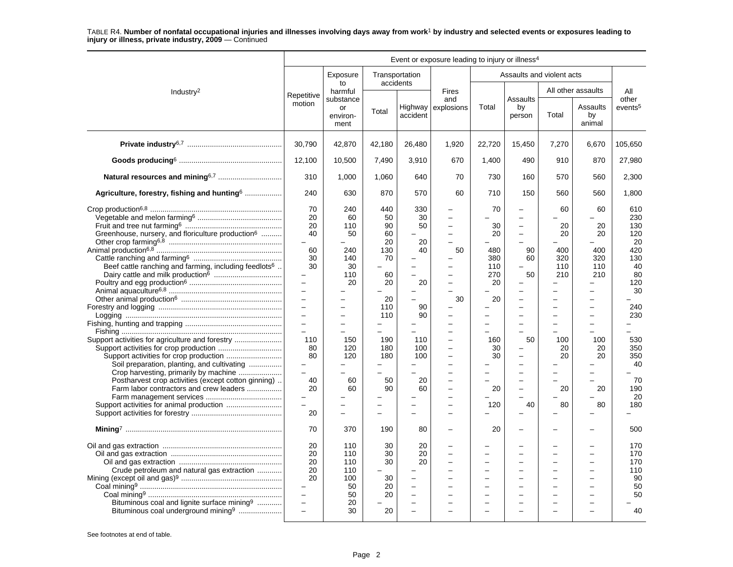TABLE R4. **Number of nonfatal occupational injuries and illnesses involving days away from work[1] by industry and selected events or exposures leading to injury or illness, private industry, 2009** — Continued

| Industry[2] | Event or exposure leading to injury or illness[4] | | | | | | | | | |
|---|---|---|---|---|---|---|---|---|---|---|
| | Repetitive motion | Exposure to harmful substance or environment | Transportation accidents | | Fires and explosions | Assaults and violent acts | | | | All other events[5] |
| | | | Total | Highway accident | | Total | Assaults by person | All other assaults | | |
| | | | | | | | | Total | Assaults by animal | |
| **Private industry[6,7]** | 30,790 | 42,870 | 42,180 | 26,480 | 1,920 | 22,720 | 15,450 | 7,270 | 6,670 | 105,650 |
| **Goods producing[6]** | 12,100 | 10,500 | 7,490 | 3,910 | 670 | 1,400 | 490 | 910 | 870 | 27,980 |
| **Natural resources and mining[6,7]** | 310 | 1,000 | 1,060 | 640 | 70 | 730 | 160 | 570 | 560 | 2,300 |
| **Agriculture, forestry, fishing and hunting[6]** | 240 | 630 | 870 | 570 | 60 | 710 | 150 | 560 | 560 | 1,800 |
| Crop production[6,8] | 70 | 240 | 440 | 330 | – | 70 | – | 60 | 60 | 610 |
| Vegetable and melon farming[6] | 20 | 60 | 50 | 30 | – | – | – | – | – | 230 |
| Fruit and tree nut farming[6] | 20 | 110 | 90 | 50 | – | 30 | – | 20 | 20 | 130 |
| Greenhouse, nursery, and floriculture production[6] | 40 | 50 | 60 | – | – | 20 | – | 20 | 20 | 120 |
| Other crop farming[6,8] | – | – | 20 | 20 | – | – | – | – | – | 20 |
| Animal production[6,8] | 60 | 240 | 130 | 40 | 50 | 480 | 90 | 400 | 400 | 420 |
| Cattle ranching and farming[6] | 30 | 140 | 70 | – | – | 380 | 60 | 320 | 320 | 130 |
| Beef cattle ranching and farming, including feedlots[6] | 30 | 30 | – | – | – | 110 | – | 110 | 110 | 40 |
| Dairy cattle and milk production[6] | – | 110 | 60 | – | – | 270 | 50 | 210 | 210 | 80 |
| Poultry and egg production[6] | – | 20 | 20 | 20 | – | 20 | – | – | – | 120 |
| Animal aquaculture[6,8] | – | – | – | – | – | – | – | – | – | 30 |
| Other animal production[6] | – | – | 20 | – | 30 | 20 | – | – | – | – |
| Forestry and logging | – | – | 110 | 90 | – | – | – | – | – | 240 |
| Logging | – | – | 110 | 90 | – | – | – | – | – | 230 |
| Fishing, hunting and trapping | – | – | – | – | – | – | – | – | – | – |
| Fishing | – | – | – | – | – | – | – | – | – | – |
| Support activities for agriculture and forestry | 110 | 150 | 190 | 110 | – | 160 | 50 | 100 | 100 | 530 |
| Support activities for crop production | 80 | 120 | 180 | 100 | – | 30 | – | 20 | 20 | 350 |
| Support activities for crop production | 80 | 120 | 180 | 100 | – | 30 | – | 20 | 20 | 350 |
| Soil preparation, planting, and cultivating | – | – | – | – | – | – | – | – | – | 40 |
| Crop harvesting, primarily by machine | – | – | – | – | – | – | – | – | – | – |
| Postharvest crop activities (except cotton ginning) | 40 | 60 | 50 | 20 | – | – | – | – | – | 70 |
| Farm labor contractors and crew leaders | 20 | 60 | 90 | 60 | – | 20 | – | 20 | 20 | 190 |
| Farm management services | – | – | – | – | – | – | – | – | – | 20 |
| Support activities for animal production | – | – | – | – | – | 120 | 40 | 80 | 80 | 180 |
| Support activities for forestry | 20 | – | – | – | – | – | – | – | – | – |
| **Mining[7]** | 70 | 370 | 190 | 80 | – | 20 | – | – | – | 500 |
| Oil and gas extraction | 20 | 110 | 30 | 20 | – | – | – | – | – | 170 |
| Oil and gas extraction | 20 | 110 | 30 | 20 | – | – | – | – | – | 170 |
| Oil and gas extraction | 20 | 110 | 30 | 20 | – | – | – | – | – | 170 |
| Crude petroleum and natural gas extraction | 20 | 110 | – | – | – | – | – | – | – | 110 |
| Mining (except oil and gas)[9] | 20 | 100 | 30 | – | – | – | – | – | – | 90 |
| Coal mining[9] | – | 50 | 20 | – | – | – | – | – | – | 50 |
| Coal mining[9] | – | 50 | 20 | – | – | – | – | – | – | 50 |
| Bituminous coal and lignite surface mining[9] | – | 20 | – | – | – | – | – | – | – | – |
| Bituminous coal underground mining[9] | – | 30 | 20 | – | – | – | – | – | – | 40 |

See footnotes at end of table.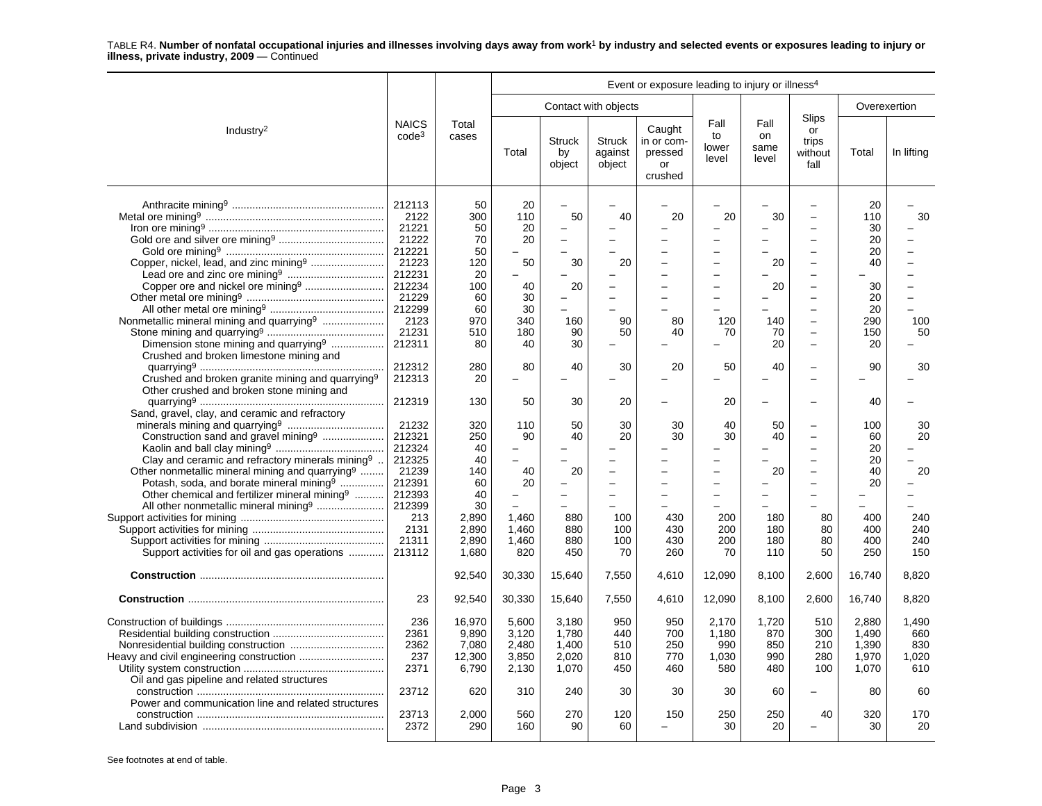TABLE R4. **Number of nonfatal occupational injuries and illnesses involving days away from work**[1] **by industry and selected events or exposures leading to injury or illness, private industry, 2009** — Continued

| Industry[2] | NAICS code[3] | Total cases | Event or exposure leading to injury or illness[4] | | | | | | | | |
|---|---|---|---|---|---|---|---|---|---|---|---|
| | | | Contact with objects | | | | Fall to lower level | Fall on same level | Slips or trips without fall | Overexertion | |
| | | | Total | Struck by object | Struck against object | Caught in or compressed or crushed | | | | Total | In lifting |
| Anthracite mining[9] | 212113 | 50 | 20 | – | – | – | – | – | – | 20 | – |
| Metal ore mining[9] | 2122 | 300 | 110 | 50 | 40 | 20 | 20 | 30 | – | 110 | 30 |
| Iron ore mining[9] | 21221 | 50 | 20 | – | – | – | – | – | – | 30 | – |
| Gold ore and silver ore mining[9] | 21222 | 70 | 20 | – | – | – | – | – | – | 20 | – |
| Gold ore mining[9] | 212221 | 50 | – | – | – | – | – | – | – | 20 | – |
| Copper, nickel, lead, and zinc mining[9] | 21223 | 120 | 50 | 30 | 20 | – | – | 20 | – | 40 | – |
| Lead ore and zinc ore mining[9] | 212231 | 20 | – | – | – | – | – | – | – | – | – |
| Copper ore and nickel ore mining[9] | 212234 | 100 | 40 | 20 | – | – | – | 20 | – | 30 | – |
| Other metal ore mining[9] | 21229 | 60 | 30 | – | – | – | – | – | – | 20 | – |
| All other metal ore mining[9] | 212299 | 60 | 30 | – | – | – | – | – | – | 20 | – |
| Nonmetallic mineral mining and quarrying[9] | 2123 | 970 | 340 | 160 | 90 | 80 | 120 | 140 | – | 290 | 100 |
| Stone mining and quarrying[9] | 21231 | 510 | 180 | 90 | 50 | 40 | 70 | 70 | – | 150 | 50 |
| Dimension stone mining and quarrying[9] | 212311 | 80 | 40 | 30 | – | – | – | 20 | – | 20 | – |
| Crushed and broken limestone mining and quarrying[9] | 212312 | 280 | 80 | 40 | 30 | 20 | 50 | 40 | – | 90 | 30 |
| Crushed and broken granite mining and quarrying[9] | 212313 | 20 | – | – | – | – | – | – | – | – | – |
| Other crushed and broken stone mining and quarrying[9] | 212319 | 130 | 50 | 30 | 20 | – | 20 | – | – | 40 | – |
| Sand, gravel, clay, and ceramic and refractory minerals mining and quarrying[9] | 21232 | 320 | 110 | 50 | 30 | 30 | 40 | 50 | – | 100 | 30 |
| Construction sand and gravel mining[9] | 212321 | 250 | 90 | 40 | 20 | 30 | 30 | 40 | – | 60 | 20 |
| Kaolin and ball clay mining[9] | 212324 | 40 | – | – | – | – | – | – | – | 20 | – |
| Clay and ceramic and refractory minerals mining[9] | 212325 | 40 | – | – | – | – | – | – | – | 20 | – |
| Other nonmetallic mineral mining and quarrying[9] | 21239 | 140 | 40 | 20 | – | – | – | 20 | – | 40 | 20 |
| Potash, soda, and borate mineral mining[9] | 212391 | 60 | 20 | – | – | – | – | – | – | 20 | – |
| Other chemical and fertilizer mineral mining[9] | 212393 | 40 | – | – | – | – | – | – | – | – | – |
| All other nonmetallic mineral mining[9] | 212399 | 30 | – | – | – | – | – | – | – | – | – |
| Support activities for mining | 213 | 2,890 | 1,460 | 880 | 100 | 430 | 200 | 180 | 80 | 400 | 240 |
| Support activities for mining | 2131 | 2,890 | 1,460 | 880 | 100 | 430 | 200 | 180 | 80 | 400 | 240 |
| Support activities for mining | 21311 | 2,890 | 1,460 | 880 | 100 | 430 | 200 | 180 | 80 | 400 | 240 |
| Support activities for oil and gas operations | 213112 | 1,680 | 820 | 450 | 70 | 260 | 70 | 110 | 50 | 250 | 150 |
| **Construction** | | 92,540 | 30,330 | 15,640 | 7,550 | 4,610 | 12,090 | 8,100 | 2,600 | 16,740 | 8,820 |
| **Construction** | 23 | 92,540 | 30,330 | 15,640 | 7,550 | 4,610 | 12,090 | 8,100 | 2,600 | 16,740 | 8,820 |
| Construction of buildings | 236 | 16,970 | 5,600 | 3,180 | 950 | 950 | 2,170 | 1,720 | 510 | 2,880 | 1,490 |
| Residential building construction | 2361 | 9,890 | 3,120 | 1,780 | 440 | 700 | 1,180 | 870 | 300 | 1,490 | 660 |
| Nonresidential building construction | 2362 | 7,080 | 2,480 | 1,400 | 510 | 250 | 990 | 850 | 210 | 1,390 | 830 |
| Heavy and civil engineering construction | 237 | 12,300 | 3,850 | 2,020 | 810 | 770 | 1,030 | 990 | 280 | 1,970 | 1,020 |
| Utility system construction | 2371 | 6,790 | 2,130 | 1,070 | 450 | 460 | 580 | 480 | 100 | 1,070 | 610 |
| Oil and gas pipeline and related structures construction | 23712 | 620 | 310 | 240 | 30 | 30 | 30 | 60 | – | 80 | 60 |
| Power and communication line and related structures construction | 23713 | 2,000 | 560 | 270 | 120 | 150 | 250 | 250 | 40 | 320 | 170 |
| Land subdivision | 2372 | 290 | 160 | 90 | 60 | – | 30 | 20 | – | 30 | 20 |

See footnotes at end of table.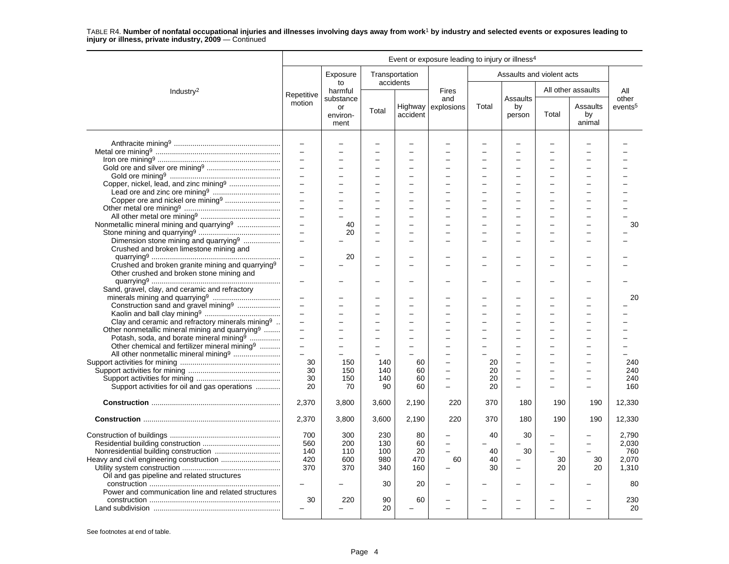TABLE R4. **Number of nonfatal occupational injuries and illnesses involving days away from work[1] by industry and selected events or exposures leading to injury or illness, private industry, 2009** — Continued

| Industry[2] | Event or exposure leading to injury or illness[4] | | | | | | | | | |
|---|---|---|---|---|---|---|---|---|---|---|
| | Repetitive motion | Exposure to harmful substance or environment | Transportation accidents | | Fires and explosions | Assaults and violent acts | | | | All other events[5] |
| | | | Total | Highway accident | | Total | Assaults by person | All other assaults | | |
| | | | | | | | | Total | Assaults by animal | |
| Anthracite mining[9] | – | – | – | – | – | – | – | – | – | – |
| Metal ore mining[9] | – | – | – | – | – | – | – | – | – | – |
| Iron ore mining[9] | – | – | – | – | – | – | – | – | – | – |
| Gold ore and silver ore mining[9] | – | – | – | – | – | – | – | – | – | – |
| Gold ore mining[9] | – | – | – | – | – | – | – | – | – | – |
| Copper, nickel, lead, and zinc mining[9] | – | – | – | – | – | – | – | – | – | – |
| Lead ore and zinc ore mining[9] | – | – | – | – | – | – | – | – | – | – |
| Copper ore and nickel ore mining[9] | – | – | – | – | – | – | – | – | – | – |
| Other metal ore mining[9] | – | – | – | – | – | – | – | – | – | – |
| All other metal ore mining[9] | – | – | – | – | – | – | – | – | – | – |
| Nonmetallic mineral mining and quarrying[9] | – | 40 | – | – | – | – | – | – | – | 30 |
| Stone mining and quarrying[9] | – | 20 | – | – | – | – | – | – | – | – |
| Dimension stone mining and quarrying[9] | – | – | – | – | – | – | – | – | – | – |
| Crushed and broken limestone mining and quarrying[9] | – | 20 | – | – | – | – | – | – | – | – |
| Crushed and broken granite mining and quarrying[9] | – | – | – | – | – | – | – | – | – | – |
| Other crushed and broken stone mining and quarrying[9] | – | – | – | – | – | – | – | – | – | – |
| Sand, gravel, clay, and ceramic and refractory minerals mining and quarrying[9] | – | – | – | – | – | – | – | – | – | 20 |
| Construction sand and gravel mining[9] | – | – | – | – | – | – | – | – | – | – |
| Kaolin and ball clay mining[9] | – | – | – | – | – | – | – | – | – | – |
| Clay and ceramic and refractory minerals mining[9] | – | – | – | – | – | – | – | – | – | – |
| Other nonmetallic mineral mining and quarrying[9] | – | – | – | – | – | – | – | – | – | – |
| Potash, soda, and borate mineral mining[9] | – | – | – | – | – | – | – | – | – | – |
| Other chemical and fertilizer mineral mining[9] | – | – | – | – | – | – | – | – | – | – |
| All other nonmetallic mineral mining[9] | – | – | – | – | – | – | – | – | – | – |
| Support activities for mining | 30 | 150 | 140 | 60 | – | 20 | – | – | – | 240 |
| Support activities for mining | 30 | 150 | 140 | 60 | – | 20 | – | – | – | 240 |
| Support activities for mining | 30 | 150 | 140 | 60 | – | 20 | – | – | – | 240 |
| Support activities for oil and gas operations | 20 | 70 | 90 | 60 | – | 20 | – | – | – | 160 |
| **Construction** | 2,370 | 3,800 | 3,600 | 2,190 | 220 | 370 | 180 | 190 | 190 | 12,330 |
| **Construction** | 2,370 | 3,800 | 3,600 | 2,190 | 220 | 370 | 180 | 190 | 190 | 12,330 |
| Construction of buildings | 700 | 300 | 230 | 80 | – | 40 | 30 | – | – | 2,790 |
| Residential building construction | 560 | 200 | 130 | 60 | – | – | – | – | – | 2,030 |
| Nonresidential building construction | 140 | 110 | 100 | 20 | – | 40 | 30 | – | – | 760 |
| Heavy and civil engineering construction | 420 | 600 | 980 | 470 | 60 | 40 | – | 30 | 30 | 2,070 |
| Utility system construction | 370 | 370 | 340 | 160 | – | 30 | – | 20 | 20 | 1,310 |
| Oil and gas pipeline and related structures construction | – | – | 30 | 20 | – | – | – | – | – | 80 |
| Power and communication line and related structures construction | 30 | 220 | 90 | 60 | – | – | – | – | – | 230 |
| Land subdivision | – | – | 20 | – | – | – | – | – | – | 20 |

See footnotes at end of table.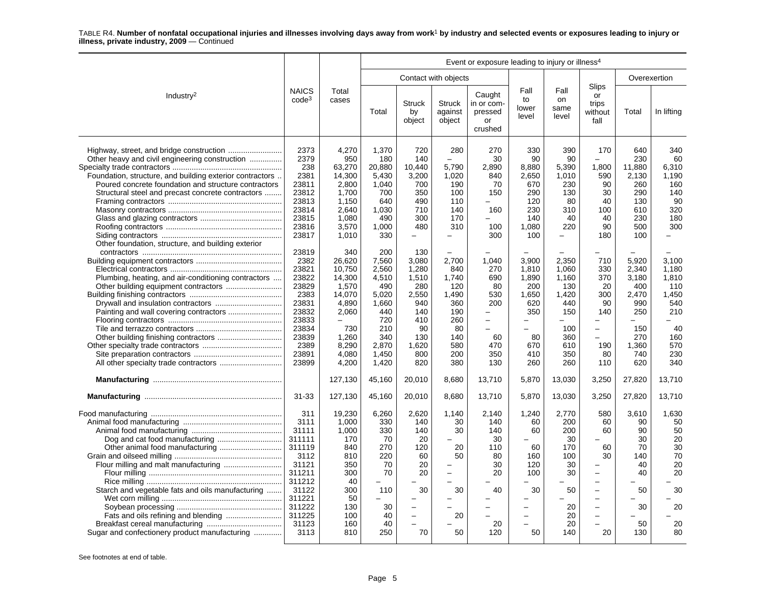TABLE R4. **Number of nonfatal occupational injuries and illnesses involving days away from work[1] by industry and selected events or exposures leading to injury or illness, private industry, 2009** — Continued

| Industry[2] | NAICS code[3] | Total cases | Event or exposure leading to injury or illness[4] | | | | | | | | |
|---|---|---|---|---|---|---|---|---|---|---|---|
| | | | Contact with objects | | | | Fall to lower level | Fall on same level | Slips or trips without fall | Overexertion | |
| | | | Total | Struck by object | Struck against object | Caught in or compressed or crushed | | | | Total | In lifting |
| Highway, street, and bridge construction | 2373 | 4,270 | 1,370 | 720 | 280 | 270 | 330 | 390 | 170 | 640 | 340 |
| Other heavy and civil engineering construction | 2379 | 950 | 180 | 140 | – | 30 | 90 | 90 | – | 230 | 60 |
| Specialty trade contractors | 238 | 63,270 | 20,880 | 10,440 | 5,790 | 2,890 | 8,880 | 5,390 | 1,800 | 11,880 | 6,310 |
| Foundation, structure, and building exterior contractors | 2381 | 14,300 | 5,430 | 3,200 | 1,020 | 840 | 2,650 | 1,010 | 590 | 2,130 | 1,190 |
| Poured concrete foundation and structure contractors | 23811 | 2,800 | 1,040 | 700 | 190 | 70 | 670 | 230 | 90 | 260 | 160 |
| Structural steel and precast concrete contractors | 23812 | 1,700 | 700 | 350 | 100 | 150 | 290 | 130 | 30 | 290 | 140 |
| Framing contractors | 23813 | 1,150 | 640 | 490 | 110 | – | 120 | 80 | 40 | 130 | 90 |
| Masonry contractors | 23814 | 2,640 | 1,030 | 710 | 140 | 160 | 230 | 310 | 100 | 610 | 320 |
| Glass and glazing contractors | 23815 | 1,080 | 490 | 300 | 170 | – | 140 | 40 | 40 | 230 | 180 |
| Roofing contractors | 23816 | 3,570 | 1,000 | 480 | 310 | 100 | 1,080 | 220 | 90 | 500 | 300 |
| Siding contractors | 23817 | 1,010 | 330 | – | – | 300 | 100 | – | 180 | 100 | – |
| Other foundation, structure, and building exterior contractors | 23819 | 340 | 200 | 130 | – | – | – | – | – | – | – |
| Building equipment contractors | 2382 | 26,620 | 7,560 | 3,080 | 2,700 | 1,040 | 3,900 | 2,350 | 710 | 5,920 | 3,100 |
| Electrical contractors | 23821 | 10,750 | 2,560 | 1,280 | 840 | 270 | 1,810 | 1,060 | 330 | 2,340 | 1,180 |
| Plumbing, heating, and air-conditioning contractors | 23822 | 14,300 | 4,510 | 1,510 | 1,740 | 690 | 1,890 | 1,160 | 370 | 3,180 | 1,810 |
| Other building equipment contractors | 23829 | 1,570 | 490 | 280 | 120 | 80 | 200 | 130 | 20 | 400 | 110 |
| Building finishing contractors | 2383 | 14,070 | 5,020 | 2,550 | 1,490 | 530 | 1,650 | 1,420 | 300 | 2,470 | 1,450 |
| Drywall and insulation contractors | 23831 | 4,890 | 1,660 | 940 | 360 | 200 | 620 | 440 | 90 | 990 | 540 |
| Painting and wall covering contractors | 23832 | 2,060 | 440 | 140 | 190 | – | 350 | 150 | 140 | 250 | 210 |
| Flooring contractors | 23833 | – | 720 | 410 | 260 | – | – | – | – | – | – |
| Tile and terrazzo contractors | 23834 | 730 | 210 | 90 | 80 | – | – | 100 | – | 150 | 40 |
| Other building finishing contractors | 23839 | 1,260 | 340 | 130 | 140 | 60 | 80 | 360 | – | 270 | 160 |
| Other specialty trade contractors | 2389 | 8,290 | 2,870 | 1,620 | 580 | 470 | 670 | 610 | 190 | 1,360 | 570 |
| Site preparation contractors | 23891 | 4,080 | 1,450 | 800 | 200 | 350 | 410 | 350 | 80 | 740 | 230 |
| All other specialty trade contractors | 23899 | 4,200 | 1,420 | 820 | 380 | 130 | 260 | 260 | 110 | 620 | 340 |
| **Manufacturing** | | 127,130 | 45,160 | 20,010 | 8,680 | 13,710 | 5,870 | 13,030 | 3,250 | 27,820 | 13,710 |
| **Manufacturing** | 31-33 | 127,130 | 45,160 | 20,010 | 8,680 | 13,710 | 5,870 | 13,030 | 3,250 | 27,820 | 13,710 |
| Food manufacturing | 311 | 19,230 | 6,260 | 2,620 | 1,140 | 2,140 | 1,240 | 2,770 | 580 | 3,610 | 1,630 |
| Animal food manufacturing | 3111 | 1,000 | 330 | 140 | 30 | 140 | 60 | 200 | 60 | 90 | 50 |
| Animal food manufacturing | 31111 | 1,000 | 330 | 140 | 30 | 140 | 60 | 200 | 60 | 90 | 50 |
| Dog and cat food manufacturing | 311111 | 170 | 70 | 20 | – | 30 | – | 30 | – | 30 | 20 |
| Other animal food manufacturing | 311119 | 840 | 270 | 120 | 20 | 110 | 60 | 170 | 60 | 70 | 30 |
| Grain and oilseed milling | 3112 | 810 | 220 | 60 | 50 | 80 | 160 | 100 | 30 | 140 | 70 |
| Flour milling and malt manufacturing | 31121 | 350 | 70 | 20 | – | 30 | 120 | 30 | – | 40 | 20 |
| Flour milling | 311211 | 300 | 70 | 20 | – | 20 | 100 | 30 | – | 40 | 20 |
| Rice milling | 311212 | 40 | – | – | – | – | – | – | – | – | – |
| Starch and vegetable fats and oils manufacturing | 31122 | 300 | 110 | 30 | 30 | 40 | 30 | 50 | – | 50 | 30 |
| Wet corn milling | 311221 | 50 | – | – | – | – | – | – | – | – | – |
| Soybean processing | 311222 | 130 | 30 | – | – | – | – | 20 | – | 30 | 20 |
| Fats and oils refining and blending | 311225 | 100 | 40 | – | 20 | – | – | 20 | – | – | – |
| Breakfast cereal manufacturing | 31123 | 160 | 40 | – | – | 20 | – | 20 | – | 50 | 20 |
| Sugar and confectionery product manufacturing | 3113 | 810 | 250 | 70 | 50 | 120 | 50 | 140 | 20 | 130 | 80 |

See footnotes at end of table.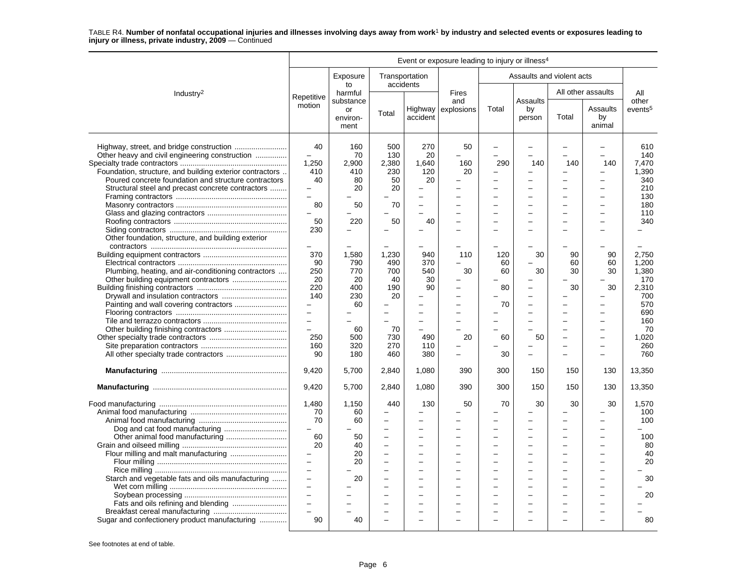TABLE R4. **Number of nonfatal occupational injuries and illnesses involving days away from work[1] by industry and selected events or exposures leading to injury or illness, private industry, 2009** — Continued

| Industry[2] | Event or exposure leading to injury or illness[4] | | | | | | | | | |
|---|---|---|---|---|---|---|---|---|---|---|
| | Repetitive motion | Exposure to harmful substance or environment | Transportation accidents | | Fires and explosions | Assaults and violent acts | | | | All other events[5] |
| | | | Total | Highway accident | | Total | Assaults by person | All other assaults | | |
| | | | | | | | | Total | Assaults by animal | |
| Highway, street, and bridge construction | 40 | 160 | 500 | 270 | 50 | – | – | – | – | 610 |
| Other heavy and civil engineering construction | – | 70 | 130 | 20 | – | – | – | – | – | 140 |
| Specialty trade contractors | 1,250 | 2,900 | 2,380 | 1,640 | 160 | 290 | 140 | 140 | 140 | 7,470 |
| Foundation, structure, and building exterior contractors | 410 | 410 | 230 | 120 | 20 | – | – | – | – | 1,390 |
| Poured concrete foundation and structure contractors | 40 | 80 | 50 | 20 | – | – | – | – | – | 340 |
| Structural steel and precast concrete contractors | – | 20 | 20 | – | – | – | – | – | – | 210 |
| Framing contractors | – | – | – | – | – | – | – | – | – | 130 |
| Masonry contractors | 80 | 50 | 70 | – | – | – | – | – | – | 180 |
| Glass and glazing contractors | – | – | – | – | – | – | – | – | – | 110 |
| Roofing contractors | 50 | 220 | 50 | 40 | – | – | – | – | – | 340 |
| Siding contractors | 230 | – | – | – | – | – | – | – | – | – |
| Other foundation, structure, and building exterior contractors | – | – | – | – | – | – | – | – | – | – |
| Building equipment contractors | 370 | 1,580 | 1,230 | 940 | 110 | 120 | 30 | 90 | 90 | 2,750 |
| Electrical contractors | 90 | 790 | 490 | 370 | – | 60 | – | 60 | 60 | 1,200 |
| Plumbing, heating, and air-conditioning contractors | 250 | 770 | 700 | 540 | 30 | 60 | 30 | 30 | 30 | 1,380 |
| Other building equipment contractors | 20 | 20 | 40 | 30 | – | – | – | – | – | 170 |
| Building finishing contractors | 220 | 400 | 190 | 90 | – | 80 | – | 30 | 30 | 2,310 |
| Drywall and insulation contractors | 140 | 230 | 20 | – | – | – | – | – | – | 700 |
| Painting and wall covering contractors | – | 60 | – | – | – | 70 | – | – | – | 570 |
| Flooring contractors | – | – | – | – | – | – | – | – | – | 690 |
| Tile and terrazzo contractors | – | – | – | – | – | – | – | – | – | 160 |
| Other building finishing contractors | – | 60 | 70 | – | – | – | – | – | – | 70 |
| Other specialty trade contractors | 250 | 500 | 730 | 490 | 20 | 60 | 50 | – | – | 1,020 |
| Site preparation contractors | 160 | 320 | 270 | 110 | – | – | – | – | – | 260 |
| All other specialty trade contractors | 90 | 180 | 460 | 380 | – | 30 | – | – | – | 760 |
| **Manufacturing** | 9,420 | 5,700 | 2,840 | 1,080 | 390 | 300 | 150 | 150 | 130 | 13,350 |
| **Manufacturing** | 9,420 | 5,700 | 2,840 | 1,080 | 390 | 300 | 150 | 150 | 130 | 13,350 |
| Food manufacturing | 1,480 | 1,150 | 440 | 130 | 50 | 70 | 30 | 30 | 30 | 1,570 |
| Animal food manufacturing | 70 | 60 | – | – | – | – | – | – | – | 100 |
| Animal food manufacturing | 70 | 60 | – | – | – | – | – | – | – | 100 |
| Dog and cat food manufacturing | – | – | – | – | – | – | – | – | – | – |
| Other animal food manufacturing | 60 | 50 | – | – | – | – | – | – | – | 100 |
| Grain and oilseed milling | 20 | 40 | – | – | – | – | – | – | – | 80 |
| Flour milling and malt manufacturing | – | 20 | – | – | – | – | – | – | – | 40 |
| Flour milling | – | 20 | – | – | – | – | – | – | – | 20 |
| Rice milling | – | – | – | – | – | – | – | – | – | – |
| Starch and vegetable fats and oils manufacturing | – | 20 | – | – | – | – | – | – | – | 30 |
| Wet corn milling | – | – | – | – | – | – | – | – | – | – |
| Soybean processing | – | – | – | – | – | – | – | – | – | 20 |
| Fats and oils refining and blending | – | – | – | – | – | – | – | – | – | – |
| Breakfast cereal manufacturing | – | – | – | – | – | – | – | – | – | – |
| Sugar and confectionery product manufacturing | 90 | 40 | – | – | – | – | – | – | – | 80 |

See footnotes at end of table.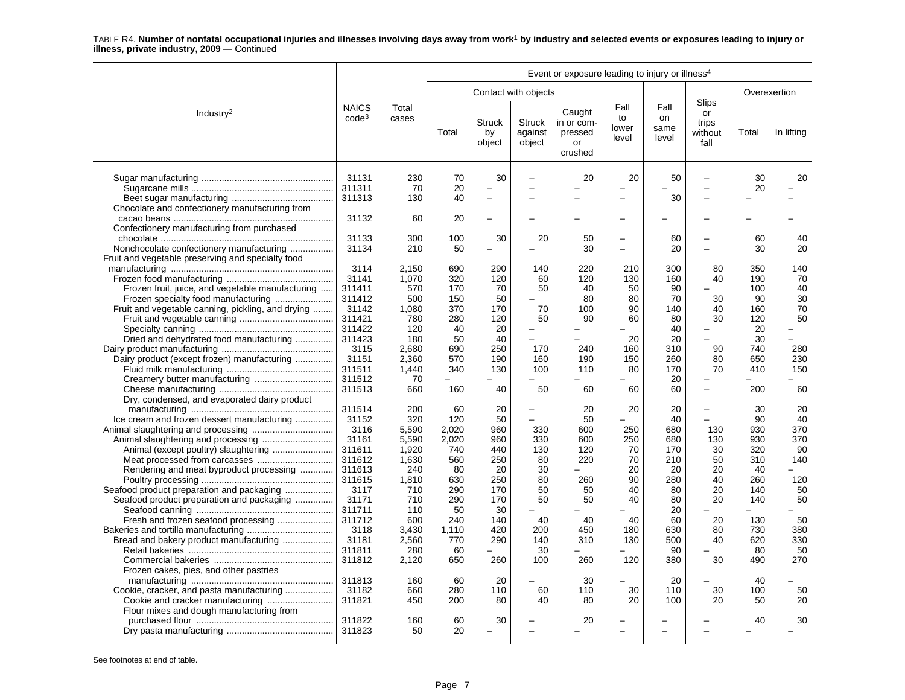TABLE R4. **Number of nonfatal occupational injuries and illnesses involving days away from work[1] by industry and selected events or exposures leading to injury or illness, private industry, 2009** — Continued

| Industry[2] | NAICS code[3] | Total cases | Event or exposure leading to injury or illness[4] | | | | | | | | |
|---|---|---|---|---|---|---|---|---|---|---|---|
| | | | Contact with objects | | | | Fall to lower level | Fall on same level | Slips or trips without fall | Overexertion | |
| | | | Total | Struck by object | Struck against object | Caught in or compressed or crushed | | | | Total | In lifting |
| Sugar manufacturing | 31131 | 230 | 70 | 30 | – | 20 | 20 | 50 | – | 30 | 20 |
| Sugarcane mills | 311311 | 70 | 20 | – | – | – | – | – | – | 20 | – |
| Beet sugar manufacturing | 311313 | 130 | 40 | – | – | – | – | 30 | – | – | – |
| Chocolate and confectionery manufacturing from cacao beans | 31132 | 60 | 20 | – | – | – | – | – | – | – | – |
| Confectionery manufacturing from purchased chocolate | 31133 | 300 | 100 | 30 | 20 | 50 | – | 60 | – | 60 | 40 |
| Nonchocolate confectionery manufacturing | 31134 | 210 | 50 | – | – | 30 | – | 20 | – | 30 | 20 |
| Fruit and vegetable preserving and specialty food manufacturing | 3114 | 2,150 | 690 | 290 | 140 | 220 | 210 | 300 | 80 | 350 | 140 |
| Frozen food manufacturing | 31141 | 1,070 | 320 | 120 | 60 | 120 | 130 | 160 | 40 | 190 | 70 |
| Frozen fruit, juice, and vegetable manufacturing | 311411 | 570 | 170 | 70 | 50 | 40 | 50 | 90 | – | 100 | 40 |
| Frozen specialty food manufacturing | 311412 | 500 | 150 | 50 | – | 80 | 80 | 70 | 30 | 90 | 30 |
| Fruit and vegetable canning, pickling, and drying | 31142 | 1,080 | 370 | 170 | 70 | 100 | 90 | 140 | 40 | 160 | 70 |
| Fruit and vegetable canning | 311421 | 780 | 280 | 120 | 50 | 90 | 60 | 80 | 30 | 120 | 50 |
| Specialty canning | 311422 | 120 | 40 | 20 | – | – | – | 40 | – | 20 | – |
| Dried and dehydrated food manufacturing | 311423 | 180 | 50 | 40 | – | – | 20 | 20 | – | 30 | – |
| Dairy product manufacturing | 3115 | 2,680 | 690 | 250 | 170 | 240 | 160 | 310 | 90 | 740 | 280 |
| Dairy product (except frozen) manufacturing | 31151 | 2,360 | 570 | 190 | 160 | 190 | 150 | 260 | 80 | 650 | 230 |
| Fluid milk manufacturing | 311511 | 1,440 | 340 | 130 | 100 | 110 | 80 | 170 | 70 | 410 | 150 |
| Creamery butter manufacturing | 311512 | 70 | – | – | – | – | – | 20 | – | – | – |
| Cheese manufacturing | 311513 | 660 | 160 | 40 | 50 | 60 | 60 | 60 | – | 200 | 60 |
| Dry, condensed, and evaporated dairy product manufacturing | 311514 | 200 | 60 | 20 | – | 20 | 20 | 20 | – | 30 | 20 |
| Ice cream and frozen dessert manufacturing | 31152 | 320 | 120 | 50 | – | 50 | – | 40 | – | 90 | 40 |
| Animal slaughtering and processing | 3116 | 5,590 | 2,020 | 960 | 330 | 600 | 250 | 680 | 130 | 930 | 370 |
| Animal slaughtering and processing | 31161 | 5,590 | 2,020 | 960 | 330 | 600 | 250 | 680 | 130 | 930 | 370 |
| Animal (except poultry) slaughtering | 311611 | 1,920 | 740 | 440 | 130 | 120 | 70 | 170 | 30 | 320 | 90 |
| Meat processed from carcasses | 311612 | 1,630 | 560 | 250 | 80 | 220 | 70 | 210 | 50 | 310 | 140 |
| Rendering and meat byproduct processing | 311613 | 240 | 80 | 20 | 30 | – | 20 | 20 | 20 | 40 | – |
| Poultry processing | 311615 | 1,810 | 630 | 250 | 80 | 260 | 90 | 280 | 40 | 260 | 120 |
| Seafood product preparation and packaging | 3117 | 710 | 290 | 170 | 50 | 50 | 40 | 80 | 20 | 140 | 50 |
| Seafood product preparation and packaging | 31171 | 710 | 290 | 170 | 50 | 50 | 40 | 80 | 20 | 140 | 50 |
| Seafood canning | 311711 | 110 | 50 | 30 | – | – | – | 20 | – | – | – |
| Fresh and frozen seafood processing | 311712 | 600 | 240 | 140 | 40 | 40 | 40 | 60 | 20 | 130 | 50 |
| Bakeries and tortilla manufacturing | 3118 | 3,430 | 1,110 | 420 | 200 | 450 | 180 | 630 | 80 | 730 | 380 |
| Bread and bakery product manufacturing | 31181 | 2,560 | 770 | 290 | 140 | 310 | 130 | 500 | 40 | 620 | 330 |
| Retail bakeries | 311811 | 280 | 60 | – | 30 | – | – | 90 | – | 80 | 50 |
| Commercial bakeries | 311812 | 2,120 | 650 | 260 | 100 | 260 | 120 | 380 | 30 | 490 | 270 |
| Frozen cakes, pies, and other pastries manufacturing | 311813 | 160 | 60 | 20 | – | 30 | – | 20 | – | 40 | – |
| Cookie, cracker, and pasta manufacturing | 31182 | 660 | 280 | 110 | 60 | 110 | 30 | 110 | 30 | 100 | 50 |
| Cookie and cracker manufacturing | 311821 | 450 | 200 | 80 | 40 | 80 | 20 | 100 | 20 | 50 | 20 |
| Flour mixes and dough manufacturing from purchased flour | 311822 | 160 | 60 | 30 | – | 20 | – | – | – | 40 | 30 |
| Dry pasta manufacturing | 311823 | 50 | 20 | – | – | – | – | – | – | – | – |

See footnotes at end of table.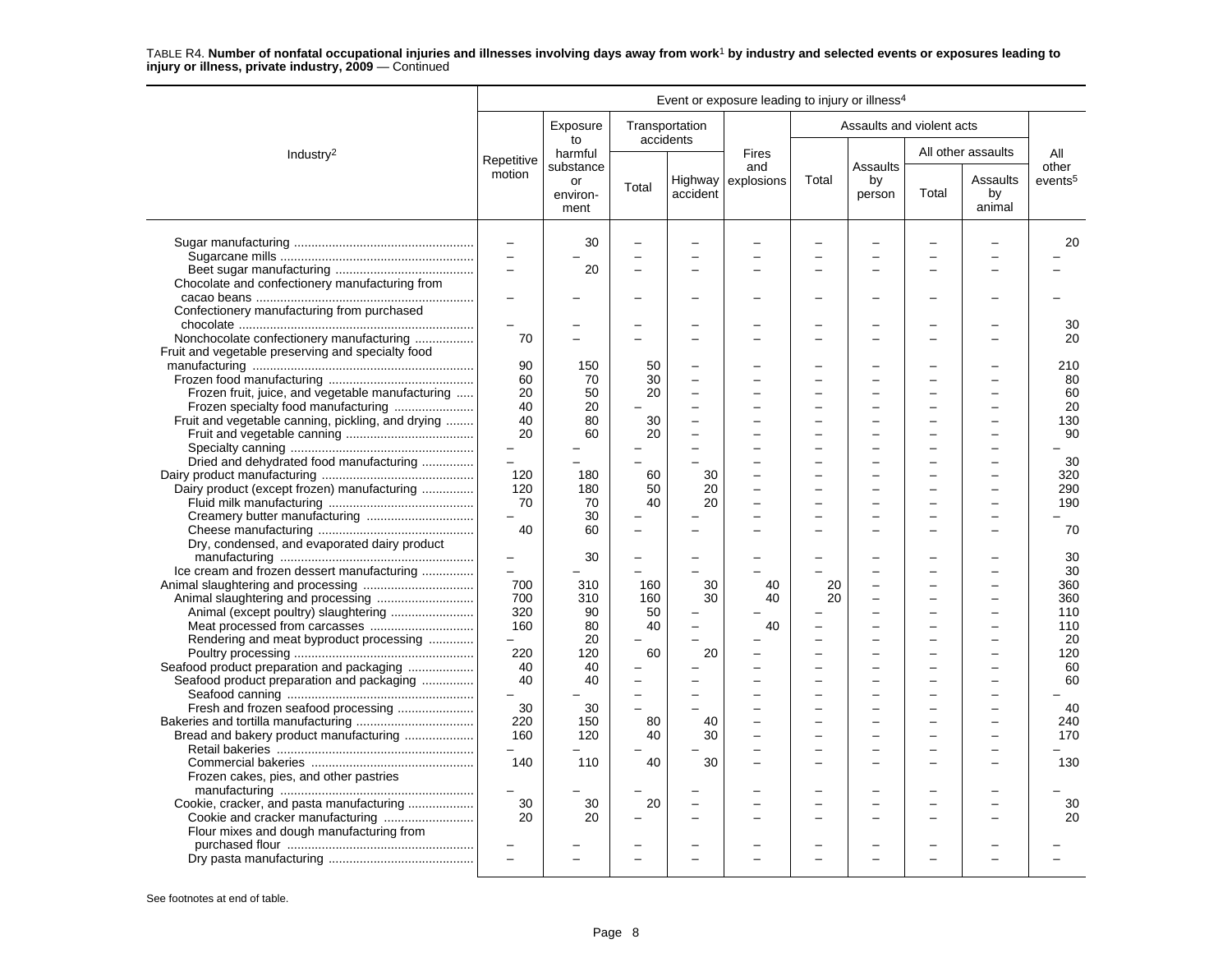TABLE R4. **Number of nonfatal occupational injuries and illnesses involving days away from work[1] by industry and selected events or exposures leading to injury or illness, private industry, 2009** — Continued

| Industry[2] | Event or exposure leading to injury or illness[4] | | | | | | | | | |
|---|---|---|---|---|---|---|---|---|---|---|
| | Repetitive motion | Exposure to harmful substance or environment | Transportation accidents | | Fires and explosions | Assaults and violent acts | | | | All other events[5] |
| | | | Total | Highway accident | | Total | Assaults by person | All other assaults | | |
| | | | | | | | | Total | Assaults by animal | |
| Sugar manufacturing | – | 30 | – | – | – | – | – | – | – | 20 |
| Sugarcane mills | – | – | – | – | – | – | – | – | – | – |
| Beet sugar manufacturing | – | 20 | – | – | – | – | – | – | – | – |
| Chocolate and confectionery manufacturing from cacao beans | – | – | – | – | – | – | – | – | – | – |
| Confectionery manufacturing from purchased chocolate | – | – | – | – | – | – | – | – | – | 30 |
| Nonchocolate confectionery manufacturing | 70 | – | – | – | – | – | – | – | – | 20 |
| Fruit and vegetable preserving and specialty food manufacturing | 90 | 150 | 50 | – | – | – | – | – | – | 210 |
| Frozen food manufacturing | 60 | 70 | 30 | – | – | – | – | – | – | 80 |
| Frozen fruit, juice, and vegetable manufacturing | 20 | 50 | 20 | – | – | – | – | – | – | 60 |
| Frozen specialty food manufacturing | 40 | 20 | – | – | – | – | – | – | – | 20 |
| Fruit and vegetable canning, pickling, and drying | 40 | 80 | 30 | – | – | – | – | – | – | 130 |
| Fruit and vegetable canning | 20 | 60 | 20 | – | – | – | – | – | – | 90 |
| Specialty canning | – | – | – | – | – | – | – | – | – | – |
| Dried and dehydrated food manufacturing | – | – | – | – | – | – | – | – | – | 30 |
| Dairy product manufacturing | 120 | 180 | 60 | 30 | – | – | – | – | – | 320 |
| Dairy product (except frozen) manufacturing | 120 | 180 | 50 | 20 | – | – | – | – | – | 290 |
| Fluid milk manufacturing | 70 | 70 | 40 | 20 | – | – | – | – | – | 190 |
| Creamery butter manufacturing | – | 30 | – | – | – | – | – | – | – | – |
| Cheese manufacturing | 40 | 60 | – | – | – | – | – | – | – | 70 |
| Dry, condensed, and evaporated dairy product manufacturing | – | 30 | – | – | – | – | – | – | – | 30 |
| Ice cream and frozen dessert manufacturing | – | – | – | – | – | – | – | – | – | 30 |
| Animal slaughtering and processing | 700 | 310 | 160 | 30 | 40 | 20 | – | – | – | 360 |
| Animal slaughtering and processing | 700 | 310 | 160 | 30 | 40 | 20 | – | – | – | 360 |
| Animal (except poultry) slaughtering | 320 | 90 | 50 | – | – | – | – | – | – | 110 |
| Meat processed from carcasses | 160 | 80 | 40 | – | 40 | – | – | – | – | 110 |
| Rendering and meat byproduct processing | – | 20 | – | – | – | – | – | – | – | 20 |
| Poultry processing | 220 | 120 | 60 | 20 | – | – | – | – | – | 120 |
| Seafood product preparation and packaging | 40 | 40 | – | – | – | – | – | – | – | 60 |
| Seafood product preparation and packaging | 40 | 40 | – | – | – | – | – | – | – | 60 |
| Seafood canning | – | – | – | – | – | – | – | – | – | – |
| Fresh and frozen seafood processing | 30 | 30 | – | – | – | – | – | – | – | 40 |
| Bakeries and tortilla manufacturing | 220 | 150 | 80 | 40 | – | – | – | – | – | 240 |
| Bread and bakery product manufacturing | 160 | 120 | 40 | 30 | – | – | – | – | – | 170 |
| Retail bakeries | – | – | – | – | – | – | – | – | – | – |
| Commercial bakeries | 140 | 110 | 40 | 30 | – | – | – | – | – | 130 |
| Frozen cakes, pies, and other pastries manufacturing | – | – | – | – | – | – | – | – | – | – |
| Cookie, cracker, and pasta manufacturing | 30 | 30 | 20 | – | – | – | – | – | – | 30 |
| Cookie and cracker manufacturing | 20 | 20 | – | – | – | – | – | – | – | 20 |
| Flour mixes and dough manufacturing from purchased flour | – | – | – | – | – | – | – | – | – | – |
| Dry pasta manufacturing | – | – | – | – | – | – | – | – | – | – |

See footnotes at end of table.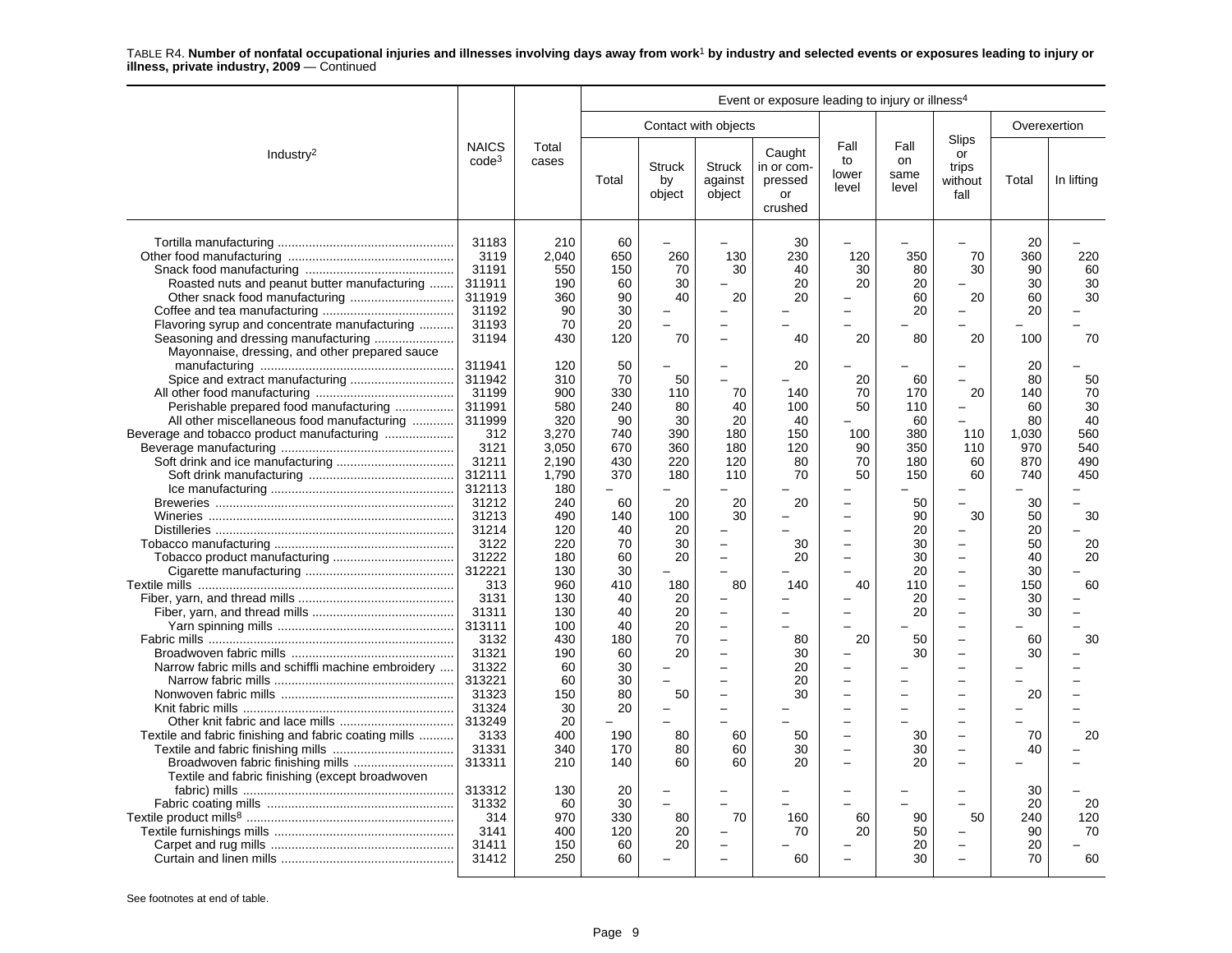TABLE R4. **Number of nonfatal occupational injuries and illnesses involving days away from work[1] by industry and selected events or exposures leading to injury or illness, private industry, 2009** — Continued

| Industry[2] | NAICS code[3] | Total cases | Event or exposure leading to injury or illness[4] | | | | | | | | |
|---|---|---|---|---|---|---|---|---|---|---|---|
| | | | Contact with objects | | | | Fall to lower level | Fall on same level | Slips or trips without fall | Overexertion | |
| | | | Total | Struck by object | Struck against object | Caught in or compressed or crushed | | | | Total | In lifting |
| Tortilla manufacturing | 31183 | 210 | 60 | – | – | 30 | – | – | – | 20 | – |
| Other food manufacturing | 3119 | 2,040 | 650 | 260 | 130 | 230 | 120 | 350 | 70 | 360 | 220 |
| Snack food manufacturing | 31191 | 550 | 150 | 70 | 30 | 40 | 30 | 80 | 30 | 90 | 60 |
| Roasted nuts and peanut butter manufacturing | 311911 | 190 | 60 | 30 | – | 20 | 20 | 20 | – | 30 | 30 |
| Other snack food manufacturing | 311919 | 360 | 90 | 40 | 20 | 20 | – | 60 | 20 | 60 | 30 |
| Coffee and tea manufacturing | 31192 | 90 | 30 | – | – | – | – | 20 | – | 20 | – |
| Flavoring syrup and concentrate manufacturing | 31193 | 70 | 20 | – | – | – | – | – | – | – | – |
| Seasoning and dressing manufacturing | 31194 | 430 | 120 | 70 | – | 40 | 20 | 80 | 20 | 100 | 70 |
| Mayonnaise, dressing, and other prepared sauce manufacturing | 311941 | 120 | 50 | – | – | 20 | – | – | – | 20 | – |
| Spice and extract manufacturing | 311942 | 310 | 70 | 50 | – | – | 20 | 60 | – | 80 | 50 |
| All other food manufacturing | 31199 | 900 | 330 | 110 | 70 | 140 | 70 | 170 | 20 | 140 | 70 |
| Perishable prepared food manufacturing | 311991 | 580 | 240 | 80 | 40 | 100 | 50 | 110 | – | 60 | 30 |
| All other miscellaneous food manufacturing | 311999 | 320 | 90 | 30 | 20 | 40 | – | 60 | – | 80 | 40 |
| Beverage and tobacco product manufacturing | 312 | 3,270 | 740 | 390 | 180 | 150 | 100 | 380 | 110 | 1,030 | 560 |
| Beverage manufacturing | 3121 | 3,050 | 670 | 360 | 180 | 120 | 90 | 350 | 110 | 970 | 540 |
| Soft drink and ice manufacturing | 31211 | 2,190 | 430 | 220 | 120 | 80 | 70 | 180 | 60 | 870 | 490 |
| Soft drink manufacturing | 312111 | 1,790 | 370 | 180 | 110 | 70 | 50 | 150 | 60 | 740 | 450 |
| Ice manufacturing | 312113 | 180 | – | – | – | – | – | – | – | – | – |
| Breweries | 31212 | 240 | 60 | 20 | 20 | 20 | – | 50 | – | 30 | – |
| Wineries | 31213 | 490 | 140 | 100 | 30 | – | – | 90 | 30 | 50 | 30 |
| Distilleries | 31214 | 120 | 40 | 20 | – | – | – | 20 | – | 20 | – |
| Tobacco manufacturing | 3122 | 220 | 70 | 30 | – | 30 | – | 30 | – | 50 | 20 |
| Tobacco product manufacturing | 31222 | 180 | 60 | 20 | – | 20 | – | 30 | – | 40 | 20 |
| Cigarette manufacturing | 312221 | 130 | 30 | – | – | – | – | 20 | – | 30 | – |
| Textile mills | 313 | 960 | 410 | 180 | 80 | 140 | 40 | 110 | – | 150 | 60 |
| Fiber, yarn, and thread mills | 3131 | 130 | 40 | 20 | – | – | – | 20 | – | 30 | – |
| Fiber, yarn, and thread mills | 31311 | 130 | 40 | 20 | – | – | – | 20 | – | 30 | – |
| Yarn spinning mills | 313111 | 100 | 40 | 20 | – | – | – | – | – | – | – |
| Fabric mills | 3132 | 430 | 180 | 70 | – | 80 | 20 | 50 | – | 60 | 30 |
| Broadwoven fabric mills | 31321 | 190 | 60 | 20 | – | 30 | – | 30 | – | 30 | – |
| Narrow fabric mills and schiffli machine embroidery | 31322 | 60 | 30 | – | – | 20 | – | – | – | – | – |
| Narrow fabric mills | 313221 | 60 | 30 | – | – | 20 | – | – | – | – | – |
| Nonwoven fabric mills | 31323 | 150 | 80 | 50 | – | 30 | – | – | – | 20 | – |
| Knit fabric mills | 31324 | 30 | 20 | – | – | – | – | – | – | – | – |
| Other knit fabric and lace mills | 313249 | 20 | – | – | – | – | – | – | – | – | – |
| Textile and fabric finishing and fabric coating mills | 3133 | 400 | 190 | 80 | 60 | 50 | – | 30 | – | 70 | 20 |
| Textile and fabric finishing mills | 31331 | 340 | 170 | 80 | 60 | 30 | – | 30 | – | 40 | – |
| Broadwoven fabric finishing mills | 313311 | 210 | 140 | 60 | 60 | 20 | – | 20 | – | – | – |
| Textile and fabric finishing (except broadwoven fabric) mills | 313312 | 130 | 20 | – | – | – | – | – | – | 30 | – |
| Fabric coating mills | 31332 | 60 | 30 | – | – | – | – | – | – | 20 | 20 |
| Textile product mills[8] | 314 | 970 | 330 | 80 | 70 | 160 | 60 | 90 | 50 | 240 | 120 |
| Textile furnishings mills | 3141 | 400 | 120 | 20 | – | 70 | 20 | 50 | – | 90 | 70 |
| Carpet and rug mills | 31411 | 150 | 60 | 20 | – | – | – | 20 | – | 20 | – |
| Curtain and linen mills | 31412 | 250 | 60 | – | – | 60 | – | 30 | – | 70 | 60 |

See footnotes at end of table.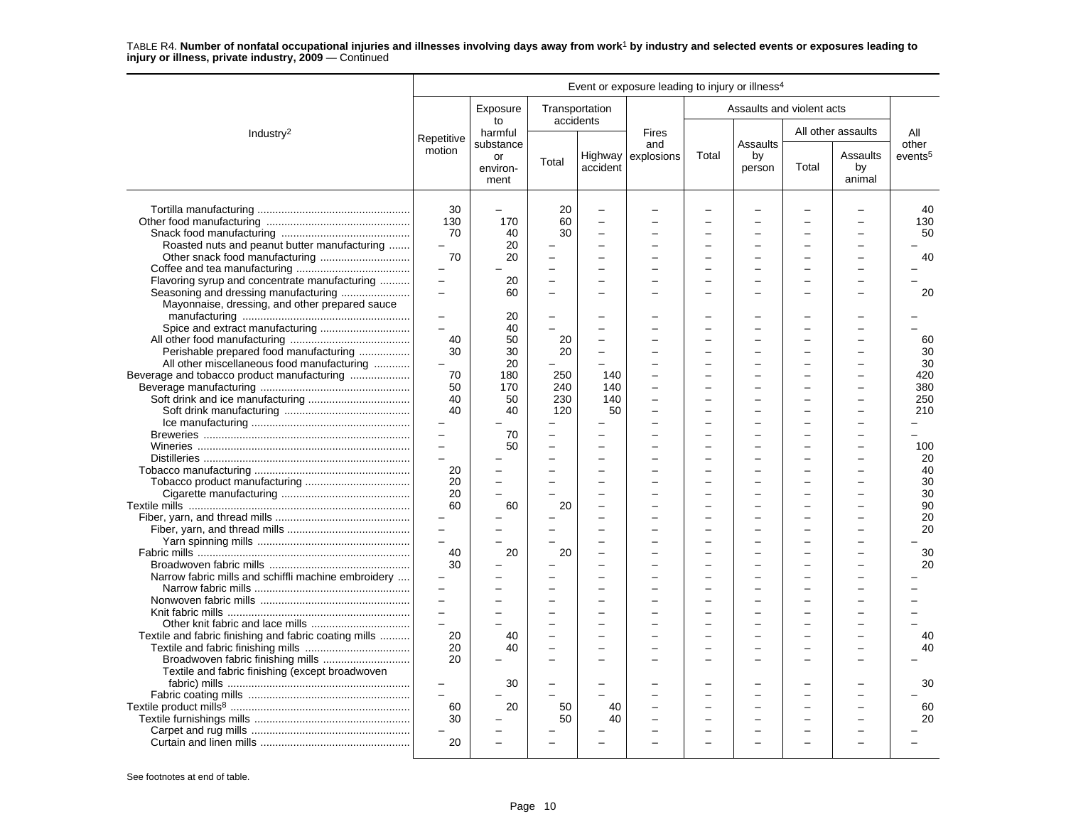TABLE R4. **Number of nonfatal occupational injuries and illnesses involving days away from work[1] by industry and selected events or exposures leading to injury or illness, private industry, 2009** — Continued

| Industry[2] | Event or exposure leading to injury or illness[4] | | | | | | | | | |
|---|---|---|---|---|---|---|---|---|---|---|
| | Repetitive motion | Exposure to harmful substance or environment | Transportation accidents | | Fires and explosions | Assaults and violent acts | | | | All other events[5] |
| | | | Total | Highway accident | | Total | Assaults by person | All other assaults | | |
| | | | | | | | | Total | Assaults by animal | |
| Tortilla manufacturing | 30 | – | 20 | – | – | – | – | – | – | 40 |
| Other food manufacturing | 130 | 170 | 60 | – | – | – | – | – | – | 130 |
| Snack food manufacturing | 70 | 40 | 30 | – | – | – | – | – | – | 50 |
| Roasted nuts and peanut butter manufacturing | – | 20 | – | – | – | – | – | – | – | – |
| Other snack food manufacturing | 70 | 20 | – | – | – | – | – | – | – | 40 |
| Coffee and tea manufacturing | – | – | – | – | – | – | – | – | – | – |
| Flavoring syrup and concentrate manufacturing | – | 20 | – | – | – | – | – | – | – | – |
| Seasoning and dressing manufacturing | – | 60 | – | – | – | – | – | – | – | 20 |
| Mayonnaise, dressing, and other prepared sauce manufacturing | – | 20 | – | – | – | – | – | – | – | – |
| Spice and extract manufacturing | – | 40 | – | – | – | – | – | – | – | – |
| All other food manufacturing | 40 | 50 | 20 | – | – | – | – | – | – | 60 |
| Perishable prepared food manufacturing | 30 | 30 | 20 | – | – | – | – | – | – | 30 |
| All other miscellaneous food manufacturing | – | 20 | – | – | – | – | – | – | – | 30 |
| Beverage and tobacco product manufacturing | 70 | 180 | 250 | 140 | – | – | – | – | – | 420 |
| Beverage manufacturing | 50 | 170 | 240 | 140 | – | – | – | – | – | 380 |
| Soft drink and ice manufacturing | 40 | 50 | 230 | 140 | – | – | – | – | – | 250 |
| Soft drink manufacturing | 40 | 40 | 120 | 50 | – | – | – | – | – | 210 |
| Ice manufacturing | – | – | – | – | – | – | – | – | – | – |
| Breweries | – | 70 | – | – | – | – | – | – | – | – |
| Wineries | – | 50 | – | – | – | – | – | – | – | 100 |
| Distilleries | – | – | – | – | – | – | – | – | – | 20 |
| Tobacco manufacturing | 20 | – | – | – | – | – | – | – | – | 40 |
| Tobacco product manufacturing | 20 | – | – | – | – | – | – | – | – | 30 |
| Cigarette manufacturing | 20 | – | – | – | – | – | – | – | – | 30 |
| Textile mills | 60 | 60 | 20 | – | – | – | – | – | – | 90 |
| Fiber, yarn, and thread mills | – | – | – | – | – | – | – | – | – | 20 |
| Fiber, yarn, and thread mills | – | – | – | – | – | – | – | – | – | 20 |
| Yarn spinning mills | – | – | – | – | – | – | – | – | – | – |
| Fabric mills | 40 | 20 | 20 | – | – | – | – | – | – | 30 |
| Broadwoven fabric mills | 30 | – | – | – | – | – | – | – | – | 20 |
| Narrow fabric mills and schiffli machine embroidery | – | – | – | – | – | – | – | – | – | – |
| Narrow fabric mills | – | – | – | – | – | – | – | – | – | – |
| Nonwoven fabric mills | – | – | – | – | – | – | – | – | – | – |
| Knit fabric mills | – | – | – | – | – | – | – | – | – | – |
| Other knit fabric and lace mills | – | – | – | – | – | – | – | – | – | – |
| Textile and fabric finishing and fabric coating mills | 20 | 40 | – | – | – | – | – | – | – | 40 |
| Textile and fabric finishing mills | 20 | 40 | – | – | – | – | – | – | – | 40 |
| Broadwoven fabric finishing mills | 20 | – | – | – | – | – | – | – | – | – |
| Textile and fabric finishing (except broadwoven fabric) mills | – | 30 | – | – | – | – | – | – | – | 30 |
| Fabric coating mills | – | – | – | – | – | – | – | – | – | – |
| Textile product mills[8] | 60 | 20 | 50 | 40 | – | – | – | – | – | 60 |
| Textile furnishings mills | 30 | – | 50 | 40 | – | – | – | – | – | 20 |
| Carpet and rug mills | – | – | – | – | – | – | – | – | – | – |
| Curtain and linen mills | 20 | – | – | – | – | – | – | – | – | – |

See footnotes at end of table.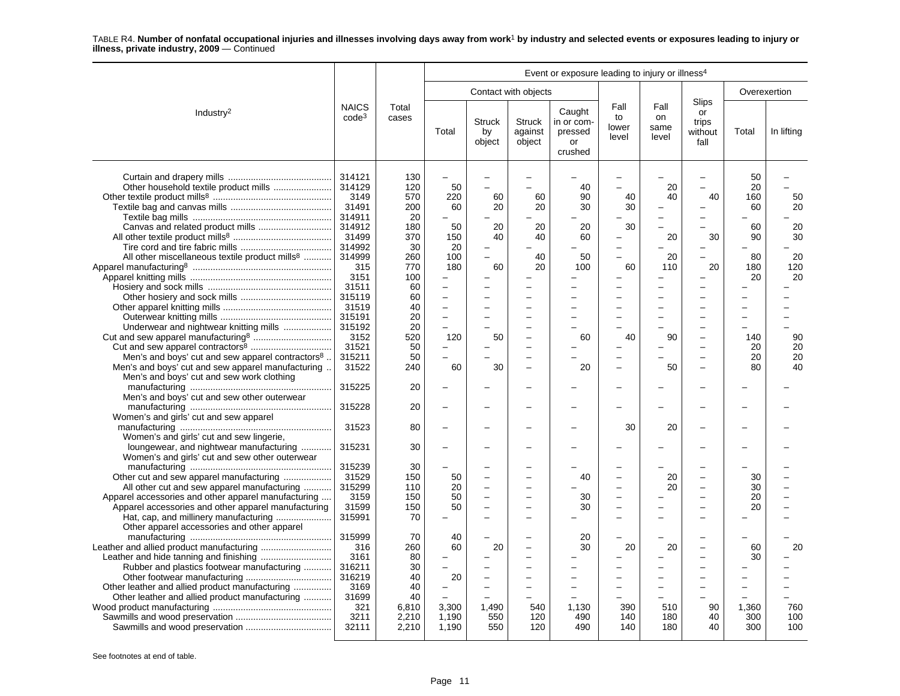TABLE R4. **Number of nonfatal occupational injuries and illnesses involving days away from work**[1] **by industry and selected events or exposures leading to injury or illness, private industry, 2009** — Continued

| Industry[2] | NAICS code[3] | Total cases | Event or exposure leading to injury or illness[4] | | | | | | | | |
|---|---|---|---|---|---|---|---|---|---|---|---|
| | | | Contact with objects | | | | Fall to lower level | Fall on same level | Slips or trips without fall | Overexertion | |
| | | | Total | Struck by object | Struck against object | Caught in or compressed or crushed | | | | Total | In lifting |
| Curtain and drapery mills | 314121 | 130 | – | – | – | – | – | – | – | 50 | – |
| Other household textile product mills | 314129 | 120 | 50 | – | – | 40 | – | 20 | – | 20 | – |
| Other textile product mills[8] | 3149 | 570 | 220 | 60 | 60 | 90 | 40 | 40 | 40 | 160 | 50 |
| Textile bag and canvas mills | 31491 | 200 | 60 | 20 | 20 | 30 | 30 | – | – | 60 | 20 |
| Textile bag mills | 314911 | 20 | – | – | – | – | – | – | – | – | – |
| Canvas and related product mills | 314912 | 180 | 50 | 20 | 20 | 20 | 30 | – | – | 60 | 20 |
| All other textile product mills[8] | 31499 | 370 | 150 | 40 | 40 | 60 | – | 20 | 30 | 90 | 30 |
| Tire cord and tire fabric mills | 314992 | 30 | 20 | – | – | – | – | – | – | – | – |
| All other miscellaneous textile product mills[8] | 314999 | 260 | 100 | – | 40 | 50 | – | 20 | – | 80 | 20 |
| Apparel manufacturing[8] | 315 | 770 | 180 | 60 | 20 | 100 | 60 | 110 | 20 | 180 | 120 |
| Apparel knitting mills | 3151 | 100 | – | – | – | – | – | – | – | 20 | 20 |
| Hosiery and sock mills | 31511 | 60 | – | – | – | – | – | – | – | – | – |
| Other hosiery and sock mills | 315119 | 60 | – | – | – | – | – | – | – | – | – |
| Other apparel knitting mills | 31519 | 40 | – | – | – | – | – | – | – | – | – |
| Outerwear knitting mills | 315191 | 20 | – | – | – | – | – | – | – | – | – |
| Underwear and nightwear knitting mills | 315192 | 20 | – | – | – | – | – | – | – | – | – |
| Cut and sew apparel manufacturing[8] | 3152 | 520 | 120 | 50 | – | 60 | 40 | 90 | – | 140 | 90 |
| Cut and sew apparel contractors[8] | 31521 | 50 | – | – | – | – | – | – | – | 20 | 20 |
| Men’s and boys’ cut and sew apparel contractors[8] | 315211 | 50 | – | – | – | – | – | – | – | 20 | 20 |
| Men’s and boys’ cut and sew apparel manufacturing | 31522 | 240 | 60 | 30 | – | 20 | – | 50 | – | 80 | 40 |
| Men’s and boys’ cut and sew work clothing manufacturing | 315225 | 20 | – | – | – | – | – | – | – | – | – |
| Men’s and boys’ cut and sew other outerwear manufacturing | 315228 | 20 | – | – | – | – | – | – | – | – | – |
| Women’s and girls’ cut and sew apparel manufacturing | 31523 | 80 | – | – | – | – | 30 | 20 | – | – | – |
| Women’s and girls’ cut and sew lingerie, loungewear, and nightwear manufacturing | 315231 | 30 | – | – | – | – | – | – | – | – | – |
| Women’s and girls’ cut and sew other outerwear manufacturing | 315239 | 30 | – | – | – | – | – | – | – | – | – |
| Other cut and sew apparel manufacturing | 31529 | 150 | 50 | – | – | 40 | – | 20 | – | 30 | – |
| All other cut and sew apparel manufacturing | 315299 | 110 | 20 | – | – | – | – | 20 | – | 30 | – |
| Apparel accessories and other apparel manufacturing | 3159 | 150 | 50 | – | – | 30 | – | – | – | 20 | – |
| Apparel accessories and other apparel manufacturing | 31599 | 150 | 50 | – | – | 30 | – | – | – | 20 | – |
| Hat, cap, and millinery manufacturing | 315991 | 70 | – | – | – | – | – | – | – | – | – |
| Other apparel accessories and other apparel manufacturing | 315999 | 70 | 40 | – | – | 20 | – | – | – | – | – |
| Leather and allied product manufacturing | 316 | 260 | 60 | 20 | – | 30 | 20 | 20 | – | 60 | 20 |
| Leather and hide tanning and finishing | 3161 | 80 | – | – | – | – | – | – | – | 30 | – |
| Rubber and plastics footwear manufacturing | 316211 | 30 | – | – | – | – | – | – | – | – | – |
| Other footwear manufacturing | 316219 | 40 | 20 | – | – | – | – | – | – | – | – |
| Other leather and allied product manufacturing | 3169 | 40 | – | – | – | – | – | – | – | – | – |
| Other leather and allied product manufacturing | 31699 | 40 | – | – | – | – | – | – | – | – | – |
| Wood product manufacturing | 321 | 6,810 | 3,300 | 1,490 | 540 | 1,130 | 390 | 510 | 90 | 1,360 | 760 |
| Sawmills and wood preservation | 3211 | 2,210 | 1,190 | 550 | 120 | 490 | 140 | 180 | 40 | 300 | 100 |
| Sawmills and wood preservation | 32111 | 2,210 | 1,190 | 550 | 120 | 490 | 140 | 180 | 40 | 300 | 100 |

See footnotes at end of table.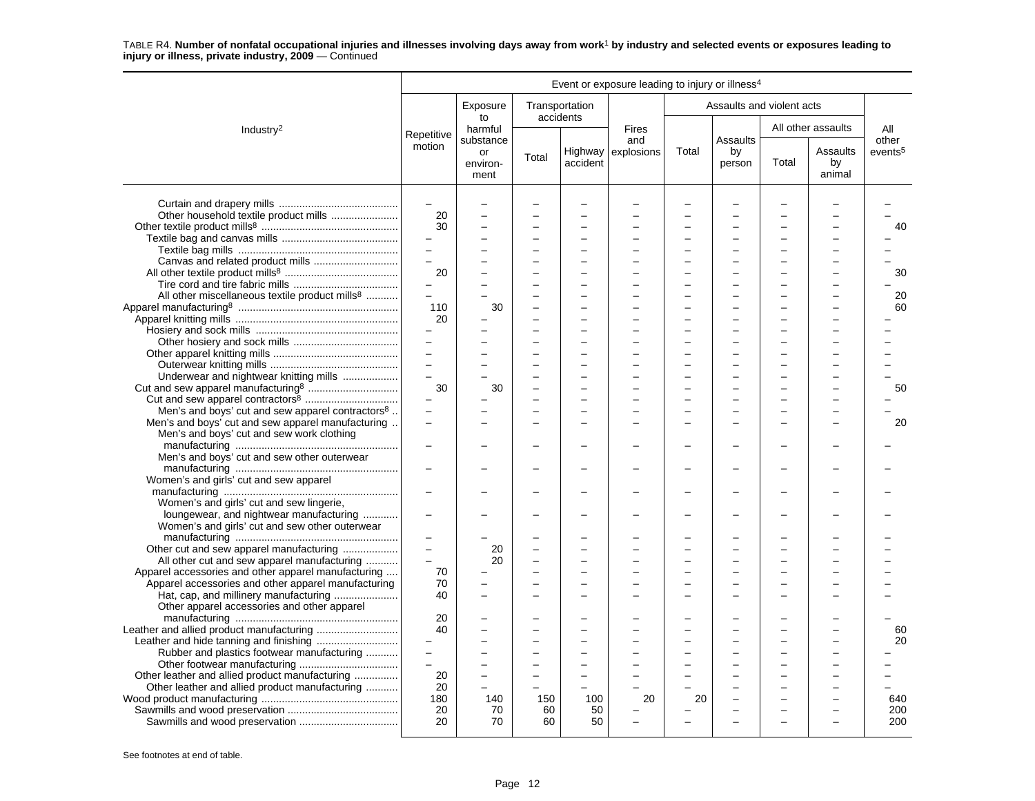TABLE R4. **Number of nonfatal occupational injuries and illnesses involving days away from work[1] by industry and selected events or exposures leading to injury or illness, private industry, 2009** — Continued

| Industry[2] | Repetitive motion | Exposure to harmful substance or environment | Transportation accidents: Total | Transportation accidents: Highway accident | Fires and explosions | Assaults and violent acts: Total | Assaults and violent acts: Assaults by person | All other assaults: Total | All other assaults: Assaults by animal | All other events[5] |
|---|---|---|---|---|---|---|---|---|---|---|
| Curtain and drapery mills | – | – | – | – | – | – | – | – | – | – |
| Other household textile product mills | 20 | – | – | – | – | – | – | – | – | – |
| Other textile product mills[8] | 30 | – | – | – | – | – | – | – | – | 40 |
| Textile bag and canvas mills | – | – | – | – | – | – | – | – | – | – |
| Textile bag mills | – | – | – | – | – | – | – | – | – | – |
| Canvas and related product mills | – | – | – | – | – | – | – | – | – | – |
| All other textile product mills[8] | 20 | – | – | – | – | – | – | – | – | 30 |
| Tire cord and tire fabric mills | – | – | – | – | – | – | – | – | – | – |
| All other miscellaneous textile product mills[8] | – | – | – | – | – | – | – | – | – | 20 |
| Apparel manufacturing[8] | 110 | 30 | – | – | – | – | – | – | – | 60 |
| Apparel knitting mills | 20 | – | – | – | – | – | – | – | – | – |
| Hosiery and sock mills | – | – | – | – | – | – | – | – | – | – |
| Other hosiery and sock mills | – | – | – | – | – | – | – | – | – | – |
| Other apparel knitting mills | – | – | – | – | – | – | – | – | – | – |
| Outerwear knitting mills | – | – | – | – | – | – | – | – | – | – |
| Underwear and nightwear knitting mills | – | – | – | – | – | – | – | – | – | – |
| Cut and sew apparel manufacturing[8] | 30 | 30 | – | – | – | – | – | – | – | 50 |
| Cut and sew apparel contractors[8] | – | – | – | – | – | – | – | – | – | – |
| Men's and boys' cut and sew apparel contractors[8] | – | – | – | – | – | – | – | – | – | – |
| Men's and boys' cut and sew apparel manufacturing | – | – | – | – | – | – | – | – | – | 20 |
| Men's and boys' cut and sew work clothing manufacturing | – | – | – | – | – | – | – | – | – | – |
| Men's and boys' cut and sew other outerwear manufacturing | – | – | – | – | – | – | – | – | – | – |
| Women's and girls' cut and sew apparel manufacturing | – | – | – | – | – | – | – | – | – | – |
| Women's and girls' cut and sew lingerie, loungewear, and nightwear manufacturing | – | – | – | – | – | – | – | – | – | – |
| Women's and girls' cut and sew other outerwear manufacturing | – | – | – | – | – | – | – | – | – | – |
| Other cut and sew apparel manufacturing | – | 20 | – | – | – | – | – | – | – | – |
| All other cut and sew apparel manufacturing | – | 20 | – | – | – | – | – | – | – | – |
| Apparel accessories and other apparel manufacturing | 70 | – | – | – | – | – | – | – | – | – |
| Apparel accessories and other apparel manufacturing | 70 | – | – | – | – | – | – | – | – | – |
| Hat, cap, and millinery manufacturing | 40 | – | – | – | – | – | – | – | – | – |
| Other apparel accessories and other apparel manufacturing | 20 | – | – | – | – | – | – | – | – | – |
| Leather and allied product manufacturing | 40 | – | – | – | – | – | – | – | – | 60 |
| Leather and hide tanning and finishing | – | – | – | – | – | – | – | – | – | 20 |
| Rubber and plastics footwear manufacturing | – | – | – | – | – | – | – | – | – | – |
| Other footwear manufacturing | – | – | – | – | – | – | – | – | – | – |
| Other leather and allied product manufacturing | 20 | – | – | – | – | – | – | – | – | – |
| Other leather and allied product manufacturing | 20 | – | – | – | – | – | – | – | – | – |
| Wood product manufacturing | 180 | 140 | 150 | 100 | 20 | 20 | – | – | – | 640 |
| Sawmills and wood preservation | 20 | 70 | 60 | 50 | – | – | – | – | – | 200 |
| Sawmills and wood preservation | 20 | 70 | 60 | 50 | – | – | – | – | – | 200 |

See footnotes at end of table.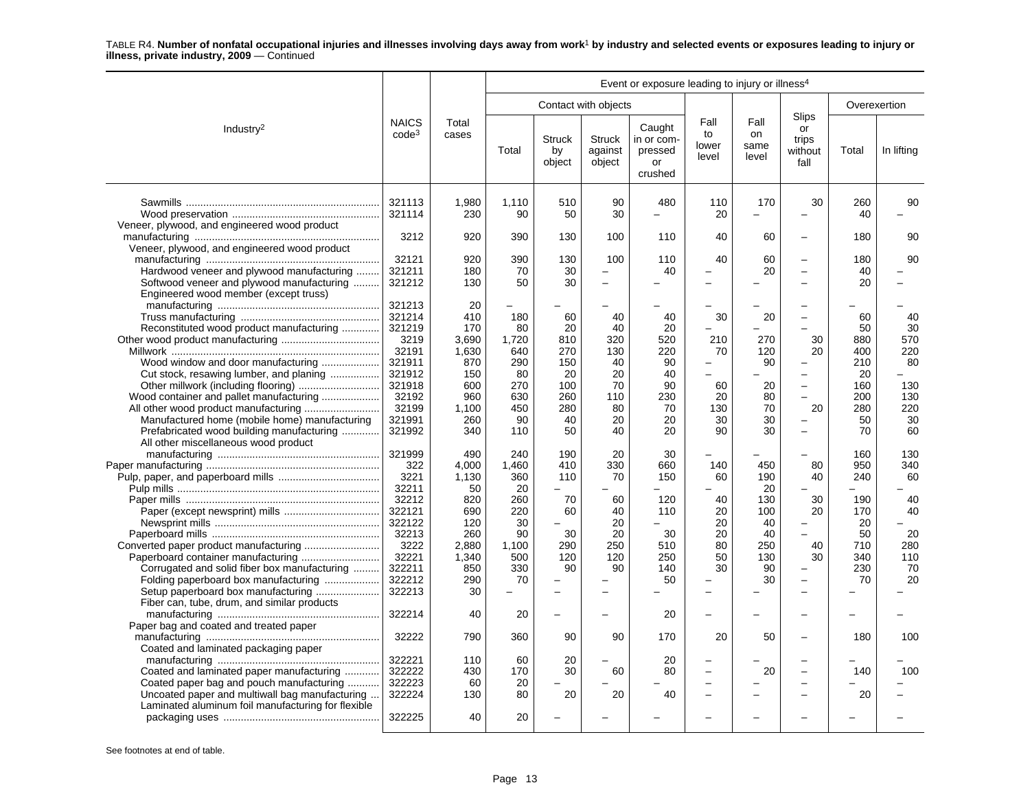TABLE R4. **Number of nonfatal occupational injuries and illnesses involving days away from work[1] by industry and selected events or exposures leading to injury or illness, private industry, 2009** — Continued

| Industry[2] | NAICS code[3] | Total cases | Event or exposure leading to injury or illness[4] | | | | | | | | |
|---|---|---|---|---|---|---|---|---|---|---|---|
| | | | Contact with objects | | | | Fall to lower level | Fall on same level | Slips or trips without fall | Overexertion | |
| | | | Total | Struck by object | Struck against object | Caught in or compressed or crushed | | | | Total | In lifting |
| Sawmills | 321113 | 1,980 | 1,110 | 510 | 90 | 480 | 110 | 170 | 30 | 260 | 90 |
| Wood preservation | 321114 | 230 | 90 | 50 | 30 | – | 20 | – | – | 40 | – |
| Veneer, plywood, and engineered wood product manufacturing | 3212 | 920 | 390 | 130 | 100 | 110 | 40 | 60 | – | 180 | 90 |
| Veneer, plywood, and engineered wood product manufacturing | 32121 | 920 | 390 | 130 | 100 | 110 | 40 | 60 | – | 180 | 90 |
| Hardwood veneer and plywood manufacturing | 321211 | 180 | 70 | 30 | – | 40 | – | 20 | – | 40 | – |
| Softwood veneer and plywood manufacturing | 321212 | 130 | 50 | 30 | – | – | – | – | – | 20 | – |
| Engineered wood member (except truss) manufacturing | 321213 | 20 | – | – | – | – | – | – | – | – | – |
| Truss manufacturing | 321214 | 410 | 180 | 60 | 40 | 40 | 30 | 20 | – | 60 | 40 |
| Reconstituted wood product manufacturing | 321219 | 170 | 80 | 20 | 40 | 20 | – | – | – | 50 | 30 |
| Other wood product manufacturing | 3219 | 3,690 | 1,720 | 810 | 320 | 520 | 210 | 270 | 30 | 880 | 570 |
| Millwork | 32191 | 1,630 | 640 | 270 | 130 | 220 | 70 | 120 | 20 | 400 | 220 |
| Wood window and door manufacturing | 321911 | 870 | 290 | 150 | 40 | 90 | – | 90 | – | 210 | 80 |
| Cut stock, resawing lumber, and planing | 321912 | 150 | 80 | 20 | 20 | 40 | – | – | – | 20 | – |
| Other millwork (including flooring) | 321918 | 600 | 270 | 100 | 70 | 90 | 60 | 20 | – | 160 | 130 |
| Wood container and pallet manufacturing | 32192 | 960 | 630 | 260 | 110 | 230 | 20 | 80 | – | 200 | 130 |
| All other wood product manufacturing | 32199 | 1,100 | 450 | 280 | 80 | 70 | 130 | 70 | 20 | 280 | 220 |
| Manufactured home (mobile home) manufacturing | 321991 | 260 | 90 | 40 | 20 | 20 | 30 | 30 | – | 50 | 30 |
| Prefabricated wood building manufacturing | 321992 | 340 | 110 | 50 | 40 | 20 | 90 | 30 | – | 70 | 60 |
| All other miscellaneous wood product manufacturing | 321999 | 490 | 240 | 190 | 20 | 30 | – | – | – | 160 | 130 |
| Paper manufacturing | 322 | 4,000 | 1,460 | 410 | 330 | 660 | 140 | 450 | 80 | 950 | 340 |
| Pulp, paper, and paperboard mills | 3221 | 1,130 | 360 | 110 | 70 | 150 | 60 | 190 | 40 | 240 | 60 |
| Pulp mills | 32211 | 50 | 20 | – | – | – | – | 20 | – | – | – |
| Paper mills | 32212 | 820 | 260 | 70 | 60 | 120 | 40 | 130 | 30 | 190 | 40 |
| Paper (except newsprint) mills | 322121 | 690 | 220 | 60 | 40 | 110 | 20 | 100 | 20 | 170 | 40 |
| Newsprint mills | 322122 | 120 | 30 | – | 20 | – | 20 | 40 | – | 20 | – |
| Paperboard mills | 32213 | 260 | 90 | 30 | 20 | 30 | 20 | 40 | – | 50 | 20 |
| Converted paper product manufacturing | 3222 | 2,880 | 1,100 | 290 | 250 | 510 | 80 | 250 | 40 | 710 | 280 |
| Paperboard container manufacturing | 32221 | 1,340 | 500 | 120 | 120 | 250 | 50 | 130 | 30 | 340 | 110 |
| Corrugated and solid fiber box manufacturing | 322211 | 850 | 330 | 90 | 90 | 140 | 30 | 90 | – | 230 | 70 |
| Folding paperboard box manufacturing | 322212 | 290 | 70 | – | – | 50 | – | 30 | – | 70 | 20 |
| Setup paperboard box manufacturing | 322213 | 30 | – | – | – | – | – | – | – | – | – |
| Fiber can, tube, drum, and similar products manufacturing | 322214 | 40 | 20 | – | – | 20 | – | – | – | – | – |
| Paper bag and coated and treated paper manufacturing | 32222 | 790 | 360 | 90 | 90 | 170 | 20 | 50 | – | 180 | 100 |
| Coated and laminated packaging paper manufacturing | 322221 | 110 | 60 | 20 | – | 20 | – | – | – | – | – |
| Coated and laminated paper manufacturing | 322222 | 430 | 170 | 30 | 60 | 80 | – | 20 | – | 140 | 100 |
| Coated paper bag and pouch manufacturing | 322223 | 60 | 20 | – | – | – | – | – | – | – | – |
| Uncoated paper and multiwall bag manufacturing | 322224 | 130 | 80 | 20 | 20 | 40 | – | – | – | 20 | – |
| Laminated aluminum foil manufacturing for flexible packaging uses | 322225 | 40 | 20 | – | – | – | – | – | – | – | – |

See footnotes at end of table.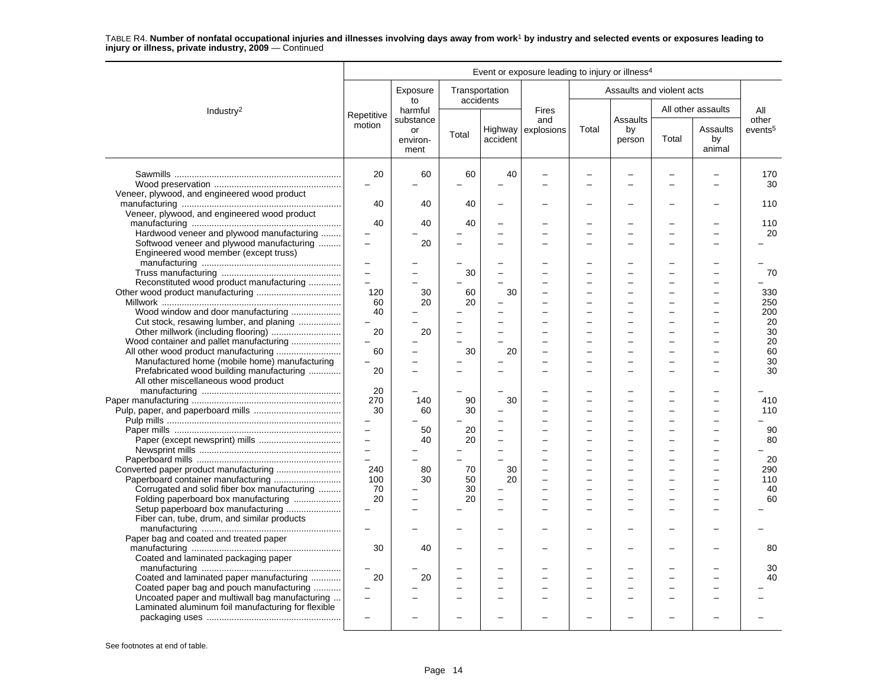TABLE R4. **Number of nonfatal occupational injuries and illnesses involving days away from work[1] by industry and selected events or exposures leading to injury or illness, private industry, 2009** — Continued

| Industry[2] | Event or exposure leading to injury or illness[4] | | | | | | | | | |
|---|---|---|---|---|---|---|---|---|---|---|
| | Repetitive motion | Exposure to harmful substance or environment | Transportation accidents | | Fires and explosions | Assaults and violent acts | | | | All other events[5] |
| | | | Total | Highway accident | | Total | Assaults by person | All other assaults | | |
| | | | | | | | | Total | Assaults by animal | |
| Sawmills | 20 | 60 | 60 | 40 | – | – | – | – | – | 170 |
| Wood preservation | – | – | – | – | – | – | – | – | – | 30 |
| Veneer, plywood, and engineered wood product manufacturing | 40 | 40 | 40 | – | – | – | – | – | – | 110 |
| Veneer, plywood, and engineered wood product manufacturing | 40 | 40 | 40 | – | – | – | – | – | – | 110 |
| Hardwood veneer and plywood manufacturing | – | – | – | – | – | – | – | – | – | 20 |
| Softwood veneer and plywood manufacturing | – | 20 | – | – | – | – | – | – | – | – |
| Engineered wood member (except truss) manufacturing | – | – | – | – | – | – | – | – | – | – |
| Truss manufacturing | – | – | 30 | – | – | – | – | – | – | 70 |
| Reconstituted wood product manufacturing | – | – | – | – | – | – | – | – | – | – |
| Other wood product manufacturing | 120 | 30 | 60 | 30 | – | – | – | – | – | 330 |
| Millwork | 60 | 20 | 20 | – | – | – | – | – | – | 250 |
| Wood window and door manufacturing | 40 | – | – | – | – | – | – | – | – | 200 |
| Cut stock, resawing lumber, and planing | – | – | – | – | – | – | – | – | – | 20 |
| Other millwork (including flooring) | 20 | 20 | – | – | – | – | – | – | – | 30 |
| Wood container and pallet manufacturing | – | – | – | – | – | – | – | – | – | 20 |
| All other wood product manufacturing | 60 | – | 30 | 20 | – | – | – | – | – | 60 |
| Manufactured home (mobile home) manufacturing | – | – | – | – | – | – | – | – | – | 30 |
| Prefabricated wood building manufacturing | 20 | – | – | – | – | – | – | – | – | 30 |
| All other miscellaneous wood product manufacturing | 20 | – | – | – | – | – | – | – | – | – |
| Paper manufacturing | 270 | 140 | 90 | 30 | – | – | – | – | – | 410 |
| Pulp, paper, and paperboard mills | 30 | 60 | 30 | – | – | – | – | – | – | 110 |
| Pulp mills | – | – | – | – | – | – | – | – | – | – |
| Paper mills | – | 50 | 20 | – | – | – | – | – | – | 90 |
| Paper (except newsprint) mills | – | 40 | 20 | – | – | – | – | – | – | 80 |
| Newsprint mills | – | – | – | – | – | – | – | – | – | – |
| Paperboard mills | – | – | – | – | – | – | – | – | – | 20 |
| Converted paper product manufacturing | 240 | 80 | 70 | 30 | – | – | – | – | – | 290 |
| Paperboard container manufacturing | 100 | 30 | 50 | 20 | – | – | – | – | – | 110 |
| Corrugated and solid fiber box manufacturing | 70 | – | 30 | – | – | – | – | – | – | 40 |
| Folding paperboard box manufacturing | 20 | – | 20 | – | – | – | – | – | – | 60 |
| Setup paperboard box manufacturing | – | – | – | – | – | – | – | – | – | – |
| Fiber can, tube, drum, and similar products manufacturing | – | – | – | – | – | – | – | – | – | – |
| Paper bag and coated and treated paper manufacturing | 30 | 40 | – | – | – | – | – | – | – | 80 |
| Coated and laminated packaging paper manufacturing | – | – | – | – | – | – | – | – | – | 30 |
| Coated and laminated paper manufacturing | 20 | 20 | – | – | – | – | – | – | – | 40 |
| Coated paper bag and pouch manufacturing | – | – | – | – | – | – | – | – | – | – |
| Uncoated paper and multiwall bag manufacturing | – | – | – | – | – | – | – | – | – | – |
| Laminated aluminum foil manufacturing for flexible packaging uses | – | – | – | – | – | – | – | – | – | – |

See footnotes at end of table.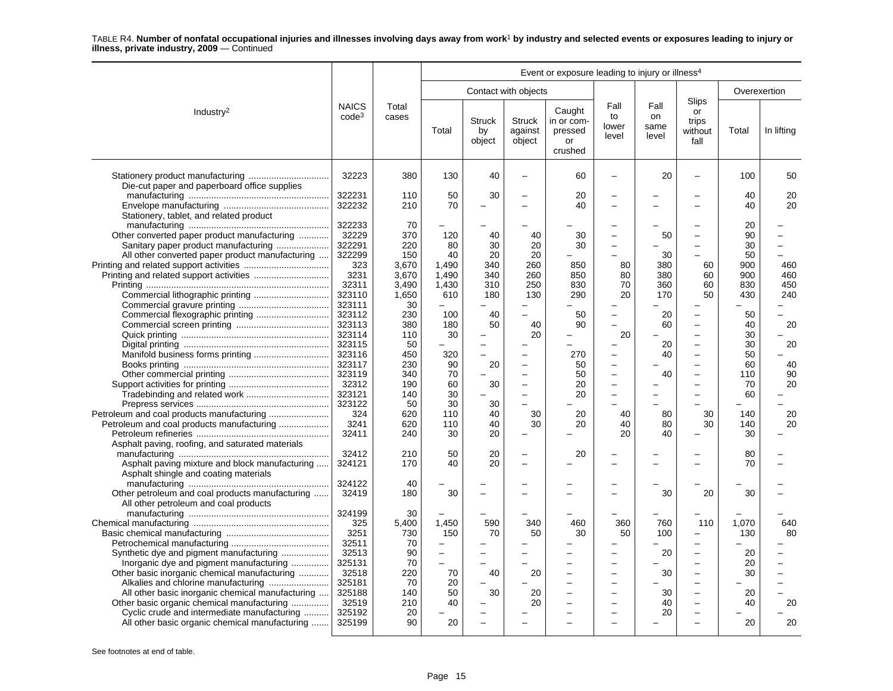TABLE R4. **Number of nonfatal occupational injuries and illnesses involving days away from work[1] by industry and selected events or exposures leading to injury or illness, private industry, 2009** — Continued

| Industry[2] | NAICS code[3] | Total cases | Event or exposure leading to injury or illness[4] | | | | | | | | |
|---|---|---|---|---|---|---|---|---|---|---|---|
| | | | Contact with objects | | | | Fall to lower level | Fall on same level | Slips or trips without fall | Overexertion | |
| | | | Total | Struck by object | Struck against object | Caught in or compressed or crushed | | | | Total | In lifting |
| Stationery product manufacturing | 32223 | 380 | 130 | 40 | – | 60 | – | 20 | – | 100 | 50 |
| Die-cut paper and paperboard office supplies manufacturing | 322231 | 110 | 50 | 30 | – | 20 | – | – | – | 40 | 20 |
| Envelope manufacturing | 322232 | 210 | 70 | – | – | 40 | – | – | – | 40 | 20 |
| Stationery, tablet, and related product manufacturing | 322233 | 70 | – | – | – | – | – | – | – | 20 | – |
| Other converted paper product manufacturing | 32229 | 370 | 120 | 40 | 40 | 30 | – | 50 | – | 90 | – |
| Sanitary paper product manufacturing | 322291 | 220 | 80 | 30 | 20 | 30 | – | – | – | 30 | – |
| All other converted paper product manufacturing | 322299 | 150 | 40 | 20 | 20 | – | – | 30 | – | 50 | – |
| Printing and related support activities | 323 | 3,670 | 1,490 | 340 | 260 | 850 | 80 | 380 | 60 | 900 | 460 |
| Printing and related support activities | 3231 | 3,670 | 1,490 | 340 | 260 | 850 | 80 | 380 | 60 | 900 | 460 |
| Printing | 32311 | 3,490 | 1,430 | 310 | 250 | 830 | 70 | 360 | 60 | 830 | 450 |
| Commercial lithographic printing | 323110 | 1,650 | 610 | 180 | 130 | 290 | 20 | 170 | 50 | 430 | 240 |
| Commercial gravure printing | 323111 | 30 | – | – | – | – | – | – | – | – | – |
| Commercial flexographic printing | 323112 | 230 | 100 | 40 | – | 50 | – | 20 | – | 50 | – |
| Commercial screen printing | 323113 | 380 | 180 | 50 | 40 | 90 | – | 60 | – | 40 | 20 |
| Quick printing | 323114 | 110 | 30 | – | 20 | – | 20 | – | – | 30 | – |
| Digital printing | 323115 | 50 | – | – | – | – | – | 20 | – | 30 | 20 |
| Manifold business forms printing | 323116 | 450 | 320 | – | – | 270 | – | 40 | – | 50 | – |
| Books printing | 323117 | 230 | 90 | 20 | – | 50 | – | – | – | 60 | 40 |
| Other commercial printing | 323119 | 340 | 70 | – | – | 50 | – | 40 | – | 110 | 90 |
| Support activities for printing | 32312 | 190 | 60 | 30 | – | 20 | – | – | – | 70 | 20 |
| Tradebinding and related work | 323121 | 140 | 30 | – | – | 20 | – | – | – | 60 | – |
| Prepress services | 323122 | 50 | 30 | 30 | – | – | – | – | – | – | – |
| Petroleum and coal products manufacturing | 324 | 620 | 110 | 40 | 30 | 20 | 40 | 80 | 30 | 140 | 20 |
| Petroleum and coal products manufacturing | 3241 | 620 | 110 | 40 | 30 | 20 | 40 | 80 | 30 | 140 | 20 |
| Petroleum refineries | 32411 | 240 | 30 | 20 | – | – | 20 | 40 | – | 30 | – |
| Asphalt paving, roofing, and saturated materials manufacturing | 32412 | 210 | 50 | 20 | – | 20 | – | – | – | 80 | – |
| Asphalt paving mixture and block manufacturing | 324121 | 170 | 40 | 20 | – | – | – | – | – | 70 | – |
| Asphalt shingle and coating materials manufacturing | 324122 | 40 | – | – | – | – | – | – | – | – | – |
| Other petroleum and coal products manufacturing | 32419 | 180 | 30 | – | – | – | – | 30 | 20 | 30 | – |
| All other petroleum and coal products manufacturing | 324199 | 30 | – | – | – | – | – | – | – | – | – |
| Chemical manufacturing | 325 | 5,400 | 1,450 | 590 | 340 | 460 | 360 | 760 | 110 | 1,070 | 640 |
| Basic chemical manufacturing | 3251 | 730 | 150 | 70 | 50 | 30 | 50 | 100 | – | 130 | 80 |
| Petrochemical manufacturing | 32511 | 70 | – | – | – | – | – | – | – | – | – |
| Synthetic dye and pigment manufacturing | 32513 | 90 | – | – | – | – | – | 20 | – | 20 | – |
| Inorganic dye and pigment manufacturing | 325131 | 70 | – | – | – | – | – | – | – | 20 | – |
| Other basic inorganic chemical manufacturing | 32518 | 220 | 70 | 40 | 20 | – | – | 30 | – | 30 | – |
| Alkalies and chlorine manufacturing | 325181 | 70 | 20 | – | – | – | – | – | – | – | – |
| All other basic inorganic chemical manufacturing | 325188 | 140 | 50 | 30 | 20 | – | – | 30 | – | 20 | – |
| Other basic organic chemical manufacturing | 32519 | 210 | 40 | – | 20 | – | – | 40 | – | 40 | 20 |
| Cyclic crude and intermediate manufacturing | 325192 | 20 | – | – | – | – | – | 20 | – | – | – |
| All other basic organic chemical manufacturing | 325199 | 90 | 20 | – | – | – | – | – | – | 20 | 20 |

See footnotes at end of table.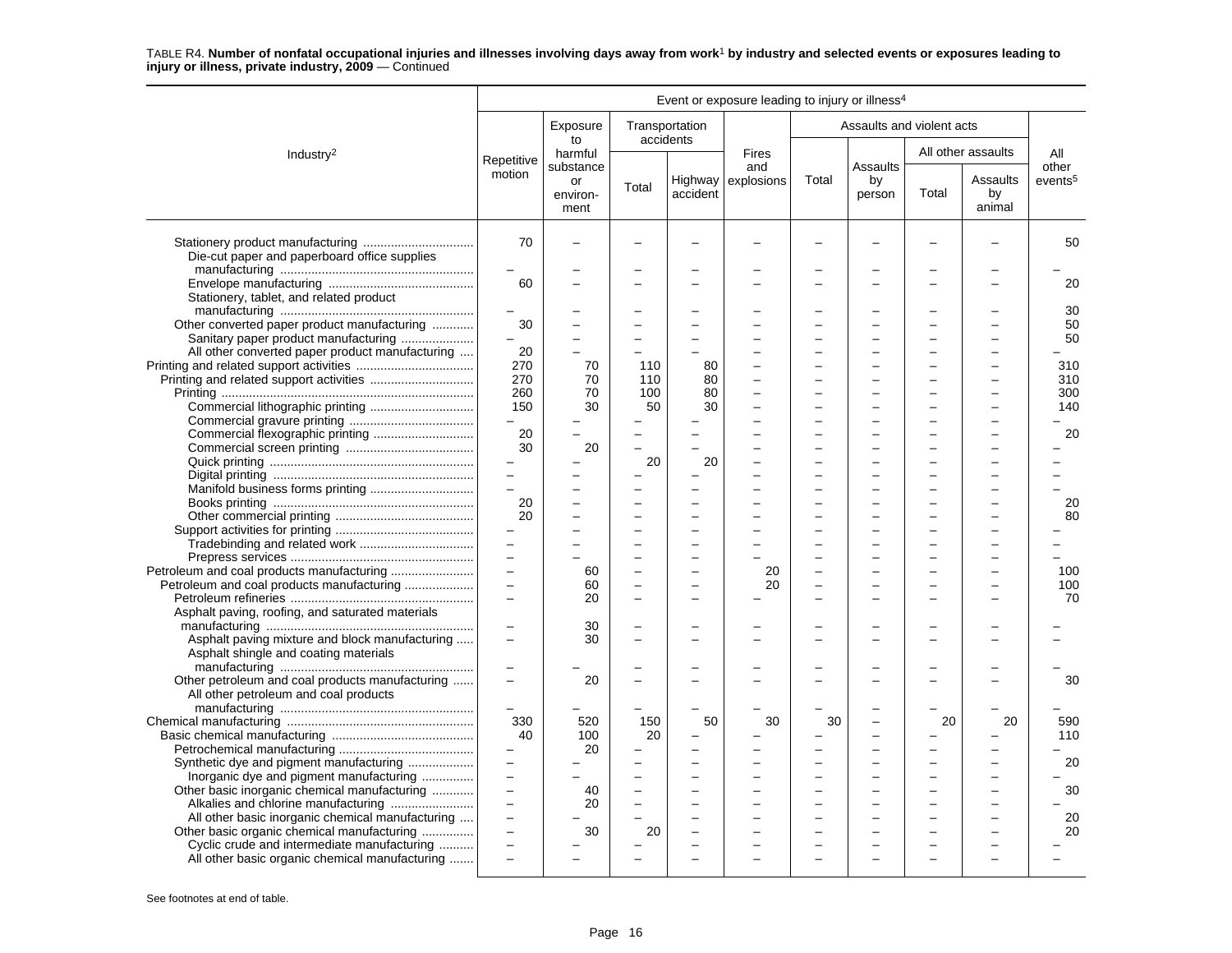TABLE R4. **Number of nonfatal occupational injuries and illnesses involving days away from work[1] by industry and selected events or exposures leading to injury or illness, private industry, 2009** — Continued

| Industry[2] | Repetitive motion | Exposure to harmful substance or environment | Transportation accidents: Total | Transportation accidents: Highway accident | Fires and explosions | Assaults and violent acts: Total | Assaults and violent acts: Assaults by person | All other assaults: Total | All other assaults: Assaults by animal | All other events[5] |
|---|---|---|---|---|---|---|---|---|---|---|
| Stationery product manufacturing | 70 | – | – | – | – | – | – | – | – | 50 |
| Die-cut paper and paperboard office supplies manufacturing | – | – | – | – | – | – | – | – | – | – |
| Envelope manufacturing | 60 | – | – | – | – | – | – | – | – | 20 |
| Stationery, tablet, and related product manufacturing | – | – | – | – | – | – | – | – | – | 30 |
| Other converted paper product manufacturing | 30 | – | – | – | – | – | – | – | – | 50 |
| Sanitary paper product manufacturing | – | – | – | – | – | – | – | – | – | 50 |
| All other converted paper product manufacturing | 20 | – | – | – | – | – | – | – | – | – |
| Printing and related support activities | 270 | 70 | 110 | 80 | – | – | – | – | – | 310 |
| Printing and related support activities | 270 | 70 | 110 | 80 | – | – | – | – | – | 310 |
| Printing | 260 | 70 | 100 | 80 | – | – | – | – | – | 300 |
| Commercial lithographic printing | 150 | 30 | 50 | 30 | – | – | – | – | – | 140 |
| Commercial gravure printing | – | – | – | – | – | – | – | – | – | – |
| Commercial flexographic printing | 20 | – | – | – | – | – | – | – | – | 20 |
| Commercial screen printing | 30 | 20 | – | – | – | – | – | – | – | – |
| Quick printing | – | – | 20 | 20 | – | – | – | – | – | – |
| Digital printing | – | – | – | – | – | – | – | – | – | – |
| Manifold business forms printing | – | – | – | – | – | – | – | – | – | – |
| Books printing | 20 | – | – | – | – | – | – | – | – | 20 |
| Other commercial printing | 20 | – | – | – | – | – | – | – | – | 80 |
| Support activities for printing | – | – | – | – | – | – | – | – | – | – |
| Tradebinding and related work | – | – | – | – | – | – | – | – | – | – |
| Prepress services | – | – | – | – | – | – | – | – | – | – |
| Petroleum and coal products manufacturing | – | 60 | – | – | 20 | – | – | – | – | 100 |
| Petroleum and coal products manufacturing | – | 60 | – | – | 20 | – | – | – | – | 100 |
| Petroleum refineries | – | 20 | – | – | – | – | – | – | – | 70 |
| Asphalt paving, roofing, and saturated materials manufacturing | – | 30 | – | – | – | – | – | – | – | – |
| Asphalt paving mixture and block manufacturing | – | 30 | – | – | – | – | – | – | – | – |
| Asphalt shingle and coating materials manufacturing | – | – | – | – | – | – | – | – | – | – |
| Other petroleum and coal products manufacturing | – | 20 | – | – | – | – | – | – | – | 30 |
| All other petroleum and coal products manufacturing | – | – | – | – | – | – | – | – | – | – |
| Chemical manufacturing | 330 | 520 | 150 | 50 | 30 | 30 | – | 20 | 20 | 590 |
| Basic chemical manufacturing | 40 | 100 | 20 | – | – | – | – | – | – | 110 |
| Petrochemical manufacturing | – | 20 | – | – | – | – | – | – | – | – |
| Synthetic dye and pigment manufacturing | – | – | – | – | – | – | – | – | – | 20 |
| Inorganic dye and pigment manufacturing | – | – | – | – | – | – | – | – | – | – |
| Other basic inorganic chemical manufacturing | – | 40 | – | – | – | – | – | – | – | 30 |
| Alkalies and chlorine manufacturing | – | 20 | – | – | – | – | – | – | – | – |
| All other basic inorganic chemical manufacturing | – | – | – | – | – | – | – | – | – | 20 |
| Other basic organic chemical manufacturing | – | 30 | 20 | – | – | – | – | – | – | 20 |
| Cyclic crude and intermediate manufacturing | – | – | – | – | – | – | – | – | – | – |
| All other basic organic chemical manufacturing | – | – | – | – | – | – | – | – | – | – |

Event or exposure leading to injury or illness[4]

See footnotes at end of table.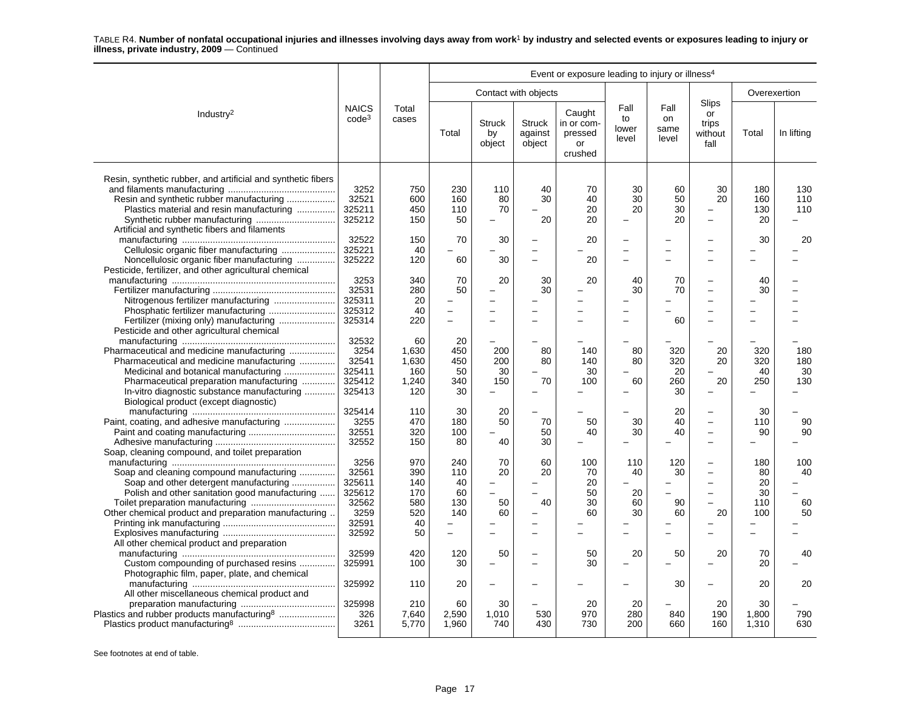TABLE R4. **Number of nonfatal occupational injuries and illnesses involving days away from work[1] by industry and selected events or exposures leading to injury or illness, private industry, 2009** — Continued

| Industry[2] | NAICS code[3] | Total cases | Event or exposure leading to injury or illness[4] | | | | | | | | |
|---|---|---|---|---|---|---|---|---|---|---|---|
| | | | Contact with objects | | | | Fall to lower level | Fall on same level | Slips or trips without fall | Overexertion | |
| | | | Total | Struck by object | Struck against object | Caught in or compressed or crushed | | | | Total | In lifting |
| Resin, synthetic rubber, and artificial and synthetic fibers and filaments manufacturing | 3252 | 750 | 230 | 110 | 40 | 70 | 30 | 60 | 30 | 180 | 130 |
| Resin and synthetic rubber manufacturing | 32521 | 600 | 160 | 80 | 30 | 40 | 30 | 50 | 20 | 160 | 110 |
| Plastics material and resin manufacturing | 325211 | 450 | 110 | 70 | – | 20 | 20 | 30 | – | 130 | 110 |
| Synthetic rubber manufacturing | 325212 | 150 | 50 | – | 20 | 20 | – | 20 | – | 20 | – |
| Artificial and synthetic fibers and filaments manufacturing | 32522 | 150 | 70 | 30 | – | 20 | – | – | – | 30 | 20 |
| Cellulosic organic fiber manufacturing | 325221 | 40 | – | – | – | – | – | – | – | – | – |
| Noncellulosic organic fiber manufacturing | 325222 | 120 | 60 | 30 | – | 20 | – | – | – | – | – |
| Pesticide, fertilizer, and other agricultural chemical manufacturing | 3253 | 340 | 70 | 20 | 30 | 20 | 40 | 70 | – | 40 | – |
| Fertilizer manufacturing | 32531 | 280 | 50 | – | 30 | – | 30 | 70 | – | 30 | – |
| Nitrogenous fertilizer manufacturing | 325311 | 20 | – | – | – | – | – | – | – | – | – |
| Phosphatic fertilizer manufacturing | 325312 | 40 | – | – | – | – | – | – | – | – | – |
| Fertilizer (mixing only) manufacturing | 325314 | 220 | – | – | – | – | – | 60 | – | – | – |
| Pesticide and other agricultural chemical manufacturing | 32532 | 60 | 20 | – | – | – | – | – | – | – | – |
| Pharmaceutical and medicine manufacturing | 3254 | 1,630 | 450 | 200 | 80 | 140 | 80 | 320 | 20 | 320 | 180 |
| Pharmaceutical and medicine manufacturing | 32541 | 1,630 | 450 | 200 | 80 | 140 | 80 | 320 | 20 | 320 | 180 |
| Medicinal and botanical manufacturing | 325411 | 160 | 50 | 30 | – | 30 | – | 20 | – | 40 | 30 |
| Pharmaceutical preparation manufacturing | 325412 | 1,240 | 340 | 150 | 70 | 100 | 60 | 260 | 20 | 250 | 130 |
| In-vitro diagnostic substance manufacturing | 325413 | 120 | 30 | – | – | – | – | 30 | – | – | – |
| Biological product (except diagnostic) manufacturing | 325414 | 110 | 30 | 20 | – | – | – | 20 | – | 30 | – |
| Paint, coating, and adhesive manufacturing | 3255 | 470 | 180 | 50 | 70 | 50 | 30 | 40 | – | 110 | 90 |
| Paint and coating manufacturing | 32551 | 320 | 100 | – | 50 | 40 | 30 | 40 | – | 90 | 90 |
| Adhesive manufacturing | 32552 | 150 | 80 | 40 | 30 | – | – | – | – | – | – |
| Soap, cleaning compound, and toilet preparation manufacturing | 3256 | 970 | 240 | 70 | 60 | 100 | 110 | 120 | – | 180 | 100 |
| Soap and cleaning compound manufacturing | 32561 | 390 | 110 | 20 | 20 | 70 | 40 | 30 | – | 80 | 40 |
| Soap and other detergent manufacturing | 325611 | 140 | 40 | – | – | 20 | – | – | – | 20 | – |
| Polish and other sanitation good manufacturing | 325612 | 170 | 60 | – | – | 50 | 20 | – | – | 30 | – |
| Toilet preparation manufacturing | 32562 | 580 | 130 | 50 | 40 | 30 | 60 | 90 | – | 110 | 60 |
| Other chemical product and preparation manufacturing | 3259 | 520 | 140 | 60 | – | 60 | 30 | 60 | 20 | 100 | 50 |
| Printing ink manufacturing | 32591 | 40 | – | – | – | – | – | – | – | – | – |
| Explosives manufacturing | 32592 | 50 | – | – | – | – | – | – | – | – | – |
| All other chemical product and preparation manufacturing | 32599 | 420 | 120 | 50 | – | 50 | 20 | 50 | 20 | 70 | 40 |
| Custom compounding of purchased resins | 325991 | 100 | 30 | – | – | 30 | – | – | – | 20 | – |
| Photographic film, paper, plate, and chemical manufacturing | 325992 | 110 | 20 | – | – | – | – | 30 | – | 20 | 20 |
| All other miscellaneous chemical product and preparation manufacturing | 325998 | 210 | 60 | 30 | – | 20 | 20 | – | 20 | 30 | – |
| Plastics and rubber products manufacturing[8] | 326 | 7,640 | 2,590 | 1,010 | 530 | 970 | 280 | 840 | 190 | 1,800 | 790 |
| Plastics product manufacturing[8] | 3261 | 5,770 | 1,960 | 740 | 430 | 730 | 200 | 660 | 160 | 1,310 | 630 |

See footnotes at end of table.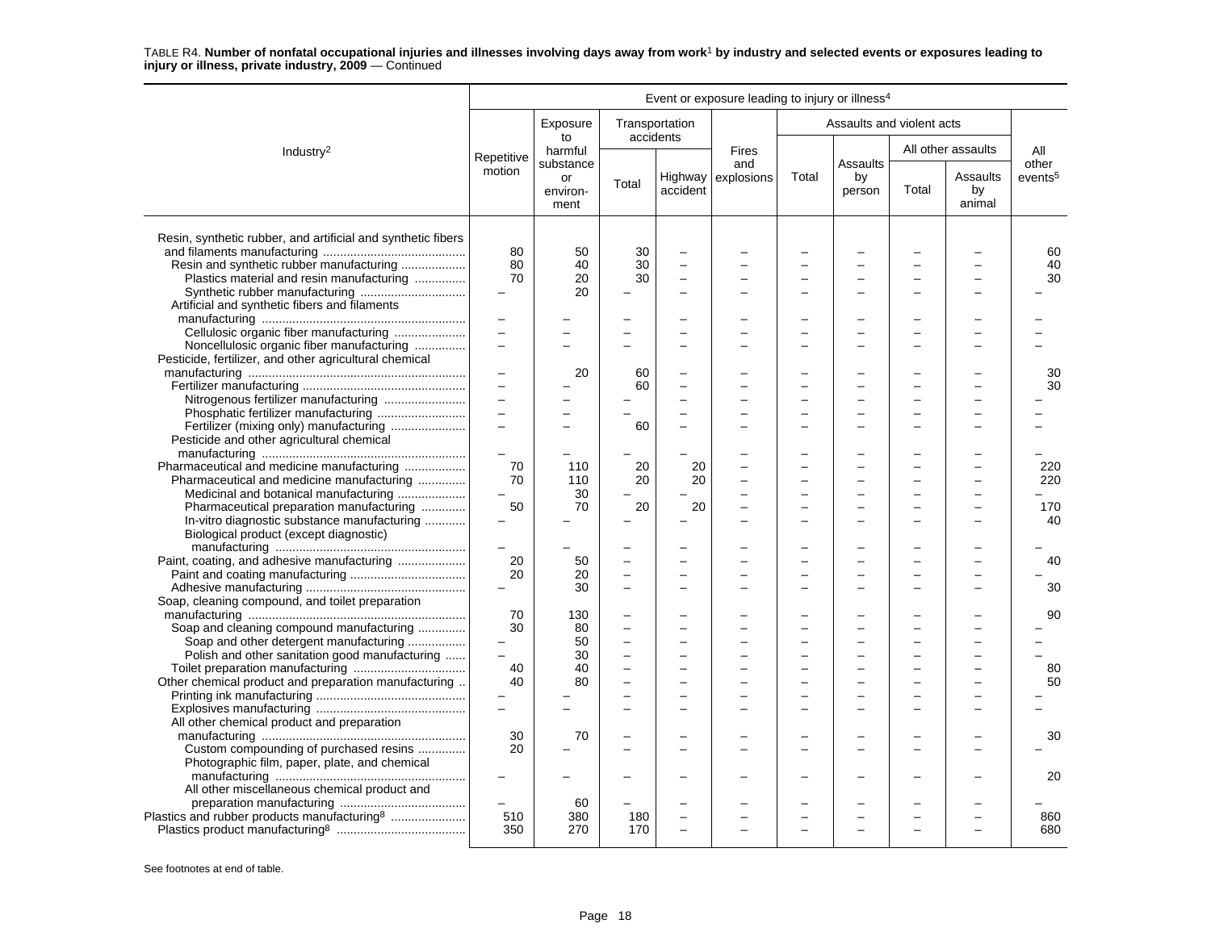TABLE R4. **Number of nonfatal occupational injuries and illnesses involving days away from work[1] by industry and selected events or exposures leading to injury or illness, private industry, 2009** — Continued

| Industry[2] | Repetitive motion | Exposure to harmful substance or environment | Transportation accidents | | Fires and explosions | Assaults and violent acts | | | | All other events[5] |
|---|---|---|---|---|---|---|---|---|---|---|
| | | | Total | Highway accident | | Total | Assaults by person | All other assaults | | |
| | | | | | | | | Total | Assaults by animal | |
| Resin, synthetic rubber, and artificial and synthetic fibers and filaments manufacturing | 80 | 50 | 30 | – | – | – | – | – | – | 60 |
| Resin and synthetic rubber manufacturing | 80 | 40 | 30 | – | – | – | – | – | – | 40 |
| Plastics material and resin manufacturing | 70 | 20 | 30 | – | – | – | – | – | – | 30 |
| Synthetic rubber manufacturing | – | 20 | – | – | – | – | – | – | – | – |
| Artificial and synthetic fibers and filaments manufacturing | – | – | – | – | – | – | – | – | – | – |
| Cellulosic organic fiber manufacturing | – | – | – | – | – | – | – | – | – | – |
| Noncellulosic organic fiber manufacturing | – | – | – | – | – | – | – | – | – | – |
| Pesticide, fertilizer, and other agricultural chemical manufacturing | – | 20 | 60 | – | – | – | – | – | – | 30 |
| Fertilizer manufacturing | – | – | 60 | – | – | – | – | – | – | 30 |
| Nitrogenous fertilizer manufacturing | – | – | – | – | – | – | – | – | – | – |
| Phosphatic fertilizer manufacturing | – | – | – | – | – | – | – | – | – | – |
| Fertilizer (mixing only) manufacturing | – | – | 60 | – | – | – | – | – | – | – |
| Pesticide and other agricultural chemical manufacturing | – | – | – | – | – | – | – | – | – | – |
| Pharmaceutical and medicine manufacturing | 70 | 110 | 20 | 20 | – | – | – | – | – | 220 |
| Pharmaceutical and medicine manufacturing | 70 | 110 | 20 | 20 | – | – | – | – | – | 220 |
| Medicinal and botanical manufacturing | – | 30 | – | – | – | – | – | – | – | – |
| Pharmaceutical preparation manufacturing | 50 | 70 | 20 | 20 | – | – | – | – | – | 170 |
| In-vitro diagnostic substance manufacturing | – | – | – | – | – | – | – | – | – | 40 |
| Biological product (except diagnostic) manufacturing | – | – | – | – | – | – | – | – | – | – |
| Paint, coating, and adhesive manufacturing | 20 | 50 | – | – | – | – | – | – | – | 40 |
| Paint and coating manufacturing | 20 | 20 | – | – | – | – | – | – | – | – |
| Adhesive manufacturing | – | 30 | – | – | – | – | – | – | – | 30 |
| Soap, cleaning compound, and toilet preparation manufacturing | 70 | 130 | – | – | – | – | – | – | – | 90 |
| Soap and cleaning compound manufacturing | 30 | 80 | – | – | – | – | – | – | – | – |
| Soap and other detergent manufacturing | – | 50 | – | – | – | – | – | – | – | – |
| Polish and other sanitation good manufacturing | – | 30 | – | – | – | – | – | – | – | – |
| Toilet preparation manufacturing | 40 | 40 | – | – | – | – | – | – | – | 80 |
| Other chemical product and preparation manufacturing | 40 | 80 | – | – | – | – | – | – | – | 50 |
| Printing ink manufacturing | – | – | – | – | – | – | – | – | – | – |
| Explosives manufacturing | – | – | – | – | – | – | – | – | – | – |
| All other chemical product and preparation manufacturing | 30 | 70 | – | – | – | – | – | – | – | 30 |
| Custom compounding of purchased resins | 20 | – | – | – | – | – | – | – | – | – |
| Photographic film, paper, plate, and chemical manufacturing | – | – | – | – | – | – | – | – | – | 20 |
| All other miscellaneous chemical product and preparation manufacturing | – | 60 | – | – | – | – | – | – | – | – |
| Plastics and rubber products manufacturing[8] | 510 | 380 | 180 | – | – | – | – | – | – | 860 |
| Plastics product manufacturing[8] | 350 | 270 | 170 | – | – | – | – | – | – | 680 |

See footnotes at end of table.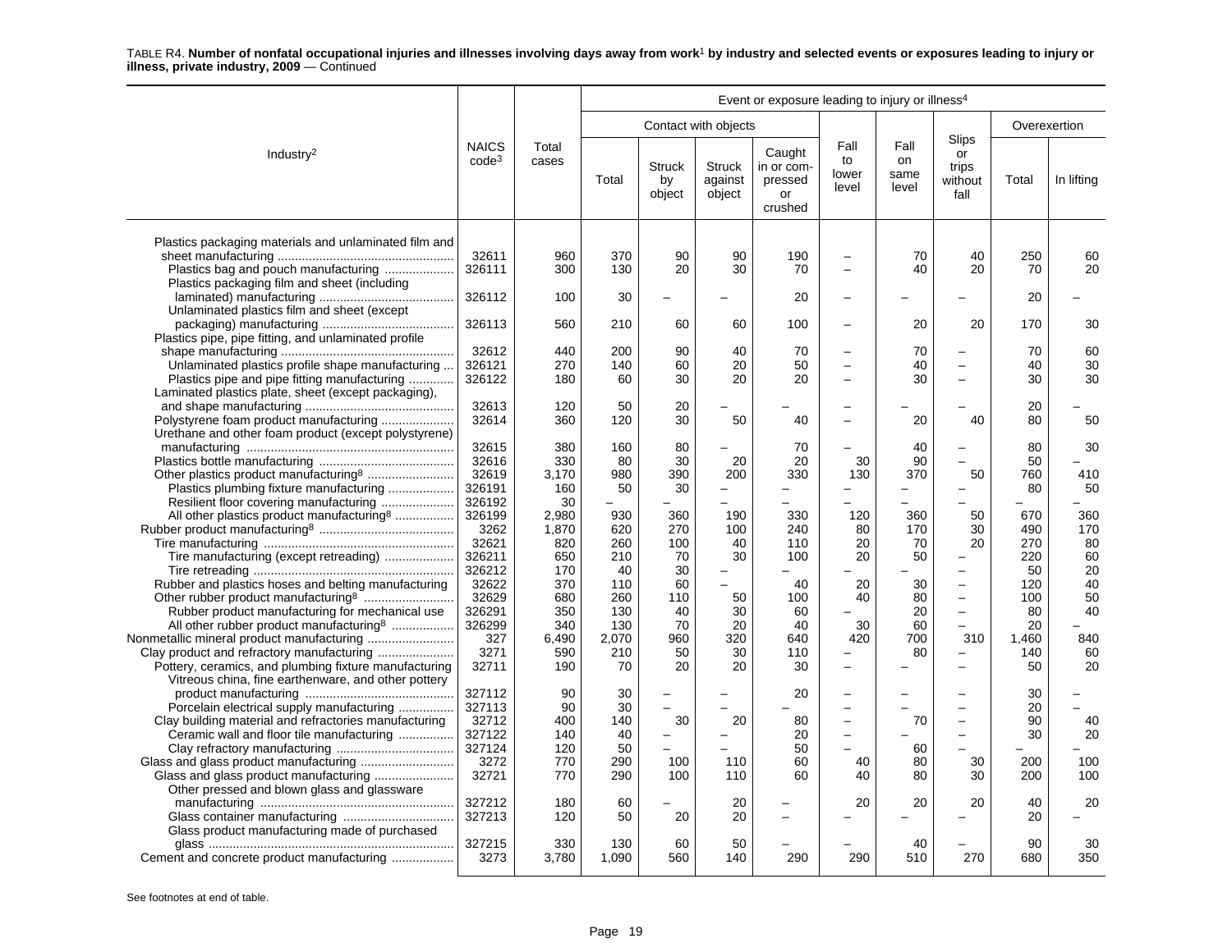TABLE R4. **Number of nonfatal occupational injuries and illnesses involving days away from work[1] by industry and selected events or exposures leading to injury or illness, private industry, 2009** — Continued

| Industry[2] | NAICS code[3] | Total cases | Event or exposure leading to injury or illness[4] | | | | | | | | |
|---|---|---|---|---|---|---|---|---|---|---|---|
| | | | Contact with objects | | | | Fall to lower level | Fall on same level | Slips or trips without fall | Overexertion | |
| | | | Total | Struck by object | Struck against object | Caught in or compressed or crushed | | | | Total | In lifting |
| Plastics packaging materials and unlaminated film and sheet manufacturing | 32611 | 960 | 370 | 90 | 90 | 190 | – | 70 | 40 | 250 | 60 |
| Plastics bag and pouch manufacturing | 326111 | 300 | 130 | 20 | 30 | 70 | – | 40 | 20 | 70 | 20 |
| Plastics packaging film and sheet (including laminated) manufacturing | 326112 | 100 | 30 | – | – | 20 | – | – | – | 20 | – |
| Unlaminated plastics film and sheet (except packaging) manufacturing | 326113 | 560 | 210 | 60 | 60 | 100 | – | 20 | 20 | 170 | 30 |
| Plastics pipe, pipe fitting, and unlaminated profile shape manufacturing | 32612 | 440 | 200 | 90 | 40 | 70 | – | 70 | – | 70 | 60 |
| Unlaminated plastics profile shape manufacturing | 326121 | 270 | 140 | 60 | 20 | 50 | – | 40 | – | 40 | 30 |
| Plastics pipe and pipe fitting manufacturing | 326122 | 180 | 60 | 30 | 20 | 20 | – | 30 | – | 30 | 30 |
| Laminated plastics plate, sheet (except packaging), and shape manufacturing | 32613 | 120 | 50 | 20 | – | – | – | – | – | 20 | – |
| Polystyrene foam product manufacturing | 32614 | 360 | 120 | 30 | 50 | 40 | – | 20 | 40 | 80 | 50 |
| Urethane and other foam product (except polystyrene) manufacturing | 32615 | 380 | 160 | 80 | – | 70 | – | 40 | – | 80 | 30 |
| Plastics bottle manufacturing | 32616 | 330 | 80 | 30 | 20 | 20 | 30 | 90 | – | 50 | – |
| Other plastics product manufacturing[8] | 32619 | 3,170 | 980 | 390 | 200 | 330 | 130 | 370 | 50 | 760 | 410 |
| Plastics plumbing fixture manufacturing | 326191 | 160 | 50 | 30 | – | – | – | – | – | 80 | 50 |
| Resilient floor covering manufacturing | 326192 | 30 | – | – | – | – | – | – | – | – | – |
| All other plastics product manufacturing[8] | 326199 | 2,980 | 930 | 360 | 190 | 330 | 120 | 360 | 50 | 670 | 360 |
| Rubber product manufacturing[8] | 3262 | 1,870 | 620 | 270 | 100 | 240 | 80 | 170 | 30 | 490 | 170 |
| Tire manufacturing | 32621 | 820 | 260 | 100 | 40 | 110 | 20 | 70 | 20 | 270 | 80 |
| Tire manufacturing (except retreading) | 326211 | 650 | 210 | 70 | 30 | 100 | 20 | 50 | – | 220 | 60 |
| Tire retreading | 326212 | 170 | 40 | 30 | – | – | – | – | – | 50 | 20 |
| Rubber and plastics hoses and belting manufacturing | 32622 | 370 | 110 | 60 | – | 40 | 20 | 30 | – | 120 | 40 |
| Other rubber product manufacturing[8] | 32629 | 680 | 260 | 110 | 50 | 100 | 40 | 80 | – | 100 | 50 |
| Rubber product manufacturing for mechanical use | 326291 | 350 | 130 | 40 | 30 | 60 | – | 20 | – | 80 | 40 |
| All other rubber product manufacturing[8] | 326299 | 340 | 130 | 70 | 20 | 40 | 30 | 60 | – | 20 | – |
| Nonmetallic mineral product manufacturing | 327 | 6,490 | 2,070 | 960 | 320 | 640 | 420 | 700 | 310 | 1,460 | 840 |
| Clay product and refractory manufacturing | 3271 | 590 | 210 | 50 | 30 | 110 | – | 80 | – | 140 | 60 |
| Pottery, ceramics, and plumbing fixture manufacturing | 32711 | 190 | 70 | 20 | 20 | 30 | – | – | – | 50 | 20 |
| Vitreous china, fine earthenware, and other pottery product manufacturing | 327112 | 90 | 30 | – | – | 20 | – | – | – | 30 | – |
| Porcelain electrical supply manufacturing | 327113 | 90 | 30 | – | – | – | – | – | – | 20 | – |
| Clay building material and refractories manufacturing | 32712 | 400 | 140 | 30 | 20 | 80 | – | 70 | – | 90 | 40 |
| Ceramic wall and floor tile manufacturing | 327122 | 140 | 40 | – | – | 20 | – | – | – | 30 | 20 |
| Clay refractory manufacturing | 327124 | 120 | 50 | – | – | 50 | – | 60 | – | – | – |
| Glass and glass product manufacturing | 3272 | 770 | 290 | 100 | 110 | 60 | 40 | 80 | 30 | 200 | 100 |
| Glass and glass product manufacturing | 32721 | 770 | 290 | 100 | 110 | 60 | 40 | 80 | 30 | 200 | 100 |
| Other pressed and blown glass and glassware manufacturing | 327212 | 180 | 60 | – | 20 | – | 20 | 20 | 20 | 40 | 20 |
| Glass container manufacturing | 327213 | 120 | 50 | 20 | 20 | – | – | – | – | 20 | – |
| Glass product manufacturing made of purchased glass | 327215 | 330 | 130 | 60 | 50 | – | – | 40 | – | 90 | 30 |
| Cement and concrete product manufacturing | 3273 | 3,780 | 1,090 | 560 | 140 | 290 | 290 | 510 | 270 | 680 | 350 |

See footnotes at end of table.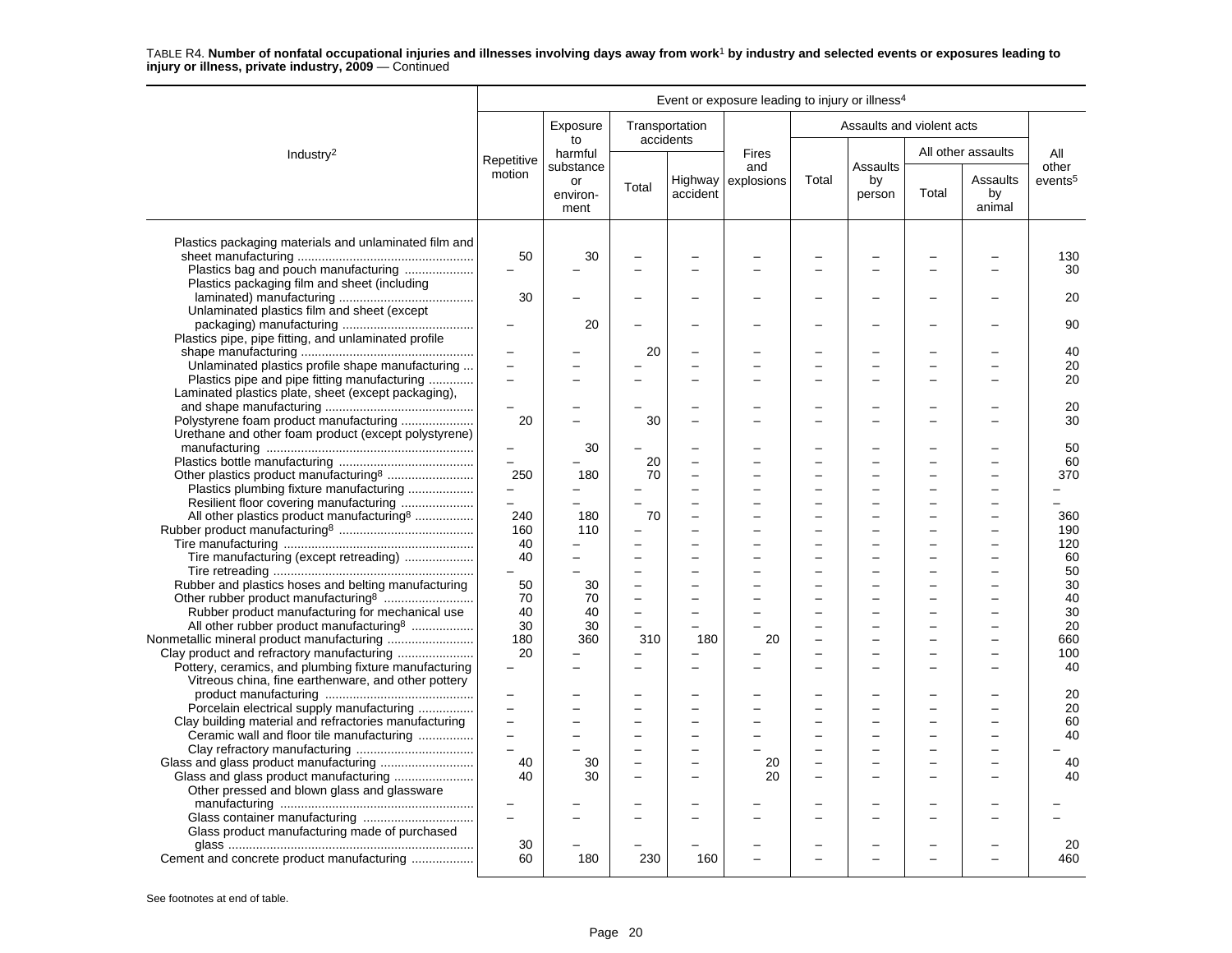TABLE R4. **Number of nonfatal occupational injuries and illnesses involving days away from work[1] by industry and selected events or exposures leading to injury or illness, private industry, 2009** — Continued

| Industry[2] | Event or exposure leading to injury or illness[4] | | | | | | | | | |
|---|---|---|---|---|---|---|---|---|---|---|
| | Repetitive motion | Exposure to harmful substance or environment | Transportation accidents | | Fires and explosions | Assaults and violent acts | | | | All other events[5] |
| | | | Total | Highway accident | | Total | Assaults by person | All other assaults | | |
| | | | | | | | | Total | Assaults by animal | |
| Plastics packaging materials and unlaminated film and sheet manufacturing | 50 | 30 | – | – | – | – | – | – | – | 130 |
| Plastics bag and pouch manufacturing | – | – | – | – | – | – | – | – | – | 30 |
| Plastics packaging film and sheet (including laminated) manufacturing | 30 | – | – | – | – | – | – | – | – | 20 |
| Unlaminated plastics film and sheet (except packaging) manufacturing | – | 20 | – | – | – | – | – | – | – | 90 |
| Plastics pipe, pipe fitting, and unlaminated profile shape manufacturing | – | – | 20 | – | – | – | – | – | – | 40 |
| Unlaminated plastics profile shape manufacturing | – | – | – | – | – | – | – | – | – | 20 |
| Plastics pipe and pipe fitting manufacturing | – | – | – | – | – | – | – | – | – | 20 |
| Laminated plastics plate, sheet (except packaging), and shape manufacturing | – | – | – | – | – | – | – | – | – | 20 |
| Polystyrene foam product manufacturing | 20 | – | 30 | – | – | – | – | – | – | 30 |
| Urethane and other foam product (except polystyrene) manufacturing | – | 30 | – | – | – | – | – | – | – | 50 |
| Plastics bottle manufacturing | – | – | 20 | – | – | – | – | – | – | 60 |
| Other plastics product manufacturing[8] | 250 | 180 | 70 | – | – | – | – | – | – | 370 |
| Plastics plumbing fixture manufacturing | – | – | – | – | – | – | – | – | – | – |
| Resilient floor covering manufacturing | – | – | – | – | – | – | – | – | – | – |
| All other plastics product manufacturing[8] | 240 | 180 | 70 | – | – | – | – | – | – | 360 |
| Rubber product manufacturing[8] | 160 | 110 | – | – | – | – | – | – | – | 190 |
| Tire manufacturing | 40 | – | – | – | – | – | – | – | – | 120 |
| Tire manufacturing (except retreading) | 40 | – | – | – | – | – | – | – | – | 60 |
| Tire retreading | – | – | – | – | – | – | – | – | – | 50 |
| Rubber and plastics hoses and belting manufacturing | 50 | 30 | – | – | – | – | – | – | – | 30 |
| Other rubber product manufacturing[8] | 70 | 70 | – | – | – | – | – | – | – | 40 |
| Rubber product manufacturing for mechanical use | 40 | 40 | – | – | – | – | – | – | – | 30 |
| All other rubber product manufacturing[8] | 30 | 30 | – | – | – | – | – | – | – | 20 |
| Nonmetallic mineral product manufacturing | 180 | 360 | 310 | 180 | 20 | – | – | – | – | 660 |
| Clay product and refractory manufacturing | 20 | – | – | – | – | – | – | – | – | 100 |
| Pottery, ceramics, and plumbing fixture manufacturing | – | – | – | – | – | – | – | – | – | 40 |
| Vitreous china, fine earthenware, and other pottery product manufacturing | – | – | – | – | – | – | – | – | – | 20 |
| Porcelain electrical supply manufacturing | – | – | – | – | – | – | – | – | – | 20 |
| Clay building material and refractories manufacturing | – | – | – | – | – | – | – | – | – | 60 |
| Ceramic wall and floor tile manufacturing | – | – | – | – | – | – | – | – | – | 40 |
| Clay refractory manufacturing | – | – | – | – | – | – | – | – | – | – |
| Glass and glass product manufacturing | 40 | 30 | – | – | 20 | – | – | – | – | 40 |
| Glass and glass product manufacturing | 40 | 30 | – | – | 20 | – | – | – | – | 40 |
| Other pressed and blown glass and glassware manufacturing | – | – | – | – | – | – | – | – | – | – |
| Glass container manufacturing | – | – | – | – | – | – | – | – | – | – |
| Glass product manufacturing made of purchased glass | 30 | – | – | – | – | – | – | – | – | 20 |
| Cement and concrete product manufacturing | 60 | 180 | 230 | 160 | – | – | – | – | – | 460 |

See footnotes at end of table.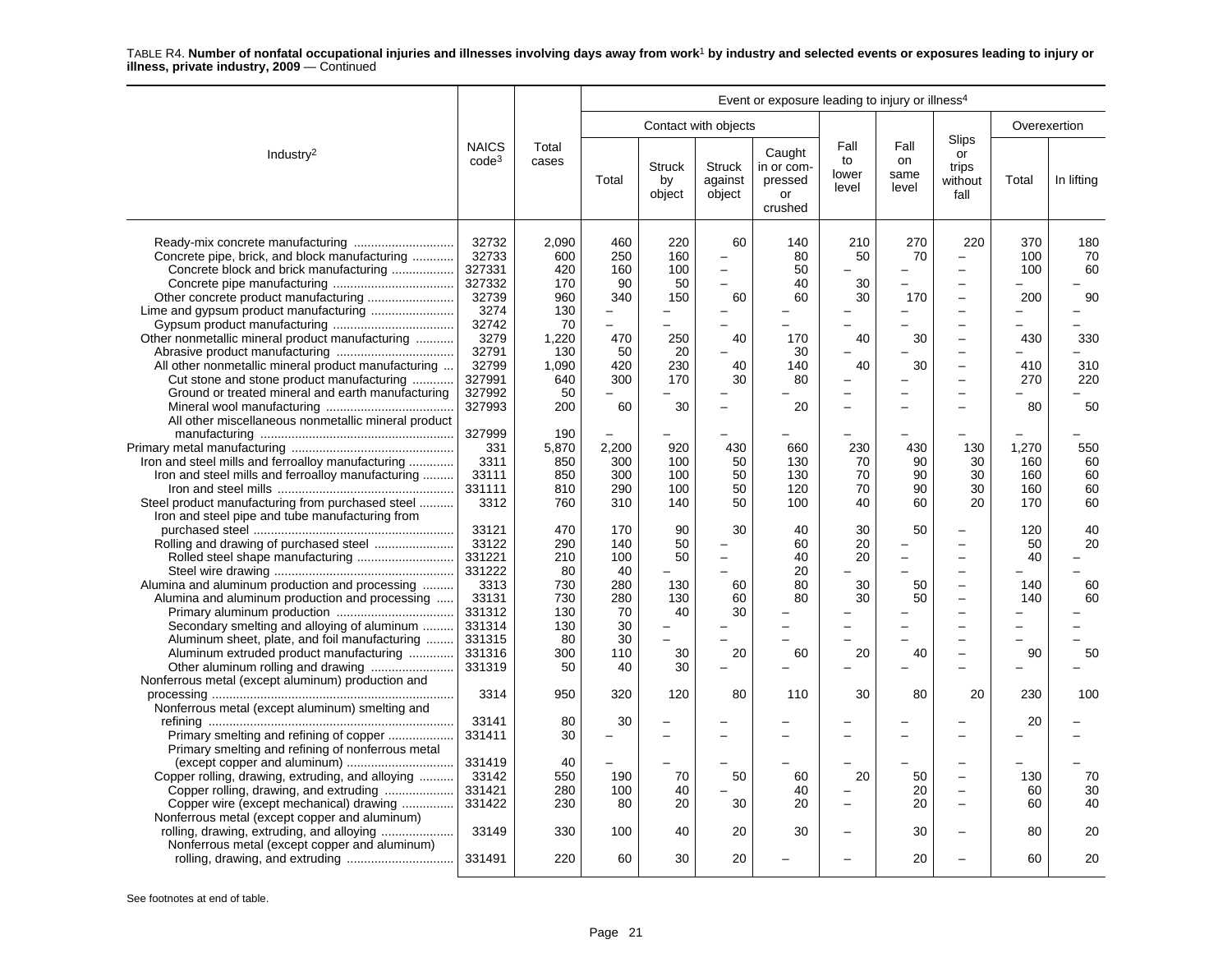TABLE R4. **Number of nonfatal occupational injuries and illnesses involving days away from work[1] by industry and selected events or exposures leading to injury or illness, private industry, 2009** — Continued

| Industry[2] | NAICS code[3] | Total cases | Event or exposure leading to injury or illness[4] | | | | | | | | |
|---|---|---|---|---|---|---|---|---|---|---|---|
| | | | Contact with objects | | | | Fall to lower level | Fall on same level | Slips or trips without fall | Overexertion | |
| | | | Total | Struck by object | Struck against object | Caught in or compressed or crushed | | | | Total | In lifting |
| Ready-mix concrete manufacturing | 32732 | 2,090 | 460 | 220 | 60 | 140 | 210 | 270 | 220 | 370 | 180 |
| Concrete pipe, brick, and block manufacturing | 32733 | 600 | 250 | 160 | – | 80 | 50 | 70 | – | 100 | 70 |
| Concrete block and brick manufacturing | 327331 | 420 | 160 | 100 | – | 50 | – | – | – | 100 | 60 |
| Concrete pipe manufacturing | 327332 | 170 | 90 | 50 | – | 40 | 30 | – | – | – | – |
| Other concrete product manufacturing | 32739 | 960 | 340 | 150 | 60 | 60 | 30 | 170 | – | 200 | 90 |
| Lime and gypsum product manufacturing | 3274 | 130 | – | – | – | – | – | – | – | – | – |
| Gypsum product manufacturing | 32742 | 70 | – | – | – | – | – | – | – | – | – |
| Other nonmetallic mineral product manufacturing | 3279 | 1,220 | 470 | 250 | 40 | 170 | 40 | 30 | – | 430 | 330 |
| Abrasive product manufacturing | 32791 | 130 | 50 | 20 | – | 30 | – | – | – | – | – |
| All other nonmetallic mineral product manufacturing | 32799 | 1,090 | 420 | 230 | 40 | 140 | 40 | 30 | – | 410 | 310 |
| Cut stone and stone product manufacturing | 327991 | 640 | 300 | 170 | 30 | 80 | – | – | – | 270 | 220 |
| Ground or treated mineral and earth manufacturing | 327992 | 50 | – | – | – | – | – | – | – | – | – |
| Mineral wool manufacturing | 327993 | 200 | 60 | 30 | – | 20 | – | – | – | 80 | 50 |
| All other miscellaneous nonmetallic mineral product manufacturing | 327999 | 190 | – | – | – | – | – | – | – | – | – |
| Primary metal manufacturing | 331 | 5,870 | 2,200 | 920 | 430 | 660 | 230 | 430 | 130 | 1,270 | 550 |
| Iron and steel mills and ferroalloy manufacturing | 3311 | 850 | 300 | 100 | 50 | 130 | 70 | 90 | 30 | 160 | 60 |
| Iron and steel mills and ferroalloy manufacturing | 33111 | 850 | 300 | 100 | 50 | 130 | 70 | 90 | 30 | 160 | 60 |
| Iron and steel mills | 331111 | 810 | 290 | 100 | 50 | 120 | 70 | 90 | 30 | 160 | 60 |
| Steel product manufacturing from purchased steel | 3312 | 760 | 310 | 140 | 50 | 100 | 40 | 60 | 20 | 170 | 60 |
| Iron and steel pipe and tube manufacturing from purchased steel | 33121 | 470 | 170 | 90 | 30 | 40 | 30 | 50 | – | 120 | 40 |
| Rolling and drawing of purchased steel | 33122 | 290 | 140 | 50 | – | 60 | 20 | – | – | 50 | 20 |
| Rolled steel shape manufacturing | 331221 | 210 | 100 | 50 | – | 40 | 20 | – | – | 40 | – |
| Steel wire drawing | 331222 | 80 | 40 | – | – | 20 | – | – | – | – | – |
| Alumina and aluminum production and processing | 3313 | 730 | 280 | 130 | 60 | 80 | 30 | 50 | – | 140 | 60 |
| Alumina and aluminum production and processing | 33131 | 730 | 280 | 130 | 60 | 80 | 30 | 50 | – | 140 | 60 |
| Primary aluminum production | 331312 | 130 | 70 | 40 | 30 | – | – | – | – | – | – |
| Secondary smelting and alloying of aluminum | 331314 | 130 | 30 | – | – | – | – | – | – | – | – |
| Aluminum sheet, plate, and foil manufacturing | 331315 | 80 | 30 | – | – | – | – | – | – | – | – |
| Aluminum extruded product manufacturing | 331316 | 300 | 110 | 30 | 20 | 60 | 20 | 40 | – | 90 | 50 |
| Other aluminum rolling and drawing | 331319 | 50 | 40 | 30 | – | – | – | – | – | – | – |
| Nonferrous metal (except aluminum) production and processing | 3314 | 950 | 320 | 120 | 80 | 110 | 30 | 80 | 20 | 230 | 100 |
| Nonferrous metal (except aluminum) smelting and refining | 33141 | 80 | 30 | – | – | – | – | – | – | 20 | – |
| Primary smelting and refining of copper | 331411 | 30 | – | – | – | – | – | – | – | – | – |
| Primary smelting and refining of nonferrous metal (except copper and aluminum) | 331419 | 40 | – | – | – | – | – | – | – | – | – |
| Copper rolling, drawing, extruding, and alloying | 33142 | 550 | 190 | 70 | 50 | 60 | 20 | 50 | – | 130 | 70 |
| Copper rolling, drawing, and extruding | 331421 | 280 | 100 | 40 | – | 40 | – | 20 | – | 60 | 30 |
| Copper wire (except mechanical) drawing | 331422 | 230 | 80 | 20 | 30 | 20 | – | 20 | – | 60 | 40 |
| Nonferrous metal (except copper and aluminum) rolling, drawing, extruding, and alloying | 33149 | 330 | 100 | 40 | 20 | 30 | – | 30 | – | 80 | 20 |
| Nonferrous metal (except copper and aluminum) rolling, drawing, and extruding | 331491 | 220 | 60 | 30 | 20 | – | – | 20 | – | 60 | 20 |

See footnotes at end of table.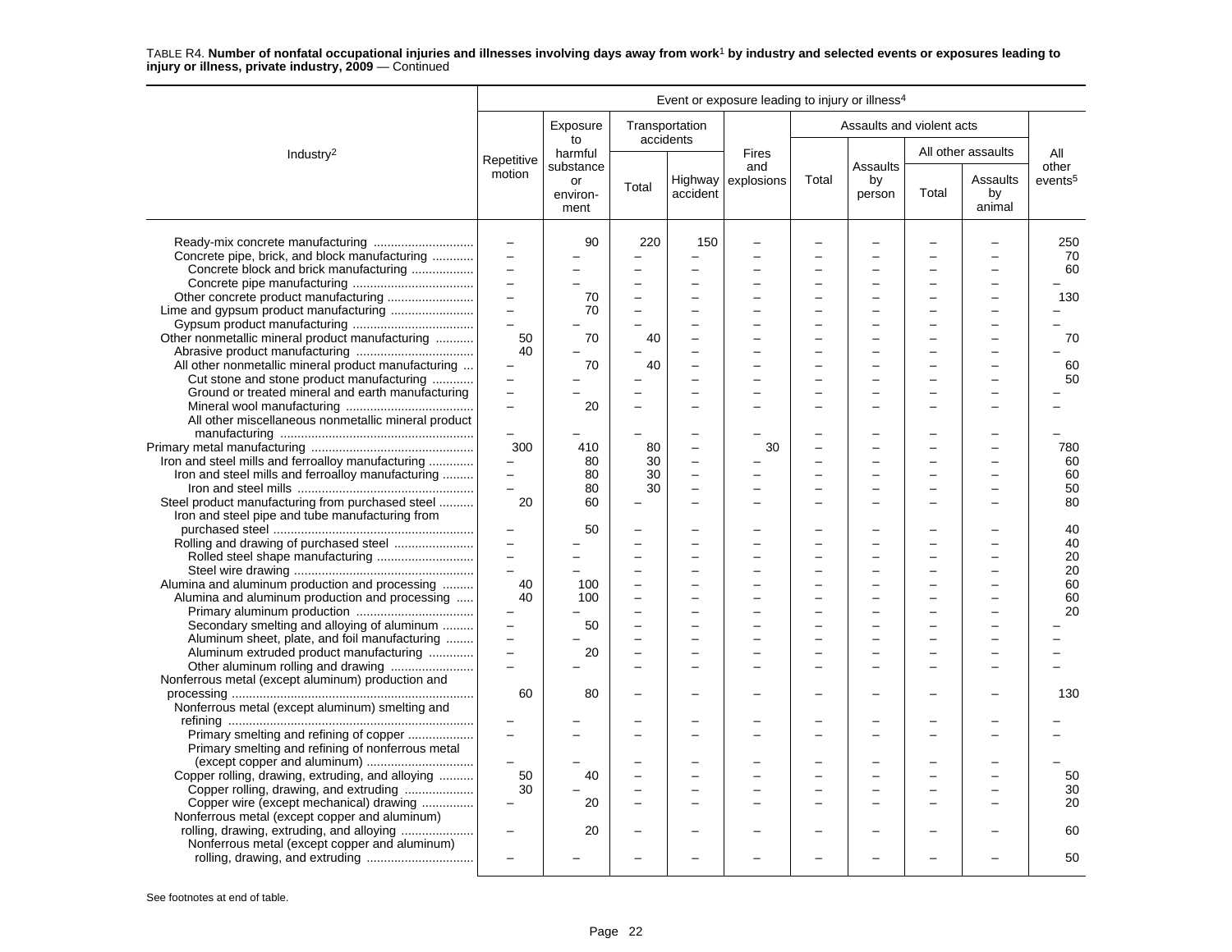TABLE R4. **Number of nonfatal occupational injuries and illnesses involving days away from work[1] by industry and selected events or exposures leading to injury or illness, private industry, 2009** — Continued

| Industry[2] | Repetitive motion | Exposure to harmful substance or environment | Transportation accidents: Total | Transportation accidents: Highway accident | Fires and explosions | Assaults and violent acts: Total | Assaults and violent acts: Assaults by person | All other assaults: Total | All other assaults: Assaults by animal | All other events[5] |
|---|---|---|---|---|---|---|---|---|---|---|
| Ready-mix concrete manufacturing | – | 90 | 220 | 150 | – | – | – | – | – | 250 |
| Concrete pipe, brick, and block manufacturing | – | – | – | – | – | – | – | – | – | 70 |
| Concrete block and brick manufacturing | – | – | – | – | – | – | – | – | – | 60 |
| Concrete pipe manufacturing | – | – | – | – | – | – | – | – | – | – |
| Other concrete product manufacturing | – | 70 | – | – | – | – | – | – | – | 130 |
| Lime and gypsum product manufacturing | – | 70 | – | – | – | – | – | – | – | – |
| Gypsum product manufacturing | – | – | – | – | – | – | – | – | – | – |
| Other nonmetallic mineral product manufacturing | 50 | 70 | 40 | – | – | – | – | – | – | 70 |
| Abrasive product manufacturing | 40 | – | – | – | – | – | – | – | – | – |
| All other nonmetallic mineral product manufacturing | – | 70 | 40 | – | – | – | – | – | – | 60 |
| Cut stone and stone product manufacturing | – | – | – | – | – | – | – | – | – | 50 |
| Ground or treated mineral and earth manufacturing | – | – | – | – | – | – | – | – | – | – |
| Mineral wool manufacturing | – | 20 | – | – | – | – | – | – | – | – |
| All other miscellaneous nonmetallic mineral product manufacturing | – | – | – | – | – | – | – | – | – | – |
| Primary metal manufacturing | 300 | 410 | 80 | – | 30 | – | – | – | – | 780 |
| Iron and steel mills and ferroalloy manufacturing | – | 80 | 30 | – | – | – | – | – | – | 60 |
| Iron and steel mills and ferroalloy manufacturing | – | 80 | 30 | – | – | – | – | – | – | 60 |
| Iron and steel mills | – | 80 | 30 | – | – | – | – | – | – | 50 |
| Steel product manufacturing from purchased steel | 20 | 60 | – | – | – | – | – | – | – | 80 |
| Iron and steel pipe and tube manufacturing from purchased steel | – | 50 | – | – | – | – | – | – | – | 40 |
| Rolling and drawing of purchased steel | – | – | – | – | – | – | – | – | – | 40 |
| Rolled steel shape manufacturing | – | – | – | – | – | – | – | – | – | 20 |
| Steel wire drawing | – | – | – | – | – | – | – | – | – | 20 |
| Alumina and aluminum production and processing | 40 | 100 | – | – | – | – | – | – | – | 60 |
| Alumina and aluminum production and processing | 40 | 100 | – | – | – | – | – | – | – | 60 |
| Primary aluminum production | – | – | – | – | – | – | – | – | – | 20 |
| Secondary smelting and alloying of aluminum | – | 50 | – | – | – | – | – | – | – | – |
| Aluminum sheet, plate, and foil manufacturing | – | – | – | – | – | – | – | – | – | – |
| Aluminum extruded product manufacturing | – | 20 | – | – | – | – | – | – | – | – |
| Other aluminum rolling and drawing | – | – | – | – | – | – | – | – | – | – |
| Nonferrous metal (except aluminum) production and processing | 60 | 80 | – | – | – | – | – | – | – | 130 |
| Nonferrous metal (except aluminum) smelting and refining | – | – | – | – | – | – | – | – | – | – |
| Primary smelting and refining of copper | – | – | – | – | – | – | – | – | – | – |
| Primary smelting and refining of nonferrous metal (except copper and aluminum) | – | – | – | – | – | – | – | – | – | – |
| Copper rolling, drawing, extruding, and alloying | 50 | 40 | – | – | – | – | – | – | – | 50 |
| Copper rolling, drawing, and extruding | 30 | – | – | – | – | – | – | – | – | 30 |
| Copper wire (except mechanical) drawing | – | 20 | – | – | – | – | – | – | – | 20 |
| Nonferrous metal (except copper and aluminum) rolling, drawing, extruding, and alloying | – | 20 | – | – | – | – | – | – | – | 60 |
| Nonferrous metal (except copper and aluminum) rolling, drawing, and extruding | – | – | – | – | – | – | – | – | – | 50 |

Column group heading: Event or exposure leading to injury or illness[4]

See footnotes at end of table.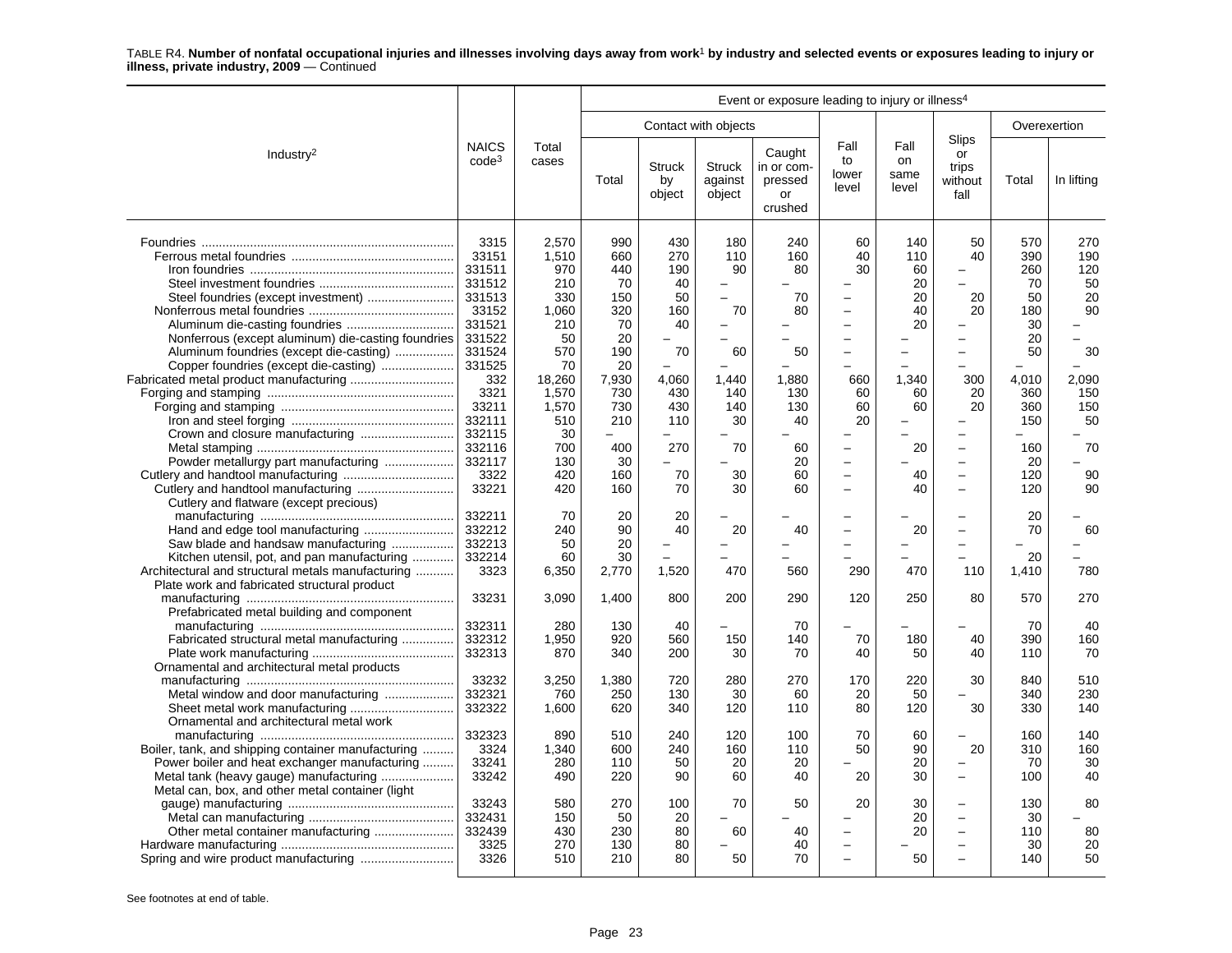TABLE R4. **Number of nonfatal occupational injuries and illnesses involving days away from work[1] by industry and selected events or exposures leading to injury or illness, private industry, 2009** — Continued

| Industry[2] | NAICS code[3] | Total cases | Event or exposure leading to injury or illness[4] | | | | | | | | |
|---|---|---|---|---|---|---|---|---|---|---|---|
| | | | Contact with objects | | | | Fall to lower level | Fall on same level | Slips or trips without fall | Overexertion | |
| | | | Total | Struck by object | Struck against object | Caught in or compressed or crushed | | | | Total | In lifting |
| Foundries | 3315 | 2,570 | 990 | 430 | 180 | 240 | 60 | 140 | 50 | 570 | 270 |
| Ferrous metal foundries | 33151 | 1,510 | 660 | 270 | 110 | 160 | 40 | 110 | 40 | 390 | 190 |
| Iron foundries | 331511 | 970 | 440 | 190 | 90 | 80 | 30 | 60 | – | 260 | 120 |
| Steel investment foundries | 331512 | 210 | 70 | 40 | – | – | – | 20 | – | 70 | 50 |
| Steel foundries (except investment) | 331513 | 330 | 150 | 50 | – | 70 | – | 20 | 20 | 50 | 20 |
| Nonferrous metal foundries | 33152 | 1,060 | 320 | 160 | 70 | 80 | – | 40 | 20 | 180 | 90 |
| Aluminum die-casting foundries | 331521 | 210 | 70 | 40 | – | – | – | 20 | – | 30 | – |
| Nonferrous (except aluminum) die-casting foundries | 331522 | 50 | 20 | – | – | – | – | – | – | 20 | – |
| Aluminum foundries (except die-casting) | 331524 | 570 | 190 | 70 | 60 | 50 | – | – | – | 50 | 30 |
| Copper foundries (except die-casting) | 331525 | 70 | 20 | – | – | – | – | – | – | – | – |
| Fabricated metal product manufacturing | 332 | 18,260 | 7,930 | 4,060 | 1,440 | 1,880 | 660 | 1,340 | 300 | 4,010 | 2,090 |
| Forging and stamping | 3321 | 1,570 | 730 | 430 | 140 | 130 | 60 | 60 | 20 | 360 | 150 |
| Forging and stamping | 33211 | 1,570 | 730 | 430 | 140 | 130 | 60 | 60 | 20 | 360 | 150 |
| Iron and steel forging | 332111 | 510 | 210 | 110 | 30 | 40 | 20 | – | – | 150 | 50 |
| Crown and closure manufacturing | 332115 | 30 | – | – | – | – | – | – | – | – | – |
| Metal stamping | 332116 | 700 | 400 | 270 | 70 | 60 | – | 20 | – | 160 | 70 |
| Powder metallurgy part manufacturing | 332117 | 130 | 30 | – | – | 20 | – | – | – | 20 | – |
| Cutlery and handtool manufacturing | 3322 | 420 | 160 | 70 | 30 | 60 | – | 40 | – | 120 | 90 |
| Cutlery and handtool manufacturing | 33221 | 420 | 160 | 70 | 30 | 60 | – | 40 | – | 120 | 90 |
| Cutlery and flatware (except precious) manufacturing | 332211 | 70 | 20 | 20 | – | – | – | – | – | 20 | – |
| Hand and edge tool manufacturing | 332212 | 240 | 90 | 40 | 20 | 40 | – | 20 | – | 70 | 60 |
| Saw blade and handsaw manufacturing | 332213 | 50 | 20 | – | – | – | – | – | – | – | – |
| Kitchen utensil, pot, and pan manufacturing | 332214 | 60 | 30 | – | – | – | – | – | – | 20 | – |
| Architectural and structural metals manufacturing | 3323 | 6,350 | 2,770 | 1,520 | 470 | 560 | 290 | 470 | 110 | 1,410 | 780 |
| Plate work and fabricated structural product manufacturing | 33231 | 3,090 | 1,400 | 800 | 200 | 290 | 120 | 250 | 80 | 570 | 270 |
| Prefabricated metal building and component manufacturing | 332311 | 280 | 130 | 40 | – | 70 | – | – | – | 70 | 40 |
| Fabricated structural metal manufacturing | 332312 | 1,950 | 920 | 560 | 150 | 140 | 70 | 180 | 40 | 390 | 160 |
| Plate work manufacturing | 332313 | 870 | 340 | 200 | 30 | 70 | 40 | 50 | 40 | 110 | 70 |
| Ornamental and architectural metal products manufacturing | 33232 | 3,250 | 1,380 | 720 | 280 | 270 | 170 | 220 | 30 | 840 | 510 |
| Metal window and door manufacturing | 332321 | 760 | 250 | 130 | 30 | 60 | 20 | 50 | – | 340 | 230 |
| Sheet metal work manufacturing | 332322 | 1,600 | 620 | 340 | 120 | 110 | 80 | 120 | 30 | 330 | 140 |
| Ornamental and architectural metal work manufacturing | 332323 | 890 | 510 | 240 | 120 | 100 | 70 | 60 | – | 160 | 140 |
| Boiler, tank, and shipping container manufacturing | 3324 | 1,340 | 600 | 240 | 160 | 110 | 50 | 90 | 20 | 310 | 160 |
| Power boiler and heat exchanger manufacturing | 33241 | 280 | 110 | 50 | 20 | 20 | – | 20 | – | 70 | 30 |
| Metal tank (heavy gauge) manufacturing | 33242 | 490 | 220 | 90 | 60 | 40 | 20 | 30 | – | 100 | 40 |
| Metal can, box, and other metal container (light gauge) manufacturing | 33243 | 580 | 270 | 100 | 70 | 50 | 20 | 30 | – | 130 | 80 |
| Metal can manufacturing | 332431 | 150 | 50 | 20 | – | – | – | 20 | – | 30 | – |
| Other metal container manufacturing | 332439 | 430 | 230 | 80 | 60 | 40 | – | 20 | – | 110 | 80 |
| Hardware manufacturing | 3325 | 270 | 130 | 80 | – | 40 | – | – | – | 30 | 20 |
| Spring and wire product manufacturing | 3326 | 510 | 210 | 80 | 50 | 70 | – | 50 | – | 140 | 50 |

See footnotes at end of table.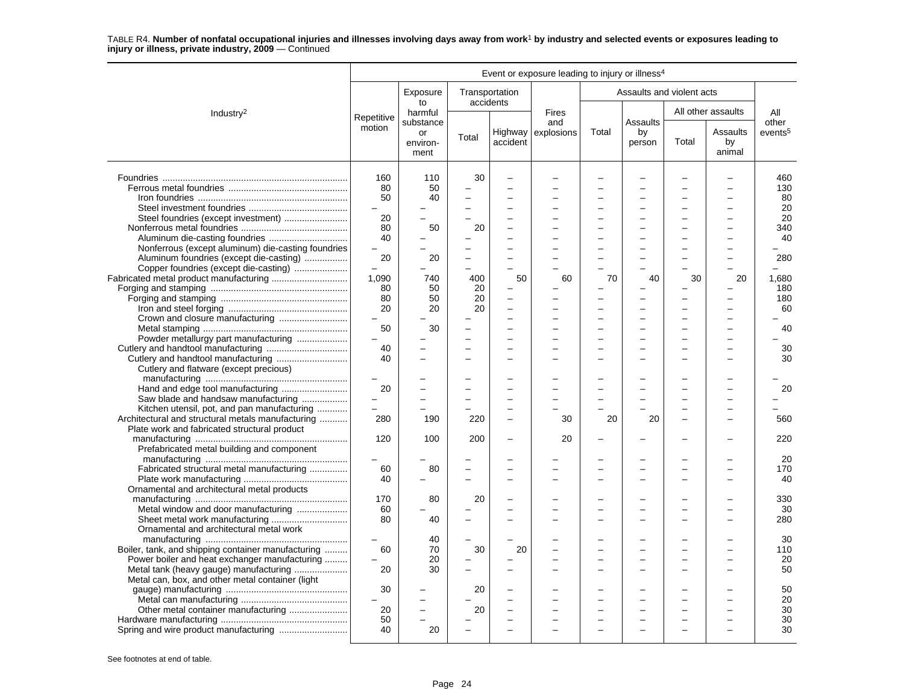TABLE R4. **Number of nonfatal occupational injuries and illnesses involving days away from work[1] by industry and selected events or exposures leading to injury or illness, private industry, 2009** — Continued

| Industry[2] | Event or exposure leading to injury or illness[4] | | | | | | | | | |
|---|---|---|---|---|---|---|---|---|---|---|
| | Repetitive motion | Exposure to harmful substance or environment | Transportation accidents | | Fires and explosions | Assaults and violent acts | | | | All other events[5] |
| | | | Total | Highway accident | | Total | Assaults by person | All other assaults | | |
| | | | | | | | | Total | Assaults by animal | |
| Foundries | 160 | 110 | 30 | – | – | – | – | – | – | 460 |
| Ferrous metal foundries | 80 | 50 | – | – | – | – | – | – | – | 130 |
| Iron foundries | 50 | 40 | – | – | – | – | – | – | – | 80 |
| Steel investment foundries | – | – | – | – | – | – | – | – | – | 20 |
| Steel foundries (except investment) | 20 | – | – | – | – | – | – | – | – | 20 |
| Nonferrous metal foundries | 80 | 50 | 20 | – | – | – | – | – | – | 340 |
| Aluminum die-casting foundries | 40 | – | – | – | – | – | – | – | – | 40 |
| Nonferrous (except aluminum) die-casting foundries | – | – | – | – | – | – | – | – | – | – |
| Aluminum foundries (except die-casting) | 20 | 20 | – | – | – | – | – | – | – | 280 |
| Copper foundries (except die-casting) | – | – | – | – | – | – | – | – | – | – |
| Fabricated metal product manufacturing | 1,090 | 740 | 400 | 50 | 60 | 70 | 40 | 30 | 20 | 1,680 |
| Forging and stamping | 80 | 50 | 20 | – | – | – | – | – | – | 180 |
| Forging and stamping | 80 | 50 | 20 | – | – | – | – | – | – | 180 |
| Iron and steel forging | 20 | 20 | 20 | – | – | – | – | – | – | 60 |
| Crown and closure manufacturing | – | – | – | – | – | – | – | – | – | – |
| Metal stamping | 50 | 30 | – | – | – | – | – | – | – | 40 |
| Powder metallurgy part manufacturing | – | – | – | – | – | – | – | – | – | – |
| Cutlery and handtool manufacturing | 40 | – | – | – | – | – | – | – | – | 30 |
| Cutlery and handtool manufacturing | 40 | – | – | – | – | – | – | – | – | 30 |
| Cutlery and flatware (except precious) manufacturing | – | – | – | – | – | – | – | – | – | – |
| Hand and edge tool manufacturing | 20 | – | – | – | – | – | – | – | – | 20 |
| Saw blade and handsaw manufacturing | – | – | – | – | – | – | – | – | – | – |
| Kitchen utensil, pot, and pan manufacturing | – | – | – | – | – | – | – | – | – | – |
| Architectural and structural metals manufacturing | 280 | 190 | 220 | – | 30 | 20 | 20 | – | – | 560 |
| Plate work and fabricated structural product manufacturing | 120 | 100 | 200 | – | 20 | – | – | – | – | 220 |
| Prefabricated metal building and component manufacturing | – | – | – | – | – | – | – | – | – | 20 |
| Fabricated structural metal manufacturing | 60 | 80 | – | – | – | – | – | – | – | 170 |
| Plate work manufacturing | 40 | – | – | – | – | – | – | – | – | 40 |
| Ornamental and architectural metal products manufacturing | 170 | 80 | 20 | – | – | – | – | – | – | 330 |
| Metal window and door manufacturing | 60 | – | – | – | – | – | – | – | – | 30 |
| Sheet metal work manufacturing | 80 | 40 | – | – | – | – | – | – | – | 280 |
| Ornamental and architectural metal work manufacturing | – | 40 | – | – | – | – | – | – | – | 30 |
| Boiler, tank, and shipping container manufacturing | 60 | 70 | 30 | 20 | – | – | – | – | – | 110 |
| Power boiler and heat exchanger manufacturing | – | 20 | – | – | – | – | – | – | – | 20 |
| Metal tank (heavy gauge) manufacturing | 20 | 30 | – | – | – | – | – | – | – | 50 |
| Metal can, box, and other metal container (light gauge) manufacturing | 30 | – | 20 | – | – | – | – | – | – | 50 |
| Metal can manufacturing | – | – | – | – | – | – | – | – | – | 20 |
| Other metal container manufacturing | 20 | – | 20 | – | – | – | – | – | – | 30 |
| Hardware manufacturing | 50 | – | – | – | – | – | – | – | – | 30 |
| Spring and wire product manufacturing | 40 | 20 | – | – | – | – | – | – | – | 30 |

See footnotes at end of table.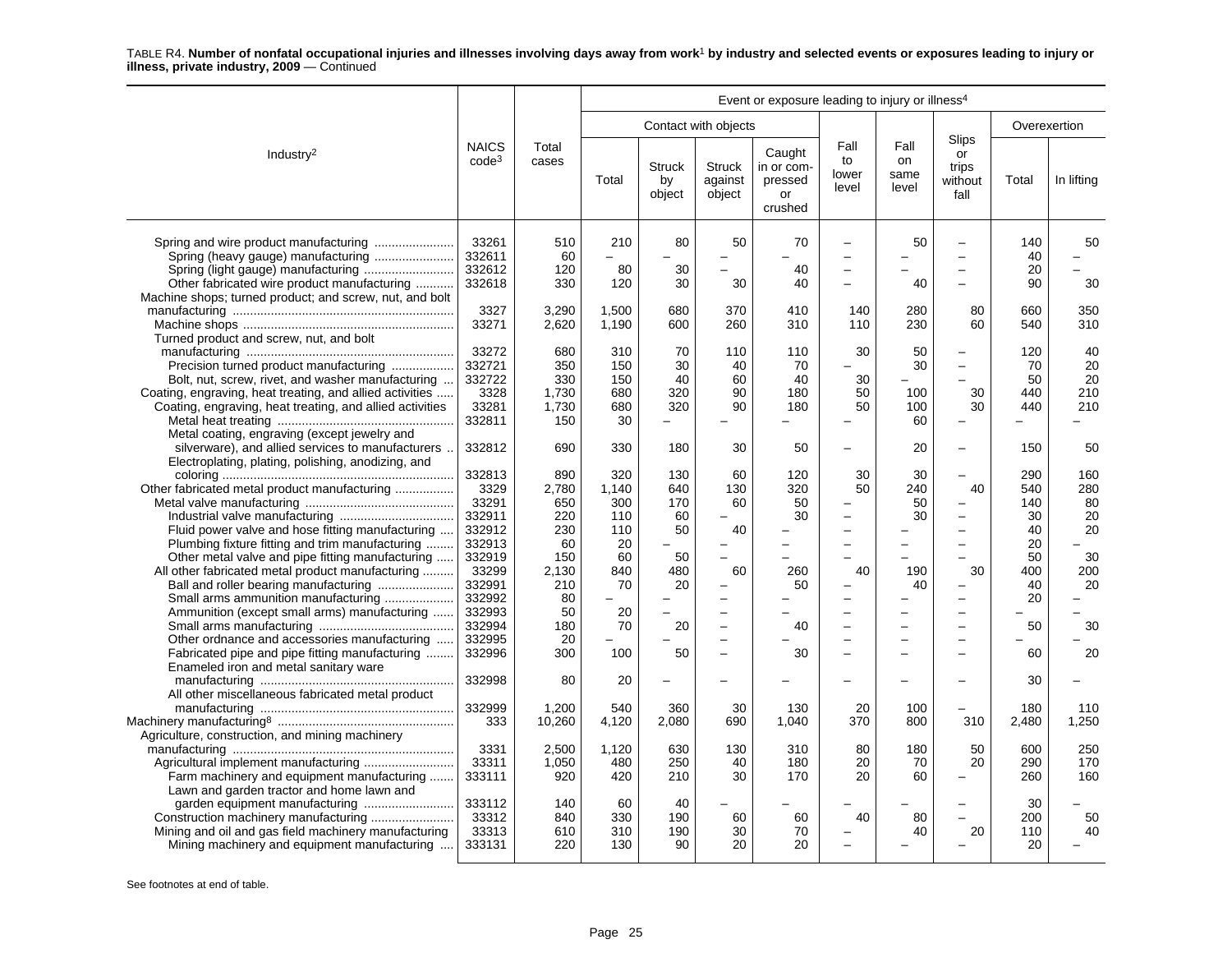TABLE R4. **Number of nonfatal occupational injuries and illnesses involving days away from work[1] by industry and selected events or exposures leading to injury or illness, private industry, 2009** — Continued

| Industry[2] | NAICS code[3] | Total cases | Event or exposure leading to injury or illness[4] | | | | | | | | |
|---|---|---|---|---|---|---|---|---|---|---|---|
| | | | Contact with objects | | | | Fall to lower level | Fall on same level | Slips or trips without fall | Overexertion | |
| | | | Total | Struck by object | Struck against object | Caught in or compressed or crushed | | | | Total | In lifting |
| Spring and wire product manufacturing | 33261 | 510 | 210 | 80 | 50 | 70 | – | 50 | – | 140 | 50 |
| Spring (heavy gauge) manufacturing | 332611 | 60 | – | – | – | – | – | – | – | 40 | – |
| Spring (light gauge) manufacturing | 332612 | 120 | 80 | 30 | – | 40 | – | – | – | 20 | – |
| Other fabricated wire product manufacturing | 332618 | 330 | 120 | 30 | 30 | 40 | – | 40 | – | 90 | 30 |
| Machine shops; turned product; and screw, nut, and bolt manufacturing | 3327 | 3,290 | 1,500 | 680 | 370 | 410 | 140 | 280 | 80 | 660 | 350 |
| Machine shops | 33271 | 2,620 | 1,190 | 600 | 260 | 310 | 110 | 230 | 60 | 540 | 310 |
| Turned product and screw, nut, and bolt manufacturing | 33272 | 680 | 310 | 70 | 110 | 110 | 30 | 50 | – | 120 | 40 |
| Precision turned product manufacturing | 332721 | 350 | 150 | 30 | 40 | 70 | – | 30 | – | 70 | 20 |
| Bolt, nut, screw, rivet, and washer manufacturing | 332722 | 330 | 150 | 40 | 60 | 40 | 30 | – | – | 50 | 20 |
| Coating, engraving, heat treating, and allied activities | 3328 | 1,730 | 680 | 320 | 90 | 180 | 50 | 100 | 30 | 440 | 210 |
| Coating, engraving, heat treating, and allied activities | 33281 | 1,730 | 680 | 320 | 90 | 180 | 50 | 100 | 30 | 440 | 210 |
| Metal heat treating | 332811 | 150 | 30 | – | – | – | – | 60 | – | – | – |
| Metal coating, engraving (except jewelry and silverware), and allied services to manufacturers | 332812 | 690 | 330 | 180 | 30 | 50 | – | 20 | – | 150 | 50 |
| Electroplating, plating, polishing, anodizing, and coloring | 332813 | 890 | 320 | 130 | 60 | 120 | 30 | 30 | – | 290 | 160 |
| Other fabricated metal product manufacturing | 3329 | 2,780 | 1,140 | 640 | 130 | 320 | 50 | 240 | 40 | 540 | 280 |
| Metal valve manufacturing | 33291 | 650 | 300 | 170 | 60 | 50 | – | 50 | – | 140 | 80 |
| Industrial valve manufacturing | 332911 | 220 | 110 | 60 | – | 30 | – | 30 | – | 30 | 20 |
| Fluid power valve and hose fitting manufacturing | 332912 | 230 | 110 | 50 | 40 | – | – | – | – | 40 | 20 |
| Plumbing fixture fitting and trim manufacturing | 332913 | 60 | 20 | – | – | – | – | – | – | 20 | – |
| Other metal valve and pipe fitting manufacturing | 332919 | 150 | 60 | 50 | – | – | – | – | – | 50 | 30 |
| All other fabricated metal product manufacturing | 33299 | 2,130 | 840 | 480 | 60 | 260 | 40 | 190 | 30 | 400 | 200 |
| Ball and roller bearing manufacturing | 332991 | 210 | 70 | 20 | – | 50 | – | 40 | – | 40 | 20 |
| Small arms ammunition manufacturing | 332992 | 80 | – | – | – | – | – | – | – | 20 | – |
| Ammunition (except small arms) manufacturing | 332993 | 50 | 20 | – | – | – | – | – | – | – | – |
| Small arms manufacturing | 332994 | 180 | 70 | 20 | – | 40 | – | – | – | 50 | 30 |
| Other ordnance and accessories manufacturing | 332995 | 20 | – | – | – | – | – | – | – | – | – |
| Fabricated pipe and pipe fitting manufacturing | 332996 | 300 | 100 | 50 | – | 30 | – | – | – | 60 | 20 |
| Enameled iron and metal sanitary ware manufacturing | 332998 | 80 | 20 | – | – | – | – | – | – | 30 | – |
| All other miscellaneous fabricated metal product manufacturing | 332999 | 1,200 | 540 | 360 | 30 | 130 | 20 | 100 | – | 180 | 110 |
| Machinery manufacturing[8] | 333 | 10,260 | 4,120 | 2,080 | 690 | 1,040 | 370 | 800 | 310 | 2,480 | 1,250 |
| Agriculture, construction, and mining machinery manufacturing | 3331 | 2,500 | 1,120 | 630 | 130 | 310 | 80 | 180 | 50 | 600 | 250 |
| Agricultural implement manufacturing | 33311 | 1,050 | 480 | 250 | 40 | 180 | 20 | 70 | 20 | 290 | 170 |
| Farm machinery and equipment manufacturing | 333111 | 920 | 420 | 210 | 30 | 170 | 20 | 60 | – | 260 | 160 |
| Lawn and garden tractor and home lawn and garden equipment manufacturing | 333112 | 140 | 60 | 40 | – | – | – | – | – | 30 | – |
| Construction machinery manufacturing | 33312 | 840 | 330 | 190 | 60 | 60 | 40 | 80 | – | 200 | 50 |
| Mining and oil and gas field machinery manufacturing | 33313 | 610 | 310 | 190 | 30 | 70 | – | 40 | 20 | 110 | 40 |
| Mining machinery and equipment manufacturing | 333131 | 220 | 130 | 90 | 20 | 20 | – | – | – | 20 | – |

See footnotes at end of table.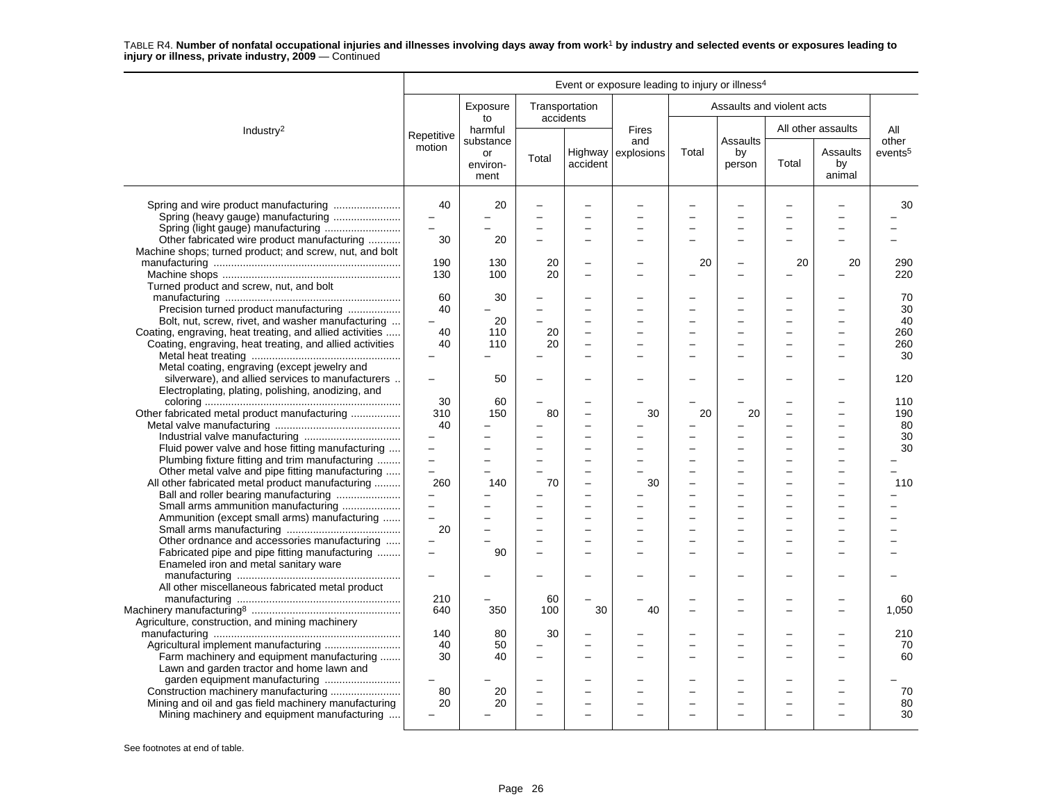TABLE R4. **Number of nonfatal occupational injuries and illnesses involving days away from work[1] by industry and selected events or exposures leading to injury or illness, private industry, 2009** — Continued

| Industry[2] | Event or exposure leading to injury or illness[4] | | | | | | | | | |
|---|---|---|---|---|---|---|---|---|---|---|
| | Repetitive motion | Exposure to harmful substance or environment | Transportation accidents | | Fires and explosions | Assaults and violent acts | | | | All other events[5] |
| | | | Total | Highway accident | | Total | Assaults by person | All other assaults | | |
| | | | | | | | | Total | Assaults by animal | |
| Spring and wire product manufacturing | 40 | 20 | – | – | – | – | – | – | – | 30 |
| Spring (heavy gauge) manufacturing | – | – | – | – | – | – | – | – | – | – |
| Spring (light gauge) manufacturing | – | – | – | – | – | – | – | – | – | – |
| Other fabricated wire product manufacturing | 30 | 20 | – | – | – | – | – | – | – | – |
| Machine shops; turned product; and screw, nut, and bolt manufacturing | 190 | 130 | 20 | – | – | 20 | – | 20 | 20 | 290 |
| Machine shops | 130 | 100 | 20 | – | – | – | – | – | – | 220 |
| Turned product and screw, nut, and bolt manufacturing | 60 | 30 | – | – | – | – | – | – | – | 70 |
| Precision turned product manufacturing | 40 | – | – | – | – | – | – | – | – | 30 |
| Bolt, nut, screw, rivet, and washer manufacturing | – | 20 | – | – | – | – | – | – | – | 40 |
| Coating, engraving, heat treating, and allied activities | 40 | 110 | 20 | – | – | – | – | – | – | 260 |
| Coating, engraving, heat treating, and allied activities | 40 | 110 | 20 | – | – | – | – | – | – | 260 |
| Metal heat treating | – | – | – | – | – | – | – | – | – | 30 |
| Metal coating, engraving (except jewelry and silverware), and allied services to manufacturers | – | 50 | – | – | – | – | – | – | – | 120 |
| Electroplating, plating, polishing, anodizing, and coloring | 30 | 60 | – | – | – | – | – | – | – | 110 |
| Other fabricated metal product manufacturing | 310 | 150 | 80 | – | 30 | 20 | 20 | – | – | 190 |
| Metal valve manufacturing | 40 | – | – | – | – | – | – | – | – | 80 |
| Industrial valve manufacturing | – | – | – | – | – | – | – | – | – | 30 |
| Fluid power valve and hose fitting manufacturing | – | – | – | – | – | – | – | – | – | 30 |
| Plumbing fixture fitting and trim manufacturing | – | – | – | – | – | – | – | – | – | – |
| Other metal valve and pipe fitting manufacturing | – | – | – | – | – | – | – | – | – | – |
| All other fabricated metal product manufacturing | 260 | 140 | 70 | – | 30 | – | – | – | – | 110 |
| Ball and roller bearing manufacturing | – | – | – | – | – | – | – | – | – | – |
| Small arms ammunition manufacturing | – | – | – | – | – | – | – | – | – | – |
| Ammunition (except small arms) manufacturing | – | – | – | – | – | – | – | – | – | – |
| Small arms manufacturing | 20 | – | – | – | – | – | – | – | – | – |
| Other ordnance and accessories manufacturing | – | – | – | – | – | – | – | – | – | – |
| Fabricated pipe and pipe fitting manufacturing | – | 90 | – | – | – | – | – | – | – | – |
| Enameled iron and metal sanitary ware manufacturing | – | – | – | – | – | – | – | – | – | – |
| All other miscellaneous fabricated metal product manufacturing | 210 | – | 60 | – | – | – | – | – | – | 60 |
| Machinery manufacturing[8] | 640 | 350 | 100 | 30 | 40 | – | – | – | – | 1,050 |
| Agriculture, construction, and mining machinery manufacturing | 140 | 80 | 30 | – | – | – | – | – | – | 210 |
| Agricultural implement manufacturing | 40 | 50 | – | – | – | – | – | – | – | 70 |
| Farm machinery and equipment manufacturing | 30 | 40 | – | – | – | – | – | – | – | 60 |
| Lawn and garden tractor and home lawn and garden equipment manufacturing | – | – | – | – | – | – | – | – | – | – |
| Construction machinery manufacturing | 80 | 20 | – | – | – | – | – | – | – | 70 |
| Mining and oil and gas field machinery manufacturing | 20 | 20 | – | – | – | – | – | – | – | 80 |
| Mining machinery and equipment manufacturing | – | – | – | – | – | – | – | – | – | 30 |

See footnotes at end of table.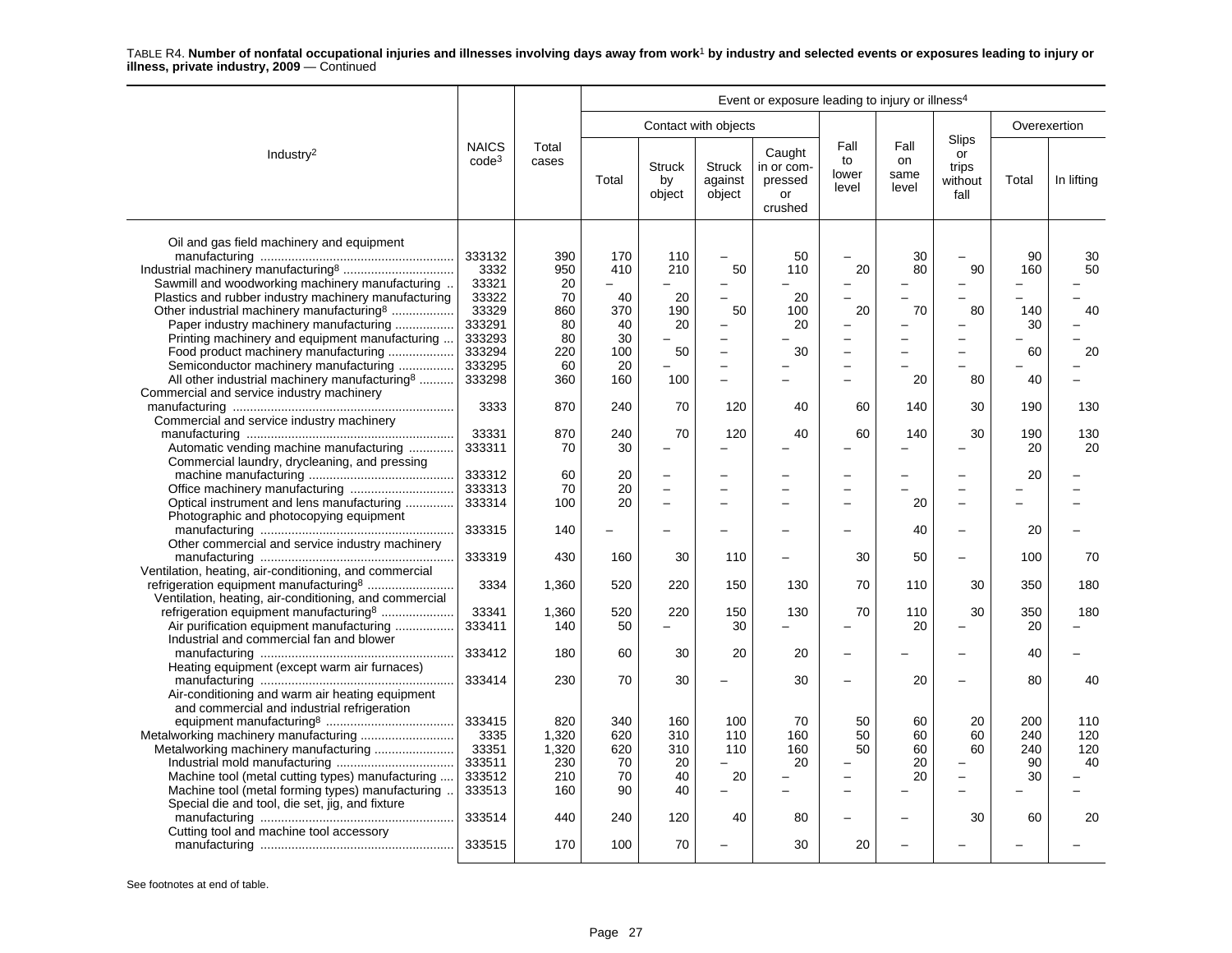TABLE R4. **Number of nonfatal occupational injuries and illnesses involving days away from work[1] by industry and selected events or exposures leading to injury or illness, private industry, 2009** — Continued

| Industry[2] | NAICS code[3] | Total cases | Contact with objects: Total | Contact with objects: Struck by object | Contact with objects: Struck against object | Contact with objects: Caught in or compressed or crushed | Fall to lower level | Fall on same level | Slips or trips without fall | Overexertion: Total | Overexertion: In lifting |
|---|---|---|---|---|---|---|---|---|---|---|---|
| Oil and gas field machinery and equipment manufacturing | 333132 | 390 | 170 | 110 | – | 50 | – | 30 | – | 90 | 30 |
| Industrial machinery manufacturing[8] | 3332 | 950 | 410 | 210 | 50 | 110 | 20 | 80 | 90 | 160 | 50 |
| Sawmill and woodworking machinery manufacturing | 33321 | 20 | – | – | – | – | – | – | – | – | – |
| Plastics and rubber industry machinery manufacturing | 33322 | 70 | 40 | 20 | – | 20 | – | – | – | – | – |
| Other industrial machinery manufacturing[8] | 33329 | 860 | 370 | 190 | 50 | 100 | 20 | 70 | 80 | 140 | 40 |
| Paper industry machinery manufacturing | 333291 | 80 | 40 | 20 | – | 20 | – | – | – | 30 | – |
| Printing machinery and equipment manufacturing | 333293 | 80 | 30 | – | – | – | – | – | – | – | – |
| Food product machinery manufacturing | 333294 | 220 | 100 | 50 | – | 30 | – | – | – | 60 | 20 |
| Semiconductor machinery manufacturing | 333295 | 60 | 20 | – | – | – | – | – | – | – | – |
| All other industrial machinery manufacturing[8] | 333298 | 360 | 160 | 100 | – | – | – | 20 | 80 | 40 | – |
| Commercial and service industry machinery manufacturing | 3333 | 870 | 240 | 70 | 120 | 40 | 60 | 140 | 30 | 190 | 130 |
| Commercial and service industry machinery manufacturing | 33331 | 870 | 240 | 70 | 120 | 40 | 60 | 140 | 30 | 190 | 130 |
| Automatic vending machine manufacturing | 333311 | 70 | 30 | – | – | – | – | – | – | 20 | 20 |
| Commercial laundry, drycleaning, and pressing machine manufacturing | 333312 | 60 | 20 | – | – | – | – | – | – | 20 | – |
| Office machinery manufacturing | 333313 | 70 | 20 | – | – | – | – | – | – | – | – |
| Optical instrument and lens manufacturing | 333314 | 100 | 20 | – | – | – | – | 20 | – | – | – |
| Photographic and photocopying equipment manufacturing | 333315 | 140 | – | – | – | – | – | 40 | – | 20 | – |
| Other commercial and service industry machinery manufacturing | 333319 | 430 | 160 | 30 | 110 | – | 30 | 50 | – | 100 | 70 |
| Ventilation, heating, air-conditioning, and commercial refrigeration equipment manufacturing[8] | 3334 | 1,360 | 520 | 220 | 150 | 130 | 70 | 110 | 30 | 350 | 180 |
| Ventilation, heating, air-conditioning, and commercial refrigeration equipment manufacturing[8] | 33341 | 1,360 | 520 | 220 | 150 | 130 | 70 | 110 | 30 | 350 | 180 |
| Air purification equipment manufacturing | 333411 | 140 | 50 | – | 30 | – | – | 20 | – | 20 | – |
| Industrial and commercial fan and blower manufacturing | 333412 | 180 | 60 | 30 | 20 | 20 | – | – | – | 40 | – |
| Heating equipment (except warm air furnaces) manufacturing | 333414 | 230 | 70 | 30 | – | 30 | – | 20 | – | 80 | 40 |
| Air-conditioning and warm air heating equipment and commercial and industrial refrigeration equipment manufacturing[8] | 333415 | 820 | 340 | 160 | 100 | 70 | 50 | 60 | 20 | 200 | 110 |
| Metalworking machinery manufacturing | 3335 | 1,320 | 620 | 310 | 110 | 160 | 50 | 60 | 60 | 240 | 120 |
| Metalworking machinery manufacturing | 33351 | 1,320 | 620 | 310 | 110 | 160 | 50 | 60 | 60 | 240 | 120 |
| Industrial mold manufacturing | 333511 | 230 | 70 | 20 | – | 20 | – | 20 | – | 90 | 40 |
| Machine tool (metal cutting types) manufacturing | 333512 | 210 | 70 | 40 | 20 | – | – | 20 | – | 30 | – |
| Machine tool (metal forming types) manufacturing | 333513 | 160 | 90 | 40 | – | – | – | – | – | – | – |
| Special die and tool, die set, jig, and fixture manufacturing | 333514 | 440 | 240 | 120 | 40 | 80 | – | – | 30 | 60 | 20 |
| Cutting tool and machine tool accessory manufacturing | 333515 | 170 | 100 | 70 | – | 30 | 20 | – | – | – | – |

See footnotes at end of table.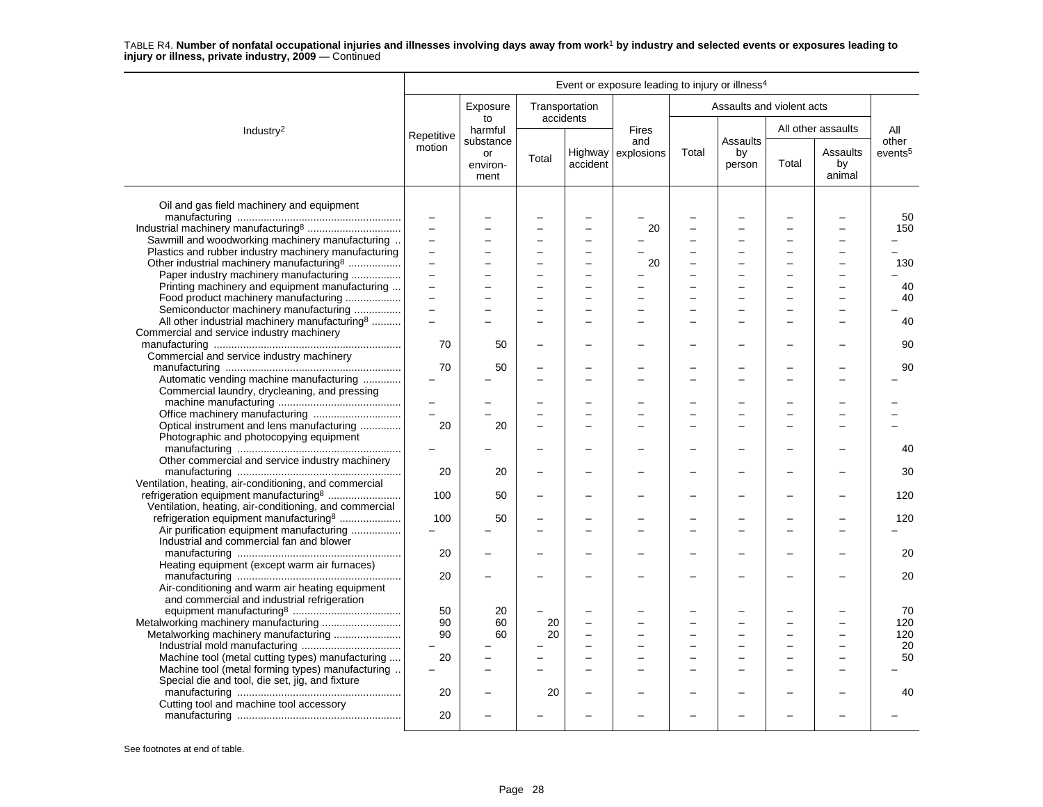TABLE R4. **Number of nonfatal occupational injuries and illnesses involving days away from work[1] by industry and selected events or exposures leading to injury or illness, private industry, 2009** — Continued

| Industry[2] | Event or exposure leading to injury or illness[4] | | | | | | | | | |
|---|---|---|---|---|---|---|---|---|---|---|
| | Repetitive motion | Exposure to harmful substance or environment | Transportation accidents | | Fires and explosions | Assaults and violent acts | | | | All other events[5] |
| | | | Total | Highway accident | | Total | Assaults by person | All other assaults | | |
| | | | | | | | | Total | Assaults by animal | |
| Oil and gas field machinery and equipment manufacturing | – | – | – | – | – | – | – | – | – | 50 |
| Industrial machinery manufacturing[8] | – | – | – | – | 20 | – | – | – | – | 150 |
| Sawmill and woodworking machinery manufacturing | – | – | – | – | – | – | – | – | – | – |
| Plastics and rubber industry machinery manufacturing | – | – | – | – | – | – | – | – | – | – |
| Other industrial machinery manufacturing[8] | – | – | – | – | 20 | – | – | – | – | 130 |
| Paper industry machinery manufacturing | – | – | – | – | – | – | – | – | – | – |
| Printing machinery and equipment manufacturing | – | – | – | – | – | – | – | – | – | 40 |
| Food product machinery manufacturing | – | – | – | – | – | – | – | – | – | 40 |
| Semiconductor machinery manufacturing | – | – | – | – | – | – | – | – | – | – |
| All other industrial machinery manufacturing[8] | – | – | – | – | – | – | – | – | – | 40 |
| Commercial and service industry machinery manufacturing | 70 | 50 | – | – | – | – | – | – | – | 90 |
| Commercial and service industry machinery manufacturing | 70 | 50 | – | – | – | – | – | – | – | 90 |
| Automatic vending machine manufacturing | – | – | – | – | – | – | – | – | – | – |
| Commercial laundry, drycleaning, and pressing machine manufacturing | – | – | – | – | – | – | – | – | – | – |
| Office machinery manufacturing | – | – | – | – | – | – | – | – | – | – |
| Optical instrument and lens manufacturing | 20 | 20 | – | – | – | – | – | – | – | – |
| Photographic and photocopying equipment manufacturing | – | – | – | – | – | – | – | – | – | 40 |
| Other commercial and service industry machinery manufacturing | 20 | 20 | – | – | – | – | – | – | – | 30 |
| Ventilation, heating, air-conditioning, and commercial refrigeration equipment manufacturing[8] | 100 | 50 | – | – | – | – | – | – | – | 120 |
| Ventilation, heating, air-conditioning, and commercial refrigeration equipment manufacturing[8] | 100 | 50 | – | – | – | – | – | – | – | 120 |
| Air purification equipment manufacturing | – | – | – | – | – | – | – | – | – | – |
| Industrial and commercial fan and blower manufacturing | 20 | – | – | – | – | – | – | – | – | 20 |
| Heating equipment (except warm air furnaces) manufacturing | 20 | – | – | – | – | – | – | – | – | 20 |
| Air-conditioning and warm air heating equipment and commercial and industrial refrigeration equipment manufacturing[8] | 50 | 20 | – | – | – | – | – | – | – | 70 |
| Metalworking machinery manufacturing | 90 | 60 | 20 | – | – | – | – | – | – | 120 |
| Metalworking machinery manufacturing | 90 | 60 | 20 | – | – | – | – | – | – | 120 |
| Industrial mold manufacturing | – | – | – | – | – | – | – | – | – | 20 |
| Machine tool (metal cutting types) manufacturing | 20 | – | – | – | – | – | – | – | – | 50 |
| Machine tool (metal forming types) manufacturing | – | – | – | – | – | – | – | – | – | – |
| Special die and tool, die set, jig, and fixture manufacturing | 20 | – | 20 | – | – | – | – | – | – | 40 |
| Cutting tool and machine tool accessory manufacturing | 20 | – | – | – | – | – | – | – | – | – |

See footnotes at end of table.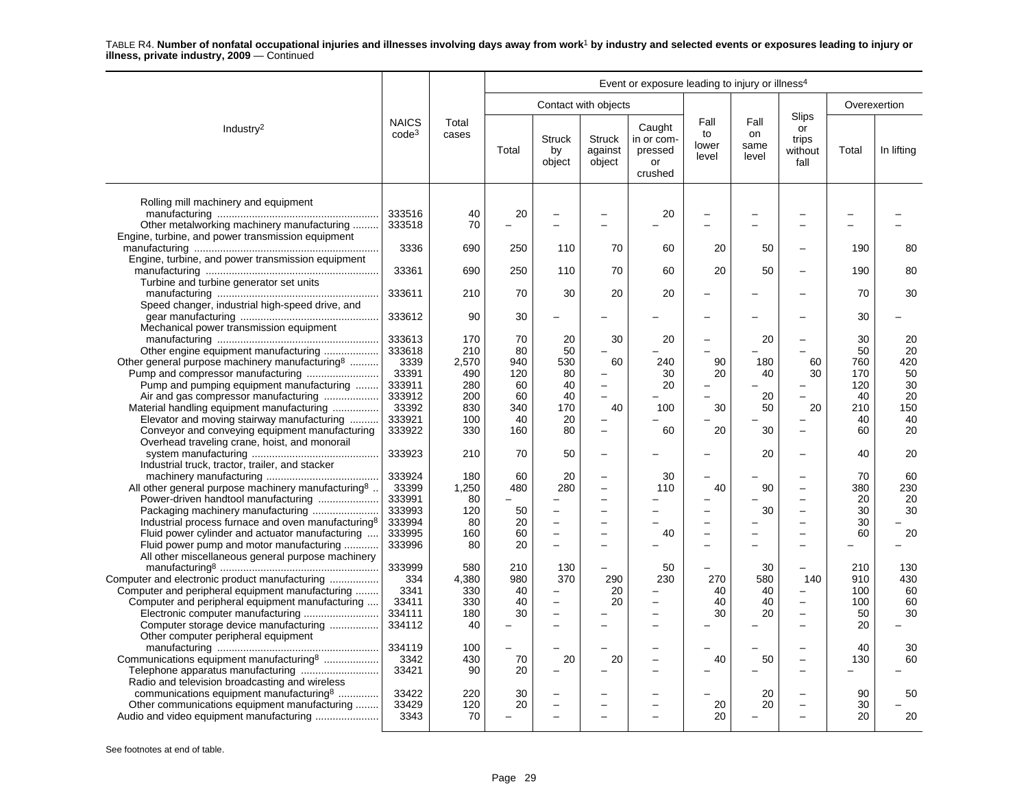TABLE R4. **Number of nonfatal occupational injuries and illnesses involving days away from work**[1] **by industry and selected events or exposures leading to injury or illness, private industry, 2009** — Continued

| Industry[2] | NAICS code[3] | Total cases | Event or exposure leading to injury or illness[4] | | | | | | | | |
|---|---|---|---|---|---|---|---|---|---|---|---|
| | | | Contact with objects | | | | Fall to lower level | Fall on same level | Slips or trips without fall | Overexertion | |
| | | | Total | Struck by object | Struck against object | Caught in or compressed or crushed | | | | Total | In lifting |
| Rolling mill machinery and equipment manufacturing | 333516 | 40 | 20 | – | – | 20 | – | – | – | – | – |
| Other metalworking machinery manufacturing | 333518 | 70 | – | – | – | – | – | – | – | – | – |
| Engine, turbine, and power transmission equipment manufacturing | 3336 | 690 | 250 | 110 | 70 | 60 | 20 | 50 | – | 190 | 80 |
| Engine, turbine, and power transmission equipment manufacturing | 33361 | 690 | 250 | 110 | 70 | 60 | 20 | 50 | – | 190 | 80 |
| Turbine and turbine generator set units manufacturing | 333611 | 210 | 70 | 30 | 20 | 20 | – | – | – | 70 | 30 |
| Speed changer, industrial high-speed drive, and gear manufacturing | 333612 | 90 | 30 | – | – | – | – | – | – | 30 | – |
| Mechanical power transmission equipment manufacturing | 333613 | 170 | 70 | 20 | 30 | 20 | – | 20 | – | 30 | 20 |
| Other engine equipment manufacturing | 333618 | 210 | 80 | 50 | – | – | – | – | – | 50 | 20 |
| Other general purpose machinery manufacturing[8] | 3339 | 2,570 | 940 | 530 | 60 | 240 | 90 | 180 | 60 | 760 | 420 |
| Pump and compressor manufacturing | 33391 | 490 | 120 | 80 | – | 30 | 20 | 40 | 30 | 170 | 50 |
| Pump and pumping equipment manufacturing | 333911 | 280 | 60 | 40 | – | 20 | – | – | – | 120 | 30 |
| Air and gas compressor manufacturing | 333912 | 200 | 60 | 40 | – | – | – | 20 | – | 40 | 20 |
| Material handling equipment manufacturing | 33392 | 830 | 340 | 170 | 40 | 100 | 30 | 50 | 20 | 210 | 150 |
| Elevator and moving stairway manufacturing | 333921 | 100 | 40 | 20 | – | – | – | – | – | 40 | 40 |
| Conveyor and conveying equipment manufacturing | 333922 | 330 | 160 | 80 | – | 60 | 20 | 30 | – | 60 | 20 |
| Overhead traveling crane, hoist, and monorail system manufacturing | 333923 | 210 | 70 | 50 | – | – | – | 20 | – | 40 | 20 |
| Industrial truck, tractor, trailer, and stacker machinery manufacturing | 333924 | 180 | 60 | 20 | – | 30 | – | – | – | 70 | 60 |
| All other general purpose machinery manufacturing[8] | 33399 | 1,250 | 480 | 280 | – | 110 | 40 | 90 | – | 380 | 230 |
| Power-driven handtool manufacturing | 333991 | 80 | – | – | – | – | – | – | – | 20 | 20 |
| Packaging machinery manufacturing | 333993 | 120 | 50 | – | – | – | – | 30 | – | 30 | 30 |
| Industrial process furnace and oven manufacturing[8] | 333994 | 80 | 20 | – | – | – | – | – | – | 30 | – |
| Fluid power cylinder and actuator manufacturing | 333995 | 160 | 60 | – | – | 40 | – | – | – | 60 | 20 |
| Fluid power pump and motor manufacturing | 333996 | 80 | 20 | – | – | – | – | – | – | – | – |
| All other miscellaneous general purpose machinery manufacturing[8] | 333999 | 580 | 210 | 130 | – | 50 | – | 30 | – | 210 | 130 |
| Computer and electronic product manufacturing | 334 | 4,380 | 980 | 370 | 290 | 230 | 270 | 580 | 140 | 910 | 430 |
| Computer and peripheral equipment manufacturing | 3341 | 330 | 40 | – | 20 | – | 40 | 40 | – | 100 | 60 |
| Computer and peripheral equipment manufacturing | 33411 | 330 | 40 | – | 20 | – | 40 | 40 | – | 100 | 60 |
| Electronic computer manufacturing | 334111 | 180 | 30 | – | – | – | 30 | 20 | – | 50 | 30 |
| Computer storage device manufacturing | 334112 | 40 | – | – | – | – | – | – | – | 20 | – |
| Other computer peripheral equipment manufacturing | 334119 | 100 | – | – | – | – | – | – | – | 40 | 30 |
| Communications equipment manufacturing[8] | 3342 | 430 | 70 | 20 | 20 | – | 40 | 50 | – | 130 | 60 |
| Telephone apparatus manufacturing | 33421 | 90 | 20 | – | – | – | – | – | – | – | – |
| Radio and television broadcasting and wireless communications equipment manufacturing[8] | 33422 | 220 | 30 | – | – | – | – | 20 | – | 90 | 50 |
| Other communications equipment manufacturing | 33429 | 120 | 20 | – | – | – | 20 | 20 | – | 30 | – |
| Audio and video equipment manufacturing | 3343 | 70 | – | – | – | – | 20 | – | – | 20 | 20 |

See footnotes at end of table.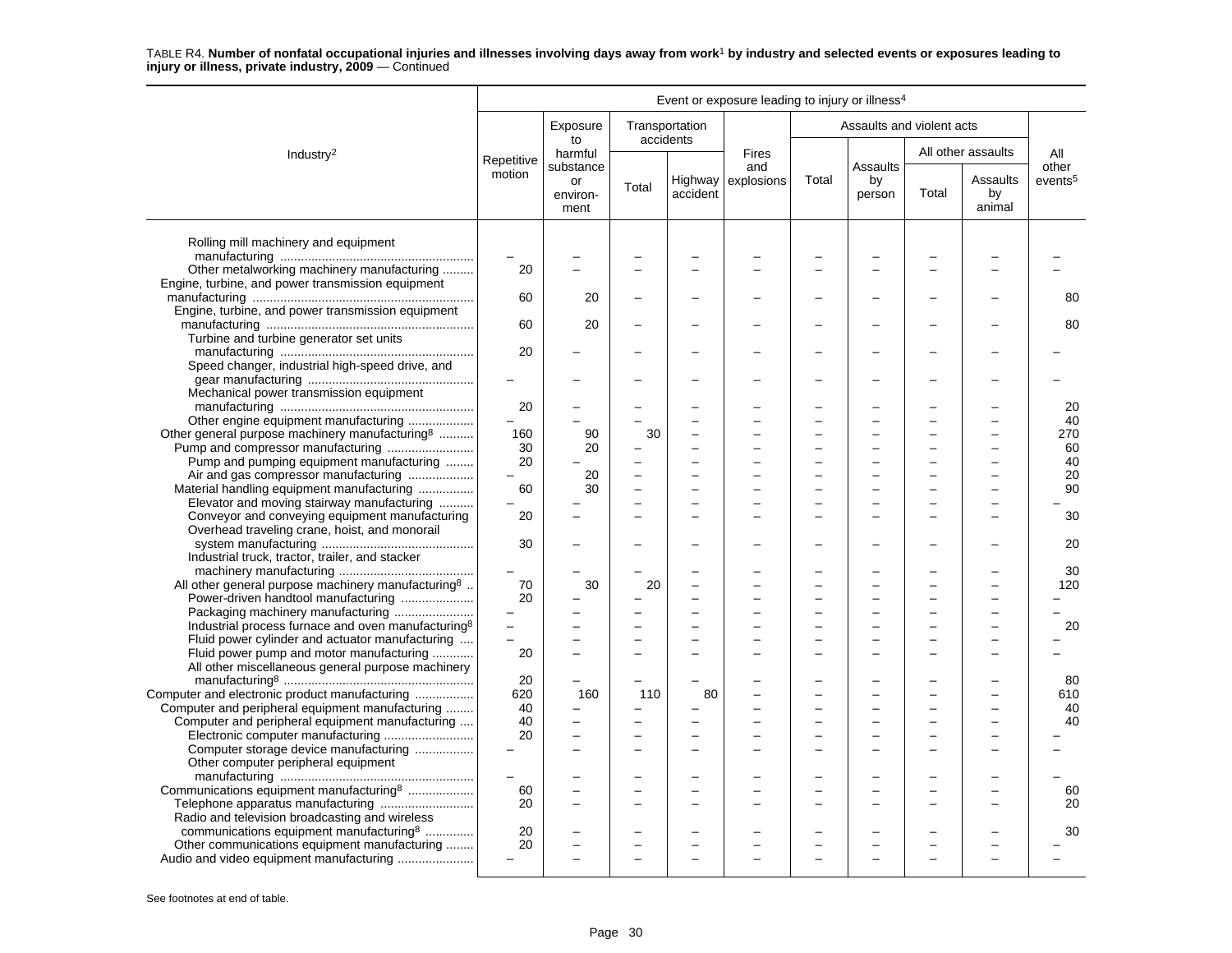TABLE R4. **Number of nonfatal occupational injuries and illnesses involving days away from work[1] by industry and selected events or exposures leading to injury or illness, private industry, 2009** — Continued

| Industry[2] | Event or exposure leading to injury or illness[4] | | | | | | | | | |
|---|---|---|---|---|---|---|---|---|---|---|
| | Repetitive motion | Exposure to harmful substance or environment | Transportation accidents | | Fires and explosions | Assaults and violent acts | | | | All other events[5] |
| | | | Total | Highway accident | | Total | Assaults by person | All other assaults | | |
| | | | | | | | | Total | Assaults by animal | |
| Rolling mill machinery and equipment manufacturing | – | – | – | – | – | – | – | – | – | – |
| Other metalworking machinery manufacturing | 20 | – | – | – | – | – | – | – | – | – |
| Engine, turbine, and power transmission equipment manufacturing | 60 | 20 | – | – | – | – | – | – | – | 80 |
| Engine, turbine, and power transmission equipment manufacturing | 60 | 20 | – | – | – | – | – | – | – | 80 |
| Turbine and turbine generator set units manufacturing | 20 | – | – | – | – | – | – | – | – | – |
| Speed changer, industrial high-speed drive, and gear manufacturing | – | – | – | – | – | – | – | – | – | – |
| Mechanical power transmission equipment manufacturing | 20 | – | – | – | – | – | – | – | – | 20 |
| Other engine equipment manufacturing | – | – | – | – | – | – | – | – | – | 40 |
| Other general purpose machinery manufacturing[8] | 160 | 90 | 30 | – | – | – | – | – | – | 270 |
| Pump and compressor manufacturing | 30 | 20 | – | – | – | – | – | – | – | 60 |
| Pump and pumping equipment manufacturing | 20 | – | – | – | – | – | – | – | – | 40 |
| Air and gas compressor manufacturing | – | 20 | – | – | – | – | – | – | – | 20 |
| Material handling equipment manufacturing | 60 | 30 | – | – | – | – | – | – | – | 90 |
| Elevator and moving stairway manufacturing | – | – | – | – | – | – | – | – | – | – |
| Conveyor and conveying equipment manufacturing | 20 | – | – | – | – | – | – | – | – | 30 |
| Overhead traveling crane, hoist, and monorail system manufacturing | 30 | – | – | – | – | – | – | – | – | 20 |
| Industrial truck, tractor, trailer, and stacker machinery manufacturing | – | – | – | – | – | – | – | – | – | 30 |
| All other general purpose machinery manufacturing[8] | 70 | 30 | 20 | – | – | – | – | – | – | 120 |
| Power-driven handtool manufacturing | 20 | – | – | – | – | – | – | – | – | – |
| Packaging machinery manufacturing | – | – | – | – | – | – | – | – | – | – |
| Industrial process furnace and oven manufacturing[8] | – | – | – | – | – | – | – | – | – | 20 |
| Fluid power cylinder and actuator manufacturing | – | – | – | – | – | – | – | – | – | – |
| Fluid power pump and motor manufacturing | 20 | – | – | – | – | – | – | – | – | – |
| All other miscellaneous general purpose machinery manufacturing[8] | 20 | – | – | – | – | – | – | – | – | 80 |
| Computer and electronic product manufacturing | 620 | 160 | 110 | 80 | – | – | – | – | – | 610 |
| Computer and peripheral equipment manufacturing | 40 | – | – | – | – | – | – | – | – | 40 |
| Computer and peripheral equipment manufacturing | 40 | – | – | – | – | – | – | – | – | 40 |
| Electronic computer manufacturing | 20 | – | – | – | – | – | – | – | – | – |
| Computer storage device manufacturing | – | – | – | – | – | – | – | – | – | – |
| Other computer peripheral equipment manufacturing | – | – | – | – | – | – | – | – | – | – |
| Communications equipment manufacturing[8] | 60 | – | – | – | – | – | – | – | – | 60 |
| Telephone apparatus manufacturing | 20 | – | – | – | – | – | – | – | – | 20 |
| Radio and television broadcasting and wireless communications equipment manufacturing[8] | 20 | – | – | – | – | – | – | – | – | 30 |
| Other communications equipment manufacturing | 20 | – | – | – | – | – | – | – | – | – |
| Audio and video equipment manufacturing | – | – | – | – | – | – | – | – | – | – |

See footnotes at end of table.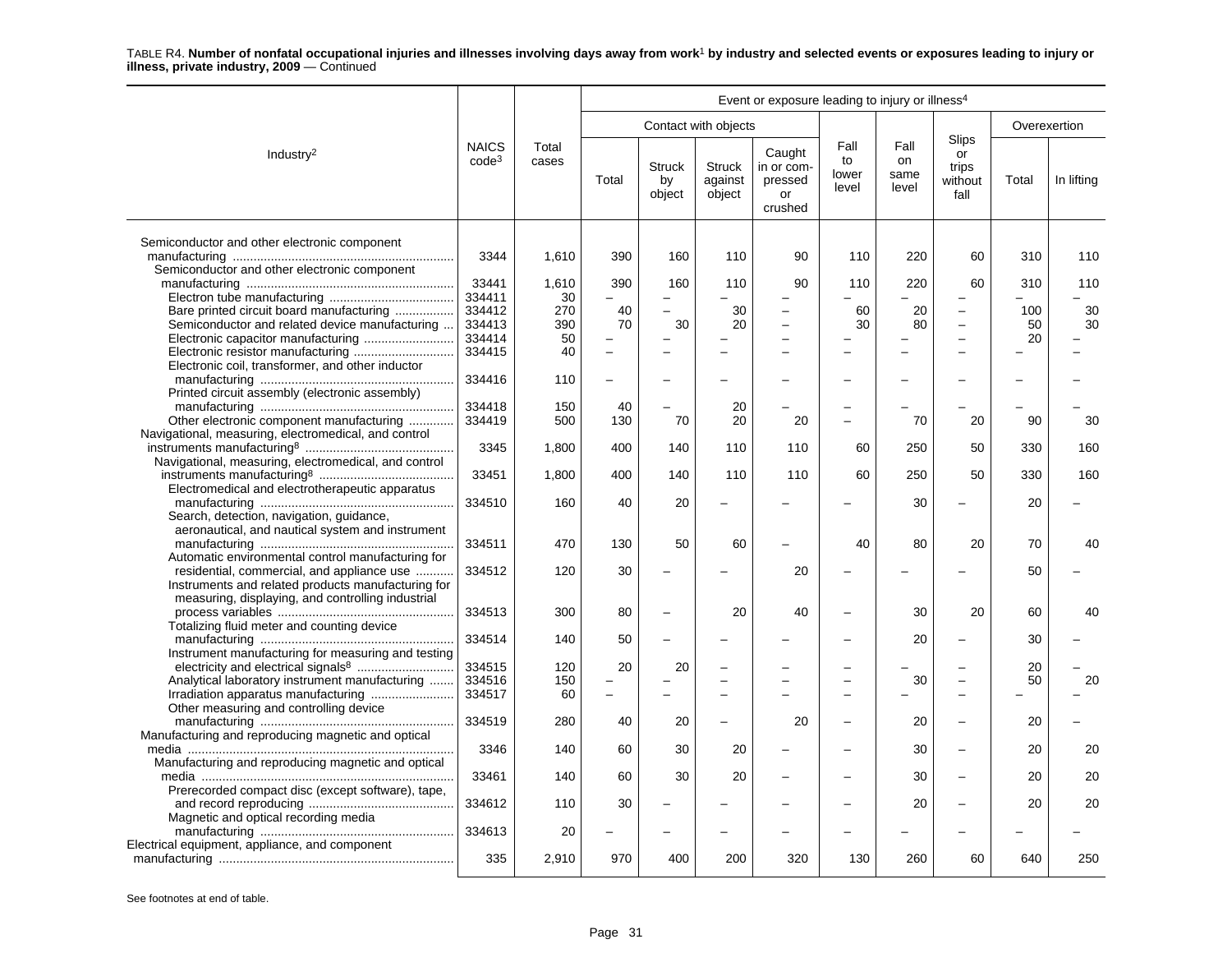TABLE R4. **Number of nonfatal occupational injuries and illnesses involving days away from work[1] by industry and selected events or exposures leading to injury or illness, private industry, 2009** — Continued

| Industry[2] | NAICS code[3] | Total cases | Event or exposure leading to injury or illness[4] | | | | | | | | |
|---|---|---|---|---|---|---|---|---|---|---|---|
| | | | Contact with objects | | | | Fall to lower level | Fall on same level | Slips or trips without fall | Overexertion | |
| | | | Total | Struck by object | Struck against object | Caught in or compressed or crushed | | | | Total | In lifting |
| Semiconductor and other electronic component manufacturing | 3344 | 1,610 | 390 | 160 | 110 | 90 | 110 | 220 | 60 | 310 | 110 |
| Semiconductor and other electronic component manufacturing | 33441 | 1,610 | 390 | 160 | 110 | 90 | 110 | 220 | 60 | 310 | 110 |
| Electron tube manufacturing | 334411 | 30 | – | – | – | – | – | – | – | – | – |
| Bare printed circuit board manufacturing | 334412 | 270 | 40 | – | 30 | – | 60 | 20 | – | 100 | 30 |
| Semiconductor and related device manufacturing | 334413 | 390 | 70 | 30 | 20 | – | 30 | 80 | – | 50 | 30 |
| Electronic capacitor manufacturing | 334414 | 50 | – | – | – | – | – | – | – | 20 | – |
| Electronic resistor manufacturing | 334415 | 40 | – | – | – | – | – | – | – | – | – |
| Electronic coil, transformer, and other inductor manufacturing | 334416 | 110 | – | – | – | – | – | – | – | – | – |
| Printed circuit assembly (electronic assembly) manufacturing | 334418 | 150 | 40 | – | 20 | – | – | – | – | – | – |
| Other electronic component manufacturing | 334419 | 500 | 130 | 70 | 20 | 20 | – | 70 | 20 | 90 | 30 |
| Navigational, measuring, electromedical, and control instruments manufacturing[8] | 3345 | 1,800 | 400 | 140 | 110 | 110 | 60 | 250 | 50 | 330 | 160 |
| Navigational, measuring, electromedical, and control instruments manufacturing[8] | 33451 | 1,800 | 400 | 140 | 110 | 110 | 60 | 250 | 50 | 330 | 160 |
| Electromedical and electrotherapeutic apparatus manufacturing | 334510 | 160 | 40 | 20 | – | – | – | 30 | – | 20 | – |
| Search, detection, navigation, guidance, aeronautical, and nautical system and instrument manufacturing | 334511 | 470 | 130 | 50 | 60 | – | 40 | 80 | 20 | 70 | 40 |
| Automatic environmental control manufacturing for residential, commercial, and appliance use | 334512 | 120 | 30 | – | – | 20 | – | – | – | 50 | – |
| Instruments and related products manufacturing for measuring, displaying, and controlling industrial process variables | 334513 | 300 | 80 | – | 20 | 40 | – | 30 | 20 | 60 | 40 |
| Totalizing fluid meter and counting device manufacturing | 334514 | 140 | 50 | – | – | – | – | 20 | – | 30 | – |
| Instrument manufacturing for measuring and testing electricity and electrical signals[8] | 334515 | 120 | 20 | 20 | – | – | – | – | – | 20 | – |
| Analytical laboratory instrument manufacturing | 334516 | 150 | – | – | – | – | – | 30 | – | 50 | 20 |
| Irradiation apparatus manufacturing | 334517 | 60 | – | – | – | – | – | – | – | – | – |
| Other measuring and controlling device manufacturing | 334519 | 280 | 40 | 20 | – | 20 | – | 20 | – | 20 | – |
| Manufacturing and reproducing magnetic and optical media | 3346 | 140 | 60 | 30 | 20 | – | – | 30 | – | 20 | 20 |
| Manufacturing and reproducing magnetic and optical media | 33461 | 140 | 60 | 30 | 20 | – | – | 30 | – | 20 | 20 |
| Prerecorded compact disc (except software), tape, and record reproducing | 334612 | 110 | 30 | – | – | – | – | 20 | – | 20 | 20 |
| Magnetic and optical recording media manufacturing | 334613 | 20 | – | – | – | – | – | – | – | – | – |
| Electrical equipment, appliance, and component manufacturing | 335 | 2,910 | 970 | 400 | 200 | 320 | 130 | 260 | 60 | 640 | 250 |

See footnotes at end of table.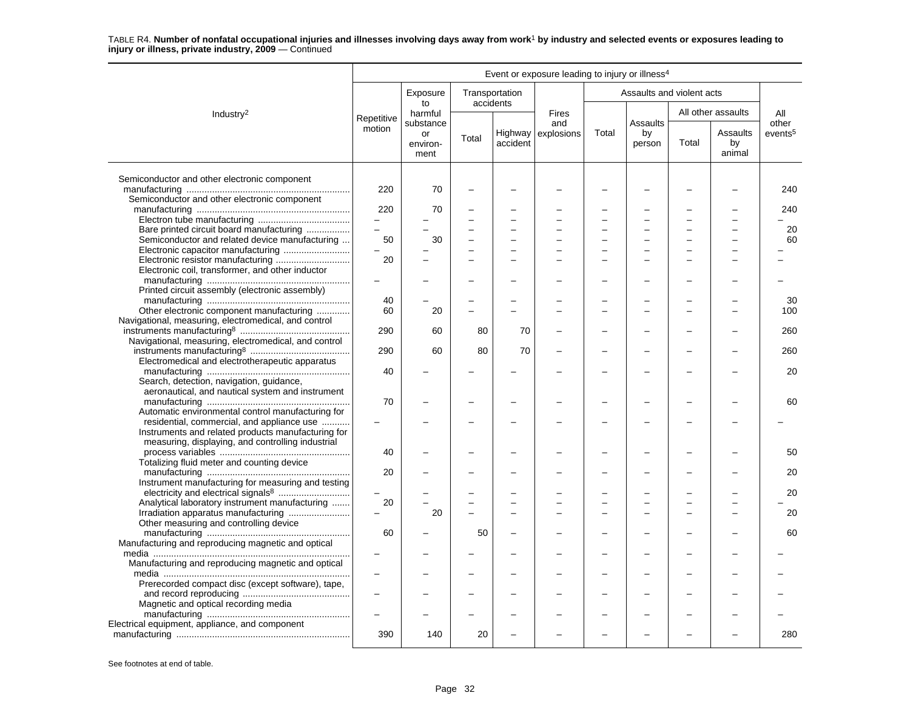TABLE R4. **Number of nonfatal occupational injuries and illnesses involving days away from work[1] by industry and selected events or exposures leading to injury or illness, private industry, 2009** — Continued

| Industry[2] | Event or exposure leading to injury or illness[4] | | | | | | | | | |
|---|---|---|---|---|---|---|---|---|---|---|
| | Repetitive motion | Exposure to harmful substance or environment | Transportation accidents | | Fires and explosions | Assaults and violent acts | | | | All other events[5] |
| | | | Total | Highway accident | | Total | Assaults by person | All other assaults | | |
| | | | | | | | | Total | Assaults by animal | |
| Semiconductor and other electronic component manufacturing | 220 | 70 | – | – | – | – | – | – | – | 240 |
| Semiconductor and other electronic component manufacturing | 220 | 70 | – | – | – | – | – | – | – | 240 |
| Electron tube manufacturing | – | – | – | – | – | – | – | – | – | – |
| Bare printed circuit board manufacturing | – | – | – | – | – | – | – | – | – | 20 |
| Semiconductor and related device manufacturing | 50 | 30 | – | – | – | – | – | – | – | 60 |
| Electronic capacitor manufacturing | – | – | – | – | – | – | – | – | – | – |
| Electronic resistor manufacturing | 20 | – | – | – | – | – | – | – | – | – |
| Electronic coil, transformer, and other inductor manufacturing | – | – | – | – | – | – | – | – | – | – |
| Printed circuit assembly (electronic assembly) manufacturing | 40 | – | – | – | – | – | – | – | – | 30 |
| Other electronic component manufacturing | 60 | 20 | – | – | – | – | – | – | – | 100 |
| Navigational, measuring, electromedical, and control instruments manufacturing[8] | 290 | 60 | 80 | 70 | – | – | – | – | – | 260 |
| Navigational, measuring, electromedical, and control instruments manufacturing[8] | 290 | 60 | 80 | 70 | – | – | – | – | – | 260 |
| Electromedical and electrotherapeutic apparatus manufacturing | 40 | – | – | – | – | – | – | – | – | 20 |
| Search, detection, navigation, guidance, aeronautical, and nautical system and instrument manufacturing | 70 | – | – | – | – | – | – | – | – | 60 |
| Automatic environmental control manufacturing for residential, commercial, and appliance use | – | – | – | – | – | – | – | – | – | – |
| Instruments and related products manufacturing for measuring, displaying, and controlling industrial process variables | 40 | – | – | – | – | – | – | – | – | 50 |
| Totalizing fluid meter and counting device manufacturing | 20 | – | – | – | – | – | – | – | – | 20 |
| Instrument manufacturing for measuring and testing electricity and electrical signals[8] | – | – | – | – | – | – | – | – | – | 20 |
| Analytical laboratory instrument manufacturing | 20 | – | – | – | – | – | – | – | – | – |
| Irradiation apparatus manufacturing | – | 20 | – | – | – | – | – | – | – | 20 |
| Other measuring and controlling device manufacturing | 60 | – | 50 | – | – | – | – | – | – | 60 |
| Manufacturing and reproducing magnetic and optical media | – | – | – | – | – | – | – | – | – | – |
| Manufacturing and reproducing magnetic and optical media | – | – | – | – | – | – | – | – | – | – |
| Prerecorded compact disc (except software), tape, and record reproducing | – | – | – | – | – | – | – | – | – | – |
| Magnetic and optical recording media manufacturing | – | – | – | – | – | – | – | – | – | – |
| Electrical equipment, appliance, and component manufacturing | 390 | 140 | 20 | – | – | – | – | – | – | 280 |

See footnotes at end of table.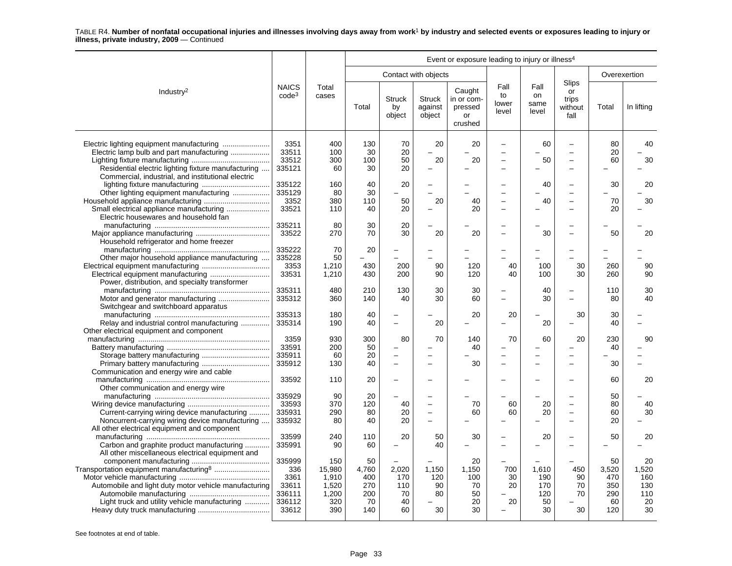TABLE R4. **Number of nonfatal occupational injuries and illnesses involving days away from work[1] by industry and selected events or exposures leading to injury or illness, private industry, 2009** — Continued

| Industry[2] | NAICS code[3] | Total cases | Event or exposure leading to injury or illness[4] | | | | | | | | |
|---|---|---|---|---|---|---|---|---|---|---|---|
| | | | Contact with objects | | | | Fall to lower level | Fall on same level | Slips or trips without fall | Overexertion | |
| | | | Total | Struck by object | Struck against object | Caught in or compressed or crushed | | | | Total | In lifting |
| Electric lighting equipment manufacturing | 3351 | 400 | 130 | 70 | 20 | 20 | – | 60 | – | 80 | 40 |
| Electric lamp bulb and part manufacturing | 33511 | 100 | 30 | 20 | – | – | – | – | – | 20 | – |
| Lighting fixture manufacturing | 33512 | 300 | 100 | 50 | 20 | 20 | – | 50 | – | 60 | 30 |
| Residential electric lighting fixture manufacturing | 335121 | 60 | 30 | 20 | – | – | – | – | – | – | – |
| Commercial, industrial, and institutional electric lighting fixture manufacturing | 335122 | 160 | 40 | 20 | – | – | – | 40 | – | 30 | 20 |
| Other lighting equipment manufacturing | 335129 | 80 | 30 | – | – | – | – | – | – | – | – |
| Household appliance manufacturing | 3352 | 380 | 110 | 50 | 20 | 40 | – | 40 | – | 70 | 30 |
| Small electrical appliance manufacturing | 33521 | 110 | 40 | 20 | – | 20 | – | – | – | 20 | – |
| Electric housewares and household fan manufacturing | 335211 | 80 | 30 | 20 | – | – | – | – | – | – | – |
| Major appliance manufacturing | 33522 | 270 | 70 | 30 | 20 | 20 | – | 30 | – | 50 | 20 |
| Household refrigerator and home freezer manufacturing | 335222 | 70 | 20 | – | – | – | – | – | – | – | – |
| Other major household appliance manufacturing | 335228 | 50 | – | – | – | – | – | – | – | – | – |
| Electrical equipment manufacturing | 3353 | 1,210 | 430 | 200 | 90 | 120 | 40 | 100 | 30 | 260 | 90 |
| Electrical equipment manufacturing | 33531 | 1,210 | 430 | 200 | 90 | 120 | 40 | 100 | 30 | 260 | 90 |
| Power, distribution, and specialty transformer manufacturing | 335311 | 480 | 210 | 130 | 30 | 30 | – | 40 | – | 110 | 30 |
| Motor and generator manufacturing | 335312 | 360 | 140 | 40 | 30 | 60 | – | 30 | – | 80 | 40 |
| Switchgear and switchboard apparatus manufacturing | 335313 | 180 | 40 | – | – | 20 | 20 | – | 30 | 30 | – |
| Relay and industrial control manufacturing | 335314 | 190 | 40 | – | 20 | – | – | 20 | – | 40 | – |
| Other electrical equipment and component manufacturing | 3359 | 930 | 300 | 80 | 70 | 140 | 70 | 60 | 20 | 230 | 90 |
| Battery manufacturing | 33591 | 200 | 50 | – | – | 40 | – | – | – | 40 | – |
| Storage battery manufacturing | 335911 | 60 | 20 | – | – | – | – | – | – | – | – |
| Primary battery manufacturing | 335912 | 130 | 40 | – | – | 30 | – | – | – | 30 | – |
| Communication and energy wire and cable manufacturing | 33592 | 110 | 20 | – | – | – | – | – | – | 60 | 20 |
| Other communication and energy wire manufacturing | 335929 | 90 | 20 | – | – | – | – | – | – | 50 | – |
| Wiring device manufacturing | 33593 | 370 | 120 | 40 | – | 70 | 60 | 20 | – | 80 | 40 |
| Current-carrying wiring device manufacturing | 335931 | 290 | 80 | 20 | – | 60 | 60 | 20 | – | 60 | 30 |
| Noncurrent-carrying wiring device manufacturing | 335932 | 80 | 40 | 20 | – | – | – | – | – | 20 | – |
| All other electrical equipment and component manufacturing | 33599 | 240 | 110 | 20 | 50 | 30 | – | 20 | – | 50 | 20 |
| Carbon and graphite product manufacturing | 335991 | 90 | 60 | – | 40 | – | – | – | – | – | – |
| All other miscellaneous electrical equipment and component manufacturing | 335999 | 150 | 50 | – | – | 20 | – | – | – | 50 | 20 |
| Transportation equipment manufacturing[8] | 336 | 15,980 | 4,760 | 2,020 | 1,150 | 1,150 | 700 | 1,610 | 450 | 3,520 | 1,520 |
| Motor vehicle manufacturing | 3361 | 1,910 | 400 | 170 | 120 | 100 | 30 | 190 | 90 | 470 | 160 |
| Automobile and light duty motor vehicle manufacturing | 33611 | 1,520 | 270 | 110 | 90 | 70 | 20 | 170 | 70 | 350 | 130 |
| Automobile manufacturing | 336111 | 1,200 | 200 | 70 | 80 | 50 | – | 120 | 70 | 290 | 110 |
| Light truck and utility vehicle manufacturing | 336112 | 320 | 70 | 40 | – | 20 | 20 | 50 | – | 60 | 20 |
| Heavy duty truck manufacturing | 33612 | 390 | 140 | 60 | 30 | 30 | – | 30 | 30 | 120 | 30 |

See footnotes at end of table.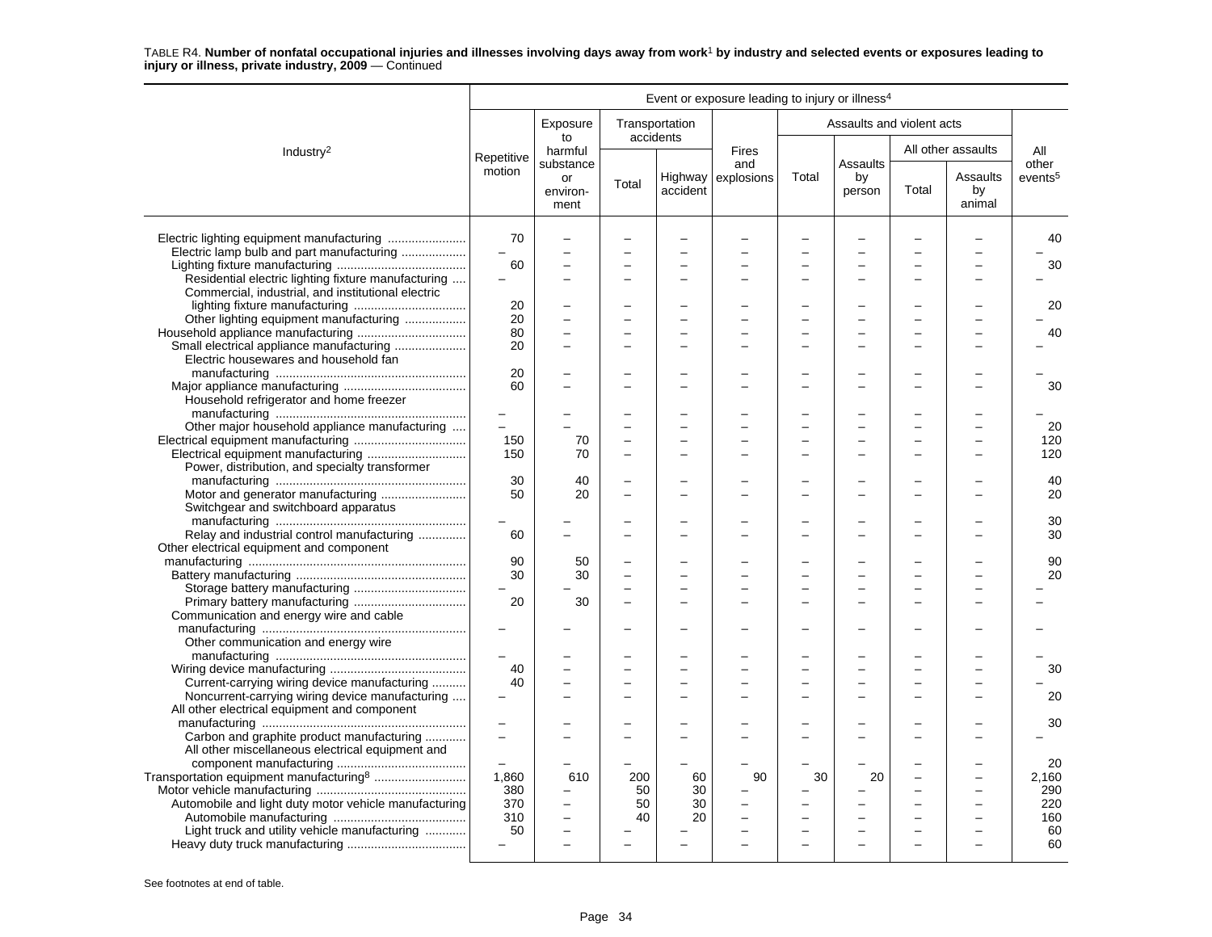TABLE R4. **Number of nonfatal occupational injuries and illnesses involving days away from work[1] by industry and selected events or exposures leading to injury or illness, private industry, 2009** — Continued

| Industry[2] | Event or exposure leading to injury or illness[4] | | | | | | | | | |
|---|---|---|---|---|---|---|---|---|---|---|
| | Repetitive motion | Exposure to harmful substance or environ-ment | Transportation accidents | | Fires and explosions | Assaults and violent acts | | | | All other events[5] |
| | | | Total | Highway accident | | Total | Assaults by person | All other assaults | | |
| | | | | | | | | Total | Assaults by animal | |
| Electric lighting equipment manufacturing | 70 | – | – | – | – | – | – | – | – | 40 |
| Electric lamp bulb and part manufacturing | – | – | – | – | – | – | – | – | – | – |
| Lighting fixture manufacturing | 60 | – | – | – | – | – | – | – | – | 30 |
| Residential electric lighting fixture manufacturing | – | – | – | – | – | – | – | – | – | – |
| Commercial, industrial, and institutional electric lighting fixture manufacturing | 20 | – | – | – | – | – | – | – | – | 20 |
| Other lighting equipment manufacturing | 20 | – | – | – | – | – | – | – | – | – |
| Household appliance manufacturing | 80 | – | – | – | – | – | – | – | – | 40 |
| Small electrical appliance manufacturing | 20 | – | – | – | – | – | – | – | – | – |
| Electric housewares and household fan manufacturing | 20 | – | – | – | – | – | – | – | – | – |
| Major appliance manufacturing | 60 | – | – | – | – | – | – | – | – | 30 |
| Household refrigerator and home freezer manufacturing | – | – | – | – | – | – | – | – | – | – |
| Other major household appliance manufacturing | – | – | – | – | – | – | – | – | – | 20 |
| Electrical equipment manufacturing | 150 | 70 | – | – | – | – | – | – | – | 120 |
| Electrical equipment manufacturing | 150 | 70 | – | – | – | – | – | – | – | 120 |
| Power, distribution, and specialty transformer manufacturing | 30 | 40 | – | – | – | – | – | – | – | 40 |
| Motor and generator manufacturing | 50 | 20 | – | – | – | – | – | – | – | 20 |
| Switchgear and switchboard apparatus manufacturing | – | – | – | – | – | – | – | – | – | 30 |
| Relay and industrial control manufacturing | 60 | – | – | – | – | – | – | – | – | 30 |
| Other electrical equipment and component manufacturing | 90 | 50 | – | – | – | – | – | – | – | 90 |
| Battery manufacturing | 30 | 30 | – | – | – | – | – | – | – | 20 |
| Storage battery manufacturing | – | – | – | – | – | – | – | – | – | – |
| Primary battery manufacturing | 20 | 30 | – | – | – | – | – | – | – | – |
| Communication and energy wire and cable manufacturing | – | – | – | – | – | – | – | – | – | – |
| Other communication and energy wire manufacturing | – | – | – | – | – | – | – | – | – | – |
| Wiring device manufacturing | 40 | – | – | – | – | – | – | – | – | 30 |
| Current-carrying wiring device manufacturing | 40 | – | – | – | – | – | – | – | – | – |
| Noncurrent-carrying wiring device manufacturing | – | – | – | – | – | – | – | – | – | 20 |
| All other electrical equipment and component manufacturing | – | – | – | – | – | – | – | – | – | 30 |
| Carbon and graphite product manufacturing | – | – | – | – | – | – | – | – | – | – |
| All other miscellaneous electrical equipment and component manufacturing | – | – | – | – | – | – | – | – | – | 20 |
| Transportation equipment manufacturing[8] | 1,860 | 610 | 200 | 60 | 90 | 30 | 20 | – | – | 2,160 |
| Motor vehicle manufacturing | 380 | – | 50 | 30 | – | – | – | – | – | 290 |
| Automobile and light duty motor vehicle manufacturing | 370 | – | 50 | 30 | – | – | – | – | – | 220 |
| Automobile manufacturing | 310 | – | 40 | 20 | – | – | – | – | – | 160 |
| Light truck and utility vehicle manufacturing | 50 | – | – | – | – | – | – | – | – | 60 |
| Heavy duty truck manufacturing | – | – | – | – | – | – | – | – | – | 60 |

See footnotes at end of table.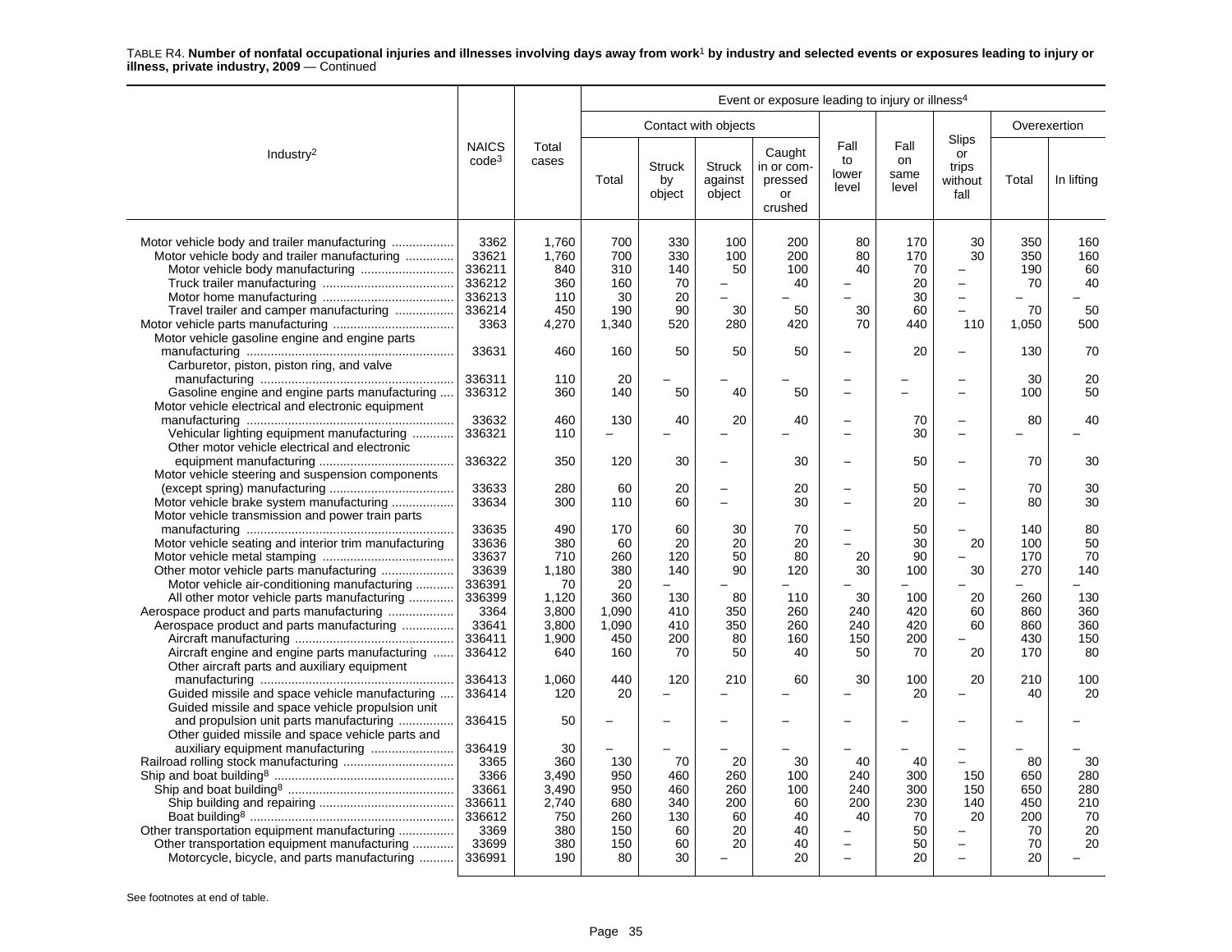TABLE R4. **Number of nonfatal occupational injuries and illnesses involving days away from work[1] by industry and selected events or exposures leading to injury or illness, private industry, 2009** — Continued

| Industry[2] | NAICS code[3] | Total cases | Event or exposure leading to injury or illness[4] | | | | | | | | |
|---|---|---|---|---|---|---|---|---|---|---|---|
| | | | Contact with objects | | | | Fall to lower level | Fall on same level | Slips or trips without fall | Overexertion | |
| | | | Total | Struck by object | Struck against object | Caught in or compressed or crushed | | | | Total | In lifting |
| Motor vehicle body and trailer manufacturing | 3362 | 1,760 | 700 | 330 | 100 | 200 | 80 | 170 | 30 | 350 | 160 |
| Motor vehicle body and trailer manufacturing | 33621 | 1,760 | 700 | 330 | 100 | 200 | 80 | 170 | 30 | 350 | 160 |
| Motor vehicle body manufacturing | 336211 | 840 | 310 | 140 | 50 | 100 | 40 | 70 | – | 190 | 60 |
| Truck trailer manufacturing | 336212 | 360 | 160 | 70 | – | 40 | – | 20 | – | 70 | 40 |
| Motor home manufacturing | 336213 | 110 | 30 | 20 | – | – | – | 30 | – | – | – |
| Travel trailer and camper manufacturing | 336214 | 450 | 190 | 90 | 30 | 50 | 30 | 60 | – | 70 | 50 |
| Motor vehicle parts manufacturing | 3363 | 4,270 | 1,340 | 520 | 280 | 420 | 70 | 440 | 110 | 1,050 | 500 |
| Motor vehicle gasoline engine and engine parts manufacturing | 33631 | 460 | 160 | 50 | 50 | 50 | – | 20 | – | 130 | 70 |
| Carburetor, piston, piston ring, and valve manufacturing | 336311 | 110 | 20 | – | – | – | – | – | – | 30 | 20 |
| Gasoline engine and engine parts manufacturing | 336312 | 360 | 140 | 50 | 40 | 50 | – | – | – | 100 | 50 |
| Motor vehicle electrical and electronic equipment manufacturing | 33632 | 460 | 130 | 40 | 20 | 40 | – | 70 | – | 80 | 40 |
| Vehicular lighting equipment manufacturing | 336321 | 110 | – | – | – | – | – | 30 | – | – | – |
| Other motor vehicle electrical and electronic equipment manufacturing | 336322 | 350 | 120 | 30 | – | 30 | – | 50 | – | 70 | 30 |
| Motor vehicle steering and suspension components (except spring) manufacturing | 33633 | 280 | 60 | 20 | – | 20 | – | 50 | – | 70 | 30 |
| Motor vehicle brake system manufacturing | 33634 | 300 | 110 | 60 | – | 30 | – | 20 | – | 80 | 30 |
| Motor vehicle transmission and power train parts manufacturing | 33635 | 490 | 170 | 60 | 30 | 70 | – | 50 | – | 140 | 80 |
| Motor vehicle seating and interior trim manufacturing | 33636 | 380 | 60 | 20 | 20 | 20 | – | 30 | 20 | 100 | 50 |
| Motor vehicle metal stamping | 33637 | 710 | 260 | 120 | 50 | 80 | 20 | 90 | – | 170 | 70 |
| Other motor vehicle parts manufacturing | 33639 | 1,180 | 380 | 140 | 90 | 120 | 30 | 100 | 30 | 270 | 140 |
| Motor vehicle air-conditioning manufacturing | 336391 | 70 | 20 | – | – | – | – | – | – | – | – |
| All other motor vehicle parts manufacturing | 336399 | 1,120 | 360 | 130 | 80 | 110 | 30 | 100 | 20 | 260 | 130 |
| Aerospace product and parts manufacturing | 3364 | 3,800 | 1,090 | 410 | 350 | 260 | 240 | 420 | 60 | 860 | 360 |
| Aerospace product and parts manufacturing | 33641 | 3,800 | 1,090 | 410 | 350 | 260 | 240 | 420 | 60 | 860 | 360 |
| Aircraft manufacturing | 336411 | 1,900 | 450 | 200 | 80 | 160 | 150 | 200 | – | 430 | 150 |
| Aircraft engine and engine parts manufacturing | 336412 | 640 | 160 | 70 | 50 | 40 | 50 | 70 | 20 | 170 | 80 |
| Other aircraft parts and auxiliary equipment manufacturing | 336413 | 1,060 | 440 | 120 | 210 | 60 | 30 | 100 | 20 | 210 | 100 |
| Guided missile and space vehicle manufacturing | 336414 | 120 | 20 | – | – | – | – | 20 | – | 40 | 20 |
| Guided missile and space vehicle propulsion unit and propulsion unit parts manufacturing | 336415 | 50 | – | – | – | – | – | – | – | – | – |
| Other guided missile and space vehicle parts and auxiliary equipment manufacturing | 336419 | 30 | – | – | – | – | – | – | – | – | – |
| Railroad rolling stock manufacturing | 3365 | 360 | 130 | 70 | 20 | 30 | 40 | 40 | – | 80 | 30 |
| Ship and boat building[8] | 3366 | 3,490 | 950 | 460 | 260 | 100 | 240 | 300 | 150 | 650 | 280 |
| Ship and boat building[8] | 33661 | 3,490 | 950 | 460 | 260 | 100 | 240 | 300 | 150 | 650 | 280 |
| Ship building and repairing | 336611 | 2,740 | 680 | 340 | 200 | 60 | 200 | 230 | 140 | 450 | 210 |
| Boat building[8] | 336612 | 750 | 260 | 130 | 60 | 40 | 40 | 70 | 20 | 200 | 70 |
| Other transportation equipment manufacturing | 3369 | 380 | 150 | 60 | 20 | 40 | – | 50 | – | 70 | 20 |
| Other transportation equipment manufacturing | 33699 | 380 | 150 | 60 | 20 | 40 | – | 50 | – | 70 | 20 |
| Motorcycle, bicycle, and parts manufacturing | 336991 | 190 | 80 | 30 | – | 20 | – | 20 | – | 20 | – |

See footnotes at end of table.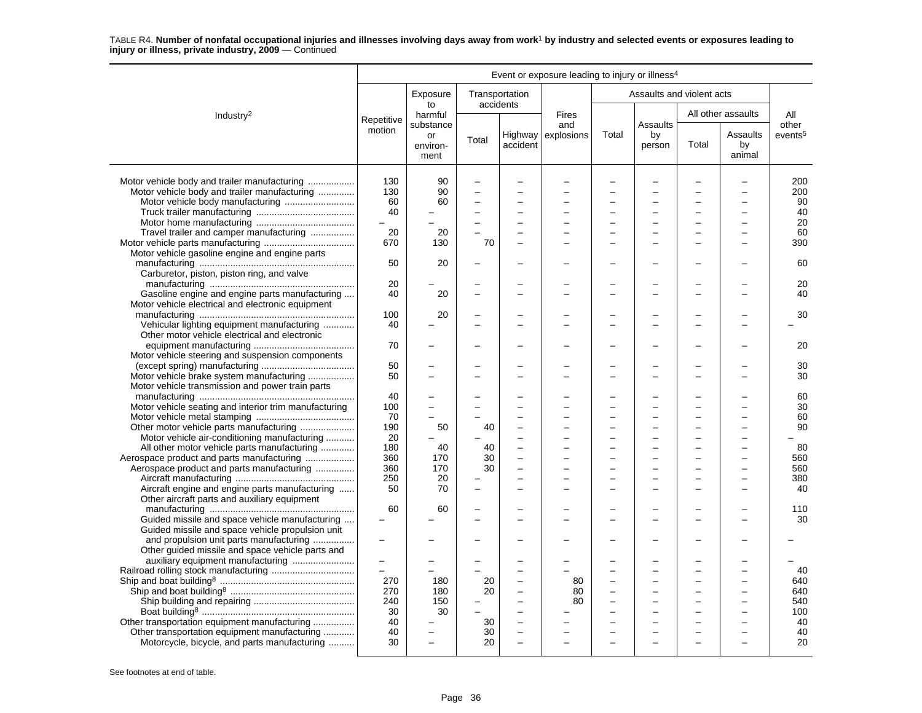TABLE R4. **Number of nonfatal occupational injuries and illnesses involving days away from work[1] by industry and selected events or exposures leading to injury or illness, private industry, 2009** — Continued

| Industry[2] | Event or exposure leading to injury or illness[4] | | | | | | | | | |
|---|---|---|---|---|---|---|---|---|---|---|
| | Repetitive motion | Exposure to harmful substance or environment | Transportation accidents | | Fires and explosions | Assaults and violent acts | | | | All other events[5] |
| | | | Total | Highway accident | | Total | Assaults by person | All other assaults | | |
| | | | | | | | | Total | Assaults by animal | |
| Motor vehicle body and trailer manufacturing | 130 | 90 | – | – | – | – | – | – | – | 200 |
| Motor vehicle body and trailer manufacturing | 130 | 90 | – | – | – | – | – | – | – | 200 |
| Motor vehicle body manufacturing | 60 | 60 | – | – | – | – | – | – | – | 90 |
| Truck trailer manufacturing | 40 | – | – | – | – | – | – | – | – | 40 |
| Motor home manufacturing | – | – | – | – | – | – | – | – | – | 20 |
| Travel trailer and camper manufacturing | 20 | 20 | – | – | – | – | – | – | – | 60 |
| Motor vehicle parts manufacturing | 670 | 130 | 70 | – | – | – | – | – | – | 390 |
| Motor vehicle gasoline engine and engine parts manufacturing | 50 | 20 | – | – | – | – | – | – | – | 60 |
| Carburetor, piston, piston ring, and valve manufacturing | 20 | – | – | – | – | – | – | – | – | 20 |
| Gasoline engine and engine parts manufacturing | 40 | 20 | – | – | – | – | – | – | – | 40 |
| Motor vehicle electrical and electronic equipment manufacturing | 100 | 20 | – | – | – | – | – | – | – | 30 |
| Vehicular lighting equipment manufacturing | 40 | – | – | – | – | – | – | – | – | – |
| Other motor vehicle electrical and electronic equipment manufacturing | 70 | – | – | – | – | – | – | – | – | 20 |
| Motor vehicle steering and suspension components (except spring) manufacturing | 50 | – | – | – | – | – | – | – | – | 30 |
| Motor vehicle brake system manufacturing | 50 | – | – | – | – | – | – | – | – | 30 |
| Motor vehicle transmission and power train parts manufacturing | 40 | – | – | – | – | – | – | – | – | 60 |
| Motor vehicle seating and interior trim manufacturing | 100 | – | – | – | – | – | – | – | – | 30 |
| Motor vehicle metal stamping | 70 | – | – | – | – | – | – | – | – | 60 |
| Other motor vehicle parts manufacturing | 190 | 50 | 40 | – | – | – | – | – | – | 90 |
| Motor vehicle air-conditioning manufacturing | 20 | – | – | – | – | – | – | – | – | – |
| All other motor vehicle parts manufacturing | 180 | 40 | 40 | – | – | – | – | – | – | 80 |
| Aerospace product and parts manufacturing | 360 | 170 | 30 | – | – | – | – | – | – | 560 |
| Aerospace product and parts manufacturing | 360 | 170 | 30 | – | – | – | – | – | – | 560 |
| Aircraft manufacturing | 250 | 20 | – | – | – | – | – | – | – | 380 |
| Aircraft engine and engine parts manufacturing | 50 | 70 | – | – | – | – | – | – | – | 40 |
| Other aircraft parts and auxiliary equipment manufacturing | 60 | 60 | – | – | – | – | – | – | – | 110 |
| Guided missile and space vehicle manufacturing | – | – | – | – | – | – | – | – | – | 30 |
| Guided missile and space vehicle propulsion unit and propulsion unit parts manufacturing | – | – | – | – | – | – | – | – | – | – |
| Other guided missile and space vehicle parts and auxiliary equipment manufacturing | – | – | – | – | – | – | – | – | – | – |
| Railroad rolling stock manufacturing | – | – | – | – | – | – | – | – | – | 40 |
| Ship and boat building[8] | 270 | 180 | 20 | – | 80 | – | – | – | – | 640 |
| Ship and boat building[8] | 270 | 180 | 20 | – | 80 | – | – | – | – | 640 |
| Ship building and repairing | 240 | 150 | – | – | 80 | – | – | – | – | 540 |
| Boat building[8] | 30 | 30 | – | – | – | – | – | – | – | 100 |
| Other transportation equipment manufacturing | 40 | – | 30 | – | – | – | – | – | – | 40 |
| Other transportation equipment manufacturing | 40 | – | 30 | – | – | – | – | – | – | 40 |
| Motorcycle, bicycle, and parts manufacturing | 30 | – | 20 | – | – | – | – | – | – | 20 |

See footnotes at end of table.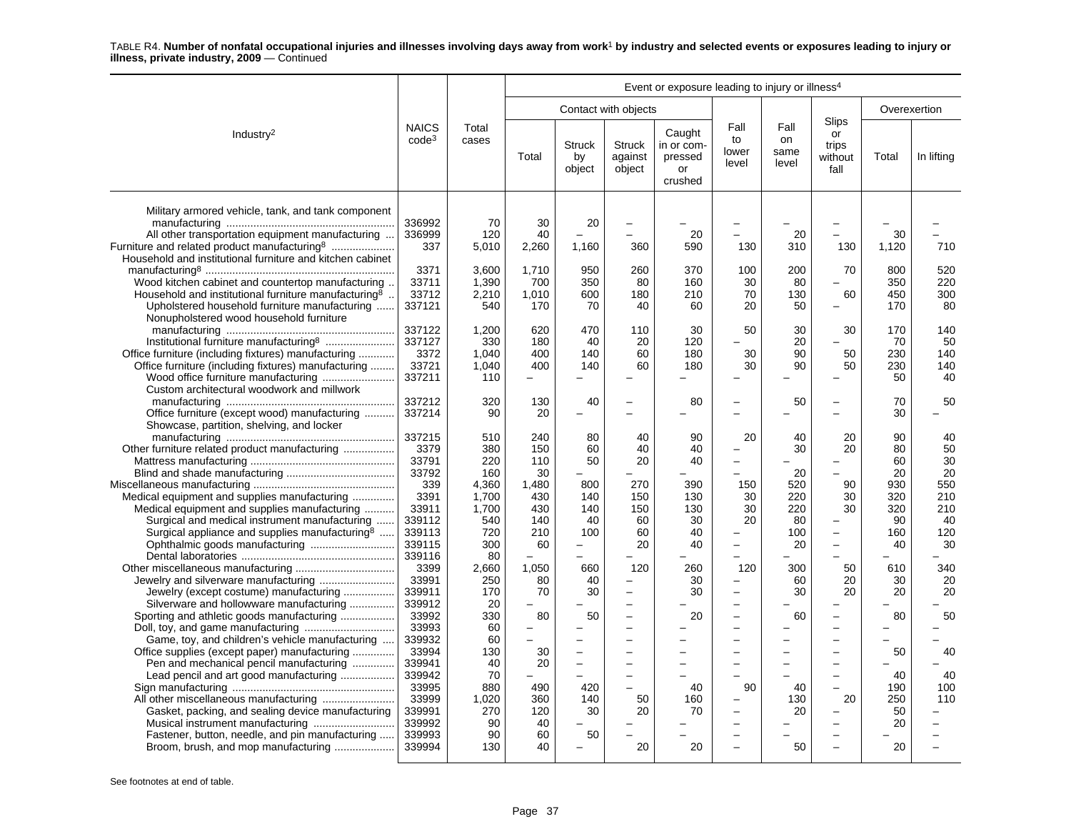TABLE R4. **Number of nonfatal occupational injuries and illnesses involving days away from work**[1] **by industry and selected events or exposures leading to injury or illness, private industry, 2009** — Continued

| Industry[2] | NAICS code[3] | Total cases | Event or exposure leading to injury or illness[4] | | | | | | | | |
|---|---|---|---|---|---|---|---|---|---|---|---|
| | | | Contact with objects | | | | Fall to lower level | Fall on same level | Slips or trips without fall | Overexertion | |
| | | | Total | Struck by object | Struck against object | Caught in or compressed or crushed | | | | Total | In lifting |
| Military armored vehicle, tank, and tank component manufacturing | 336992 | 70 | 30 | 20 | – | – | – | – | – | – | – |
| All other transportation equipment manufacturing | 336999 | 120 | 40 | – | – | 20 | – | 20 | – | 30 | – |
| Furniture and related product manufacturing[8] | 337 | 5,010 | 2,260 | 1,160 | 360 | 590 | 130 | 310 | 130 | 1,120 | 710 |
| Household and institutional furniture and kitchen cabinet manufacturing[8] | 3371 | 3,600 | 1,710 | 950 | 260 | 370 | 100 | 200 | 70 | 800 | 520 |
| Wood kitchen cabinet and countertop manufacturing | 33711 | 1,390 | 700 | 350 | 80 | 160 | 30 | 80 | – | 350 | 220 |
| Household and institutional furniture manufacturing[8] | 33712 | 2,210 | 1,010 | 600 | 180 | 210 | 70 | 130 | 60 | 450 | 300 |
| Upholstered household furniture manufacturing | 337121 | 540 | 170 | 70 | 40 | 60 | 20 | 50 | – | 170 | 80 |
| Nonupholstered wood household furniture manufacturing | 337122 | 1,200 | 620 | 470 | 110 | 30 | 50 | 30 | 30 | 170 | 140 |
| Institutional furniture manufacturing[8] | 337127 | 330 | 180 | 40 | 20 | 120 | – | 20 | – | 70 | 50 |
| Office furniture (including fixtures) manufacturing | 3372 | 1,040 | 400 | 140 | 60 | 180 | 30 | 90 | 50 | 230 | 140 |
| Office furniture (including fixtures) manufacturing | 33721 | 1,040 | 400 | 140 | 60 | 180 | 30 | 90 | 50 | 230 | 140 |
| Wood office furniture manufacturing | 337211 | 110 | – | – | – | – | – | – | – | 50 | 40 |
| Custom architectural woodwork and millwork manufacturing | 337212 | 320 | 130 | 40 | – | 80 | – | 50 | – | 70 | 50 |
| Office furniture (except wood) manufacturing | 337214 | 90 | 20 | – | – | – | – | – | – | 30 | – |
| Showcase, partition, shelving, and locker manufacturing | 337215 | 510 | 240 | 80 | 40 | 90 | 20 | 40 | 20 | 90 | 40 |
| Other furniture related product manufacturing | 3379 | 380 | 150 | 60 | 40 | 40 | – | 30 | 20 | 80 | 50 |
| Mattress manufacturing | 33791 | 220 | 110 | 50 | 20 | 40 | – | – | – | 60 | 30 |
| Blind and shade manufacturing | 33792 | 160 | 30 | – | – | – | – | 20 | – | 20 | 20 |
| Miscellaneous manufacturing | 339 | 4,360 | 1,480 | 800 | 270 | 390 | 150 | 520 | 90 | 930 | 550 |
| Medical equipment and supplies manufacturing | 3391 | 1,700 | 430 | 140 | 150 | 130 | 30 | 220 | 30 | 320 | 210 |
| Medical equipment and supplies manufacturing | 33911 | 1,700 | 430 | 140 | 150 | 130 | 30 | 220 | 30 | 320 | 210 |
| Surgical and medical instrument manufacturing | 339112 | 540 | 140 | 40 | 60 | 30 | 20 | 80 | – | 90 | 40 |
| Surgical appliance and supplies manufacturing[8] | 339113 | 720 | 210 | 100 | 60 | 40 | – | 100 | – | 160 | 120 |
| Ophthalmic goods manufacturing | 339115 | 300 | 60 | – | 20 | 40 | – | 20 | – | 40 | 30 |
| Dental laboratories | 339116 | 80 | – | – | – | – | – | – | – | – | – |
| Other miscellaneous manufacturing | 3399 | 2,660 | 1,050 | 660 | 120 | 260 | 120 | 300 | 50 | 610 | 340 |
| Jewelry and silverware manufacturing | 33991 | 250 | 80 | 40 | – | 30 | – | 60 | 20 | 30 | 20 |
| Jewelry (except costume) manufacturing | 339911 | 170 | 70 | 30 | – | 30 | – | 30 | 20 | 20 | 20 |
| Silverware and hollowware manufacturing | 339912 | 20 | – | – | – | – | – | – | – | – | – |
| Sporting and athletic goods manufacturing | 33992 | 330 | 80 | 50 | – | 20 | – | 60 | – | 80 | 50 |
| Doll, toy, and game manufacturing | 33993 | 60 | – | – | – | – | – | – | – | – | – |
| Game, toy, and children's vehicle manufacturing | 339932 | 60 | – | – | – | – | – | – | – | – | – |
| Office supplies (except paper) manufacturing | 33994 | 130 | 30 | – | – | – | – | – | – | 50 | 40 |
| Pen and mechanical pencil manufacturing | 339941 | 40 | 20 | – | – | – | – | – | – | – | – |
| Lead pencil and art good manufacturing | 339942 | 70 | – | – | – | – | – | – | – | 40 | 40 |
| Sign manufacturing | 33995 | 880 | 490 | 420 | – | 40 | 90 | 40 | – | 190 | 100 |
| All other miscellaneous manufacturing | 33999 | 1,020 | 360 | 140 | 50 | 160 | – | 130 | 20 | 250 | 110 |
| Gasket, packing, and sealing device manufacturing | 339991 | 270 | 120 | 30 | 20 | 70 | – | 20 | – | 50 | – |
| Musical instrument manufacturing | 339992 | 90 | 40 | – | – | – | – | – | – | 20 | – |
| Fastener, button, needle, and pin manufacturing | 339993 | 90 | 60 | 50 | – | – | – | – | – | – | – |
| Broom, brush, and mop manufacturing | 339994 | 130 | 40 | – | 20 | 20 | – | 50 | – | 20 | – |

See footnotes at end of table.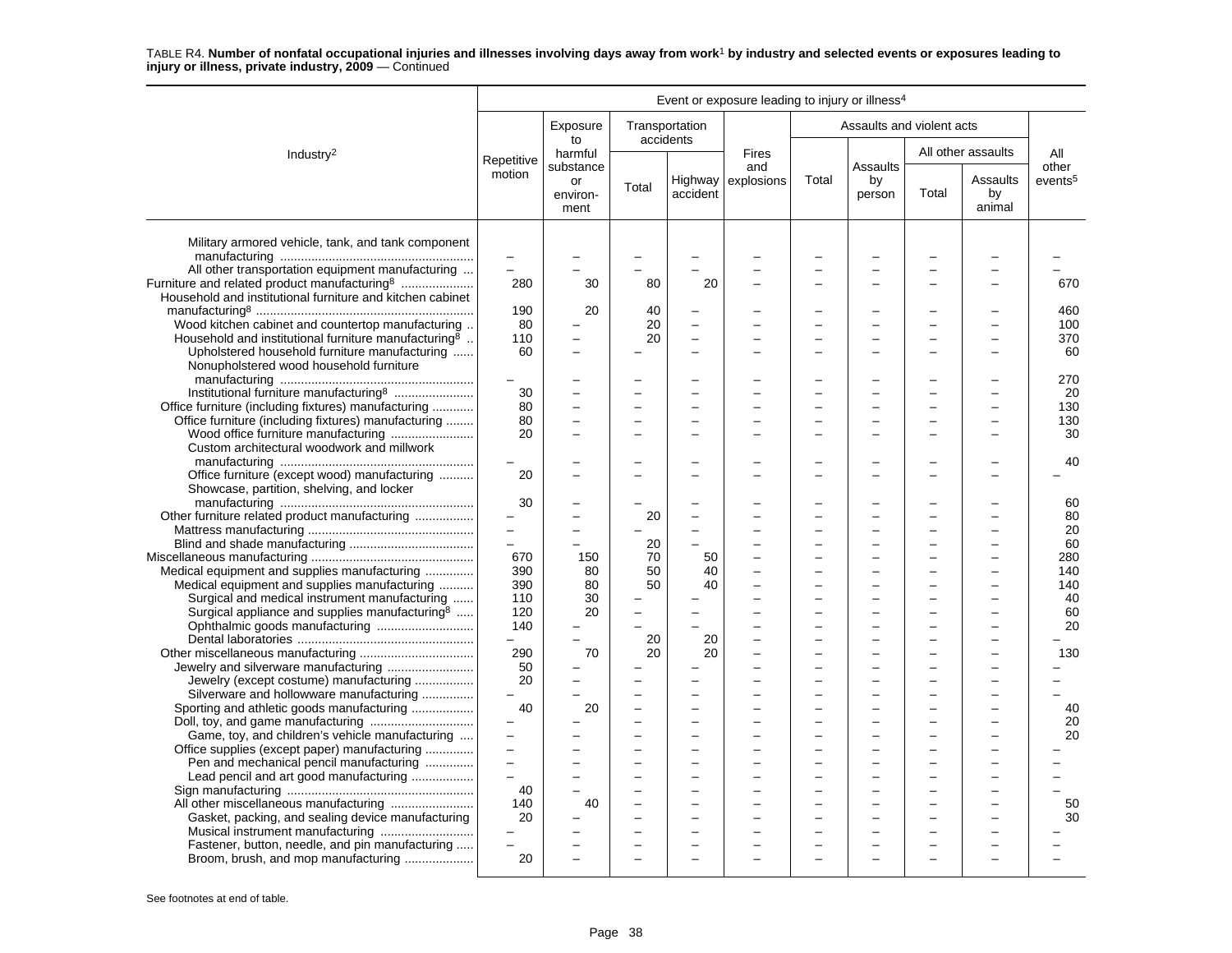TABLE R4. **Number of nonfatal occupational injuries and illnesses involving days away from work[1] by industry and selected events or exposures leading to injury or illness, private industry, 2009** — Continued

| Industry[2] | Event or exposure leading to injury or illness[4] | | | | | | | | | |
|---|---|---|---|---|---|---|---|---|---|---|
| | Repetitive motion | Exposure to harmful substance or environment | Transportation accidents | | Fires and explosions | Assaults and violent acts | | | | All other events[5] |
| | | | Total | Highway accident | | Total | Assaults by person | All other assaults | | |
| | | | | | | | | Total | Assaults by animal | |
| Military armored vehicle, tank, and tank component manufacturing | – | – | – | – | – | – | – | – | – | – |
| All other transportation equipment manufacturing | – | – | – | – | – | – | – | – | – | – |
| Furniture and related product manufacturing[8] | 280 | 30 | 80 | 20 | – | – | – | – | – | 670 |
| Household and institutional furniture and kitchen cabinet manufacturing[8] | 190 | 20 | 40 | – | – | – | – | – | – | 460 |
| Wood kitchen cabinet and countertop manufacturing | 80 | – | 20 | – | – | – | – | – | – | 100 |
| Household and institutional furniture manufacturing[8] | 110 | – | 20 | – | – | – | – | – | – | 370 |
| Upholstered household furniture manufacturing | 60 | – | – | – | – | – | – | – | – | 60 |
| Nonupholstered wood household furniture manufacturing | – | – | – | – | – | – | – | – | – | 270 |
| Institutional furniture manufacturing[8] | 30 | – | – | – | – | – | – | – | – | 20 |
| Office furniture (including fixtures) manufacturing | 80 | – | – | – | – | – | – | – | – | 130 |
| Office furniture (including fixtures) manufacturing | 80 | – | – | – | – | – | – | – | – | 130 |
| Wood office furniture manufacturing | 20 | – | – | – | – | – | – | – | – | 30 |
| Custom architectural woodwork and millwork manufacturing | – | – | – | – | – | – | – | – | – | 40 |
| Office furniture (except wood) manufacturing | 20 | – | – | – | – | – | – | – | – | – |
| Showcase, partition, shelving, and locker manufacturing | 30 | – | – | – | – | – | – | – | – | 60 |
| Other furniture related product manufacturing | – | – | 20 | – | – | – | – | – | – | 80 |
| Mattress manufacturing | – | – | – | – | – | – | – | – | – | 20 |
| Blind and shade manufacturing | – | – | 20 | – | – | – | – | – | – | 60 |
| Miscellaneous manufacturing | 670 | 150 | 70 | 50 | – | – | – | – | – | 280 |
| Medical equipment and supplies manufacturing | 390 | 80 | 50 | 40 | – | – | – | – | – | 140 |
| Medical equipment and supplies manufacturing | 390 | 80 | 50 | 40 | – | – | – | – | – | 140 |
| Surgical and medical instrument manufacturing | 110 | 30 | – | – | – | – | – | – | – | 40 |
| Surgical appliance and supplies manufacturing[8] | 120 | 20 | – | – | – | – | – | – | – | 60 |
| Ophthalmic goods manufacturing | 140 | – | – | – | – | – | – | – | – | 20 |
| Dental laboratories | – | – | 20 | 20 | – | – | – | – | – | – |
| Other miscellaneous manufacturing | 290 | 70 | 20 | 20 | – | – | – | – | – | 130 |
| Jewelry and silverware manufacturing | 50 | – | – | – | – | – | – | – | – | – |
| Jewelry (except costume) manufacturing | 20 | – | – | – | – | – | – | – | – | – |
| Silverware and hollowware manufacturing | – | – | – | – | – | – | – | – | – | – |
| Sporting and athletic goods manufacturing | 40 | 20 | – | – | – | – | – | – | – | 40 |
| Doll, toy, and game manufacturing | – | – | – | – | – | – | – | – | – | 20 |
| Game, toy, and children's vehicle manufacturing | – | – | – | – | – | – | – | – | – | 20 |
| Office supplies (except paper) manufacturing | – | – | – | – | – | – | – | – | – | – |
| Pen and mechanical pencil manufacturing | – | – | – | – | – | – | – | – | – | – |
| Lead pencil and art good manufacturing | – | – | – | – | – | – | – | – | – | – |
| Sign manufacturing | 40 | – | – | – | – | – | – | – | – | – |
| All other miscellaneous manufacturing | 140 | 40 | – | – | – | – | – | – | – | 50 |
| Gasket, packing, and sealing device manufacturing | 20 | – | – | – | – | – | – | – | – | 30 |
| Musical instrument manufacturing | – | – | – | – | – | – | – | – | – | – |
| Fastener, button, needle, and pin manufacturing | – | – | – | – | – | – | – | – | – | – |
| Broom, brush, and mop manufacturing | 20 | – | – | – | – | – | – | – | – | – |

See footnotes at end of table.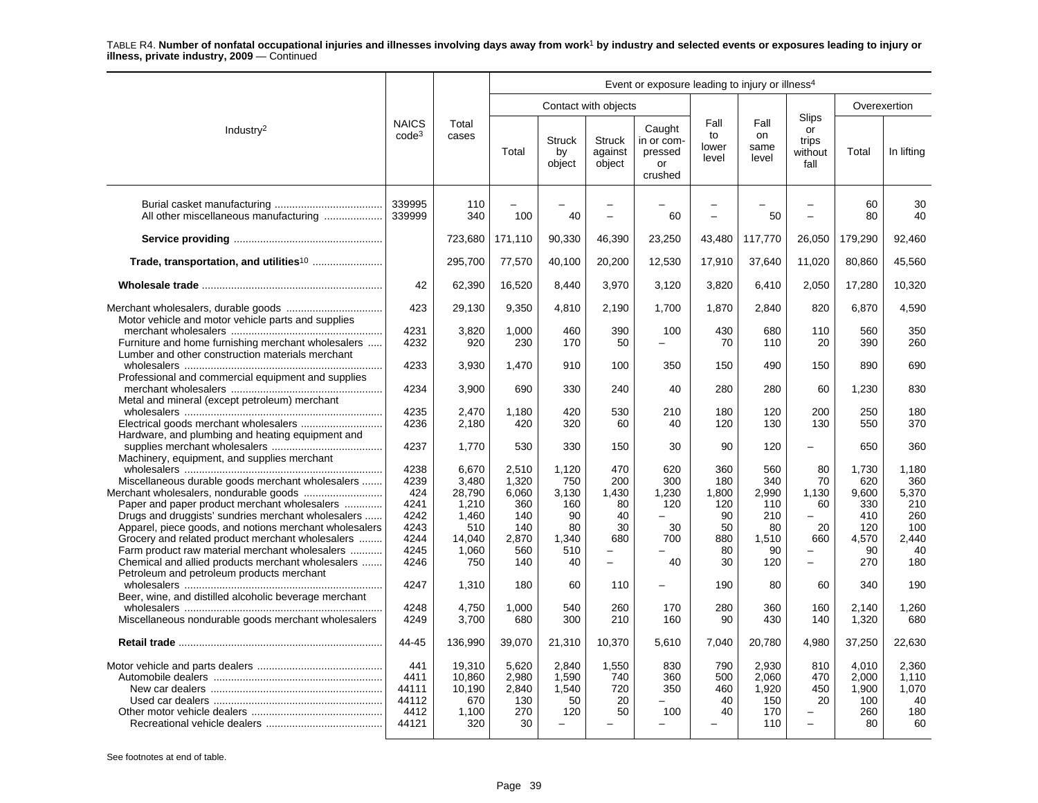TABLE R4. **Number of nonfatal occupational injuries and illnesses involving days away from work[1] by industry and selected events or exposures leading to injury or illness, private industry, 2009** — Continued

| Industry[2] | NAICS code[3] | Total cases | Event or exposure leading to injury or illness[4] | | | | | | | | |
|---|---|---|---|---|---|---|---|---|---|---|---|
| | | | Contact with objects | | | | Fall to lower level | Fall on same level | Slips or trips without fall | Overexertion | |
| | | | Total | Struck by object | Struck against object | Caught in or compressed or crushed | | | | Total | In lifting |
| Burial casket manufacturing | 339995 | 110 | – | – | – | – | – | – | – | 60 | 30 |
| All other miscellaneous manufacturing | 339999 | 340 | 100 | 40 | – | 60 | – | 50 | – | 80 | 40 |
| **Service providing** | | 723,680 | 171,110 | 90,330 | 46,390 | 23,250 | 43,480 | 117,770 | 26,050 | 179,290 | 92,460 |
| **Trade, transportation, and utilities**[10] | | 295,700 | 77,570 | 40,100 | 20,200 | 12,530 | 17,910 | 37,640 | 11,020 | 80,860 | 45,560 |
| **Wholesale trade** | 42 | 62,390 | 16,520 | 8,440 | 3,970 | 3,120 | 3,820 | 6,410 | 2,050 | 17,280 | 10,320 |
| Merchant wholesalers, durable goods | 423 | 29,130 | 9,350 | 4,810 | 2,190 | 1,700 | 1,870 | 2,840 | 820 | 6,870 | 4,590 |
| Motor vehicle and motor vehicle parts and supplies merchant wholesalers | 4231 | 3,820 | 1,000 | 460 | 390 | 100 | 430 | 680 | 110 | 560 | 350 |
| Furniture and home furnishing merchant wholesalers | 4232 | 920 | 230 | 170 | 50 | – | 70 | 110 | 20 | 390 | 260 |
| Lumber and other construction materials merchant wholesalers | 4233 | 3,930 | 1,470 | 910 | 100 | 350 | 150 | 490 | 150 | 890 | 690 |
| Professional and commercial equipment and supplies merchant wholesalers | 4234 | 3,900 | 690 | 330 | 240 | 40 | 280 | 280 | 60 | 1,230 | 830 |
| Metal and mineral (except petroleum) merchant wholesalers | 4235 | 2,470 | 1,180 | 420 | 530 | 210 | 180 | 120 | 200 | 250 | 180 |
| Electrical goods merchant wholesalers | 4236 | 2,180 | 420 | 320 | 60 | 40 | 120 | 130 | 130 | 550 | 370 |
| Hardware, and plumbing and heating equipment and supplies merchant wholesalers | 4237 | 1,770 | 530 | 330 | 150 | 30 | 90 | 120 | – | 650 | 360 |
| Machinery, equipment, and supplies merchant wholesalers | 4238 | 6,670 | 2,510 | 1,120 | 470 | 620 | 360 | 560 | 80 | 1,730 | 1,180 |
| Miscellaneous durable goods merchant wholesalers | 4239 | 3,480 | 1,320 | 750 | 200 | 300 | 180 | 340 | 70 | 620 | 360 |
| Merchant wholesalers, nondurable goods | 424 | 28,790 | 6,060 | 3,130 | 1,430 | 1,230 | 1,800 | 2,990 | 1,130 | 9,600 | 5,370 |
| Paper and paper product merchant wholesalers | 4241 | 1,210 | 360 | 160 | 80 | 120 | 120 | 110 | 60 | 330 | 210 |
| Drugs and druggists' sundries merchant wholesalers | 4242 | 1,460 | 140 | 90 | 40 | – | 90 | 210 | – | 410 | 260 |
| Apparel, piece goods, and notions merchant wholesalers | 4243 | 510 | 140 | 80 | 30 | 30 | 50 | 80 | 20 | 120 | 100 |
| Grocery and related product merchant wholesalers | 4244 | 14,040 | 2,870 | 1,340 | 680 | 700 | 880 | 1,510 | 660 | 4,570 | 2,440 |
| Farm product raw material merchant wholesalers | 4245 | 1,060 | 560 | 510 | – | – | 80 | 90 | – | 90 | 40 |
| Chemical and allied products merchant wholesalers | 4246 | 750 | 140 | 40 | – | 40 | 30 | 120 | – | 270 | 180 |
| Petroleum and petroleum products merchant wholesalers | 4247 | 1,310 | 180 | 60 | 110 | – | 190 | 80 | 60 | 340 | 190 |
| Beer, wine, and distilled alcoholic beverage merchant wholesalers | 4248 | 4,750 | 1,000 | 540 | 260 | 170 | 280 | 360 | 160 | 2,140 | 1,260 |
| Miscellaneous nondurable goods merchant wholesalers | 4249 | 3,700 | 680 | 300 | 210 | 160 | 90 | 430 | 140 | 1,320 | 680 |
| **Retail trade** | 44-45 | 136,990 | 39,070 | 21,310 | 10,370 | 5,610 | 7,040 | 20,780 | 4,980 | 37,250 | 22,630 |
| Motor vehicle and parts dealers | 441 | 19,310 | 5,620 | 2,840 | 1,550 | 830 | 790 | 2,930 | 810 | 4,010 | 2,360 |
| Automobile dealers | 4411 | 10,860 | 2,980 | 1,590 | 740 | 360 | 500 | 2,060 | 470 | 2,000 | 1,110 |
| New car dealers | 44111 | 10,190 | 2,840 | 1,540 | 720 | 350 | 460 | 1,920 | 450 | 1,900 | 1,070 |
| Used car dealers | 44112 | 670 | 130 | 50 | 20 | – | 40 | 150 | 20 | 100 | 40 |
| Other motor vehicle dealers | 4412 | 1,100 | 270 | 120 | 50 | 100 | 40 | 170 | – | 260 | 180 |
| Recreational vehicle dealers | 44121 | 320 | 30 | – | – | – | – | 110 | – | 80 | 60 |

See footnotes at end of table.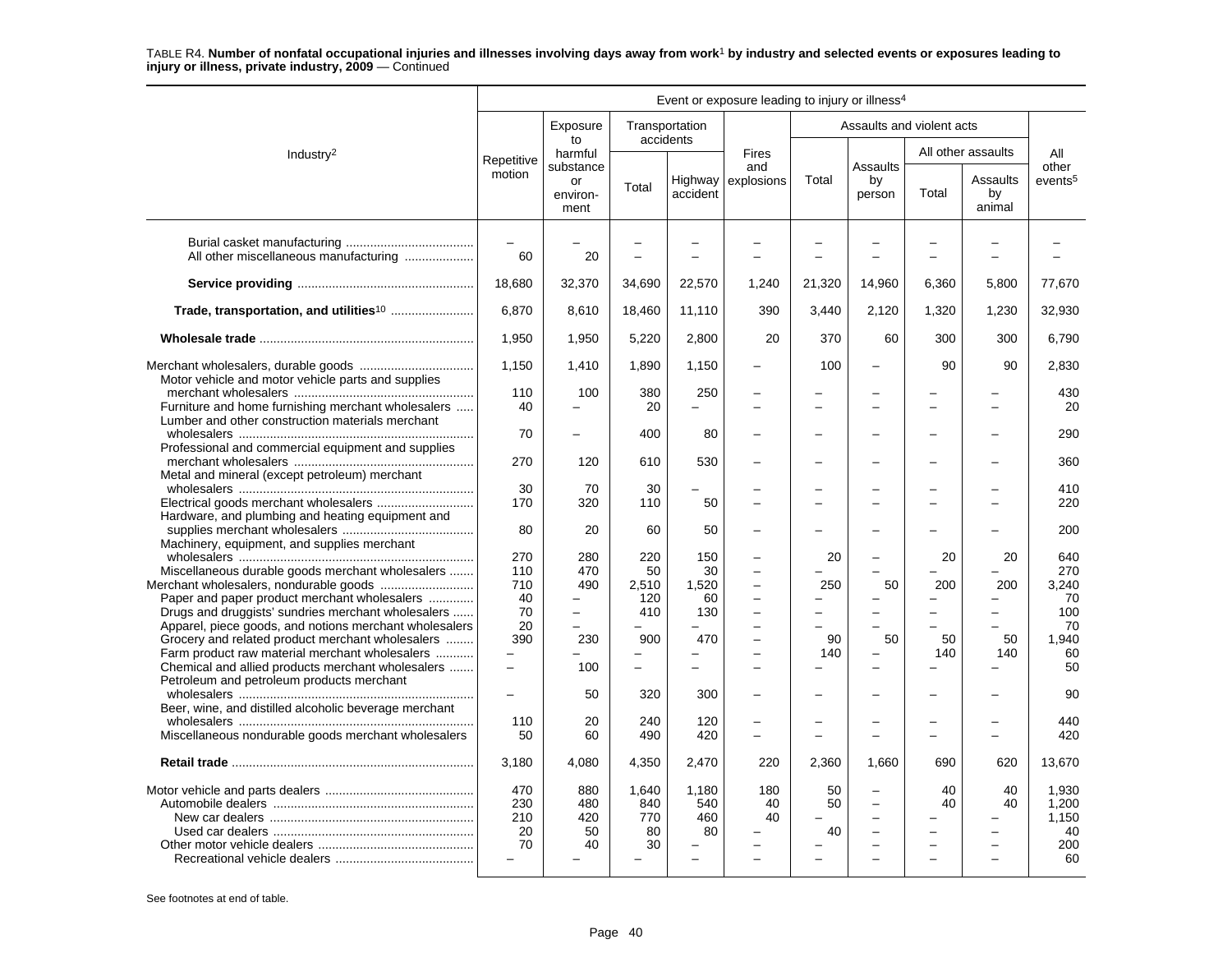TABLE R4. **Number of nonfatal occupational injuries and illnesses involving days away from work[1] by industry and selected events or exposures leading to injury or illness, private industry, 2009** — Continued

| Industry[2] | Repetitive motion | Exposure to harmful substance or environment | Transportation accidents | | Fires and explosions | Assaults and violent acts | | | | All other events[5] |
|---|---|---|---|---|---|---|---|---|---|---|
| | | | Total | Highway accident | | Total | Assaults by person | All other assaults | | |
| | | | | | | | | Total | Assaults by animal | |
| Burial casket manufacturing | – | – | – | – | – | – | – | – | – | – |
| All other miscellaneous manufacturing | 60 | 20 | – | – | – | – | – | – | – | – |
| **Service providing** | 18,680 | 32,370 | 34,690 | 22,570 | 1,240 | 21,320 | 14,960 | 6,360 | 5,800 | 77,670 |
| **Trade, transportation, and utilities[10]** | 6,870 | 8,610 | 18,460 | 11,110 | 390 | 3,440 | 2,120 | 1,320 | 1,230 | 32,930 |
| **Wholesale trade** | 1,950 | 1,950 | 5,220 | 2,800 | 20 | 370 | 60 | 300 | 300 | 6,790 |
| Merchant wholesalers, durable goods | 1,150 | 1,410 | 1,890 | 1,150 | – | 100 | – | 90 | 90 | 2,830 |
| Motor vehicle and motor vehicle parts and supplies merchant wholesalers | 110 | 100 | 380 | 250 | – | – | – | – | – | 430 |
| Furniture and home furnishing merchant wholesalers | 40 | – | 20 | – | – | – | – | – | – | 20 |
| Lumber and other construction materials merchant wholesalers | 70 | – | 400 | 80 | – | – | – | – | – | 290 |
| Professional and commercial equipment and supplies merchant wholesalers | 270 | 120 | 610 | 530 | – | – | – | – | – | 360 |
| Metal and mineral (except petroleum) merchant wholesalers | 30 | 70 | 30 | – | – | – | – | – | – | 410 |
| Electrical goods merchant wholesalers | 170 | 320 | 110 | 50 | – | – | – | – | – | 220 |
| Hardware, and plumbing and heating equipment and supplies merchant wholesalers | 80 | 20 | 60 | 50 | – | – | – | – | – | 200 |
| Machinery, equipment, and supplies merchant wholesalers | 270 | 280 | 220 | 150 | – | 20 | – | 20 | 20 | 640 |
| Miscellaneous durable goods merchant wholesalers | 110 | 470 | 50 | 30 | – | – | – | – | – | 270 |
| Merchant wholesalers, nondurable goods | 710 | 490 | 2,510 | 1,520 | – | 250 | 50 | 200 | 200 | 3,240 |
| Paper and paper product merchant wholesalers | 40 | – | 120 | 60 | – | – | – | – | – | 70 |
| Drugs and druggists' sundries merchant wholesalers | 70 | – | 410 | 130 | – | – | – | – | – | 100 |
| Apparel, piece goods, and notions merchant wholesalers | 20 | – | – | – | – | – | – | – | – | 70 |
| Grocery and related product merchant wholesalers | 390 | 230 | 900 | 470 | – | 90 | 50 | 50 | 50 | 1,940 |
| Farm product raw material merchant wholesalers | – | – | – | – | – | 140 | – | 140 | 140 | 60 |
| Chemical and allied products merchant wholesalers | – | 100 | – | – | – | – | – | – | – | 50 |
| Petroleum and petroleum products merchant wholesalers | – | 50 | 320 | 300 | – | – | – | – | – | 90 |
| Beer, wine, and distilled alcoholic beverage merchant wholesalers | 110 | 20 | 240 | 120 | – | – | – | – | – | 440 |
| Miscellaneous nondurable goods merchant wholesalers | 50 | 60 | 490 | 420 | – | – | – | – | – | 420 |
| **Retail trade** | 3,180 | 4,080 | 4,350 | 2,470 | 220 | 2,360 | 1,660 | 690 | 620 | 13,670 |
| Motor vehicle and parts dealers | 470 | 880 | 1,640 | 1,180 | 180 | 50 | – | 40 | 40 | 1,930 |
| Automobile dealers | 230 | 480 | 840 | 540 | 40 | 50 | – | 40 | 40 | 1,200 |
| New car dealers | 210 | 420 | 770 | 460 | 40 | – | – | – | – | 1,150 |
| Used car dealers | 20 | 50 | 80 | 80 | – | 40 | – | – | – | 40 |
| Other motor vehicle dealers | 70 | 40 | 30 | – | – | – | – | – | – | 200 |
| Recreational vehicle dealers | – | – | – | – | – | – | – | – | – | 60 |

Event or exposure leading to injury or illness[4]

See footnotes at end of table.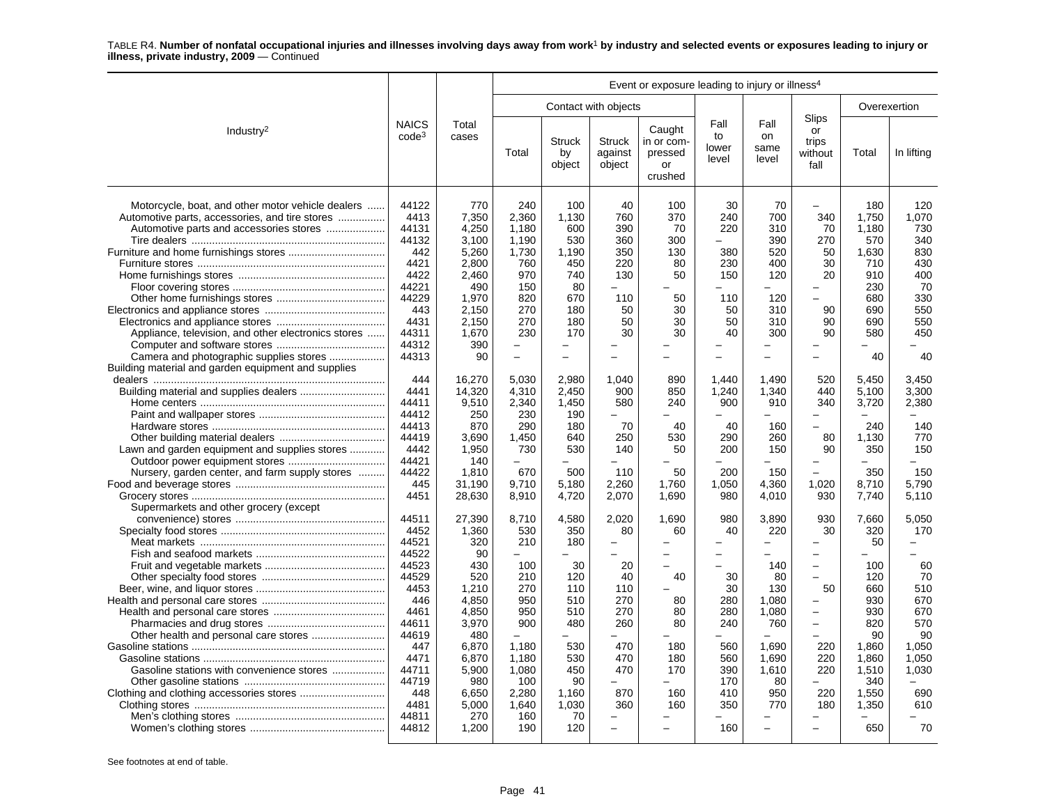TABLE R4. **Number of nonfatal occupational injuries and illnesses involving days away from work[1] by industry and selected events or exposures leading to injury or illness, private industry, 2009** — Continued

| Industry[2] | NAICS code[3] | Total cases | Event or exposure leading to injury or illness[4] | | | | | | | | |
|---|---|---|---|---|---|---|---|---|---|---|---|
| | | | Contact with objects | | | | Fall to lower level | Fall on same level | Slips or trips without fall | Overexertion | |
| | | | Total | Struck by object | Struck against object | Caught in or compressed or crushed | | | | Total | In lifting |
| Motorcycle, boat, and other motor vehicle dealers | 44122 | 770 | 240 | 100 | 40 | 100 | 30 | 70 | – | 180 | 120 |
| Automotive parts, accessories, and tire stores | 4413 | 7,350 | 2,360 | 1,130 | 760 | 370 | 240 | 700 | 340 | 1,750 | 1,070 |
| Automotive parts and accessories stores | 44131 | 4,250 | 1,180 | 600 | 390 | 70 | 220 | 310 | 70 | 1,180 | 730 |
| Tire dealers | 44132 | 3,100 | 1,190 | 530 | 360 | 300 | – | 390 | 270 | 570 | 340 |
| Furniture and home furnishings stores | 442 | 5,260 | 1,730 | 1,190 | 350 | 130 | 380 | 520 | 50 | 1,630 | 830 |
| Furniture stores | 4421 | 2,800 | 760 | 450 | 220 | 80 | 230 | 400 | 30 | 710 | 430 |
| Home furnishings stores | 4422 | 2,460 | 970 | 740 | 130 | 50 | 150 | 120 | 20 | 910 | 400 |
| Floor covering stores | 44221 | 490 | 150 | 80 | – | – | – | – | – | 230 | 70 |
| Other home furnishings stores | 44229 | 1,970 | 820 | 670 | 110 | 50 | 110 | 120 | – | 680 | 330 |
| Electronics and appliance stores | 443 | 2,150 | 270 | 180 | 50 | 30 | 50 | 310 | 90 | 690 | 550 |
| Electronics and appliance stores | 4431 | 2,150 | 270 | 180 | 50 | 30 | 50 | 310 | 90 | 690 | 550 |
| Appliance, television, and other electronics stores | 44311 | 1,670 | 230 | 170 | 30 | 30 | 40 | 300 | 90 | 580 | 450 |
| Computer and software stores | 44312 | 390 | – | – | – | – | – | – | – | – | – |
| Camera and photographic supplies stores | 44313 | 90 | – | – | – | – | – | – | – | 40 | 40 |
| Building material and garden equipment and supplies dealers | 444 | 16,270 | 5,030 | 2,980 | 1,040 | 890 | 1,440 | 1,490 | 520 | 5,450 | 3,450 |
| Building material and supplies dealers | 4441 | 14,320 | 4,310 | 2,450 | 900 | 850 | 1,240 | 1,340 | 440 | 5,100 | 3,300 |
| Home centers | 44411 | 9,510 | 2,340 | 1,450 | 580 | 240 | 900 | 910 | 340 | 3,720 | 2,380 |
| Paint and wallpaper stores | 44412 | 250 | 230 | 190 | – | – | – | – | – | – | – |
| Hardware stores | 44413 | 870 | 290 | 180 | 70 | 40 | 40 | 160 | – | 240 | 140 |
| Other building material dealers | 44419 | 3,690 | 1,450 | 640 | 250 | 530 | 290 | 260 | 80 | 1,130 | 770 |
| Lawn and garden equipment and supplies stores | 4442 | 1,950 | 730 | 530 | 140 | 50 | 200 | 150 | 90 | 350 | 150 |
| Outdoor power equipment stores | 44421 | 140 | – | – | – | – | – | – | – | – | – |
| Nursery, garden center, and farm supply stores | 44422 | 1,810 | 670 | 500 | 110 | 50 | 200 | 150 | – | 350 | 150 |
| Food and beverage stores | 445 | 31,190 | 9,710 | 5,180 | 2,260 | 1,760 | 1,050 | 4,360 | 1,020 | 8,710 | 5,790 |
| Grocery stores | 4451 | 28,630 | 8,910 | 4,720 | 2,070 | 1,690 | 980 | 4,010 | 930 | 7,740 | 5,110 |
| Supermarkets and other grocery (except convenience) stores | 44511 | 27,390 | 8,710 | 4,580 | 2,020 | 1,690 | 980 | 3,890 | 930 | 7,660 | 5,050 |
| Specialty food stores | 4452 | 1,360 | 530 | 350 | 80 | 60 | 40 | 220 | 30 | 320 | 170 |
| Meat markets | 44521 | 320 | 210 | 180 | – | – | – | – | – | 50 | – |
| Fish and seafood markets | 44522 | 90 | – | – | – | – | – | – | – | – | – |
| Fruit and vegetable markets | 44523 | 430 | 100 | 30 | 20 | – | – | 140 | – | 100 | 60 |
| Other specialty food stores | 44529 | 520 | 210 | 120 | 40 | 40 | 30 | 80 | – | 120 | 70 |
| Beer, wine, and liquor stores | 4453 | 1,210 | 270 | 110 | 110 | – | 30 | 130 | 50 | 660 | 510 |
| Health and personal care stores | 446 | 4,850 | 950 | 510 | 270 | 80 | 280 | 1,080 | – | 930 | 670 |
| Health and personal care stores | 4461 | 4,850 | 950 | 510 | 270 | 80 | 280 | 1,080 | – | 930 | 670 |
| Pharmacies and drug stores | 44611 | 3,970 | 900 | 480 | 260 | 80 | 240 | 760 | – | 820 | 570 |
| Other health and personal care stores | 44619 | 480 | – | – | – | – | – | – | – | 90 | 90 |
| Gasoline stations | 447 | 6,870 | 1,180 | 530 | 470 | 180 | 560 | 1,690 | 220 | 1,860 | 1,050 |
| Gasoline stations | 4471 | 6,870 | 1,180 | 530 | 470 | 180 | 560 | 1,690 | 220 | 1,860 | 1,050 |
| Gasoline stations with convenience stores | 44711 | 5,900 | 1,080 | 450 | 470 | 170 | 390 | 1,610 | 220 | 1,510 | 1,030 |
| Other gasoline stations | 44719 | 980 | 100 | 90 | – | – | 170 | 80 | – | 340 | – |
| Clothing and clothing accessories stores | 448 | 6,650 | 2,280 | 1,160 | 870 | 160 | 410 | 950 | 220 | 1,550 | 690 |
| Clothing stores | 4481 | 5,000 | 1,640 | 1,030 | 360 | 160 | 350 | 770 | 180 | 1,350 | 610 |
| Men's clothing stores | 44811 | 270 | 160 | 70 | – | – | – | – | – | – | – |
| Women's clothing stores | 44812 | 1,200 | 190 | 120 | – | – | 160 | – | – | 650 | 70 |

See footnotes at end of table.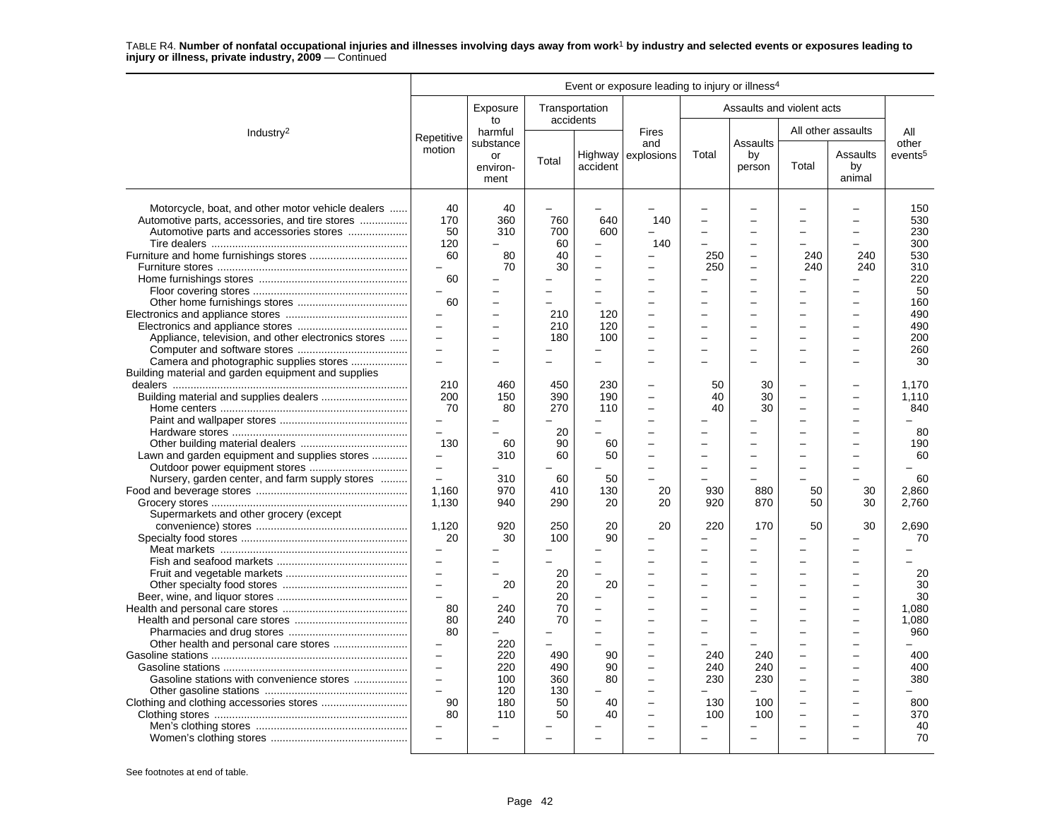TABLE R4. **Number of nonfatal occupational injuries and illnesses involving days away from work[1] by industry and selected events or exposures leading to injury or illness, private industry, 2009** — Continued

| Industry[2] | Repetitive motion | Exposure to harmful substance or environment | Transportation accidents | | Fires and explosions | Assaults and violent acts | | | | All other events[5] |
|---|---|---|---|---|---|---|---|---|---|---|
| | | | Total | Highway accident | | Total | Assaults by person | All other assaults | | |
| | | | | | | | | Total | Assaults by animal | |
| Motorcycle, boat, and other motor vehicle dealers | 40 | 40 | – | – | – | – | – | – | – | 150 |
| Automotive parts, accessories, and tire stores | 170 | 360 | 760 | 640 | 140 | – | – | – | – | 530 |
| Automotive parts and accessories stores | 50 | 310 | 700 | 600 | – | – | – | – | – | 230 |
| Tire dealers | 120 | – | 60 | – | 140 | – | – | – | – | 300 |
| Furniture and home furnishings stores | 60 | 80 | 40 | – | – | 250 | – | 240 | 240 | 530 |
| Furniture stores | – | 70 | 30 | – | – | 250 | – | 240 | 240 | 310 |
| Home furnishings stores | 60 | – | – | – | – | – | – | – | – | 220 |
| Floor covering stores | – | – | – | – | – | – | – | – | – | 50 |
| Other home furnishings stores | 60 | – | – | – | – | – | – | – | – | 160 |
| Electronics and appliance stores | – | – | 210 | 120 | – | – | – | – | – | 490 |
| Electronics and appliance stores | – | – | 210 | 120 | – | – | – | – | – | 490 |
| Appliance, television, and other electronics stores | – | – | 180 | 100 | – | – | – | – | – | 200 |
| Computer and software stores | – | – | – | – | – | – | – | – | – | 260 |
| Camera and photographic supplies stores | – | – | – | – | – | – | – | – | – | 30 |
| Building material and garden equipment and supplies dealers | 210 | 460 | 450 | 230 | – | 50 | 30 | – | – | 1,170 |
| Building material and supplies dealers | 200 | 150 | 390 | 190 | – | 40 | 30 | – | – | 1,110 |
| Home centers | 70 | 80 | 270 | 110 | – | 40 | 30 | – | – | 840 |
| Paint and wallpaper stores | – | – | – | – | – | – | – | – | – | – |
| Hardware stores | – | – | 20 | – | – | – | – | – | – | 80 |
| Other building material dealers | 130 | 60 | 90 | 60 | – | – | – | – | – | 190 |
| Lawn and garden equipment and supplies stores | – | 310 | 60 | 50 | – | – | – | – | – | 60 |
| Outdoor power equipment stores | – | – | – | – | – | – | – | – | – | – |
| Nursery, garden center, and farm supply stores | – | 310 | 60 | 50 | – | – | – | – | – | 60 |
| Food and beverage stores | 1,160 | 970 | 410 | 130 | 20 | 930 | 880 | 50 | 30 | 2,860 |
| Grocery stores | 1,130 | 940 | 290 | 20 | 20 | 920 | 870 | 50 | 30 | 2,760 |
| Supermarkets and other grocery (except convenience) stores | 1,120 | 920 | 250 | 20 | 20 | 220 | 170 | 50 | 30 | 2,690 |
| Specialty food stores | 20 | 30 | 100 | 90 | – | – | – | – | – | 70 |
| Meat markets | – | – | – | – | – | – | – | – | – | – |
| Fish and seafood markets | – | – | – | – | – | – | – | – | – | – |
| Fruit and vegetable markets | – | – | 20 | – | – | – | – | – | – | 20 |
| Other specialty food stores | – | 20 | 20 | 20 | – | – | – | – | – | 30 |
| Beer, wine, and liquor stores | – | – | 20 | – | – | – | – | – | – | 30 |
| Health and personal care stores | 80 | 240 | 70 | – | – | – | – | – | – | 1,080 |
| Health and personal care stores | 80 | 240 | 70 | – | – | – | – | – | – | 1,080 |
| Pharmacies and drug stores | 80 | – | – | – | – | – | – | – | – | 960 |
| Other health and personal care stores | – | 220 | – | – | – | – | – | – | – | – |
| Gasoline stations | – | 220 | 490 | 90 | – | 240 | 240 | – | – | 400 |
| Gasoline stations | – | 220 | 490 | 90 | – | 240 | 240 | – | – | 400 |
| Gasoline stations with convenience stores | – | 100 | 360 | 80 | – | 230 | 230 | – | – | 380 |
| Other gasoline stations | – | 120 | 130 | – | – | – | – | – | – | – |
| Clothing and clothing accessories stores | 90 | 180 | 50 | 40 | – | 130 | 100 | – | – | 800 |
| Clothing stores | 80 | 110 | 50 | 40 | – | 100 | 100 | – | – | 370 |
| Men's clothing stores | – | – | – | – | – | – | – | – | – | 40 |
| Women's clothing stores | – | – | – | – | – | – | – | – | – | 70 |

Event or exposure leading to injury or illness[4]

See footnotes at end of table.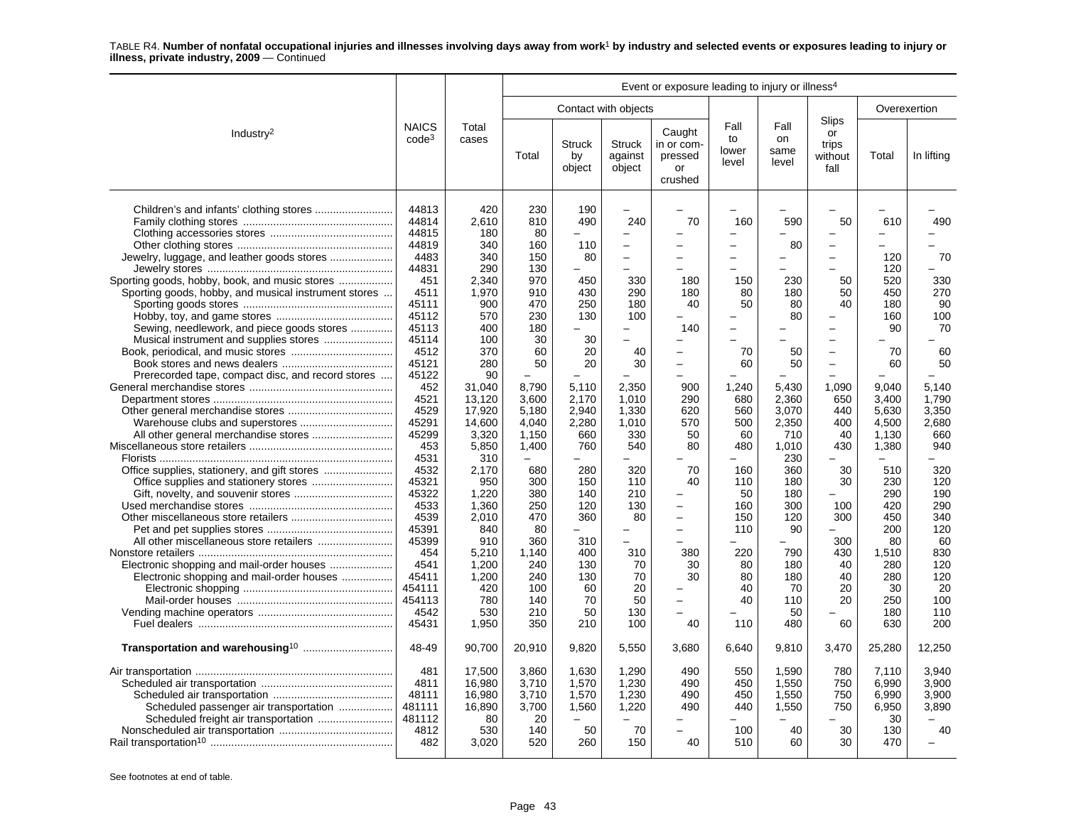TABLE R4. **Number of nonfatal occupational injuries and illnesses involving days away from work**[1] **by industry and selected events or exposures leading to injury or illness, private industry, 2009** — Continued

| Industry[2] | NAICS code[3] | Total cases | Event or exposure leading to injury or illness[4] | | | | | | | | |
|---|---|---|---|---|---|---|---|---|---|---|---|
| | | | Contact with objects | | | | Fall to lower level | Fall on same level | Slips or trips without fall | Overexertion | |
| | | | Total | Struck by object | Struck against object | Caught in or compressed or crushed | | | | Total | In lifting |
| Children's and infants' clothing stores | 44813 | 420 | 230 | 190 | – | – | – | – | – | – | – |
| Family clothing stores | 44814 | 2,610 | 810 | 490 | 240 | 70 | 160 | 590 | 50 | 610 | 490 |
| Clothing accessories stores | 44815 | 180 | 80 | – | – | – | – | – | – | – | – |
| Other clothing stores | 44819 | 340 | 160 | 110 | – | – | – | 80 | – | – | – |
| Jewelry, luggage, and leather goods stores | 4483 | 340 | 150 | 80 | – | – | – | – | – | 120 | 70 |
| Jewelry stores | 44831 | 290 | 130 | – | – | – | – | – | – | 120 | – |
| Sporting goods, hobby, book, and music stores | 451 | 2,340 | 970 | 450 | 330 | 180 | 150 | 230 | 50 | 520 | 330 |
| Sporting goods, hobby, and musical instrument stores | 4511 | 1,970 | 910 | 430 | 290 | 180 | 80 | 180 | 50 | 450 | 270 |
| Sporting goods stores | 45111 | 900 | 470 | 250 | 180 | 40 | 50 | 80 | 40 | 180 | 90 |
| Hobby, toy, and game stores | 45112 | 570 | 230 | 130 | 100 | – | – | 80 | – | 160 | 100 |
| Sewing, needlework, and piece goods stores | 45113 | 400 | 180 | – | – | 140 | – | – | – | 90 | 70 |
| Musical instrument and supplies stores | 45114 | 100 | 30 | 30 | – | – | – | – | – | – | – |
| Book, periodical, and music stores | 4512 | 370 | 60 | 20 | 40 | – | 70 | 50 | – | 70 | 60 |
| Book stores and news dealers | 45121 | 280 | 50 | 20 | 30 | – | 60 | 50 | – | 60 | 50 |
| Prerecorded tape, compact disc, and record stores | 45122 | 90 | – | – | – | – | – | – | – | – | – |
| General merchandise stores | 452 | 31,040 | 8,790 | 5,110 | 2,350 | 900 | 1,240 | 5,430 | 1,090 | 9,040 | 5,140 |
| Department stores | 4521 | 13,120 | 3,600 | 2,170 | 1,010 | 290 | 680 | 2,360 | 650 | 3,400 | 1,790 |
| Other general merchandise stores | 4529 | 17,920 | 5,180 | 2,940 | 1,330 | 620 | 560 | 3,070 | 440 | 5,630 | 3,350 |
| Warehouse clubs and superstores | 45291 | 14,600 | 4,040 | 2,280 | 1,010 | 570 | 500 | 2,350 | 400 | 4,500 | 2,680 |
| All other general merchandise stores | 45299 | 3,320 | 1,150 | 660 | 330 | 50 | 60 | 710 | 40 | 1,130 | 660 |
| Miscellaneous store retailers | 453 | 5,850 | 1,400 | 760 | 540 | 80 | 480 | 1,010 | 430 | 1,380 | 940 |
| Florists | 4531 | 310 | – | – | – | – | – | 230 | – | – | – |
| Office supplies, stationery, and gift stores | 4532 | 2,170 | 680 | 280 | 320 | 70 | 160 | 360 | 30 | 510 | 320 |
| Office supplies and stationery stores | 45321 | 950 | 300 | 150 | 110 | 40 | 110 | 180 | 30 | 230 | 120 |
| Gift, novelty, and souvenir stores | 45322 | 1,220 | 380 | 140 | 210 | – | 50 | 180 | – | 290 | 190 |
| Used merchandise stores | 4533 | 1,360 | 250 | 120 | 130 | – | 160 | 300 | 100 | 420 | 290 |
| Other miscellaneous store retailers | 4539 | 2,010 | 470 | 360 | 80 | – | 150 | 120 | 300 | 450 | 340 |
| Pet and pet supplies stores | 45391 | 840 | 80 | – | – | – | 110 | 90 | – | 200 | 120 |
| All other miscellaneous store retailers | 45399 | 910 | 360 | 310 | – | – | – | – | 300 | 80 | 60 |
| Nonstore retailers | 454 | 5,210 | 1,140 | 400 | 310 | 380 | 220 | 790 | 430 | 1,510 | 830 |
| Electronic shopping and mail-order houses | 4541 | 1,200 | 240 | 130 | 70 | 30 | 80 | 180 | 40 | 280 | 120 |
| Electronic shopping and mail-order houses | 45411 | 1,200 | 240 | 130 | 70 | 30 | 80 | 180 | 40 | 280 | 120 |
| Electronic shopping | 454111 | 420 | 100 | 60 | 20 | – | 40 | 70 | 20 | 30 | 20 |
| Mail-order houses | 454113 | 780 | 140 | 70 | 50 | – | 40 | 110 | 20 | 250 | 100 |
| Vending machine operators | 4542 | 530 | 210 | 50 | 130 | – | – | 50 | – | 180 | 110 |
| Fuel dealers | 45431 | 1,950 | 350 | 210 | 100 | 40 | 110 | 480 | 60 | 630 | 200 |
| **Transportation and warehousing**[10] | 48-49 | 90,700 | 20,910 | 9,820 | 5,550 | 3,680 | 6,640 | 9,810 | 3,470 | 25,280 | 12,250 |
| Air transportation | 481 | 17,500 | 3,860 | 1,630 | 1,290 | 490 | 550 | 1,590 | 780 | 7,110 | 3,940 |
| Scheduled air transportation | 4811 | 16,980 | 3,710 | 1,570 | 1,230 | 490 | 450 | 1,550 | 750 | 6,990 | 3,900 |
| Scheduled air transportation | 48111 | 16,980 | 3,710 | 1,570 | 1,230 | 490 | 450 | 1,550 | 750 | 6,990 | 3,900 |
| Scheduled passenger air transportation | 481111 | 16,890 | 3,700 | 1,560 | 1,220 | 490 | 440 | 1,550 | 750 | 6,950 | 3,890 |
| Scheduled freight air transportation | 481112 | 80 | 20 | – | – | – | – | – | – | 30 | – |
| Nonscheduled air transportation | 4812 | 530 | 140 | 50 | 70 | – | 100 | 40 | 30 | 130 | 40 |
| Rail transportation[10] | 482 | 3,020 | 520 | 260 | 150 | 40 | 510 | 60 | 30 | 470 | – |

See footnotes at end of table.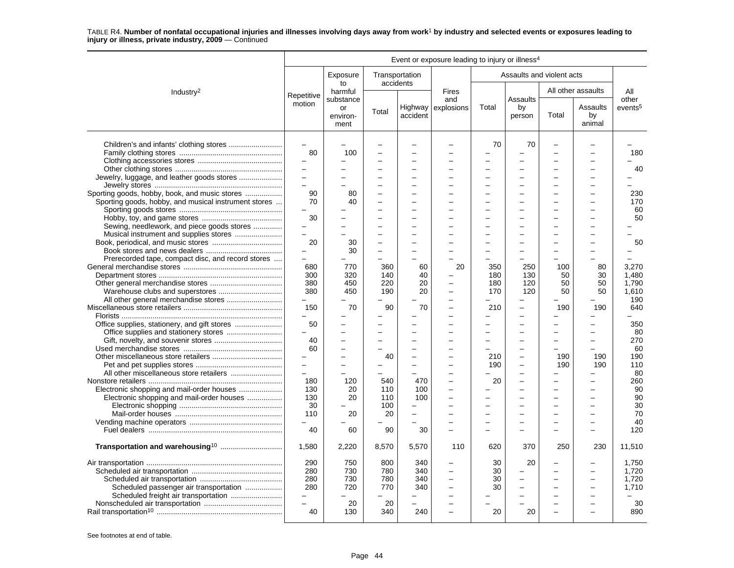TABLE R4. **Number of nonfatal occupational injuries and illnesses involving days away from work[1] by industry and selected events or exposures leading to injury or illness, private industry, 2009** — Continued

| Industry[2] | Repetitive motion | Exposure to harmful substance or environment | Transportation accidents | | Fires and explosions | Assaults and violent acts | | | | All other events[5] |
|---|---|---|---|---|---|---|---|---|---|---|
| | | | Total | Highway accident | | Total | Assaults by person | All other assaults | | |
| | | | | | | | | Total | Assaults by animal | |
| Children's and infants' clothing stores | – | – | – | – | – | 70 | 70 | – | – | – |
| Family clothing stores | 80 | 100 | – | – | – | – | – | – | – | 180 |
| Clothing accessories stores | – | – | – | – | – | – | – | – | – | – |
| Other clothing stores | – | – | – | – | – | – | – | – | – | 40 |
| Jewelry, luggage, and leather goods stores | – | – | – | – | – | – | – | – | – | – |
| Jewelry stores | – | – | – | – | – | – | – | – | – | – |
| Sporting goods, hobby, book, and music stores | 90 | 80 | – | – | – | – | – | – | – | 230 |
| Sporting goods, hobby, and musical instrument stores | 70 | 40 | – | – | – | – | – | – | – | 170 |
| Sporting goods stores | – | – | – | – | – | – | – | – | – | 60 |
| Hobby, toy, and game stores | 30 | – | – | – | – | – | – | – | – | 50 |
| Sewing, needlework, and piece goods stores | – | – | – | – | – | – | – | – | – | – |
| Musical instrument and supplies stores | – | – | – | – | – | – | – | – | – | – |
| Book, periodical, and music stores | 20 | 30 | – | – | – | – | – | – | – | 50 |
| Book stores and news dealers | – | 30 | – | – | – | – | – | – | – | – |
| Prerecorded tape, compact disc, and record stores | – | – | – | – | – | – | – | – | – | – |
| General merchandise stores | 680 | 770 | 360 | 60 | 20 | 350 | 250 | 100 | 80 | 3,270 |
| Department stores | 300 | 320 | 140 | 40 | – | 180 | 130 | 50 | 30 | 1,480 |
| Other general merchandise stores | 380 | 450 | 220 | 20 | – | 180 | 120 | 50 | 50 | 1,790 |
| Warehouse clubs and superstores | 380 | 450 | 190 | 20 | – | 170 | 120 | 50 | 50 | 1,610 |
| All other general merchandise stores | – | – | – | – | – | – | – | – | – | 190 |
| Miscellaneous store retailers | 150 | 70 | 90 | 70 | – | 210 | – | 190 | 190 | 640 |
| Florists | – | – | – | – | – | – | – | – | – | – |
| Office supplies, stationery, and gift stores | 50 | – | – | – | – | – | – | – | – | 350 |
| Office supplies and stationery stores | – | – | – | – | – | – | – | – | – | 80 |
| Gift, novelty, and souvenir stores | 40 | – | – | – | – | – | – | – | – | 270 |
| Used merchandise stores | 60 | – | – | – | – | – | – | – | – | 60 |
| Other miscellaneous store retailers | – | – | 40 | – | – | 210 | – | 190 | 190 | 190 |
| Pet and pet supplies stores | – | – | – | – | – | 190 | – | 190 | 190 | 110 |
| All other miscellaneous store retailers | – | – | – | – | – | – | – | – | – | 80 |
| Nonstore retailers | 180 | 120 | 540 | 470 | – | 20 | – | – | – | 260 |
| Electronic shopping and mail-order houses | 130 | 20 | 110 | 100 | – | – | – | – | – | 90 |
| Electronic shopping and mail-order houses | 130 | 20 | 110 | 100 | – | – | – | – | – | 90 |
| Electronic shopping | 30 | – | 100 | – | – | – | – | – | – | 30 |
| Mail-order houses | 110 | 20 | 20 | – | – | – | – | – | – | 70 |
| Vending machine operators | – | – | – | – | – | – | – | – | – | 40 |
| Fuel dealers | 40 | 60 | 90 | 30 | – | – | – | – | – | 120 |
| **Transportation and warehousing[10]** | 1,580 | 2,220 | 8,570 | 5,570 | 110 | 620 | 370 | 250 | 230 | 11,510 |
| Air transportation | 290 | 750 | 800 | 340 | – | 30 | 20 | – | – | 1,750 |
| Scheduled air transportation | 280 | 730 | 780 | 340 | – | 30 | – | – | – | 1,720 |
| Scheduled air transportation | 280 | 730 | 780 | 340 | – | 30 | – | – | – | 1,720 |
| Scheduled passenger air transportation | 280 | 720 | 770 | 340 | – | 30 | – | – | – | 1,710 |
| Scheduled freight air transportation | – | – | – | – | – | – | – | – | – | – |
| Nonscheduled air transportation | – | 20 | 20 | – | – | – | – | – | – | 30 |
| Rail transportation[10] | 40 | 130 | 340 | 240 | – | 20 | 20 | – | – | 890 |

Event or exposure leading to injury or illness[4]

See footnotes at end of table.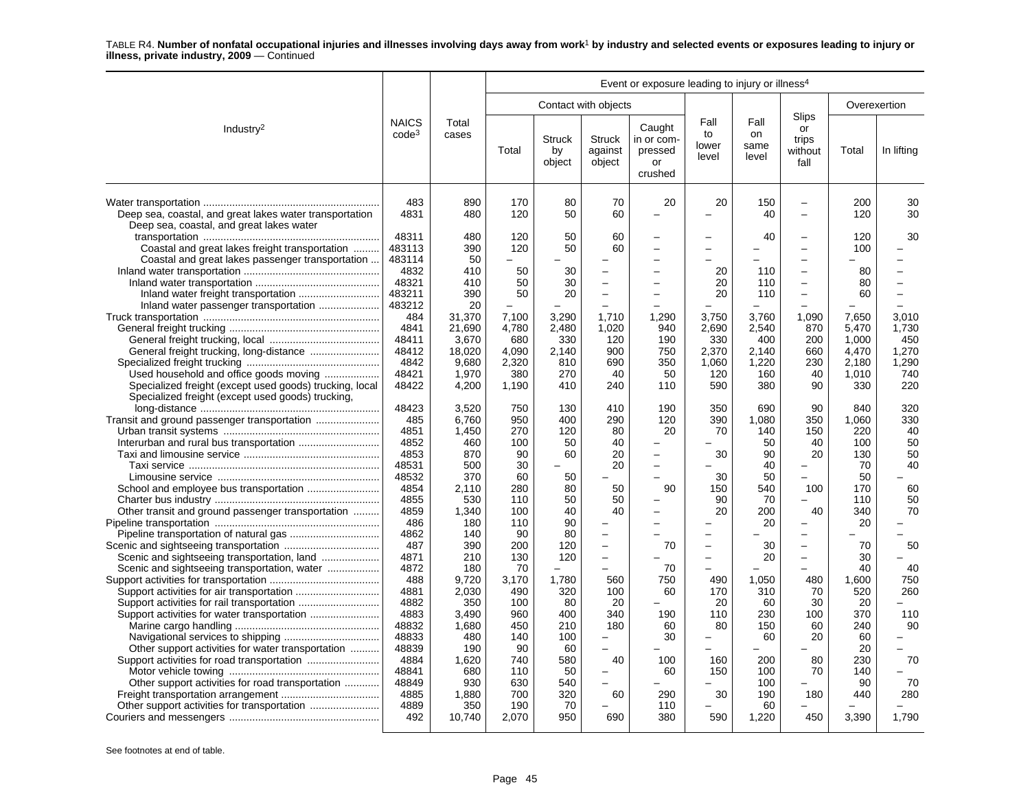TABLE R4. **Number of nonfatal occupational injuries and illnesses involving days away from work[1] by industry and selected events or exposures leading to injury or illness, private industry, 2009** — Continued

| Industry[2] | NAICS code[3] | Total cases | Event or exposure leading to injury or illness[4] | | | | | | | | |
|---|---|---|---|---|---|---|---|---|---|---|---|
| | | | Contact with objects | | | | Fall to lower level | Fall on same level | Slips or trips without fall | Overexertion | |
| | | | Total | Struck by object | Struck against object | Caught in or compressed or crushed | | | | Total | In lifting |
| Water transportation | 483 | 890 | 170 | 80 | 70 | 20 | 20 | 150 | – | 200 | 30 |
| Deep sea, coastal, and great lakes water transportation | 4831 | 480 | 120 | 50 | 60 | – | – | 40 | – | 120 | 30 |
| Deep sea, coastal, and great lakes water transportation | 48311 | 480 | 120 | 50 | 60 | – | – | 40 | – | 120 | 30 |
| Coastal and great lakes freight transportation | 483113 | 390 | 120 | 50 | 60 | – | – | – | – | 100 | – |
| Coastal and great lakes passenger transportation | 483114 | 50 | – | – | – | – | – | – | – | – | – |
| Inland water transportation | 4832 | 410 | 50 | 30 | – | – | 20 | 110 | – | 80 | – |
| Inland water transportation | 48321 | 410 | 50 | 30 | – | – | 20 | 110 | – | 80 | – |
| Inland water freight transportation | 483211 | 390 | 50 | 20 | – | – | 20 | 110 | – | 60 | – |
| Inland water passenger transportation | 483212 | 20 | – | – | – | – | – | – | – | – | – |
| Truck transportation | 484 | 31,370 | 7,100 | 3,290 | 1,710 | 1,290 | 3,750 | 3,760 | 1,090 | 7,650 | 3,010 |
| General freight trucking | 4841 | 21,690 | 4,780 | 2,480 | 1,020 | 940 | 2,690 | 2,540 | 870 | 5,470 | 1,730 |
| General freight trucking, local | 48411 | 3,670 | 680 | 330 | 120 | 190 | 330 | 400 | 200 | 1,000 | 450 |
| General freight trucking, long-distance | 48412 | 18,020 | 4,090 | 2,140 | 900 | 750 | 2,370 | 2,140 | 660 | 4,470 | 1,270 |
| Specialized freight trucking | 4842 | 9,680 | 2,320 | 810 | 690 | 350 | 1,060 | 1,220 | 230 | 2,180 | 1,290 |
| Used household and office goods moving | 48421 | 1,970 | 380 | 270 | 40 | 50 | 120 | 160 | 40 | 1,010 | 740 |
| Specialized freight (except used goods) trucking, local | 48422 | 4,200 | 1,190 | 410 | 240 | 110 | 590 | 380 | 90 | 330 | 220 |
| Specialized freight (except used goods) trucking, long-distance | 48423 | 3,520 | 750 | 130 | 410 | 190 | 350 | 690 | 90 | 840 | 320 |
| Transit and ground passenger transportation | 485 | 6,760 | 950 | 400 | 290 | 120 | 390 | 1,080 | 350 | 1,060 | 330 |
| Urban transit systems | 4851 | 1,450 | 270 | 120 | 80 | 20 | 70 | 140 | 150 | 220 | 40 |
| Interurban and rural bus transportation | 4852 | 460 | 100 | 50 | 40 | – | – | 50 | 40 | 100 | 50 |
| Taxi and limousine service | 4853 | 870 | 90 | 60 | 20 | – | 30 | 90 | 20 | 130 | 50 |
| Taxi service | 48531 | 500 | 30 | – | 20 | – | – | 40 | – | 70 | 40 |
| Limousine service | 48532 | 370 | 60 | 50 | – | – | 30 | 50 | – | 50 | – |
| School and employee bus transportation | 4854 | 2,110 | 280 | 80 | 50 | 90 | 150 | 540 | 100 | 170 | 60 |
| Charter bus industry | 4855 | 530 | 110 | 50 | 50 | – | 90 | 70 | – | 110 | 50 |
| Other transit and ground passenger transportation | 4859 | 1,340 | 100 | 40 | 40 | – | 20 | 200 | 40 | 340 | 70 |
| Pipeline transportation | 486 | 180 | 110 | 90 | – | – | – | 20 | – | 20 | – |
| Pipeline transportation of natural gas | 4862 | 140 | 90 | 80 | – | – | – | – | – | – | – |
| Scenic and sightseeing transportation | 487 | 390 | 200 | 120 | – | 70 | – | 30 | – | 70 | 50 |
| Scenic and sightseeing transportation, land | 4871 | 210 | 130 | 120 | – | – | – | 20 | – | 30 | – |
| Scenic and sightseeing transportation, water | 4872 | 180 | 70 | – | – | 70 | – | – | – | 40 | 40 |
| Support activities for transportation | 488 | 9,720 | 3,170 | 1,780 | 560 | 750 | 490 | 1,050 | 480 | 1,600 | 750 |
| Support activities for air transportation | 4881 | 2,030 | 490 | 320 | 100 | 60 | 170 | 310 | 70 | 520 | 260 |
| Support activities for rail transportation | 4882 | 350 | 100 | 80 | 20 | – | 20 | 60 | 30 | 20 | – |
| Support activities for water transportation | 4883 | 3,490 | 960 | 400 | 340 | 190 | 110 | 230 | 100 | 370 | 110 |
| Marine cargo handling | 48832 | 1,680 | 450 | 210 | 180 | 60 | 80 | 150 | 60 | 240 | 90 |
| Navigational services to shipping | 48833 | 480 | 140 | 100 | – | 30 | – | 60 | 20 | 60 | – |
| Other support activities for water transportation | 48839 | 190 | 90 | 60 | – | – | – | – | – | 20 | – |
| Support activities for road transportation | 4884 | 1,620 | 740 | 580 | 40 | 100 | 160 | 200 | 80 | 230 | 70 |
| Motor vehicle towing | 48841 | 680 | 110 | 50 | – | 60 | 150 | 100 | 70 | 140 | – |
| Other support activities for road transportation | 48849 | 930 | 630 | 540 | – | – | – | 100 | – | 90 | 70 |
| Freight transportation arrangement | 4885 | 1,880 | 700 | 320 | 60 | 290 | 30 | 190 | 180 | 440 | 280 |
| Other support activities for transportation | 4889 | 350 | 190 | 70 | – | 110 | – | 60 | – | – | – |
| Couriers and messengers | 492 | 10,740 | 2,070 | 950 | 690 | 380 | 590 | 1,220 | 450 | 3,390 | 1,790 |

See footnotes at end of table.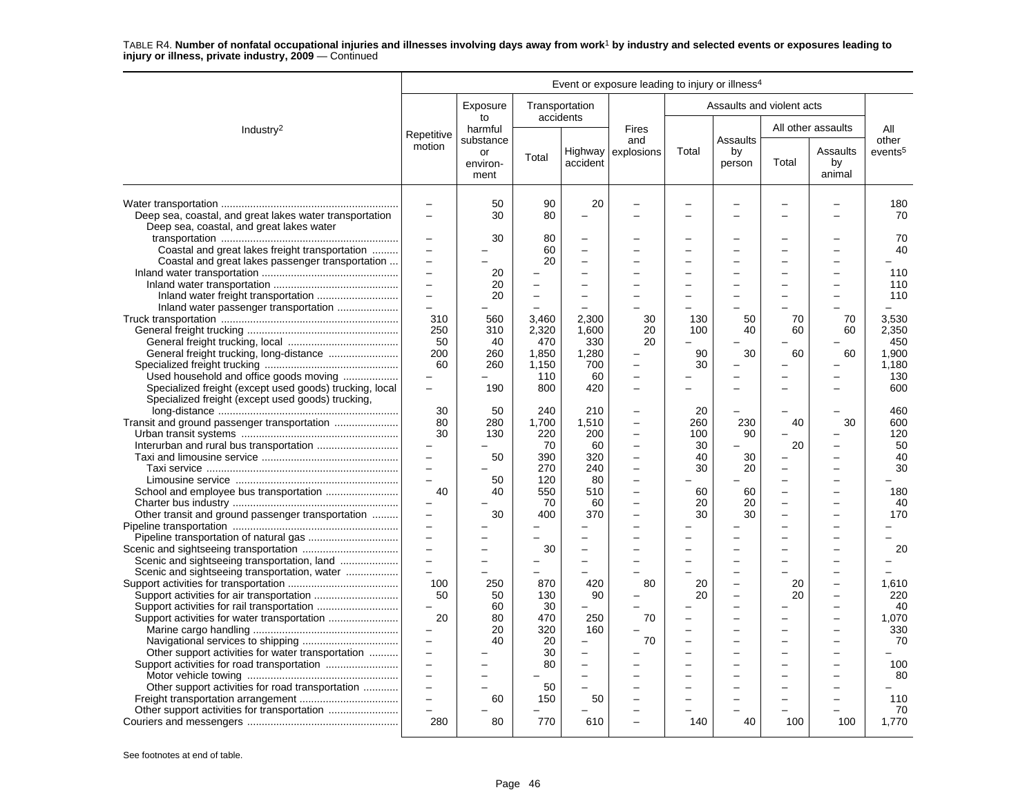TABLE R4. **Number of nonfatal occupational injuries and illnesses involving days away from work[1] by industry and selected events or exposures leading to injury or illness, private industry, 2009** — Continued

| Industry[2] | Event or exposure leading to injury or illness[4] | | | | | | | | | |
|---|---|---|---|---|---|---|---|---|---|---|
| | Repetitive motion | Exposure to harmful substance or environment | Transportation accidents | | Fires and explosions | Assaults and violent acts | | | | All other events[5] |
| | | | Total | Highway accident | | Total | Assaults by person | All other assaults | | |
| | | | | | | | | Total | Assaults by animal | |
| Water transportation | – | 50 | 90 | 20 | – | – | – | – | – | 180 |
| Deep sea, coastal, and great lakes water transportation | – | 30 | 80 | – | – | – | – | – | – | 70 |
| Deep sea, coastal, and great lakes water transportation | – | 30 | 80 | – | – | – | – | – | – | 70 |
| Coastal and great lakes freight transportation | – | – | 60 | – | – | – | – | – | – | 40 |
| Coastal and great lakes passenger transportation | – | – | 20 | – | – | – | – | – | – | – |
| Inland water transportation | – | 20 | – | – | – | – | – | – | – | 110 |
| Inland water transportation | – | 20 | – | – | – | – | – | – | – | 110 |
| Inland water freight transportation | – | 20 | – | – | – | – | – | – | – | 110 |
| Inland water passenger transportation | – | – | – | – | – | – | – | – | – | – |
| Truck transportation | 310 | 560 | 3,460 | 2,300 | 30 | 130 | 50 | 70 | 70 | 3,530 |
| General freight trucking | 250 | 310 | 2,320 | 1,600 | 20 | 100 | 40 | 60 | 60 | 2,350 |
| General freight trucking, local | 50 | 40 | 470 | 330 | 20 | – | – | – | – | 450 |
| General freight trucking, long-distance | 200 | 260 | 1,850 | 1,280 | – | 90 | 30 | 60 | 60 | 1,900 |
| Specialized freight trucking | 60 | 260 | 1,150 | 700 | – | 30 | – | – | – | 1,180 |
| Used household and office goods moving | – | – | 110 | 60 | – | – | – | – | – | 130 |
| Specialized freight (except used goods) trucking, local | – | 190 | 800 | 420 | – | – | – | – | – | 600 |
| Specialized freight (except used goods) trucking, long-distance | 30 | 50 | 240 | 210 | – | 20 | – | – | – | 460 |
| Transit and ground passenger transportation | 80 | 280 | 1,700 | 1,510 | – | 260 | 230 | 40 | 30 | 600 |
| Urban transit systems | 30 | 130 | 220 | 200 | – | 100 | 90 | – | – | 120 |
| Interurban and rural bus transportation | – | – | 70 | 60 | – | 30 | – | 20 | – | 50 |
| Taxi and limousine service | – | 50 | 390 | 320 | – | 40 | 30 | – | – | 40 |
| Taxi service | – | – | 270 | 240 | – | 30 | 20 | – | – | 30 |
| Limousine service | – | 50 | 120 | 80 | – | – | – | – | – | – |
| School and employee bus transportation | 40 | 40 | 550 | 510 | – | 60 | 60 | – | – | 180 |
| Charter bus industry | – | – | 70 | 60 | – | 20 | 20 | – | – | 40 |
| Other transit and ground passenger transportation | – | 30 | 400 | 370 | – | 30 | 30 | – | – | 170 |
| Pipeline transportation | – | – | – | – | – | – | – | – | – | – |
| Pipeline transportation of natural gas | – | – | – | – | – | – | – | – | – | – |
| Scenic and sightseeing transportation | – | – | 30 | – | – | – | – | – | – | 20 |
| Scenic and sightseeing transportation, land | – | – | – | – | – | – | – | – | – | – |
| Scenic and sightseeing transportation, water | – | – | – | – | – | – | – | – | – | – |
| Support activities for transportation | 100 | 250 | 870 | 420 | 80 | 20 | – | 20 | – | 1,610 |
| Support activities for air transportation | 50 | 50 | 130 | 90 | – | 20 | – | 20 | – | 220 |
| Support activities for rail transportation | – | 60 | 30 | – | – | – | – | – | – | 40 |
| Support activities for water transportation | 20 | 80 | 470 | 250 | 70 | – | – | – | – | 1,070 |
| Marine cargo handling | – | 20 | 320 | 160 | – | – | – | – | – | 330 |
| Navigational services to shipping | – | 40 | 20 | – | 70 | – | – | – | – | 70 |
| Other support activities for water transportation | – | – | 30 | – | – | – | – | – | – | – |
| Support activities for road transportation | – | – | 80 | – | – | – | – | – | – | 100 |
| Motor vehicle towing | – | – | – | – | – | – | – | – | – | 80 |
| Other support activities for road transportation | – | – | 50 | – | – | – | – | – | – | – |
| Freight transportation arrangement | – | 60 | 150 | 50 | – | – | – | – | – | 110 |
| Other support activities for transportation | – | – | – | – | – | – | – | – | – | 70 |
| Couriers and messengers | 280 | 80 | 770 | 610 | – | 140 | 40 | 100 | 100 | 1,770 |

See footnotes at end of table.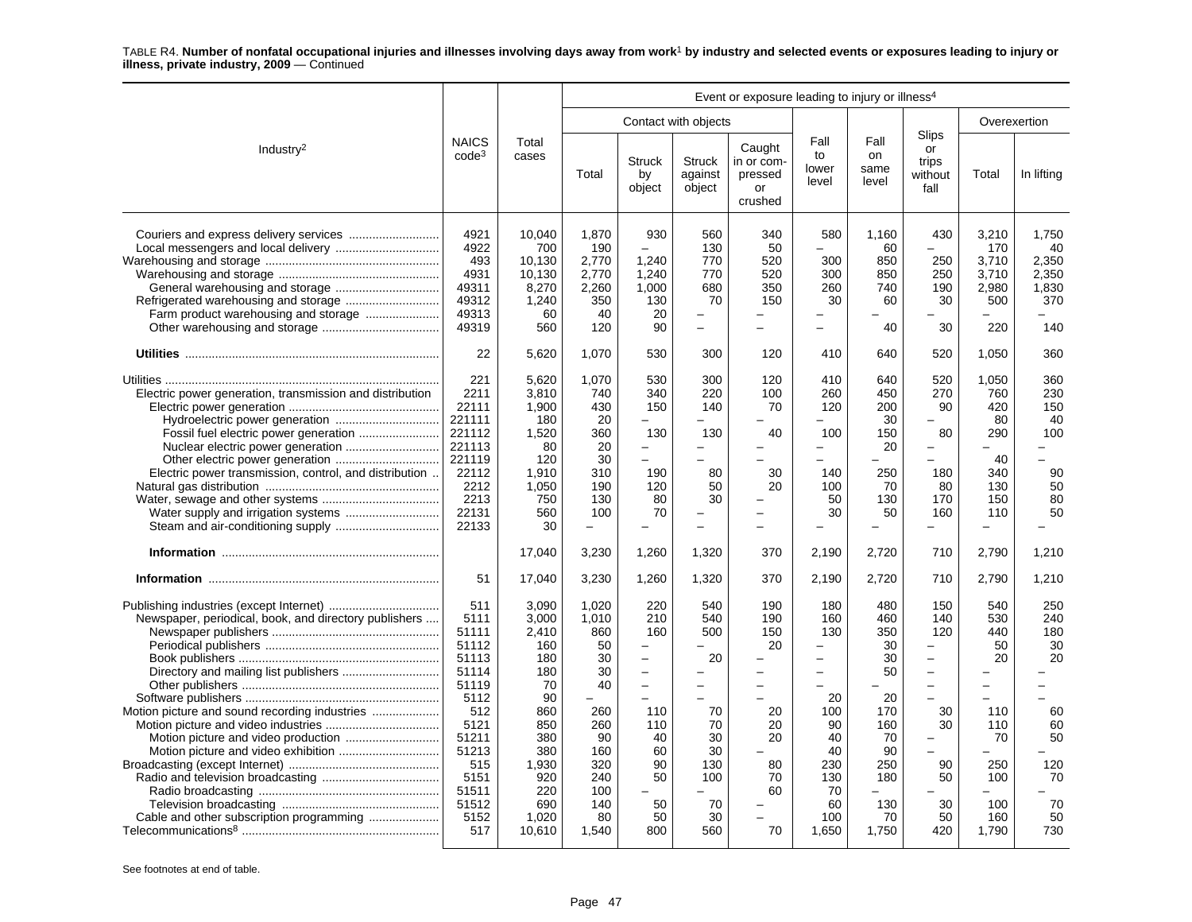TABLE R4. **Number of nonfatal occupational injuries and illnesses involving days away from work**[1] **by industry and selected events or exposures leading to injury or illness, private industry, 2009** — Continued

| Industry[2] | NAICS code[3] | Total cases | Event or exposure leading to injury or illness[4] | | | | | | | | |
|---|---|---|---|---|---|---|---|---|---|---|---|
| | | | Contact with objects | | | | Fall to lower level | Fall on same level | Slips or trips without fall | Overexertion | |
| | | | Total | Struck by object | Struck against object | Caught in or compressed or crushed | | | | Total | In lifting |
| Couriers and express delivery services | 4921 | 10,040 | 1,870 | 930 | 560 | 340 | 580 | 1,160 | 430 | 3,210 | 1,750 |
| Local messengers and local delivery | 4922 | 700 | 190 | – | 130 | 50 | – | 60 | – | 170 | 40 |
| Warehousing and storage | 493 | 10,130 | 2,770 | 1,240 | 770 | 520 | 300 | 850 | 250 | 3,710 | 2,350 |
| Warehousing and storage | 4931 | 10,130 | 2,770 | 1,240 | 770 | 520 | 300 | 850 | 250 | 3,710 | 2,350 |
| General warehousing and storage | 49311 | 8,270 | 2,260 | 1,000 | 680 | 350 | 260 | 740 | 190 | 2,980 | 1,830 |
| Refrigerated warehousing and storage | 49312 | 1,240 | 350 | 130 | 70 | 150 | 30 | 60 | 30 | 500 | 370 |
| Farm product warehousing and storage | 49313 | 60 | 40 | 20 | – | – | – | – | – | – | – |
| Other warehousing and storage | 49319 | 560 | 120 | 90 | – | – | – | 40 | 30 | 220 | 140 |
| **Utilities** | 22 | 5,620 | 1,070 | 530 | 300 | 120 | 410 | 640 | 520 | 1,050 | 360 |
| Utilities | 221 | 5,620 | 1,070 | 530 | 300 | 120 | 410 | 640 | 520 | 1,050 | 360 |
| Electric power generation, transmission and distribution | 2211 | 3,810 | 740 | 340 | 220 | 100 | 260 | 450 | 270 | 760 | 230 |
| Electric power generation | 22111 | 1,900 | 430 | 150 | 140 | 70 | 120 | 200 | 90 | 420 | 150 |
| Hydroelectric power generation | 221111 | 180 | 20 | – | – | – | – | 30 | – | 80 | 40 |
| Fossil fuel electric power generation | 221112 | 1,520 | 360 | 130 | 130 | 40 | 100 | 150 | 80 | 290 | 100 |
| Nuclear electric power generation | 221113 | 80 | 20 | – | – | – | – | 20 | – | – | – |
| Other electric power generation | 221119 | 120 | 30 | – | – | – | – | – | – | 40 | – |
| Electric power transmission, control, and distribution | 22112 | 1,910 | 310 | 190 | 80 | 30 | 140 | 250 | 180 | 340 | 90 |
| Natural gas distribution | 2212 | 1,050 | 190 | 120 | 50 | 20 | 100 | 70 | 80 | 130 | 50 |
| Water, sewage and other systems | 2213 | 750 | 130 | 80 | 30 | – | 50 | 130 | 170 | 150 | 80 |
| Water supply and irrigation systems | 22131 | 560 | 100 | 70 | – | – | 30 | 50 | 160 | 110 | 50 |
| Steam and air-conditioning supply | 22133 | 30 | – | – | – | – | – | – | – | – | – |
| **Information** | | 17,040 | 3,230 | 1,260 | 1,320 | 370 | 2,190 | 2,720 | 710 | 2,790 | 1,210 |
| **Information** | 51 | 17,040 | 3,230 | 1,260 | 1,320 | 370 | 2,190 | 2,720 | 710 | 2,790 | 1,210 |
| Publishing industries (except Internet) | 511 | 3,090 | 1,020 | 220 | 540 | 190 | 180 | 480 | 150 | 540 | 250 |
| Newspaper, periodical, book, and directory publishers | 5111 | 3,000 | 1,010 | 210 | 540 | 190 | 160 | 460 | 140 | 530 | 240 |
| Newspaper publishers | 51111 | 2,410 | 860 | 160 | 500 | 150 | 130 | 350 | 120 | 440 | 180 |
| Periodical publishers | 51112 | 160 | 50 | – | – | 20 | – | 30 | – | 50 | 30 |
| Book publishers | 51113 | 180 | 30 | – | 20 | – | – | 30 | – | 20 | 20 |
| Directory and mailing list publishers | 51114 | 180 | 30 | – | – | – | – | 50 | – | – | – |
| Other publishers | 51119 | 70 | 40 | – | – | – | – | – | – | – | – |
| Software publishers | 5112 | 90 | – | – | – | – | 20 | 20 | – | – | – |
| Motion picture and sound recording industries | 512 | 860 | 260 | 110 | 70 | 20 | 100 | 170 | 30 | 110 | 60 |
| Motion picture and video industries | 5121 | 850 | 260 | 110 | 70 | 20 | 90 | 160 | 30 | 110 | 60 |
| Motion picture and video production | 51211 | 380 | 90 | 40 | 30 | 20 | 40 | 70 | – | 70 | 50 |
| Motion picture and video exhibition | 51213 | 380 | 160 | 60 | 30 | – | 40 | 90 | – | – | – |
| Broadcasting (except Internet) | 515 | 1,930 | 320 | 90 | 130 | 80 | 230 | 250 | 90 | 250 | 120 |
| Radio and television broadcasting | 5151 | 920 | 240 | 50 | 100 | 70 | 130 | 180 | 50 | 100 | 70 |
| Radio broadcasting | 51511 | 220 | 100 | – | – | 60 | 70 | – | – | – | – |
| Television broadcasting | 51512 | 690 | 140 | 50 | 70 | – | 60 | 130 | 30 | 100 | 70 |
| Cable and other subscription programming | 5152 | 1,020 | 80 | 50 | 30 | – | 100 | 70 | 50 | 160 | 50 |
| Telecommunications[8] | 517 | 10,610 | 1,540 | 800 | 560 | 70 | 1,650 | 1,750 | 420 | 1,790 | 730 |

See footnotes at end of table.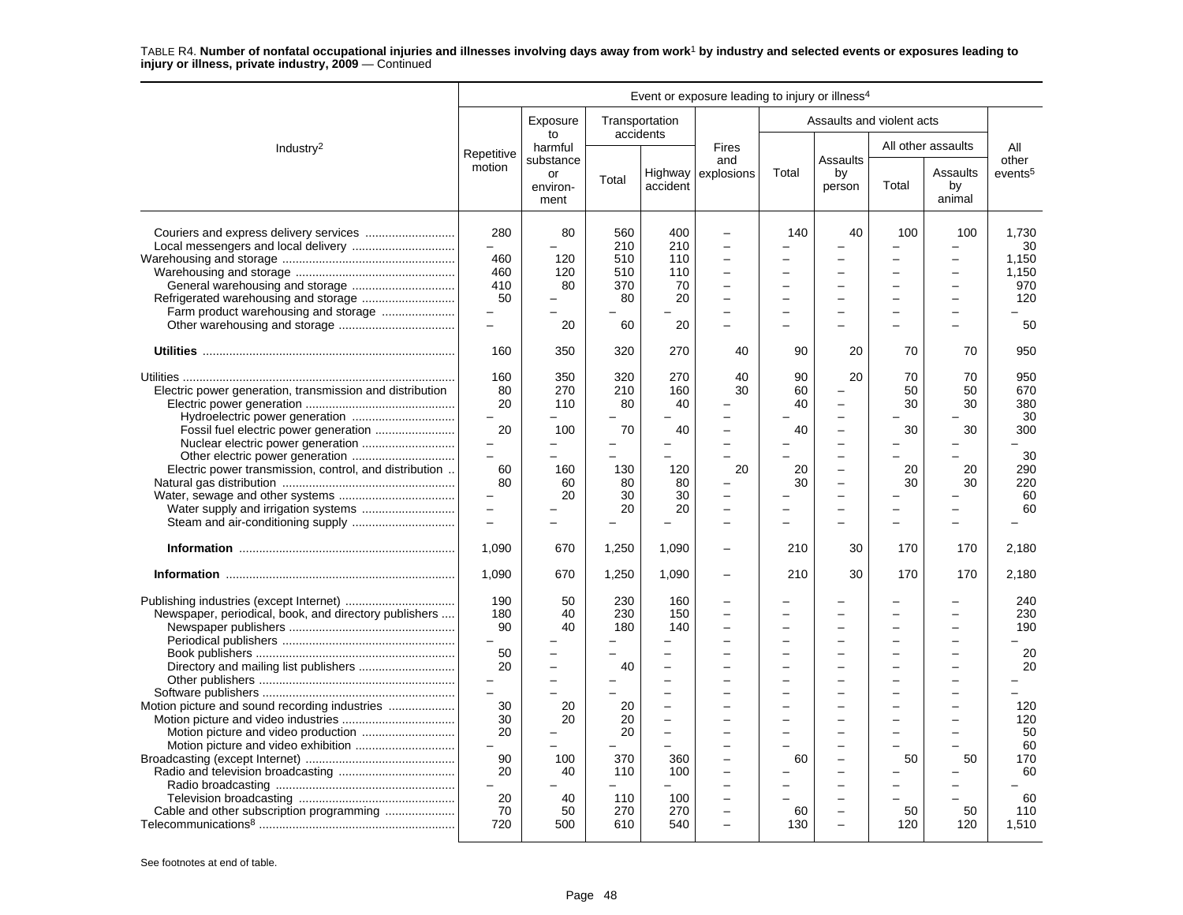TABLE R4. **Number of nonfatal occupational injuries and illnesses involving days away from work[1] by industry and selected events or exposures leading to injury or illness, private industry, 2009** — Continued

| Industry[2] | Event or exposure leading to injury or illness[4] | | | | | | | | | |
|---|---|---|---|---|---|---|---|---|---|---|
| | Repetitive motion | Exposure to harmful substance or environment | Transportation accidents | | Fires and explosions | Assaults and violent acts | | | | All other events[5] |
| | | | Total | Highway accident | | Total | Assaults by person | All other assaults | | |
| | | | | | | | | Total | Assaults by animal | |
| Couriers and express delivery services | 280 | 80 | 560 | 400 | – | 140 | 40 | 100 | 100 | 1,730 |
| Local messengers and local delivery | – | – | 210 | 210 | – | – | – | – | – | 30 |
| Warehousing and storage | 460 | 120 | 510 | 110 | – | – | – | – | – | 1,150 |
| Warehousing and storage | 460 | 120 | 510 | 110 | – | – | – | – | – | 1,150 |
| General warehousing and storage | 410 | 80 | 370 | 70 | – | – | – | – | – | 970 |
| Refrigerated warehousing and storage | 50 | – | 80 | 20 | – | – | – | – | – | 120 |
| Farm product warehousing and storage | – | – | – | – | – | – | – | – | – | – |
| Other warehousing and storage | – | 20 | 60 | 20 | – | – | – | – | – | 50 |
| **Utilities** | 160 | 350 | 320 | 270 | 40 | 90 | 20 | 70 | 70 | 950 |
| Utilities | 160 | 350 | 320 | 270 | 40 | 90 | 20 | 70 | 70 | 950 |
| Electric power generation, transmission and distribution | 80 | 270 | 210 | 160 | 30 | 60 | – | 50 | 50 | 670 |
| Electric power generation | 20 | 110 | 80 | 40 | – | 40 | – | 30 | 30 | 380 |
| Hydroelectric power generation | – | – | – | – | – | – | – | – | – | 30 |
| Fossil fuel electric power generation | 20 | 100 | 70 | 40 | – | 40 | – | 30 | 30 | 300 |
| Nuclear electric power generation | – | – | – | – | – | – | – | – | – | – |
| Other electric power generation | – | – | – | – | – | – | – | – | – | 30 |
| Electric power transmission, control, and distribution | 60 | 160 | 130 | 120 | 20 | 20 | – | 20 | 20 | 290 |
| Natural gas distribution | 80 | 60 | 80 | 80 | – | 30 | – | 30 | 30 | 220 |
| Water, sewage and other systems | – | 20 | 30 | 30 | – | – | – | – | – | 60 |
| Water supply and irrigation systems | – | – | 20 | 20 | – | – | – | – | – | 60 |
| Steam and air-conditioning supply | – | – | – | – | – | – | – | – | – | – |
| **Information** | 1,090 | 670 | 1,250 | 1,090 | – | 210 | 30 | 170 | 170 | 2,180 |
| **Information** | 1,090 | 670 | 1,250 | 1,090 | – | 210 | 30 | 170 | 170 | 2,180 |
| Publishing industries (except Internet) | 190 | 50 | 230 | 160 | – | – | – | – | – | 240 |
| Newspaper, periodical, book, and directory publishers | 180 | 40 | 230 | 150 | – | – | – | – | – | 230 |
| Newspaper publishers | 90 | 40 | 180 | 140 | – | – | – | – | – | 190 |
| Periodical publishers | – | – | – | – | – | – | – | – | – | – |
| Book publishers | 50 | – | – | – | – | – | – | – | – | 20 |
| Directory and mailing list publishers | 20 | – | 40 | – | – | – | – | – | – | 20 |
| Other publishers | – | – | – | – | – | – | – | – | – | – |
| Software publishers | – | – | – | – | – | – | – | – | – | – |
| Motion picture and sound recording industries | 30 | 20 | 20 | – | – | – | – | – | – | 120 |
| Motion picture and video industries | 30 | 20 | 20 | – | – | – | – | – | – | 120 |
| Motion picture and video production | 20 | – | 20 | – | – | – | – | – | – | 50 |
| Motion picture and video exhibition | – | – | – | – | – | – | – | – | – | 60 |
| Broadcasting (except Internet) | 90 | 100 | 370 | 360 | – | 60 | – | 50 | 50 | 170 |
| Radio and television broadcasting | 20 | 40 | 110 | 100 | – | – | – | – | – | 60 |
| Radio broadcasting | – | – | – | – | – | – | – | – | – | – |
| Television broadcasting | 20 | 40 | 110 | 100 | – | – | – | – | – | 60 |
| Cable and other subscription programming | 70 | 50 | 270 | 270 | – | 60 | – | 50 | 50 | 110 |
| Telecommunications[8] | 720 | 500 | 610 | 540 | – | 130 | – | 120 | 120 | 1,510 |

See footnotes at end of table.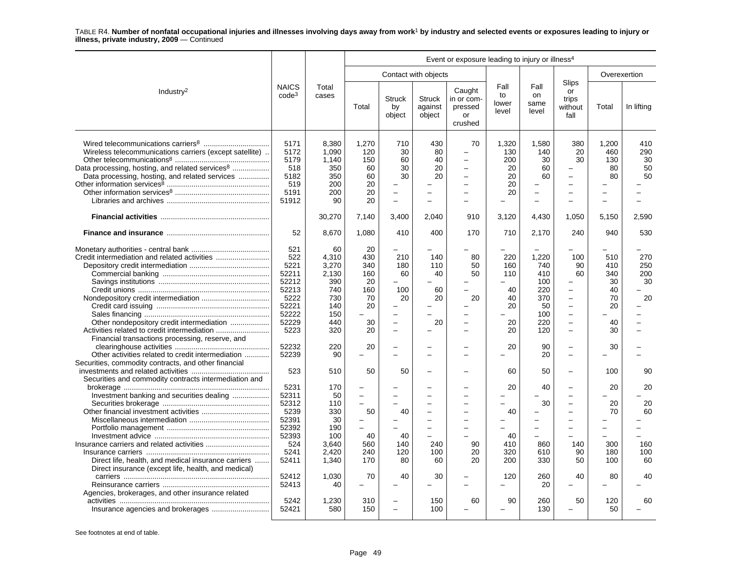TABLE R4. **Number of nonfatal occupational injuries and illnesses involving days away from work[1] by industry and selected events or exposures leading to injury or illness, private industry, 2009** — Continued

| Industry[2] | NAICS code[3] | Total cases | Event or exposure leading to injury or illness[4] | | | | | | | | |
|---|---|---|---|---|---|---|---|---|---|---|---|
| | | | Contact with objects | | | | Fall to lower level | Fall on same level | Slips or trips without fall | Overexertion | |
| | | | Total | Struck by object | Struck against object | Caught in or compressed or crushed | | | | Total | In lifting |
| Wired telecommunications carriers[8] | 5171 | 8,380 | 1,270 | 710 | 430 | 70 | 1,320 | 1,580 | 380 | 1,200 | 410 |
| Wireless telecommunications carriers (except satellite) | 5172 | 1,090 | 120 | 30 | 80 | – | 130 | 140 | 20 | 460 | 290 |
| Other telecommunications[8] | 5179 | 1,140 | 150 | 60 | 40 | – | 200 | 30 | 30 | 130 | 30 |
| Data processing, hosting, and related services[8] | 518 | 350 | 60 | 30 | 20 | – | 20 | 60 | – | 80 | 50 |
| Data processing, hosting, and related services | 5182 | 350 | 60 | 30 | 20 | – | 20 | 60 | – | 80 | 50 |
| Other information services[8] | 519 | 200 | 20 | – | – | – | 20 | – | – | – | – |
| Other information services[8] | 5191 | 200 | 20 | – | – | – | 20 | – | – | – | – |
| Libraries and archives | 51912 | 90 | 20 | – | – | – | – | – | – | – | – |
| **Financial activities** | | 30,270 | 7,140 | 3,400 | 2,040 | 910 | 3,120 | 4,430 | 1,050 | 5,150 | 2,590 |
| **Finance and insurance** | 52 | 8,670 | 1,080 | 410 | 400 | 170 | 710 | 2,170 | 240 | 940 | 530 |
| Monetary authorities - central bank | 521 | 60 | 20 | – | – | – | – | – | – | – | – |
| Credit intermediation and related activities | 522 | 4,310 | 430 | 210 | 140 | 80 | 220 | 1,220 | 100 | 510 | 270 |
| Depository credit intermediation | 5221 | 3,270 | 340 | 180 | 110 | 50 | 160 | 740 | 90 | 410 | 250 |
| Commercial banking | 52211 | 2,130 | 160 | 60 | 40 | 50 | 110 | 410 | 60 | 340 | 200 |
| Savings institutions | 52212 | 390 | 20 | – | – | – | – | 100 | – | 30 | 30 |
| Credit unions | 52213 | 740 | 160 | 100 | 60 | – | 40 | 220 | – | 40 | – |
| Nondepository credit intermediation | 5222 | 730 | 70 | 20 | 20 | 20 | 40 | 370 | – | 70 | 20 |
| Credit card issuing | 52221 | 140 | 20 | – | – | – | 20 | 50 | – | 20 | – |
| Sales financing | 52222 | 150 | – | – | – | – | – | 100 | – | – | – |
| Other nondepository credit intermediation | 52229 | 440 | 30 | – | 20 | – | 20 | 220 | – | 40 | – |
| Activities related to credit intermediation | 5223 | 320 | 20 | – | – | – | 20 | 120 | – | 30 | – |
| Financial transactions processing, reserve, and clearinghouse activities | 52232 | 220 | 20 | – | – | – | 20 | 90 | – | 30 | – |
| Other activities related to credit intermediation | 52239 | 90 | – | – | – | – | – | 20 | – | – | – |
| Securities, commodity contracts, and other financial investments and related activities | 523 | 510 | 50 | 50 | – | – | 60 | 50 | – | 100 | 90 |
| Securities and commodity contracts intermediation and brokerage | 5231 | 170 | – | – | – | – | 20 | 40 | – | 20 | 20 |
| Investment banking and securities dealing | 52311 | 50 | – | – | – | – | – | – | – | – | – |
| Securities brokerage | 52312 | 110 | – | – | – | – | – | 30 | – | 20 | 20 |
| Other financial investment activities | 5239 | 330 | 50 | 40 | – | – | 40 | – | – | 70 | 60 |
| Miscellaneous intermediation | 52391 | 30 | – | – | – | – | – | – | – | – | – |
| Portfolio management | 52392 | 190 | – | – | – | – | – | – | – | – | – |
| Investment advice | 52393 | 100 | 40 | 40 | – | – | 40 | – | – | – | – |
| Insurance carriers and related activities | 524 | 3,640 | 560 | 140 | 240 | 90 | 410 | 860 | 140 | 300 | 160 |
| Insurance carriers | 5241 | 2,420 | 240 | 120 | 100 | 20 | 320 | 610 | 90 | 180 | 100 |
| Direct life, health, and medical insurance carriers | 52411 | 1,340 | 170 | 80 | 60 | 20 | 200 | 330 | 50 | 100 | 60 |
| Direct insurance (except life, health, and medical) carriers | 52412 | 1,030 | 70 | 40 | 30 | – | 120 | 260 | 40 | 80 | 40 |
| Reinsurance carriers | 52413 | 40 | – | – | – | – | – | 20 | – | – | – |
| Agencies, brokerages, and other insurance related activities | 5242 | 1,230 | 310 | – | 150 | 60 | 90 | 260 | 50 | 120 | 60 |
| Insurance agencies and brokerages | 52421 | 580 | 150 | – | 100 | – | – | 130 | – | 50 | – |

See footnotes at end of table.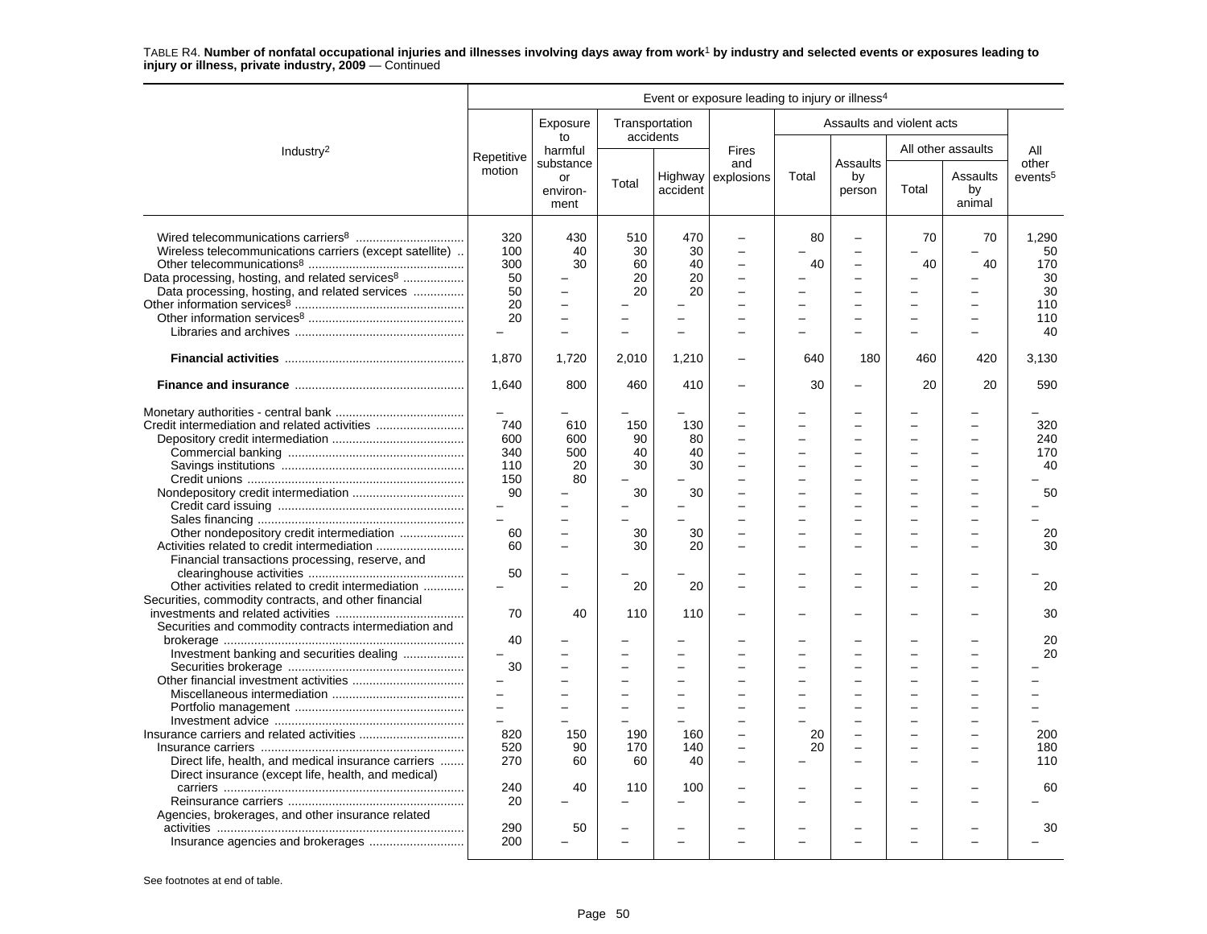TABLE R4. **Number of nonfatal occupational injuries and illnesses involving days away from work[1] by industry and selected events or exposures leading to injury or illness, private industry, 2009** — Continued

| Industry[2] | Repetitive motion | Exposure to harmful substance or environment | Transportation accidents | | Fires and explosions | Assaults and violent acts | | | | All other events[5] |
|---|---|---|---|---|---|---|---|---|---|---|
| | | | Total | Highway accident | | Total | Assaults by person | All other assaults | | |
| | | | | | | | | Total | Assaults by animal | |
| Wired telecommunications carriers[8] | 320 | 430 | 510 | 470 | – | 80 | – | 70 | 70 | 1,290 |
| Wireless telecommunications carriers (except satellite) | 100 | 40 | 30 | 30 | – | – | – | – | – | 50 |
| Other telecommunications[8] | 300 | 30 | 60 | 40 | – | 40 | – | 40 | 40 | 170 |
| Data processing, hosting, and related services[8] | 50 | – | 20 | 20 | – | – | – | – | – | 30 |
| Data processing, hosting, and related services | 50 | – | 20 | 20 | – | – | – | – | – | 30 |
| Other information services[8] | 20 | – | – | – | – | – | – | – | – | 110 |
| Other information services[8] | 20 | – | – | – | – | – | – | – | – | 110 |
| Libraries and archives | – | – | – | – | – | – | – | – | – | 40 |
| **Financial activities** | 1,870 | 1,720 | 2,010 | 1,210 | – | 640 | 180 | 460 | 420 | 3,130 |
| **Finance and insurance** | 1,640 | 800 | 460 | 410 | – | 30 | – | 20 | 20 | 590 |
| Monetary authorities - central bank | – | – | – | – | – | – | – | – | – | – |
| Credit intermediation and related activities | 740 | 610 | 150 | 130 | – | – | – | – | – | 320 |
| Depository credit intermediation | 600 | 600 | 90 | 80 | – | – | – | – | – | 240 |
| Commercial banking | 340 | 500 | 40 | 40 | – | – | – | – | – | 170 |
| Savings institutions | 110 | 20 | 30 | 30 | – | – | – | – | – | 40 |
| Credit unions | 150 | 80 | – | – | – | – | – | – | – | – |
| Nondepository credit intermediation | 90 | – | 30 | 30 | – | – | – | – | – | 50 |
| Credit card issuing | – | – | – | – | – | – | – | – | – | – |
| Sales financing | – | – | – | – | – | – | – | – | – | – |
| Other nondepository credit intermediation | 60 | – | 30 | 30 | – | – | – | – | – | 20 |
| Activities related to credit intermediation | 60 | – | 30 | 20 | – | – | – | – | – | 30 |
| Financial transactions processing, reserve, and clearinghouse activities | 50 | – | – | – | – | – | – | – | – | – |
| Other activities related to credit intermediation | – | – | 20 | 20 | – | – | – | – | – | 20 |
| Securities, commodity contracts, and other financial investments and related activities | 70 | 40 | 110 | 110 | – | – | – | – | – | 30 |
| Securities and commodity contracts intermediation and brokerage | 40 | – | – | – | – | – | – | – | – | 20 |
| Investment banking and securities dealing | – | – | – | – | – | – | – | – | – | 20 |
| Securities brokerage | 30 | – | – | – | – | – | – | – | – | – |
| Other financial investment activities | – | – | – | – | – | – | – | – | – | – |
| Miscellaneous intermediation | – | – | – | – | – | – | – | – | – | – |
| Portfolio management | – | – | – | – | – | – | – | – | – | – |
| Investment advice | – | – | – | – | – | – | – | – | – | – |
| Insurance carriers and related activities | 820 | 150 | 190 | 160 | – | 20 | – | – | – | 200 |
| Insurance carriers | 520 | 90 | 170 | 140 | – | 20 | – | – | – | 180 |
| Direct life, health, and medical insurance carriers | 270 | 60 | 60 | 40 | – | – | – | – | – | 110 |
| Direct insurance (except life, health, and medical) carriers | 240 | 40 | 110 | 100 | – | – | – | – | – | 60 |
| Reinsurance carriers | 20 | – | – | – | – | – | – | – | – | – |
| Agencies, brokerages, and other insurance related activities | 290 | 50 | – | – | – | – | – | – | – | 30 |
| Insurance agencies and brokerages | 200 | – | – | – | – | – | – | – | – | – |

Event or exposure leading to injury or illness[4]

See footnotes at end of table.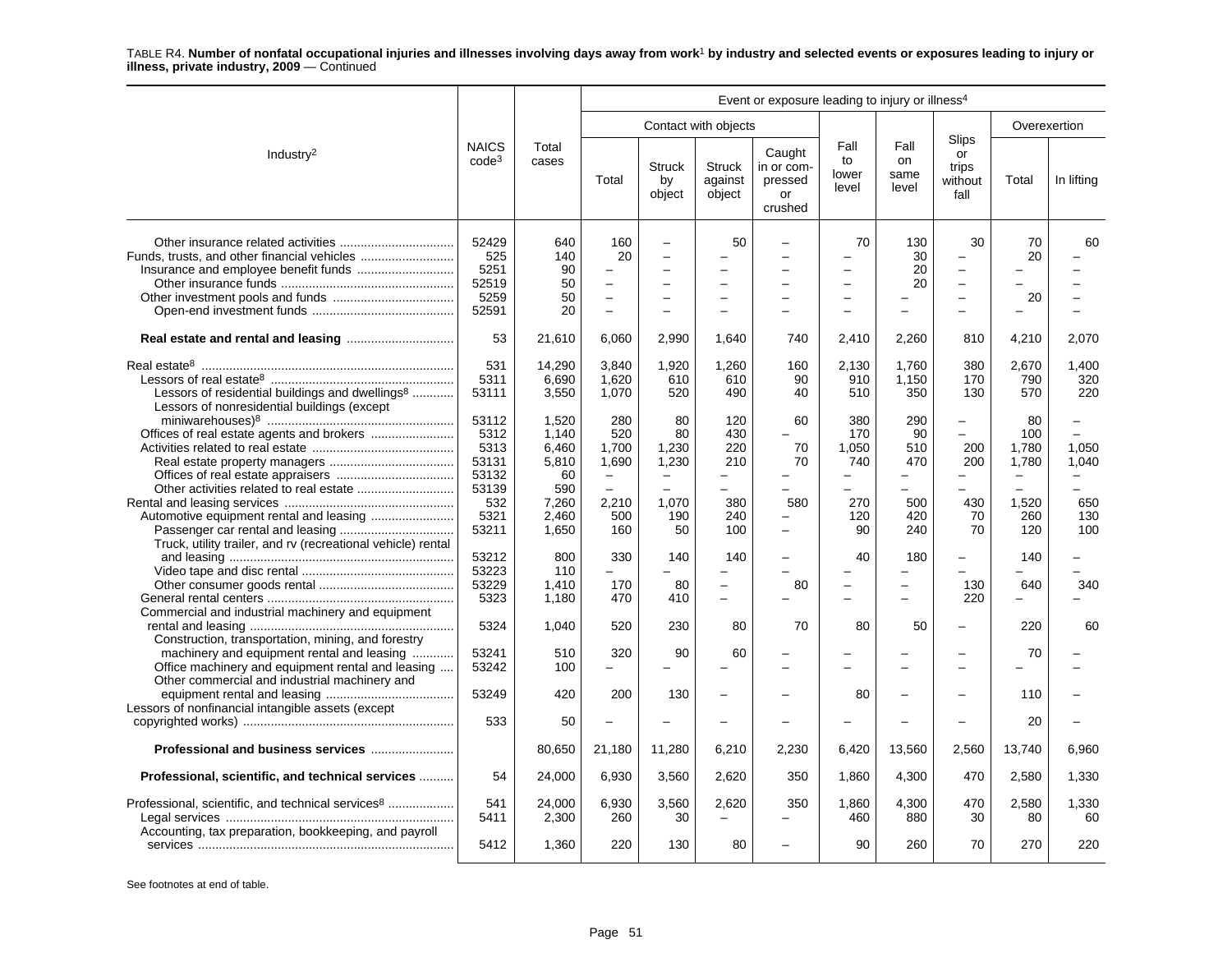TABLE R4. **Number of nonfatal occupational injuries and illnesses involving days away from work[1] by industry and selected events or exposures leading to injury or illness, private industry, 2009** — Continued

| Industry[2] | NAICS code[3] | Total cases | Event or exposure leading to injury or illness[4] | | | | | | | | |
|---|---|---|---|---|---|---|---|---|---|---|---|
| | | | Contact with objects | | | | Fall to lower level | Fall on same level | Slips or trips without fall | Overexertion | |
| | | | Total | Struck by object | Struck against object | Caught in or compressed or crushed | | | | Total | In lifting |
| Other insurance related activities | 52429 | 640 | 160 | – | 50 | – | 70 | 130 | 30 | 70 | 60 |
| Funds, trusts, and other financial vehicles | 525 | 140 | 20 | – | – | – | – | 30 | – | 20 | – |
| Insurance and employee benefit funds | 5251 | 90 | – | – | – | – | – | 20 | – | – | – |
| Other insurance funds | 52519 | 50 | – | – | – | – | – | 20 | – | – | – |
| Other investment pools and funds | 5259 | 50 | – | – | – | – | – | – | – | 20 | – |
| Open-end investment funds | 52591 | 20 | – | – | – | – | – | – | – | – | – |
| **Real estate and rental and leasing** | 53 | 21,610 | 6,060 | 2,990 | 1,640 | 740 | 2,410 | 2,260 | 810 | 4,210 | 2,070 |
| Real estate[8] | 531 | 14,290 | 3,840 | 1,920 | 1,260 | 160 | 2,130 | 1,760 | 380 | 2,670 | 1,400 |
| Lessors of real estate[8] | 5311 | 6,690 | 1,620 | 610 | 610 | 90 | 910 | 1,150 | 170 | 790 | 320 |
| Lessors of residential buildings and dwellings[8] | 53111 | 3,550 | 1,070 | 520 | 490 | 40 | 510 | 350 | 130 | 570 | 220 |
| Lessors of nonresidential buildings (except miniwarehouses)[8] | 53112 | 1,520 | 280 | 80 | 120 | 60 | 380 | 290 | – | 80 | – |
| Offices of real estate agents and brokers | 5312 | 1,140 | 520 | 80 | 430 | – | 170 | 90 | – | 100 | – |
| Activities related to real estate | 5313 | 6,460 | 1,700 | 1,230 | 220 | 70 | 1,050 | 510 | 200 | 1,780 | 1,050 |
| Real estate property managers | 53131 | 5,810 | 1,690 | 1,230 | 210 | 70 | 740 | 470 | 200 | 1,780 | 1,040 |
| Offices of real estate appraisers | 53132 | 60 | – | – | – | – | – | – | – | – | – |
| Other activities related to real estate | 53139 | 590 | – | – | – | – | – | – | – | – | – |
| Rental and leasing services | 532 | 7,260 | 2,210 | 1,070 | 380 | 580 | 270 | 500 | 430 | 1,520 | 650 |
| Automotive equipment rental and leasing | 5321 | 2,460 | 500 | 190 | 240 | – | 120 | 420 | 70 | 260 | 130 |
| Passenger car rental and leasing | 53211 | 1,650 | 160 | 50 | 100 | – | 90 | 240 | 70 | 120 | 100 |
| Truck, utility trailer, and rv (recreational vehicle) rental and leasing | 53212 | 800 | 330 | 140 | 140 | – | 40 | 180 | – | 140 | – |
| Video tape and disc rental | 53223 | 110 | – | – | – | – | – | – | – | – | – |
| Other consumer goods rental | 53229 | 1,410 | 170 | 80 | – | 80 | – | – | 130 | 640 | 340 |
| General rental centers | 5323 | 1,180 | 470 | 410 | – | – | – | – | 220 | – | – |
| Commercial and industrial machinery and equipment rental and leasing | 5324 | 1,040 | 520 | 230 | 80 | 70 | 80 | 50 | – | 220 | 60 |
| Construction, transportation, mining, and forestry machinery and equipment rental and leasing | 53241 | 510 | 320 | 90 | 60 | – | – | – | – | 70 | – |
| Office machinery and equipment rental and leasing | 53242 | 100 | – | – | – | – | – | – | – | – | – |
| Other commercial and industrial machinery and equipment rental and leasing | 53249 | 420 | 200 | 130 | – | – | 80 | – | – | 110 | – |
| Lessors of nonfinancial intangible assets (except copyrighted works) | 533 | 50 | – | – | – | – | – | – | – | 20 | – |
| **Professional and business services** | | 80,650 | 21,180 | 11,280 | 6,210 | 2,230 | 6,420 | 13,560 | 2,560 | 13,740 | 6,960 |
| **Professional, scientific, and technical services** | 54 | 24,000 | 6,930 | 3,560 | 2,620 | 350 | 1,860 | 4,300 | 470 | 2,580 | 1,330 |
| Professional, scientific, and technical services[8] | 541 | 24,000 | 6,930 | 3,560 | 2,620 | 350 | 1,860 | 4,300 | 470 | 2,580 | 1,330 |
| Legal services | 5411 | 2,300 | 260 | 30 | – | – | 460 | 880 | 30 | 80 | 60 |
| Accounting, tax preparation, bookkeeping, and payroll services | 5412 | 1,360 | 220 | 130 | 80 | – | 90 | 260 | 70 | 270 | 220 |

See footnotes at end of table.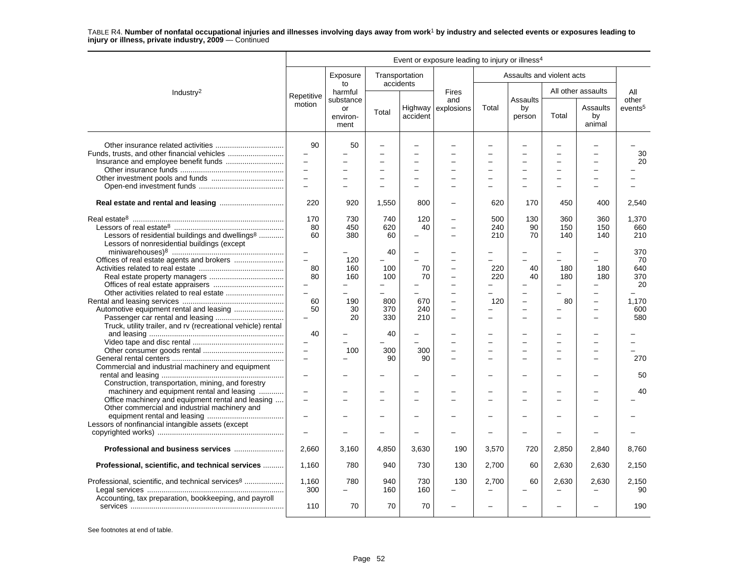TABLE R4. **Number of nonfatal occupational injuries and illnesses involving days away from work[1] by industry and selected events or exposures leading to injury or illness, private industry, 2009** — Continued

| Industry[2] | Event or exposure leading to injury or illness[4] | | | | | | | | | |
|---|---|---|---|---|---|---|---|---|---|---|
| | Repetitive motion | Exposure to harmful substance or environment | Transportation accidents | | Fires and explosions | Assaults and violent acts | | | | All other events[5] |
| | | | Total | Highway accident | | Total | Assaults by person | All other assaults | | |
| | | | | | | | | Total | Assaults by animal | |
| Other insurance related activities | 90 | 50 | – | – | – | – | – | – | – | – |
| Funds, trusts, and other financial vehicles | – | – | – | – | – | – | – | – | – | 30 |
| Insurance and employee benefit funds | – | – | – | – | – | – | – | – | – | 20 |
| Other insurance funds | – | – | – | – | – | – | – | – | – | – |
| Other investment pools and funds | – | – | – | – | – | – | – | – | – | – |
| Open-end investment funds | – | – | – | – | – | – | – | – | – | – |
| **Real estate and rental and leasing** | 220 | 920 | 1,550 | 800 | – | 620 | 170 | 450 | 400 | 2,540 |
| Real estate[8] | 170 | 730 | 740 | 120 | – | 500 | 130 | 360 | 360 | 1,370 |
| Lessors of real estate[8] | 80 | 450 | 620 | 40 | – | 240 | 90 | 150 | 150 | 660 |
| Lessors of residential buildings and dwellings[8] | 60 | 380 | 60 | – | – | 210 | 70 | 140 | 140 | 210 |
| Lessors of nonresidential buildings (except miniwarehouses)[8] | – | – | 40 | – | – | – | – | – | – | 370 |
| Offices of real estate agents and brokers | – | 120 | – | – | – | – | – | – | – | 70 |
| Activities related to real estate | 80 | 160 | 100 | 70 | – | 220 | 40 | 180 | 180 | 640 |
| Real estate property managers | 80 | 160 | 100 | 70 | – | 220 | 40 | 180 | 180 | 370 |
| Offices of real estate appraisers | – | – | – | – | – | – | – | – | – | 20 |
| Other activities related to real estate | – | – | – | – | – | – | – | – | – | – |
| Rental and leasing services | 60 | 190 | 800 | 670 | – | 120 | – | 80 | – | 1,170 |
| Automotive equipment rental and leasing | 50 | 30 | 370 | 240 | – | – | – | – | – | 600 |
| Passenger car rental and leasing | – | 20 | 330 | 210 | – | – | – | – | – | 580 |
| Truck, utility trailer, and rv (recreational vehicle) rental and leasing | 40 | – | 40 | – | – | – | – | – | – | – |
| Video tape and disc rental | – | – | – | – | – | – | – | – | – | – |
| Other consumer goods rental | – | 100 | 300 | 300 | – | – | – | – | – | – |
| General rental centers | – | – | 90 | 90 | – | – | – | – | – | 270 |
| Commercial and industrial machinery and equipment rental and leasing | – | – | – | – | – | – | – | – | – | 50 |
| Construction, transportation, mining, and forestry machinery and equipment rental and leasing | – | – | – | – | – | – | – | – | – | 40 |
| Office machinery and equipment rental and leasing | – | – | – | – | – | – | – | – | – | – |
| Other commercial and industrial machinery and equipment rental and leasing | – | – | – | – | – | – | – | – | – | – |
| Lessors of nonfinancial intangible assets (except copyrighted works) | – | – | – | – | – | – | – | – | – | – |
| **Professional and business services** | 2,660 | 3,160 | 4,850 | 3,630 | 190 | 3,570 | 720 | 2,850 | 2,840 | 8,760 |
| **Professional, scientific, and technical services** | 1,160 | 780 | 940 | 730 | 130 | 2,700 | 60 | 2,630 | 2,630 | 2,150 |
| Professional, scientific, and technical services[8] | 1,160 | 780 | 940 | 730 | 130 | 2,700 | 60 | 2,630 | 2,630 | 2,150 |
| Legal services | 300 | – | 160 | 160 | – | – | – | – | – | 90 |
| Accounting, tax preparation, bookkeeping, and payroll services | 110 | 70 | 70 | 70 | – | – | – | – | – | 190 |

See footnotes at end of table.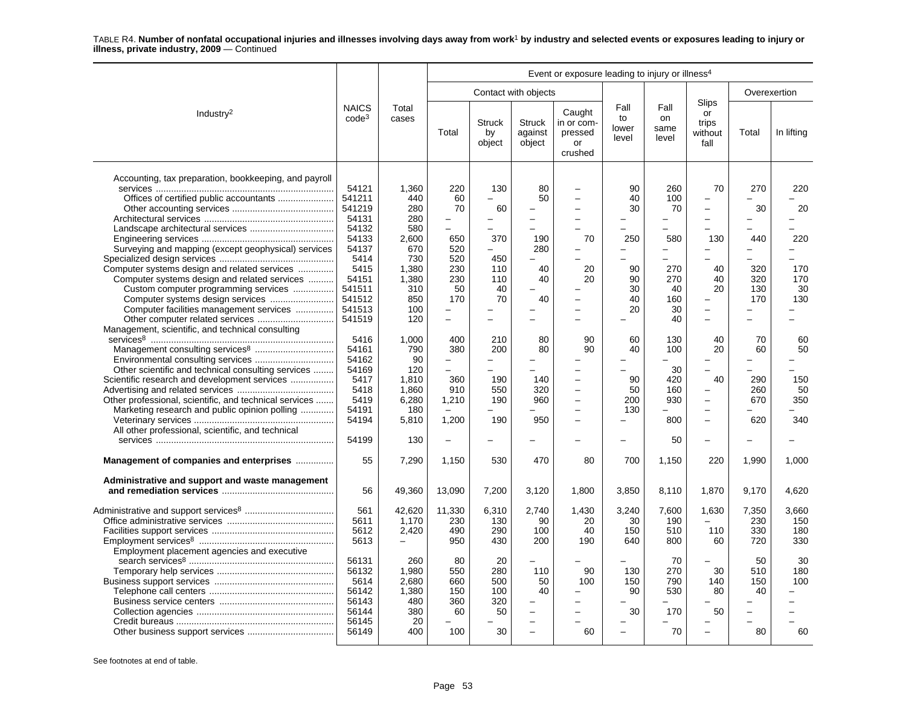TABLE R4. **Number of nonfatal occupational injuries and illnesses involving days away from work[1] by industry and selected events or exposures leading to injury or illness, private industry, 2009** — Continued

| Industry[2] | NAICS code[3] | Total cases | Event or exposure leading to injury or illness[4] | | | | | | | | |
|---|---|---|---|---|---|---|---|---|---|---|---|
| | | | Contact with objects | | | | Fall to lower level | Fall on same level | Slips or trips without fall | Overexertion | |
| | | | Total | Struck by object | Struck against object | Caught in or compressed or crushed | | | | Total | In lifting |
| Accounting, tax preparation, bookkeeping, and payroll services | 54121 | 1,360 | 220 | 130 | 80 | – | 90 | 260 | 70 | 270 | 220 |
| Offices of certified public accountants | 541211 | 440 | 60 | – | 50 | – | 40 | 100 | – | – | – |
| Other accounting services | 541219 | 280 | 70 | 60 | – | – | 30 | 70 | – | 30 | 20 |
| Architectural services | 54131 | 280 | – | – | – | – | – | – | – | – | – |
| Landscape architectural services | 54132 | 580 | – | – | – | – | – | – | – | – | – |
| Engineering services | 54133 | 2,600 | 650 | 370 | 190 | 70 | 250 | 580 | 130 | 440 | 220 |
| Surveying and mapping (except geophysical) services | 54137 | 670 | 520 | – | 280 | – | – | – | – | – | – |
| Specialized design services | 5414 | 730 | 520 | 450 | – | – | – | – | – | – | – |
| Computer systems design and related services | 5415 | 1,380 | 230 | 110 | 40 | 20 | 90 | 270 | 40 | 320 | 170 |
| Computer systems design and related services | 54151 | 1,380 | 230 | 110 | 40 | 20 | 90 | 270 | 40 | 320 | 170 |
| Custom computer programming services | 541511 | 310 | 50 | 40 | – | – | 30 | 40 | 20 | 130 | 30 |
| Computer systems design services | 541512 | 850 | 170 | 70 | 40 | – | 40 | 160 | – | 170 | 130 |
| Computer facilities management services | 541513 | 100 | – | – | – | – | 20 | 30 | – | – | – |
| Other computer related services | 541519 | 120 | – | – | – | – | – | 40 | – | – | – |
| Management, scientific, and technical consulting services[8] | 5416 | 1,000 | 400 | 210 | 80 | 90 | 60 | 130 | 40 | 70 | 60 |
| Management consulting services[8] | 54161 | 790 | 380 | 200 | 80 | 90 | 40 | 100 | 20 | 60 | 50 |
| Environmental consulting services | 54162 | 90 | – | – | – | – | – | – | – | – | – |
| Other scientific and technical consulting services | 54169 | 120 | – | – | – | – | – | 30 | – | – | – |
| Scientific research and development services | 5417 | 1,810 | 360 | 190 | 140 | – | 90 | 420 | 40 | 290 | 150 |
| Advertising and related services | 5418 | 1,860 | 910 | 550 | 320 | – | 50 | 160 | – | 260 | 50 |
| Other professional, scientific, and technical services | 5419 | 6,280 | 1,210 | 190 | 960 | – | 200 | 930 | – | 670 | 350 |
| Marketing research and public opinion polling | 54191 | 180 | – | – | – | – | 130 | – | – | – | – |
| Veterinary services | 54194 | 5,810 | 1,200 | 190 | 950 | – | – | 800 | – | 620 | 340 |
| All other professional, scientific, and technical services | 54199 | 130 | – | – | – | – | – | 50 | – | – | – |
| **Management of companies and enterprises** | 55 | 7,290 | 1,150 | 530 | 470 | 80 | 700 | 1,150 | 220 | 1,990 | 1,000 |
| **Administrative and support and waste management and remediation services** | 56 | 49,360 | 13,090 | 7,200 | 3,120 | 1,800 | 3,850 | 8,110 | 1,870 | 9,170 | 4,620 |
| Administrative and support services[8] | 561 | 42,620 | 11,330 | 6,310 | 2,740 | 1,430 | 3,240 | 7,600 | 1,630 | 7,350 | 3,660 |
| Office administrative services | 5611 | 1,170 | 230 | 130 | 90 | 20 | 30 | 190 | – | 230 | 150 |
| Facilities support services | 5612 | 2,420 | 490 | 290 | 100 | 40 | 150 | 510 | 110 | 330 | 180 |
| Employment services[8] | 5613 | – | 950 | 430 | 200 | 190 | 640 | 800 | 60 | 720 | 330 |
| Employment placement agencies and executive search services[8] | 56131 | 260 | 80 | 20 | – | – | – | 70 | – | 50 | 30 |
| Temporary help services | 56132 | 1,980 | 550 | 280 | 110 | 90 | 130 | 270 | 30 | 510 | 180 |
| Business support services | 5614 | 2,680 | 660 | 500 | 50 | 100 | 150 | 790 | 140 | 150 | 100 |
| Telephone call centers | 56142 | 1,380 | 150 | 100 | 40 | – | 90 | 530 | 80 | 40 | – |
| Business service centers | 56143 | 480 | 360 | 320 | – | – | – | – | – | – | – |
| Collection agencies | 56144 | 380 | 60 | 50 | – | – | 30 | 170 | 50 | – | – |
| Credit bureaus | 56145 | 20 | – | – | – | – | – | – | – | – | – |
| Other business support services | 56149 | 400 | 100 | 30 | – | 60 | – | 70 | – | 80 | 60 |

See footnotes at end of table.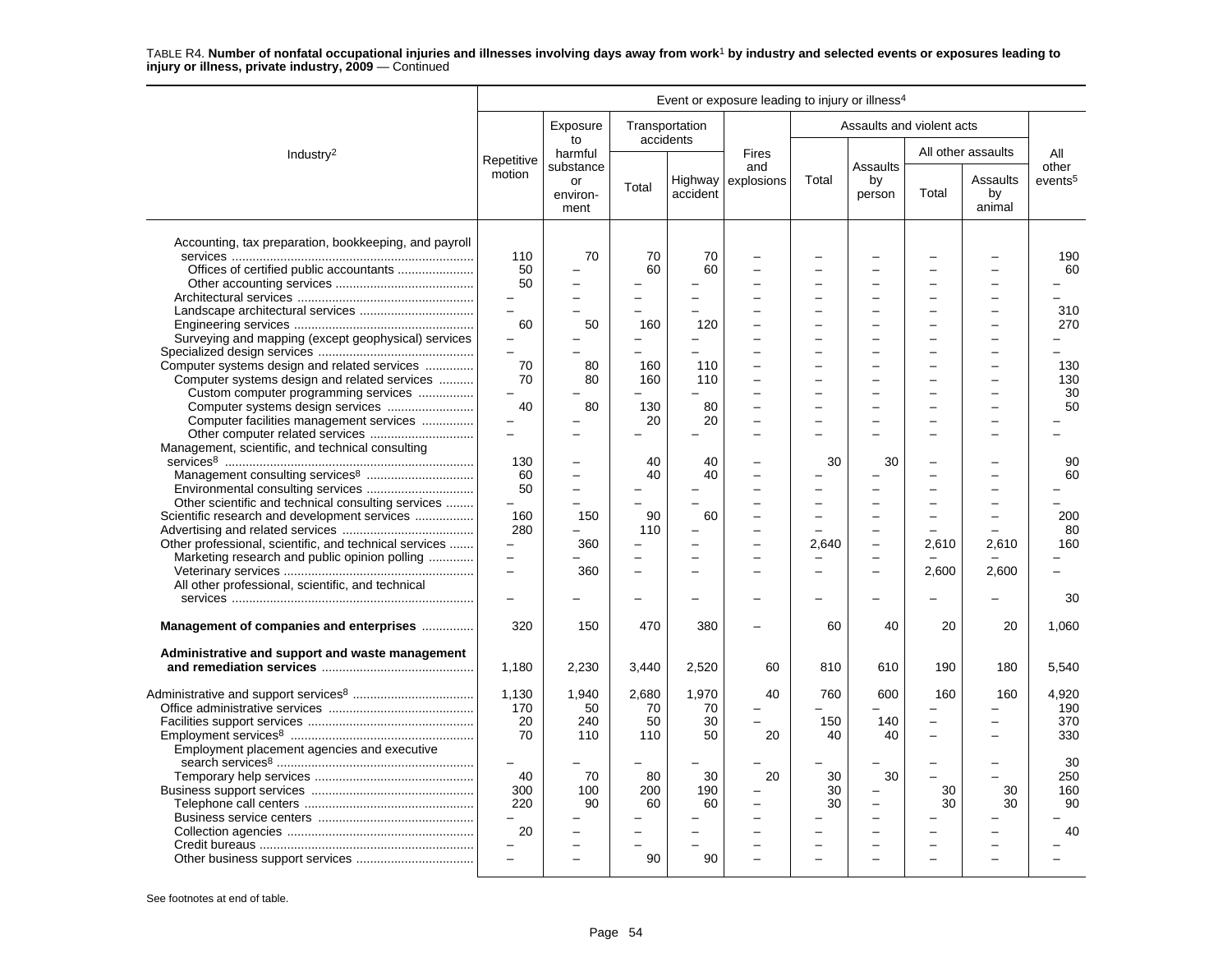TABLE R4. **Number of nonfatal occupational injuries and illnesses involving days away from work[1] by industry and selected events or exposures leading to injury or illness, private industry, 2009** — Continued

| Industry[2] | Event or exposure leading to injury or illness[4] | | | | | | | | | |
|---|---|---|---|---|---|---|---|---|---|---|
| | Repetitive motion | Exposure to harmful substance or environment | Transportation accidents | | Fires and explosions | Assaults and violent acts | | | | All other events[5] |
| | | | Total | Highway accident | | Total | Assaults by person | All other assaults | | |
| | | | | | | | | Total | Assaults by animal | |
| Accounting, tax preparation, bookkeeping, and payroll services | 110 | 70 | 70 | 70 | – | – | – | – | – | 190 |
| Offices of certified public accountants | 50 | – | 60 | 60 | – | – | – | – | – | 60 |
| Other accounting services | 50 | – | – | – | – | – | – | – | – | – |
| Architectural services | – | – | – | – | – | – | – | – | – | – |
| Landscape architectural services | – | – | – | – | – | – | – | – | – | 310 |
| Engineering services | 60 | 50 | 160 | 120 | – | – | – | – | – | 270 |
| Surveying and mapping (except geophysical) services | – | – | – | – | – | – | – | – | – | – |
| Specialized design services | – | – | – | – | – | – | – | – | – | – |
| Computer systems design and related services | 70 | 80 | 160 | 110 | – | – | – | – | – | 130 |
| Computer systems design and related services | 70 | 80 | 160 | 110 | – | – | – | – | – | 130 |
| Custom computer programming services | – | – | – | – | – | – | – | – | – | 30 |
| Computer systems design services | 40 | 80 | 130 | 80 | – | – | – | – | – | 50 |
| Computer facilities management services | – | – | 20 | 20 | – | – | – | – | – | – |
| Other computer related services | – | – | – | – | – | – | – | – | – | – |
| Management, scientific, and technical consulting services[8] | 130 | – | 40 | 40 | – | 30 | 30 | – | – | 90 |
| Management consulting services[8] | 60 | – | 40 | 40 | – | – | – | – | – | 60 |
| Environmental consulting services | 50 | – | – | – | – | – | – | – | – | – |
| Other scientific and technical consulting services | – | – | – | – | – | – | – | – | – | – |
| Scientific research and development services | 160 | 150 | 90 | 60 | – | – | – | – | – | 200 |
| Advertising and related services | 280 | – | 110 | – | – | – | – | – | – | 80 |
| Other professional, scientific, and technical services | – | 360 | – | – | – | 2,640 | – | 2,610 | 2,610 | 160 |
| Marketing research and public opinion polling | – | – | – | – | – | – | – | – | – | – |
| Veterinary services | – | 360 | – | – | – | – | – | 2,600 | 2,600 | – |
| All other professional, scientific, and technical services | – | – | – | – | – | – | – | – | – | 30 |
| **Management of companies and enterprises** | 320 | 150 | 470 | 380 | – | 60 | 40 | 20 | 20 | 1,060 |
| **Administrative and support and waste management and remediation services** | 1,180 | 2,230 | 3,440 | 2,520 | 60 | 810 | 610 | 190 | 180 | 5,540 |
| Administrative and support services[8] | 1,130 | 1,940 | 2,680 | 1,970 | 40 | 760 | 600 | 160 | 160 | 4,920 |
| Office administrative services | 170 | 50 | 70 | 70 | – | – | – | – | – | 190 |
| Facilities support services | 20 | 240 | 50 | 30 | – | 150 | 140 | – | – | 370 |
| Employment services[8] | 70 | 110 | 110 | 50 | 20 | 40 | 40 | – | – | 330 |
| Employment placement agencies and executive search services[8] | – | – | – | – | – | – | – | – | – | 30 |
| Temporary help services | 40 | 70 | 80 | 30 | 20 | 30 | 30 | – | – | 250 |
| Business support services | 300 | 100 | 200 | 190 | – | 30 | – | 30 | 30 | 160 |
| Telephone call centers | 220 | 90 | 60 | 60 | – | 30 | – | 30 | 30 | 90 |
| Business service centers | – | – | – | – | – | – | – | – | – | – |
| Collection agencies | 20 | – | – | – | – | – | – | – | – | 40 |
| Credit bureaus | – | – | – | – | – | – | – | – | – | – |
| Other business support services | – | – | 90 | 90 | – | – | – | – | – | – |

See footnotes at end of table.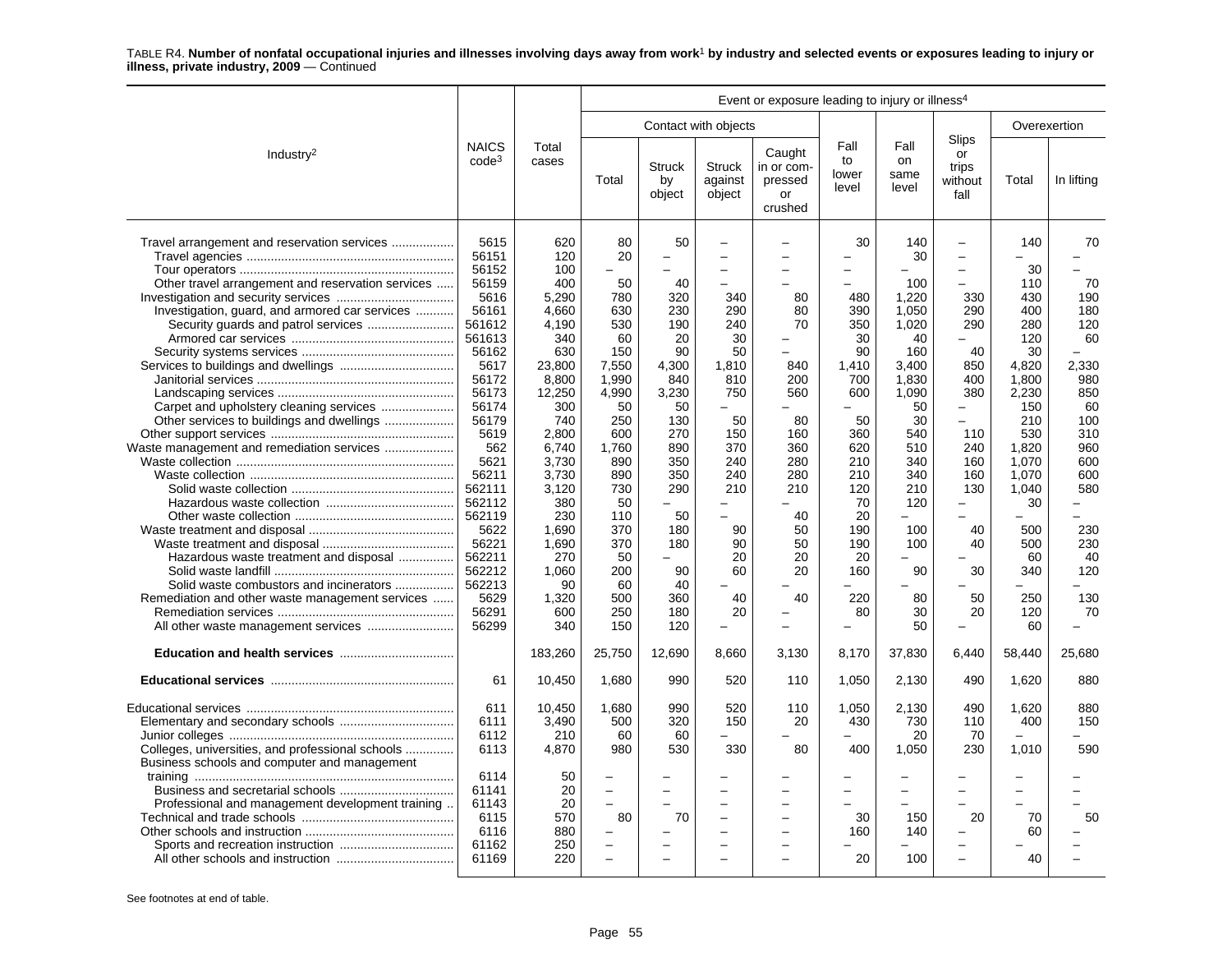TABLE R4. **Number of nonfatal occupational injuries and illnesses involving days away from work[1] by industry and selected events or exposures leading to injury or illness, private industry, 2009** — Continued

| Industry[2] | NAICS code[3] | Total cases | Event or exposure leading to injury or illness[4] | | | | | | | | |
|---|---|---|---|---|---|---|---|---|---|---|---|
| | | | Contact with objects | | | | Fall to lower level | Fall on same level | Slips or trips without fall | Overexertion | |
| | | | Total | Struck by object | Struck against object | Caught in or compressed or crushed | | | | Total | In lifting |
| Travel arrangement and reservation services | 5615 | 620 | 80 | 50 | – | – | 30 | 140 | – | 140 | 70 |
| Travel agencies | 56151 | 120 | 20 | – | – | – | – | 30 | – | – | – |
| Tour operators | 56152 | 100 | – | – | – | – | – | – | – | 30 | – |
| Other travel arrangement and reservation services | 56159 | 400 | 50 | 40 | – | – | – | 100 | – | 110 | 70 |
| Investigation and security services | 5616 | 5,290 | 780 | 320 | 340 | 80 | 480 | 1,220 | 330 | 430 | 190 |
| Investigation, guard, and armored car services | 56161 | 4,660 | 630 | 230 | 290 | 80 | 390 | 1,050 | 290 | 400 | 180 |
| Security guards and patrol services | 561612 | 4,190 | 530 | 190 | 240 | 70 | 350 | 1,020 | 290 | 280 | 120 |
| Armored car services | 561613 | 340 | 60 | 20 | 30 | – | 30 | 40 | – | 120 | 60 |
| Security systems services | 56162 | 630 | 150 | 90 | 50 | – | 90 | 160 | 40 | 30 | – |
| Services to buildings and dwellings | 5617 | 23,800 | 7,550 | 4,300 | 1,810 | 840 | 1,410 | 3,400 | 850 | 4,820 | 2,330 |
| Janitorial services | 56172 | 8,800 | 1,990 | 840 | 810 | 200 | 700 | 1,830 | 400 | 1,800 | 980 |
| Landscaping services | 56173 | 12,250 | 4,990 | 3,230 | 750 | 560 | 600 | 1,090 | 380 | 2,230 | 850 |
| Carpet and upholstery cleaning services | 56174 | 300 | 50 | 50 | – | – | – | 50 | – | 150 | 60 |
| Other services to buildings and dwellings | 56179 | 740 | 250 | 130 | 50 | 80 | 50 | 30 | – | 210 | 100 |
| Other support services | 5619 | 2,800 | 600 | 270 | 150 | 160 | 360 | 540 | 110 | 530 | 310 |
| Waste management and remediation services | 562 | 6,740 | 1,760 | 890 | 370 | 360 | 620 | 510 | 240 | 1,820 | 960 |
| Waste collection | 5621 | 3,730 | 890 | 350 | 240 | 280 | 210 | 340 | 160 | 1,070 | 600 |
| Waste collection | 56211 | 3,730 | 890 | 350 | 240 | 280 | 210 | 340 | 160 | 1,070 | 600 |
| Solid waste collection | 562111 | 3,120 | 730 | 290 | 210 | 210 | 120 | 210 | 130 | 1,040 | 580 |
| Hazardous waste collection | 562112 | 380 | 50 | – | – | – | 70 | 120 | – | 30 | – |
| Other waste collection | 562119 | 230 | 110 | 50 | – | 40 | 20 | – | – | – | – |
| Waste treatment and disposal | 5622 | 1,690 | 370 | 180 | 90 | 50 | 190 | 100 | 40 | 500 | 230 |
| Waste treatment and disposal | 56221 | 1,690 | 370 | 180 | 90 | 50 | 190 | 100 | 40 | 500 | 230 |
| Hazardous waste treatment and disposal | 562211 | 270 | 50 | – | 20 | 20 | 20 | – | – | 60 | 40 |
| Solid waste landfill | 562212 | 1,060 | 200 | 90 | 60 | 20 | 160 | 90 | 30 | 340 | 120 |
| Solid waste combustors and incinerators | 562213 | 90 | 60 | 40 | – | – | – | – | – | – | – |
| Remediation and other waste management services | 5629 | 1,320 | 500 | 360 | 40 | 40 | 220 | 80 | 50 | 250 | 130 |
| Remediation services | 56291 | 600 | 250 | 180 | 20 | – | 80 | 30 | 20 | 120 | 70 |
| All other waste management services | 56299 | 340 | 150 | 120 | – | – | – | 50 | – | 60 | – |
| **Education and health services** | | 183,260 | 25,750 | 12,690 | 8,660 | 3,130 | 8,170 | 37,830 | 6,440 | 58,440 | 25,680 |
| **Educational services** | 61 | 10,450 | 1,680 | 990 | 520 | 110 | 1,050 | 2,130 | 490 | 1,620 | 880 |
| Educational services | 611 | 10,450 | 1,680 | 990 | 520 | 110 | 1,050 | 2,130 | 490 | 1,620 | 880 |
| Elementary and secondary schools | 6111 | 3,490 | 500 | 320 | 150 | 20 | 430 | 730 | 110 | 400 | 150 |
| Junior colleges | 6112 | 210 | 60 | 60 | – | – | – | 20 | 70 | – | – |
| Colleges, universities, and professional schools | 6113 | 4,870 | 980 | 530 | 330 | 80 | 400 | 1,050 | 230 | 1,010 | 590 |
| Business schools and computer and management training | 6114 | 50 | – | – | – | – | – | – | – | – | – |
| Business and secretarial schools | 61141 | 20 | – | – | – | – | – | – | – | – | – |
| Professional and management development training | 61143 | 20 | – | – | – | – | – | – | – | – | – |
| Technical and trade schools | 6115 | 570 | 80 | 70 | – | – | 30 | 150 | 20 | 70 | 50 |
| Other schools and instruction | 6116 | 880 | – | – | – | – | 160 | 140 | – | 60 | – |
| Sports and recreation instruction | 61162 | 250 | – | – | – | – | – | – | – | – | – |
| All other schools and instruction | 61169 | 220 | – | – | – | – | 20 | 100 | – | 40 | – |

See footnotes at end of table.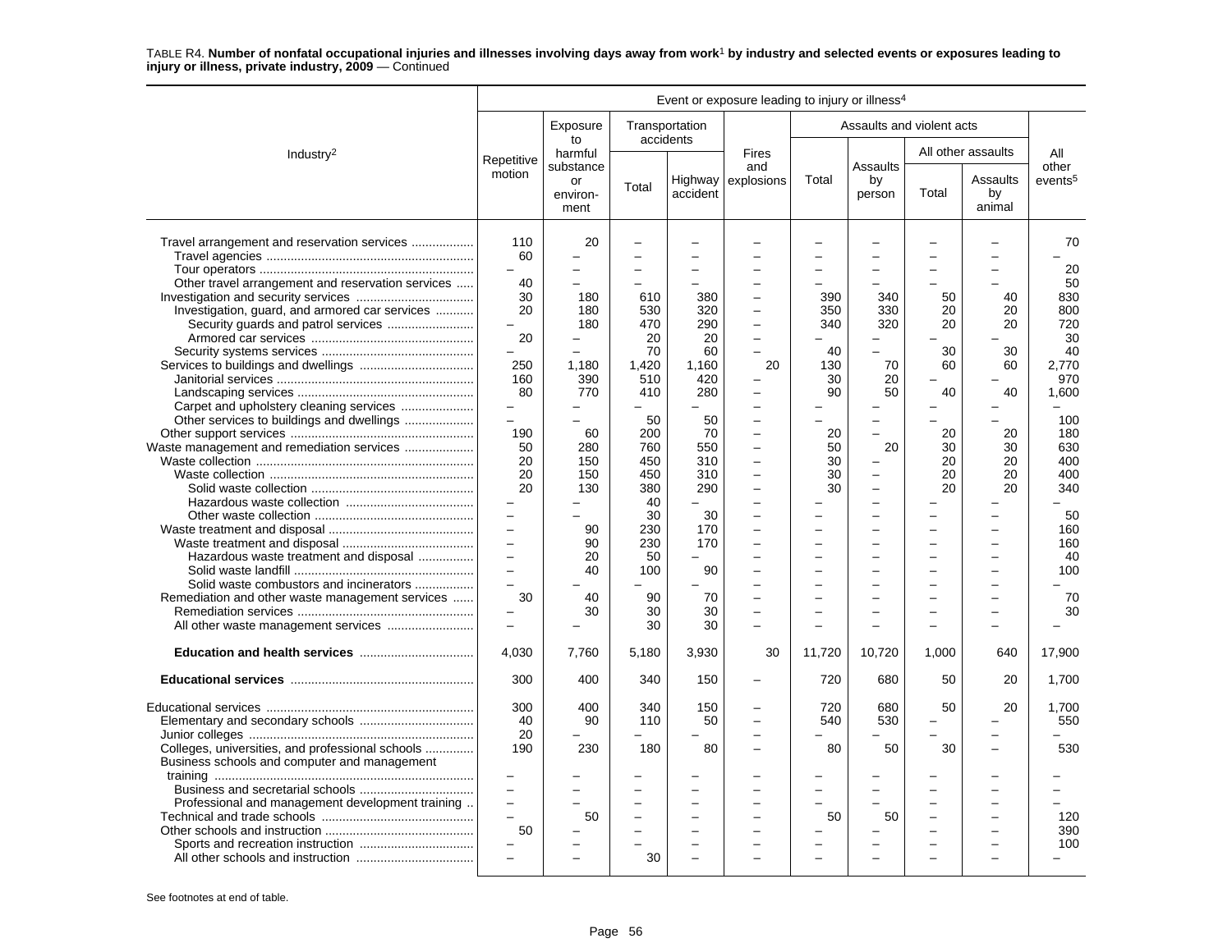TABLE R4. **Number of nonfatal occupational injuries and illnesses involving days away from work[1] by industry and selected events or exposures leading to injury or illness, private industry, 2009** — Continued

| Industry[2] | Repetitive motion | Exposure to harmful substance or environment | Transportation accidents | | Fires and explosions | Assaults and violent acts | | | | All other events[5] |
|---|---|---|---|---|---|---|---|---|---|---|
| | | | Total | Highway accident | | Total | Assaults by person | All other assaults | | |
| | | | | | | | | Total | Assaults by animal | |
| Travel arrangement and reservation services | 110 | 20 | – | – | – | – | – | – | – | 70 |
| Travel agencies | 60 | – | – | – | – | – | – | – | – | – |
| Tour operators | – | – | – | – | – | – | – | – | – | 20 |
| Other travel arrangement and reservation services | 40 | – | – | – | – | – | – | – | – | 50 |
| Investigation and security services | 30 | 180 | 610 | 380 | – | 390 | 340 | 50 | 40 | 830 |
| Investigation, guard, and armored car services | 20 | 180 | 530 | 320 | – | 350 | 330 | 20 | 20 | 800 |
| Security guards and patrol services | – | 180 | 470 | 290 | – | 340 | 320 | 20 | 20 | 720 |
| Armored car services | 20 | – | 20 | 20 | – | – | – | – | – | 30 |
| Security systems services | – | – | 70 | 60 | – | 40 | – | 30 | 30 | 40 |
| Services to buildings and dwellings | 250 | 1,180 | 1,420 | 1,160 | 20 | 130 | 70 | 60 | 60 | 2,770 |
| Janitorial services | 160 | 390 | 510 | 420 | – | 30 | 20 | – | – | 970 |
| Landscaping services | 80 | 770 | 410 | 280 | – | 90 | 50 | 40 | 40 | 1,600 |
| Carpet and upholstery cleaning services | – | – | – | – | – | – | – | – | – | – |
| Other services to buildings and dwellings | – | – | 50 | 50 | – | – | – | – | – | 100 |
| Other support services | 190 | 60 | 200 | 70 | – | 20 | – | 20 | 20 | 180 |
| Waste management and remediation services | 50 | 280 | 760 | 550 | – | 50 | 20 | 30 | 30 | 630 |
| Waste collection | 20 | 150 | 450 | 310 | – | 30 | – | 20 | 20 | 400 |
| Waste collection | 20 | 150 | 450 | 310 | – | 30 | – | 20 | 20 | 400 |
| Solid waste collection | 20 | 130 | 380 | 290 | – | 30 | – | 20 | 20 | 340 |
| Hazardous waste collection | – | – | 40 | – | – | – | – | – | – | – |
| Other waste collection | – | – | 30 | 30 | – | – | – | – | – | 50 |
| Waste treatment and disposal | – | 90 | 230 | 170 | – | – | – | – | – | 160 |
| Waste treatment and disposal | – | 90 | 230 | 170 | – | – | – | – | – | 160 |
| Hazardous waste treatment and disposal | – | 20 | 50 | – | – | – | – | – | – | 40 |
| Solid waste landfill | – | 40 | 100 | 90 | – | – | – | – | – | 100 |
| Solid waste combustors and incinerators | – | – | – | – | – | – | – | – | – | – |
| Remediation and other waste management services | 30 | 40 | 90 | 70 | – | – | – | – | – | 70 |
| Remediation services | – | 30 | 30 | 30 | – | – | – | – | – | 30 |
| All other waste management services | – | – | 30 | 30 | – | – | – | – | – | – |
| **Education and health services** | 4,030 | 7,760 | 5,180 | 3,930 | 30 | 11,720 | 10,720 | 1,000 | 640 | 17,900 |
| **Educational services** | 300 | 400 | 340 | 150 | – | 720 | 680 | 50 | 20 | 1,700 |
| Educational services | 300 | 400 | 340 | 150 | – | 720 | 680 | 50 | 20 | 1,700 |
| Elementary and secondary schools | 40 | 90 | 110 | 50 | – | 540 | 530 | – | – | 550 |
| Junior colleges | 20 | – | – | – | – | – | – | – | – | – |
| Colleges, universities, and professional schools | 190 | 230 | 180 | 80 | – | 80 | 50 | 30 | – | 530 |
| Business schools and computer and management training | – | – | – | – | – | – | – | – | – | – |
| Business and secretarial schools | – | – | – | – | – | – | – | – | – | – |
| Professional and management development training | – | – | – | – | – | – | – | – | – | – |
| Technical and trade schools | – | 50 | – | – | – | 50 | 50 | – | – | 120 |
| Other schools and instruction | 50 | – | – | – | – | – | – | – | – | 390 |
| Sports and recreation instruction | – | – | – | – | – | – | – | – | – | 100 |
| All other schools and instruction | – | – | 30 | – | – | – | – | – | – | – |

Event or exposure leading to injury or illness[4]

See footnotes at end of table.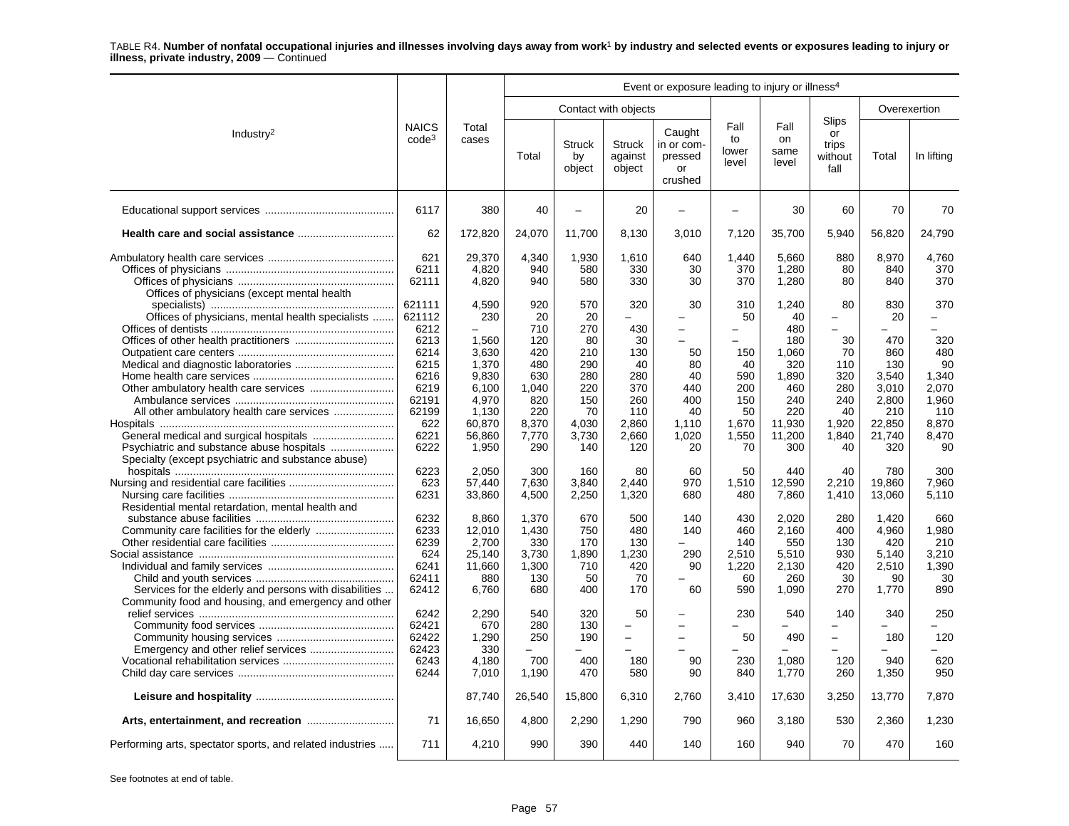TABLE R4. **Number of nonfatal occupational injuries and illnesses involving days away from work[1] by industry and selected events or exposures leading to injury or illness, private industry, 2009** — Continued

| Industry[2] | NAICS code[3] | Total cases | Event or exposure leading to injury or illness[4] | | | | | | | | |
|---|---|---|---|---|---|---|---|---|---|---|---|
| | | | Contact with objects | | | | Fall to lower level | Fall on same level | Slips or trips without fall | Overexertion | |
| | | | Total | Struck by object | Struck against object | Caught in or compressed or crushed | | | | Total | In lifting |
| Educational support services | 6117 | 380 | 40 | – | 20 | – | – | 30 | 60 | 70 | 70 |
| **Health care and social assistance** | 62 | 172,820 | 24,070 | 11,700 | 8,130 | 3,010 | 7,120 | 35,700 | 5,940 | 56,820 | 24,790 |
| Ambulatory health care services | 621 | 29,370 | 4,340 | 1,930 | 1,610 | 640 | 1,440 | 5,660 | 880 | 8,970 | 4,760 |
| Offices of physicians | 6211 | 4,820 | 940 | 580 | 330 | 30 | 370 | 1,280 | 80 | 840 | 370 |
| Offices of physicians | 62111 | 4,820 | 940 | 580 | 330 | 30 | 370 | 1,280 | 80 | 840 | 370 |
| Offices of physicians (except mental health specialists) | 621111 | 4,590 | 920 | 570 | 320 | 30 | 310 | 1,240 | 80 | 830 | 370 |
| Offices of physicians, mental health specialists | 621112 | 230 | 20 | 20 | – | – | 50 | 40 | – | 20 | – |
| Offices of dentists | 6212 | – | 710 | 270 | 430 | – | – | 480 | – | – | – |
| Offices of other health practitioners | 6213 | 1,560 | 120 | 80 | 30 | – | – | 180 | 30 | 470 | 320 |
| Outpatient care centers | 6214 | 3,630 | 420 | 210 | 130 | 50 | 150 | 1,060 | 70 | 860 | 480 |
| Medical and diagnostic laboratories | 6215 | 1,370 | 480 | 290 | 40 | 80 | 40 | 320 | 110 | 130 | 90 |
| Home health care services | 6216 | 9,830 | 630 | 280 | 280 | 40 | 590 | 1,890 | 320 | 3,540 | 1,340 |
| Other ambulatory health care services | 6219 | 6,100 | 1,040 | 220 | 370 | 440 | 200 | 460 | 280 | 3,010 | 2,070 |
| Ambulance services | 62191 | 4,970 | 820 | 150 | 260 | 400 | 150 | 240 | 240 | 2,800 | 1,960 |
| All other ambulatory health care services | 62199 | 1,130 | 220 | 70 | 110 | 40 | 50 | 220 | 40 | 210 | 110 |
| Hospitals | 622 | 60,870 | 8,370 | 4,030 | 2,860 | 1,110 | 1,670 | 11,930 | 1,920 | 22,850 | 8,870 |
| General medical and surgical hospitals | 6221 | 56,860 | 7,770 | 3,730 | 2,660 | 1,020 | 1,550 | 11,200 | 1,840 | 21,740 | 8,470 |
| Psychiatric and substance abuse hospitals | 6222 | 1,950 | 290 | 140 | 120 | 20 | 70 | 300 | 40 | 320 | 90 |
| Specialty (except psychiatric and substance abuse) hospitals | 6223 | 2,050 | 300 | 160 | 80 | 60 | 50 | 440 | 40 | 780 | 300 |
| Nursing and residential care facilities | 623 | 57,440 | 7,630 | 3,840 | 2,440 | 970 | 1,510 | 12,590 | 2,210 | 19,860 | 7,960 |
| Nursing care facilities | 6231 | 33,860 | 4,500 | 2,250 | 1,320 | 680 | 480 | 7,860 | 1,410 | 13,060 | 5,110 |
| Residential mental retardation, mental health and substance abuse facilities | 6232 | 8,860 | 1,370 | 670 | 500 | 140 | 430 | 2,020 | 280 | 1,420 | 660 |
| Community care facilities for the elderly | 6233 | 12,010 | 1,430 | 750 | 480 | 140 | 460 | 2,160 | 400 | 4,960 | 1,980 |
| Other residential care facilities | 6239 | 2,700 | 330 | 170 | 130 | – | 140 | 550 | 130 | 420 | 210 |
| Social assistance | 624 | 25,140 | 3,730 | 1,890 | 1,230 | 290 | 2,510 | 5,510 | 930 | 5,140 | 3,210 |
| Individual and family services | 6241 | 11,660 | 1,300 | 710 | 420 | 90 | 1,220 | 2,130 | 420 | 2,510 | 1,390 |
| Child and youth services | 62411 | 880 | 130 | 50 | 70 | – | 60 | 260 | 30 | 90 | 30 |
| Services for the elderly and persons with disabilities | 62412 | 6,760 | 680 | 400 | 170 | 60 | 590 | 1,090 | 270 | 1,770 | 890 |
| Community food and housing, and emergency and other relief services | 6242 | 2,290 | 540 | 320 | 50 | – | 230 | 540 | 140 | 340 | 250 |
| Community food services | 62421 | 670 | 280 | 130 | – | – | – | – | – | – | – |
| Community housing services | 62422 | 1,290 | 250 | 190 | – | – | 50 | 490 | – | 180 | 120 |
| Emergency and other relief services | 62423 | 330 | – | – | – | – | – | – | – | – | – |
| Vocational rehabilitation services | 6243 | 4,180 | 700 | 400 | 180 | 90 | 230 | 1,080 | 120 | 940 | 620 |
| Child day care services | 6244 | 7,010 | 1,190 | 470 | 580 | 90 | 840 | 1,770 | 260 | 1,350 | 950 |
| **Leisure and hospitality** | | 87,740 | 26,540 | 15,800 | 6,310 | 2,760 | 3,410 | 17,630 | 3,250 | 13,770 | 7,870 |
| **Arts, entertainment, and recreation** | 71 | 16,650 | 4,800 | 2,290 | 1,290 | 790 | 960 | 3,180 | 530 | 2,360 | 1,230 |
| Performing arts, spectator sports, and related industries | 711 | 4,210 | 990 | 390 | 440 | 140 | 160 | 940 | 70 | 470 | 160 |

See footnotes at end of table.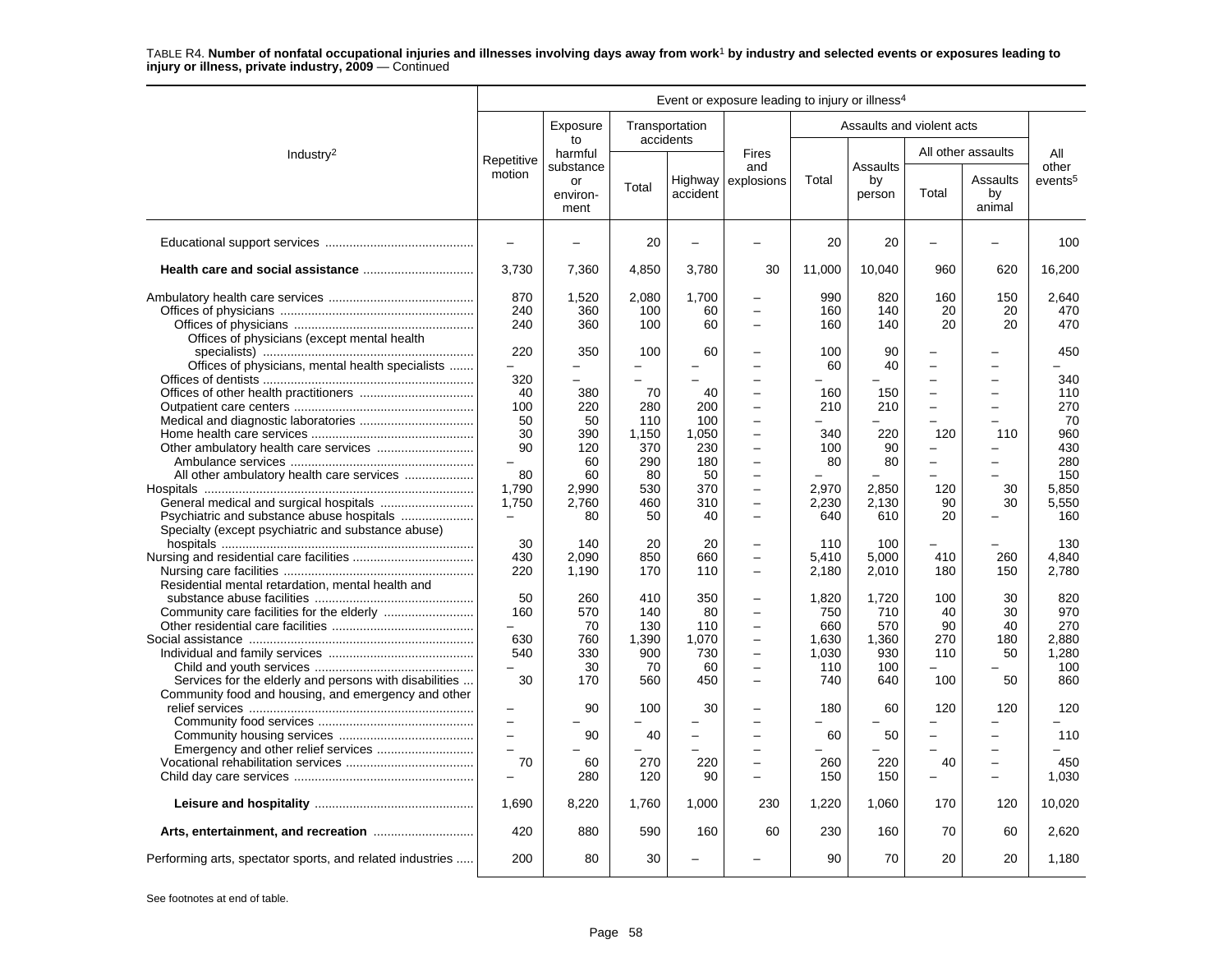TABLE R4. **Number of nonfatal occupational injuries and illnesses involving days away from work[1] by industry and selected events or exposures leading to injury or illness, private industry, 2009** — Continued

| Industry[2] | Event or exposure leading to injury or illness[4] | | | | | | | | | |
|---|---|---|---|---|---|---|---|---|---|---|
| | Repetitive motion | Exposure to harmful substance or environment | Transportation accidents | | Fires and explosions | Assaults and violent acts | | | | All other events[5] |
| | | | Total | Highway accident | | Total | Assaults by person | All other assaults | | |
| | | | | | | | | Total | Assaults by animal | |
| Educational support services | – | – | 20 | – | – | 20 | 20 | – | – | 100 |
| **Health care and social assistance** | 3,730 | 7,360 | 4,850 | 3,780 | 30 | 11,000 | 10,040 | 960 | 620 | 16,200 |
| Ambulatory health care services | 870 | 1,520 | 2,080 | 1,700 | – | 990 | 820 | 160 | 150 | 2,640 |
| Offices of physicians | 240 | 360 | 100 | 60 | – | 160 | 140 | 20 | 20 | 470 |
| Offices of physicians | 240 | 360 | 100 | 60 | – | 160 | 140 | 20 | 20 | 470 |
| Offices of physicians (except mental health specialists) | 220 | 350 | 100 | 60 | – | 100 | 90 | – | – | 450 |
| Offices of physicians, mental health specialists | – | – | – | – | – | 60 | 40 | – | – | – |
| Offices of dentists | 320 | – | – | – | – | – | – | – | – | 340 |
| Offices of other health practitioners | 40 | 380 | 70 | 40 | – | 160 | 150 | – | – | 110 |
| Outpatient care centers | 100 | 220 | 280 | 200 | – | 210 | 210 | – | – | 270 |
| Medical and diagnostic laboratories | 50 | 50 | 110 | 100 | – | – | – | – | – | 70 |
| Home health care services | 30 | 390 | 1,150 | 1,050 | – | 340 | 220 | 120 | 110 | 960 |
| Other ambulatory health care services | 90 | 120 | 370 | 230 | – | 100 | 90 | – | – | 430 |
| Ambulance services | – | 60 | 290 | 180 | – | 80 | 80 | – | – | 280 |
| All other ambulatory health care services | 80 | 60 | 80 | 50 | – | – | – | – | – | 150 |
| Hospitals | 1,790 | 2,990 | 530 | 370 | – | 2,970 | 2,850 | 120 | 30 | 5,850 |
| General medical and surgical hospitals | 1,750 | 2,760 | 460 | 310 | – | 2,230 | 2,130 | 90 | 30 | 5,550 |
| Psychiatric and substance abuse hospitals | – | 80 | 50 | 40 | – | 640 | 610 | 20 | – | 160 |
| Specialty (except psychiatric and substance abuse) hospitals | 30 | 140 | 20 | 20 | – | 110 | 100 | – | – | 130 |
| Nursing and residential care facilities | 430 | 2,090 | 850 | 660 | – | 5,410 | 5,000 | 410 | 260 | 4,840 |
| Nursing care facilities | 220 | 1,190 | 170 | 110 | – | 2,180 | 2,010 | 180 | 150 | 2,780 |
| Residential mental retardation, mental health and substance abuse facilities | 50 | 260 | 410 | 350 | – | 1,820 | 1,720 | 100 | 30 | 820 |
| Community care facilities for the elderly | 160 | 570 | 140 | 80 | – | 750 | 710 | 40 | 30 | 970 |
| Other residential care facilities | – | 70 | 130 | 110 | – | 660 | 570 | 90 | 40 | 270 |
| Social assistance | 630 | 760 | 1,390 | 1,070 | – | 1,630 | 1,360 | 270 | 180 | 2,880 |
| Individual and family services | 540 | 330 | 900 | 730 | – | 1,030 | 930 | 110 | 50 | 1,280 |
| Child and youth services | – | 30 | 70 | 60 | – | 110 | 100 | – | – | 100 |
| Services for the elderly and persons with disabilities | 30 | 170 | 560 | 450 | – | 740 | 640 | 100 | 50 | 860 |
| Community food and housing, and emergency and other relief services | – | 90 | 100 | 30 | – | 180 | 60 | 120 | 120 | 120 |
| Community food services | – | – | – | – | – | – | – | – | – | – |
| Community housing services | – | 90 | 40 | – | – | 60 | 50 | – | – | 110 |
| Emergency and other relief services | – | – | – | – | – | – | – | – | – | – |
| Vocational rehabilitation services | 70 | 60 | 270 | 220 | – | 260 | 220 | 40 | – | 450 |
| Child day care services | – | 280 | 120 | 90 | – | 150 | 150 | – | – | 1,030 |
| **Leisure and hospitality** | 1,690 | 8,220 | 1,760 | 1,000 | 230 | 1,220 | 1,060 | 170 | 120 | 10,020 |
| **Arts, entertainment, and recreation** | 420 | 880 | 590 | 160 | 60 | 230 | 160 | 70 | 60 | 2,620 |
| Performing arts, spectator sports, and related industries | 200 | 80 | 30 | – | – | 90 | 70 | 20 | 20 | 1,180 |

See footnotes at end of table.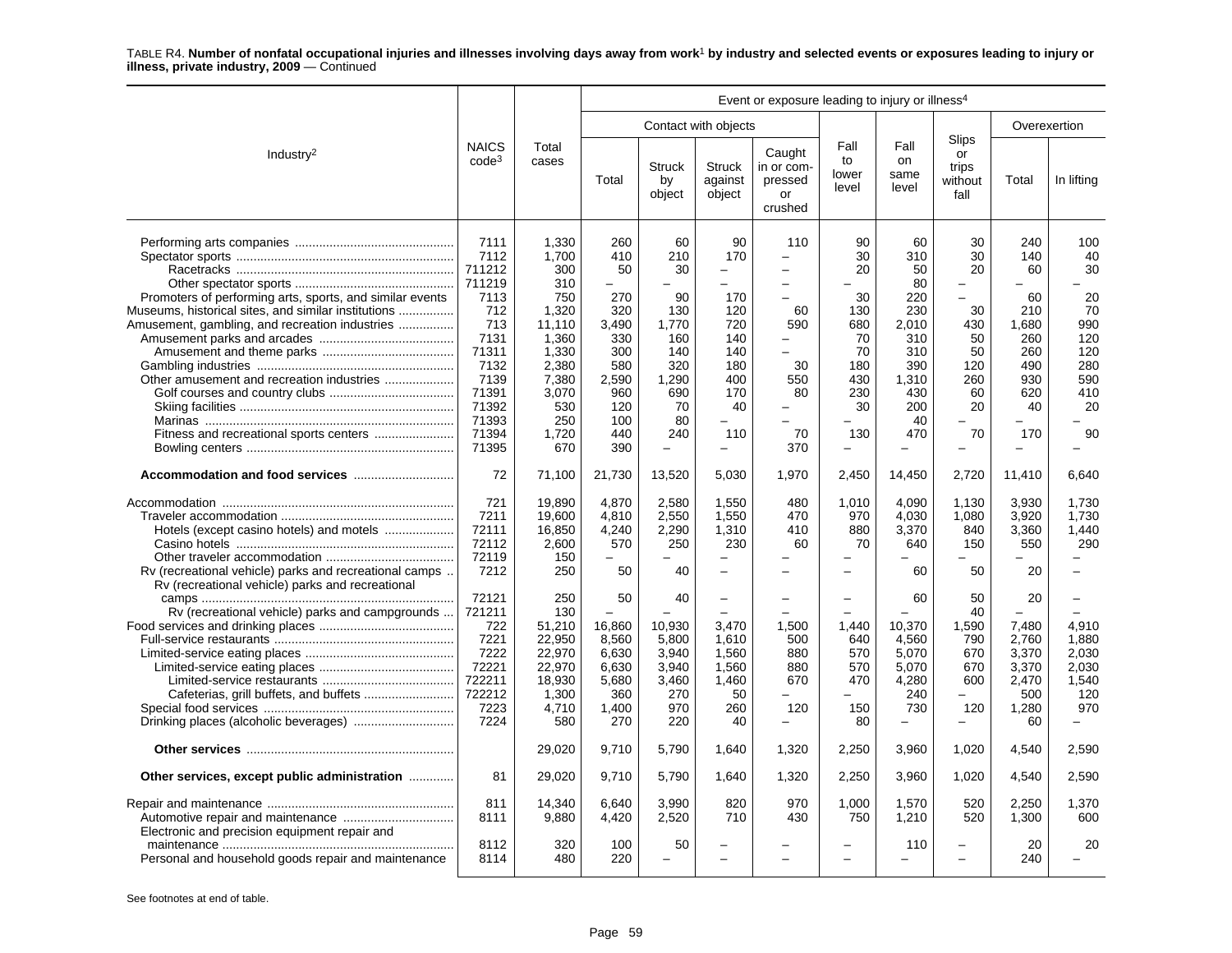TABLE R4. **Number of nonfatal occupational injuries and illnesses involving days away from work[1] by industry and selected events or exposures leading to injury or illness, private industry, 2009** — Continued

| Industry[2] | NAICS code[3] | Total cases | Event or exposure leading to injury or illness[4] | | | | | | | | |
|---|---|---|---|---|---|---|---|---|---|---|---|
| | | | Contact with objects | | | | Fall to lower level | Fall on same level | Slips or trips without fall | Overexertion | |
| | | | Total | Struck by object | Struck against object | Caught in or compressed or crushed | | | | Total | In lifting |
| Performing arts companies | 7111 | 1,330 | 260 | 60 | 90 | 110 | 90 | 60 | 30 | 240 | 100 |
| Spectator sports | 7112 | 1,700 | 410 | 210 | 170 | – | 30 | 310 | 30 | 140 | 40 |
| Racetracks | 711212 | 300 | 50 | 30 | – | – | 20 | 50 | 20 | 60 | 30 |
| Other spectator sports | 711219 | 310 | – | – | – | – | – | 80 | – | – | – |
| Promoters of performing arts, sports, and similar events | 7113 | 750 | 270 | 90 | 170 | – | 30 | 220 | – | 60 | 20 |
| Museums, historical sites, and similar institutions | 712 | 1,320 | 320 | 130 | 120 | 60 | 130 | 230 | 30 | 210 | 70 |
| Amusement, gambling, and recreation industries | 713 | 11,110 | 3,490 | 1,770 | 720 | 590 | 680 | 2,010 | 430 | 1,680 | 990 |
| Amusement parks and arcades | 7131 | 1,360 | 330 | 160 | 140 | – | 70 | 310 | 50 | 260 | 120 |
| Amusement and theme parks | 71311 | 1,330 | 300 | 140 | 140 | – | 70 | 310 | 50 | 260 | 120 |
| Gambling industries | 7132 | 2,380 | 580 | 320 | 180 | 30 | 180 | 390 | 120 | 490 | 280 |
| Other amusement and recreation industries | 7139 | 7,380 | 2,590 | 1,290 | 400 | 550 | 430 | 1,310 | 260 | 930 | 590 |
| Golf courses and country clubs | 71391 | 3,070 | 960 | 690 | 170 | 80 | 230 | 430 | 60 | 620 | 410 |
| Skiing facilities | 71392 | 530 | 120 | 70 | 40 | – | 30 | 200 | 20 | 40 | 20 |
| Marinas | 71393 | 250 | 100 | 80 | – | – | – | 40 | – | – | – |
| Fitness and recreational sports centers | 71394 | 1,720 | 440 | 240 | 110 | 70 | 130 | 470 | 70 | 170 | 90 |
| Bowling centers | 71395 | 670 | 390 | – | – | 370 | – | – | – | – | – |
| **Accommodation and food services** | 72 | 71,100 | 21,730 | 13,520 | 5,030 | 1,970 | 2,450 | 14,450 | 2,720 | 11,410 | 6,640 |
| Accommodation | 721 | 19,890 | 4,870 | 2,580 | 1,550 | 480 | 1,010 | 4,090 | 1,130 | 3,930 | 1,730 |
| Traveler accommodation | 7211 | 19,600 | 4,810 | 2,550 | 1,550 | 470 | 970 | 4,030 | 1,080 | 3,920 | 1,730 |
| Hotels (except casino hotels) and motels | 72111 | 16,850 | 4,240 | 2,290 | 1,310 | 410 | 880 | 3,370 | 840 | 3,360 | 1,440 |
| Casino hotels | 72112 | 2,600 | 570 | 250 | 230 | 60 | 70 | 640 | 150 | 550 | 290 |
| Other traveler accommodation | 72119 | 150 | – | – | – | – | – | – | – | – | – |
| Rv (recreational vehicle) parks and recreational camps | 7212 | 250 | 50 | 40 | – | – | – | 60 | 50 | 20 | – |
| Rv (recreational vehicle) parks and recreational camps | 72121 | 250 | 50 | 40 | – | – | – | 60 | 50 | 20 | – |
| Rv (recreational vehicle) parks and campgrounds | 721211 | 130 | – | – | – | – | – | – | 40 | – | – |
| Food services and drinking places | 722 | 51,210 | 16,860 | 10,930 | 3,470 | 1,500 | 1,440 | 10,370 | 1,590 | 7,480 | 4,910 |
| Full-service restaurants | 7221 | 22,950 | 8,560 | 5,800 | 1,610 | 500 | 640 | 4,560 | 790 | 2,760 | 1,880 |
| Limited-service eating places | 7222 | 22,970 | 6,630 | 3,940 | 1,560 | 880 | 570 | 5,070 | 670 | 3,370 | 2,030 |
| Limited-service eating places | 72221 | 22,970 | 6,630 | 3,940 | 1,560 | 880 | 570 | 5,070 | 670 | 3,370 | 2,030 |
| Limited-service restaurants | 722211 | 18,930 | 5,680 | 3,460 | 1,460 | 670 | 470 | 4,280 | 600 | 2,470 | 1,540 |
| Cafeterias, grill buffets, and buffets | 722212 | 1,300 | 360 | 270 | 50 | – | – | 240 | – | 500 | 120 |
| Special food services | 7223 | 4,710 | 1,400 | 970 | 260 | 120 | 150 | 730 | 120 | 1,280 | 970 |
| Drinking places (alcoholic beverages) | 7224 | 580 | 270 | 220 | 40 | – | 80 | – | – | 60 | – |
| **Other services** | | 29,020 | 9,710 | 5,790 | 1,640 | 1,320 | 2,250 | 3,960 | 1,020 | 4,540 | 2,590 |
| **Other services, except public administration** | 81 | 29,020 | 9,710 | 5,790 | 1,640 | 1,320 | 2,250 | 3,960 | 1,020 | 4,540 | 2,590 |
| Repair and maintenance | 811 | 14,340 | 6,640 | 3,990 | 820 | 970 | 1,000 | 1,570 | 520 | 2,250 | 1,370 |
| Automotive repair and maintenance | 8111 | 9,880 | 4,420 | 2,520 | 710 | 430 | 750 | 1,210 | 520 | 1,300 | 600 |
| Electronic and precision equipment repair and maintenance | 8112 | 320 | 100 | 50 | – | – | – | 110 | – | 20 | 20 |
| Personal and household goods repair and maintenance | 8114 | 480 | 220 | – | – | – | – | – | – | 240 | – |

See footnotes at end of table.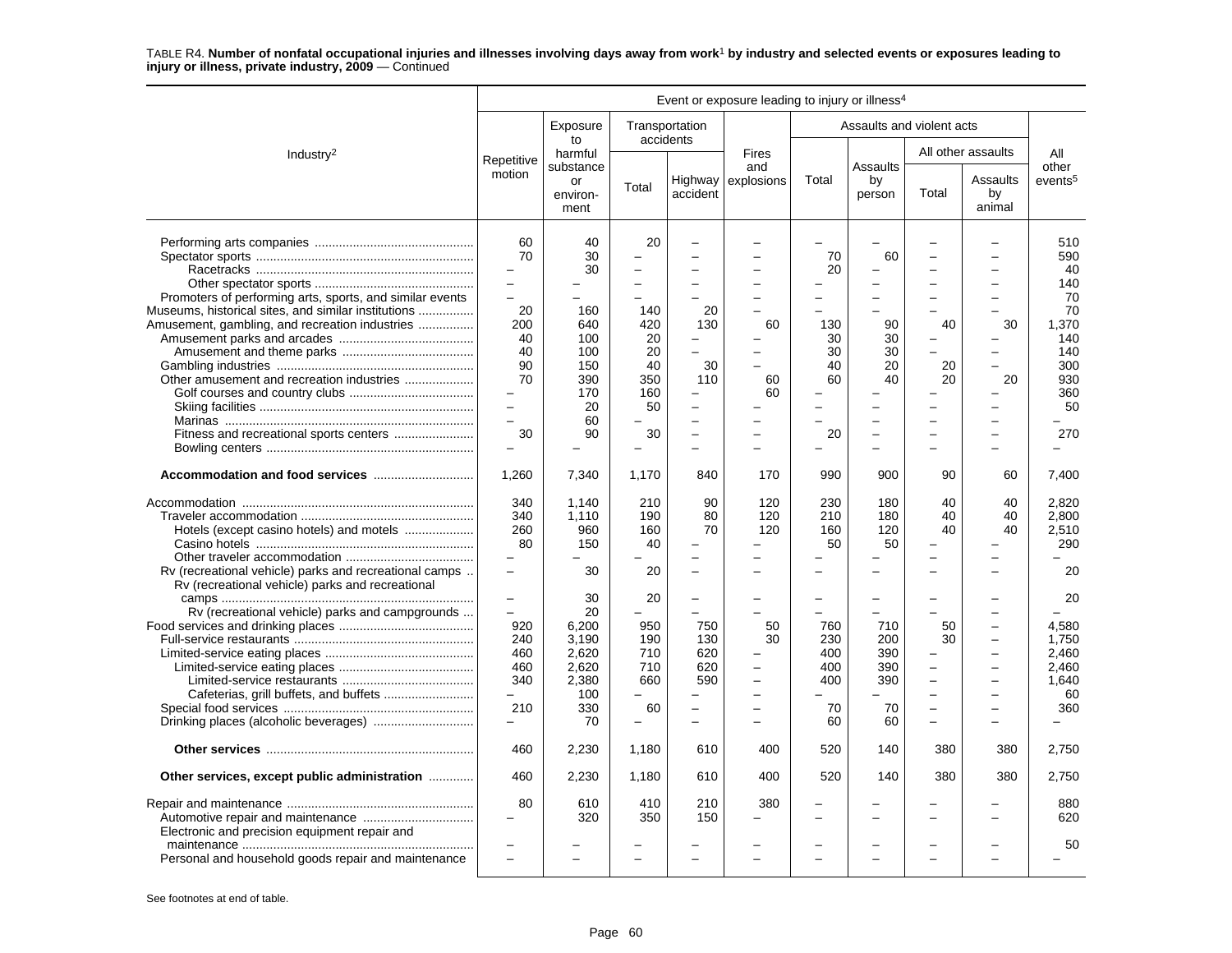TABLE R4. **Number of nonfatal occupational injuries and illnesses involving days away from work[1] by industry and selected events or exposures leading to injury or illness, private industry, 2009** — Continued

| Industry[2] | Repetitive motion | Exposure to harmful substance or environment | Transportation accidents: Total | Transportation accidents: Highway accident | Fires and explosions | Assaults and violent acts: Total | Assaults and violent acts: Assaults by person | All other assaults: Total | All other assaults: Assaults by animal | All other events[5] |
|---|---|---|---|---|---|---|---|---|---|---|
| Performing arts companies | 60 | 40 | 20 | – | – | – | – | – | – | 510 |
| Spectator sports | 70 | 30 | – | – | – | 70 | 60 | – | – | 590 |
| Racetracks | – | 30 | – | – | – | 20 | – | – | – | 40 |
| Other spectator sports | – | – | – | – | – | – | – | – | – | 140 |
| Promoters of performing arts, sports, and similar events | – | – | – | – | – | – | – | – | – | 70 |
| Museums, historical sites, and similar institutions | 20 | 160 | 140 | 20 | – | – | – | – | – | 70 |
| Amusement, gambling, and recreation industries | 200 | 640 | 420 | 130 | 60 | 130 | 90 | 40 | 30 | 1,370 |
| Amusement parks and arcades | 40 | 100 | 20 | – | – | 30 | 30 | – | – | 140 |
| Amusement and theme parks | 40 | 100 | 20 | – | – | 30 | 30 | – | – | 140 |
| Gambling industries | 90 | 150 | 40 | 30 | – | 40 | 20 | 20 | – | 300 |
| Other amusement and recreation industries | 70 | 390 | 350 | 110 | 60 | 60 | 40 | 20 | 20 | 930 |
| Golf courses and country clubs | – | 170 | 160 | – | 60 | – | – | – | – | 360 |
| Skiing facilities | – | 20 | 50 | – | – | – | – | – | – | 50 |
| Marinas | – | 60 | – | – | – | – | – | – | – | – |
| Fitness and recreational sports centers | 30 | 90 | 30 | – | – | 20 | – | – | – | 270 |
| Bowling centers | – | – | – | – | – | – | – | – | – | – |
| **Accommodation and food services** | 1,260 | 7,340 | 1,170 | 840 | 170 | 990 | 900 | 90 | 60 | 7,400 |
| Accommodation | 340 | 1,140 | 210 | 90 | 120 | 230 | 180 | 40 | 40 | 2,820 |
| Traveler accommodation | 340 | 1,110 | 190 | 80 | 120 | 210 | 180 | 40 | 40 | 2,800 |
| Hotels (except casino hotels) and motels | 260 | 960 | 160 | 70 | 120 | 160 | 120 | 40 | 40 | 2,510 |
| Casino hotels | 80 | 150 | 40 | – | – | 50 | 50 | – | – | 290 |
| Other traveler accommodation | – | – | – | – | – | – | – | – | – | – |
| Rv (recreational vehicle) parks and recreational camps | – | 30 | 20 | – | – | – | – | – | – | 20 |
| Rv (recreational vehicle) parks and recreational camps | – | 30 | 20 | – | – | – | – | – | – | 20 |
| Rv (recreational vehicle) parks and campgrounds | – | 20 | – | – | – | – | – | – | – | – |
| Food services and drinking places | 920 | 6,200 | 950 | 750 | 50 | 760 | 710 | 50 | – | 4,580 |
| Full-service restaurants | 240 | 3,190 | 190 | 130 | 30 | 230 | 200 | 30 | – | 1,750 |
| Limited-service eating places | 460 | 2,620 | 710 | 620 | – | 400 | 390 | – | – | 2,460 |
| Limited-service eating places | 460 | 2,620 | 710 | 620 | – | 400 | 390 | – | – | 2,460 |
| Limited-service restaurants | 340 | 2,380 | 660 | 590 | – | 400 | 390 | – | – | 1,640 |
| Cafeterias, grill buffets, and buffets | – | 100 | – | – | – | – | – | – | – | 60 |
| Special food services | 210 | 330 | 60 | – | – | 70 | 70 | – | – | 360 |
| Drinking places (alcoholic beverages) | – | 70 | – | – | – | 60 | 60 | – | – | – |
| **Other services** | 460 | 2,230 | 1,180 | 610 | 400 | 520 | 140 | 380 | 380 | 2,750 |
| **Other services, except public administration** | 460 | 2,230 | 1,180 | 610 | 400 | 520 | 140 | 380 | 380 | 2,750 |
| Repair and maintenance | 80 | 610 | 410 | 210 | 380 | – | – | – | – | 880 |
| Automotive repair and maintenance | – | 320 | 350 | 150 | – | – | – | – | – | 620 |
| Electronic and precision equipment repair and maintenance | – | – | – | – | – | – | – | – | – | 50 |
| Personal and household goods repair and maintenance | – | – | – | – | – | – | – | – | – | – |

Event or exposure leading to injury or illness[4]

See footnotes at end of table.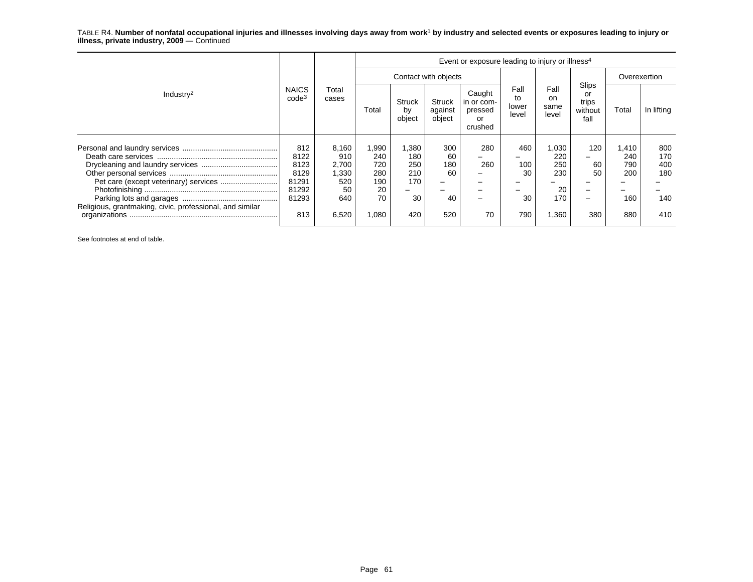TABLE R4. **Number of nonfatal occupational injuries and illnesses involving days away from work[1] by industry and selected events or exposures leading to injury or illness, private industry, 2009** — Continued

| Industry[2] | NAICS code[3] | Total cases | Event or exposure leading to injury or illness[4] | | | | | | | | |
|---|---|---|---|---|---|---|---|---|---|---|---|
| | | | Contact with objects | | | | Fall to lower level | Fall on same level | Slips or trips without fall | Overexertion | |
| | | | Total | Struck by object | Struck against object | Caught in or compressed or crushed | | | | Total | In lifting |
| Personal and laundry services | 812 | 8,160 | 1,990 | 1,380 | 300 | 280 | 460 | 1,030 | 120 | 1,410 | 800 |
| Death care services | 8122 | 910 | 240 | 180 | 60 | – | – | 220 | – | 240 | 170 |
| Drycleaning and laundry services | 8123 | 2,700 | 720 | 250 | 180 | 260 | 100 | 250 | 60 | 790 | 400 |
| Other personal services | 8129 | 1,330 | 280 | 210 | 60 | – | 30 | 230 | 50 | 200 | 180 |
| Pet care (except veterinary) services | 81291 | 520 | 190 | 170 | – | – | – | – | – | – | – |
| Photofinishing | 81292 | 50 | 20 | – | – | – | – | 20 | – | – | – |
| Parking lots and garages | 81293 | 640 | 70 | 30 | 40 | – | 30 | 170 | – | 160 | 140 |
| Religious, grantmaking, civic, professional, and similar organizations | 813 | 6,520 | 1,080 | 420 | 520 | 70 | 790 | 1,360 | 380 | 880 | 410 |

See footnotes at end of table.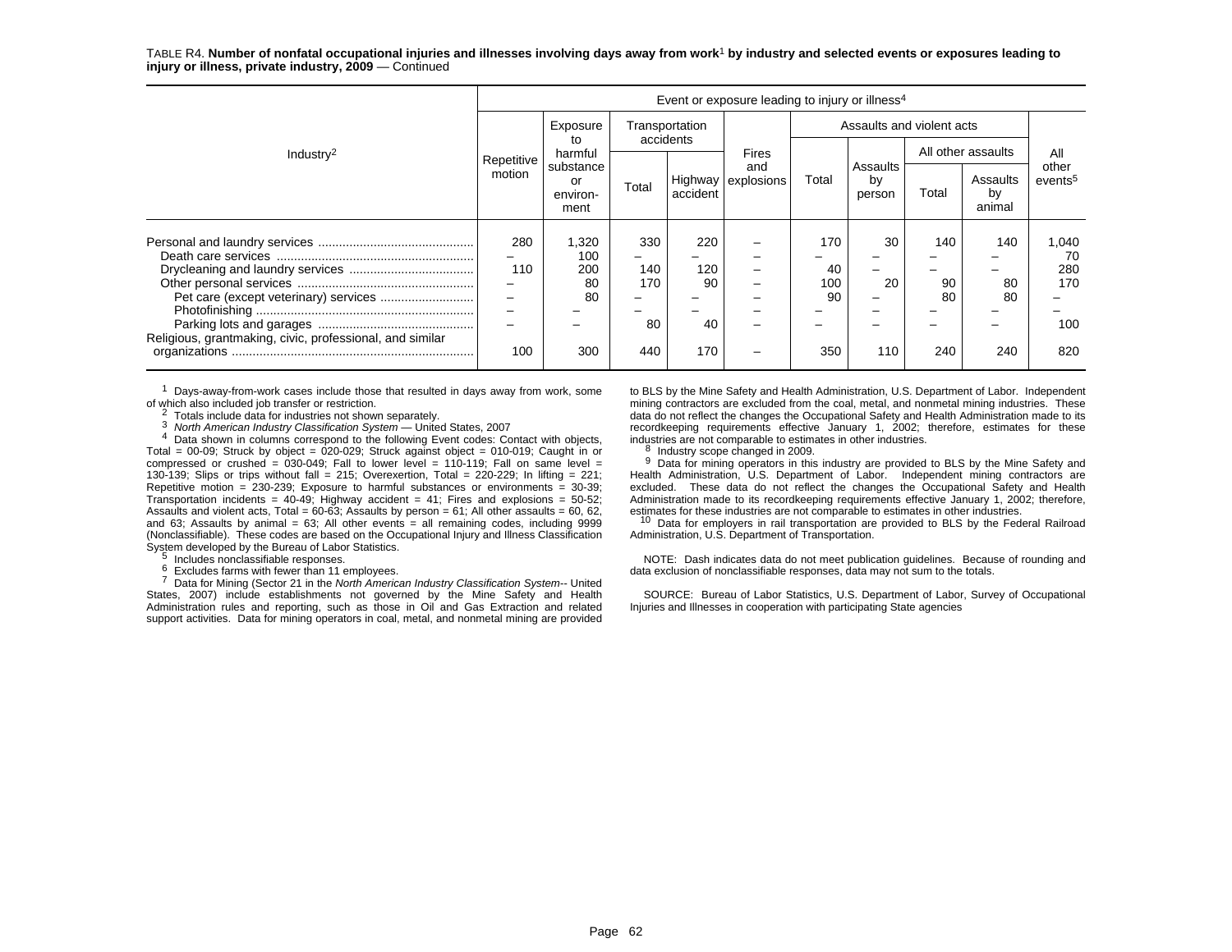TABLE R4. **Number of nonfatal occupational injuries and illnesses involving days away from work[1] by industry and selected events or exposures leading to injury or illness, private industry, 2009** — Continued

| Industry[2] | Event or exposure leading to injury or illness[4] | | | | | | | | | |
|---|---|---|---|---|---|---|---|---|---|---|
| | Repetitive motion | Exposure to harmful substance or environment | Transportation accidents | | Fires and explosions | Assaults and violent acts | | | | All other events[5] |
| | | | Total | Highway accident | | Total | Assaults by person | All other assaults | | |
| | | | | | | | | Total | Assaults by animal | |
| Personal and laundry services | 280 | 1,320 | 330 | 220 | – | 170 | 30 | 140 | 140 | 1,040 |
| Death care services | – | 100 | – | – | – | – | – | – | – | 70 |
| Drycleaning and laundry services | 110 | 200 | 140 | 120 | – | 40 | – | – | – | 280 |
| Other personal services | – | 80 | 170 | 90 | – | 100 | 20 | 90 | 80 | 170 |
| Pet care (except veterinary) services | – | 80 | – | – | – | 90 | – | 80 | 80 | – |
| Photofinishing | – | – | – | – | – | – | – | – | – | – |
| Parking lots and garages | – | – | 80 | 40 | – | – | – | – | – | 100 |
| Religious, grantmaking, civic, professional, and similar organizations | 100 | 300 | 440 | 170 | – | 350 | 110 | 240 | 240 | 820 |

[1] Days-away-from-work cases include those that resulted in days away from work, some of which also included job transfer or restriction.

[2] Totals include data for industries not shown separately.

[3] *North American Industry Classification System* — United States, 2007

[4] Data shown in columns correspond to the following Event codes: Contact with objects, Total = 00-09; Struck by object = 020-029; Struck against object = 010-019; Caught in or compressed or crushed = 030-049; Fall to lower level = 110-119; Fall on same level = 130-139; Slips or trips without fall = 215; Overexertion, Total = 220-229; In lifting = 221; Repetitive motion = 230-239; Exposure to harmful substances or environments = 30-39; Transportation incidents = 40-49; Highway accident = 41; Fires and explosions = 50-52; Assaults and violent acts, Total = 60-63; Assaults by person = 61; All other assaults = 60, 62, and 63; Assaults by animal = 63; All other events = all remaining codes, including 9999 (Nonclassifiable). These codes are based on the Occupational Injury and Illness Classification System developed by the Bureau of Labor Statistics.

[5] Includes nonclassifiable responses.

[6] Excludes farms with fewer than 11 employees.

[7] Data for Mining (Sector 21 in the *North American Industry Classification System*-- United States, 2007) include establishments not governed by the Mine Safety and Health Administration rules and reporting, such as those in Oil and Gas Extraction and related support activities. Data for mining operators in coal, metal, and nonmetal mining are provided to BLS by the Mine Safety and Health Administration, U.S. Department of Labor. Independent mining contractors are excluded from the coal, metal, and nonmetal mining industries. These data do not reflect the changes the Occupational Safety and Health Administration made to its recordkeeping requirements effective January 1, 2002; therefore, estimates for these industries are not comparable to estimates in other industries.

[8] Industry scope changed in 2009.

[9] Data for mining operators in this industry are provided to BLS by the Mine Safety and Health Administration, U.S. Department of Labor. Independent mining contractors are excluded. These data do not reflect the changes the Occupational Safety and Health Administration made to its recordkeeping requirements effective January 1, 2002; therefore, estimates for these industries are not comparable to estimates in other industries.

[10] Data for employers in rail transportation are provided to BLS by the Federal Railroad Administration, U.S. Department of Transportation.

NOTE: Dash indicates data do not meet publication guidelines. Because of rounding and data exclusion of nonclassifiable responses, data may not sum to the totals.

SOURCE: Bureau of Labor Statistics, U.S. Department of Labor, Survey of Occupational Injuries and Illnesses in cooperation with participating State agencies